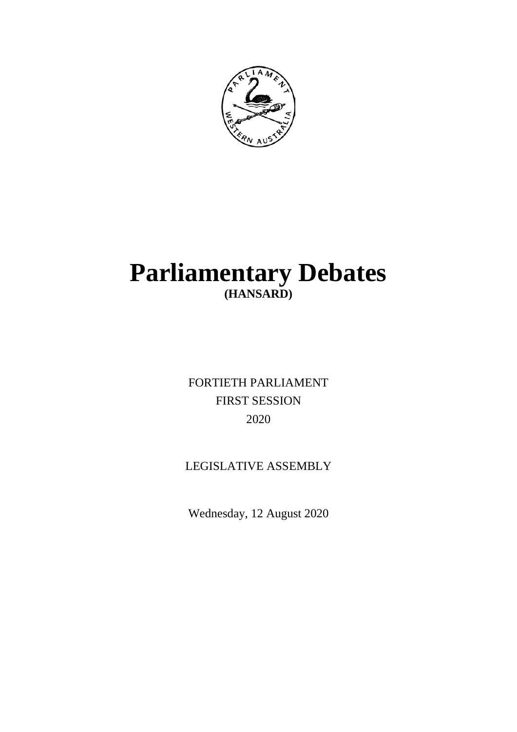# Parliamentary Debates

**(HANSARD)**

FORTIETH PARLIAMENT

FIRST SESSION

2020

LEGISLATIVE ASSEMBLY

Wednesday, 12 August 2020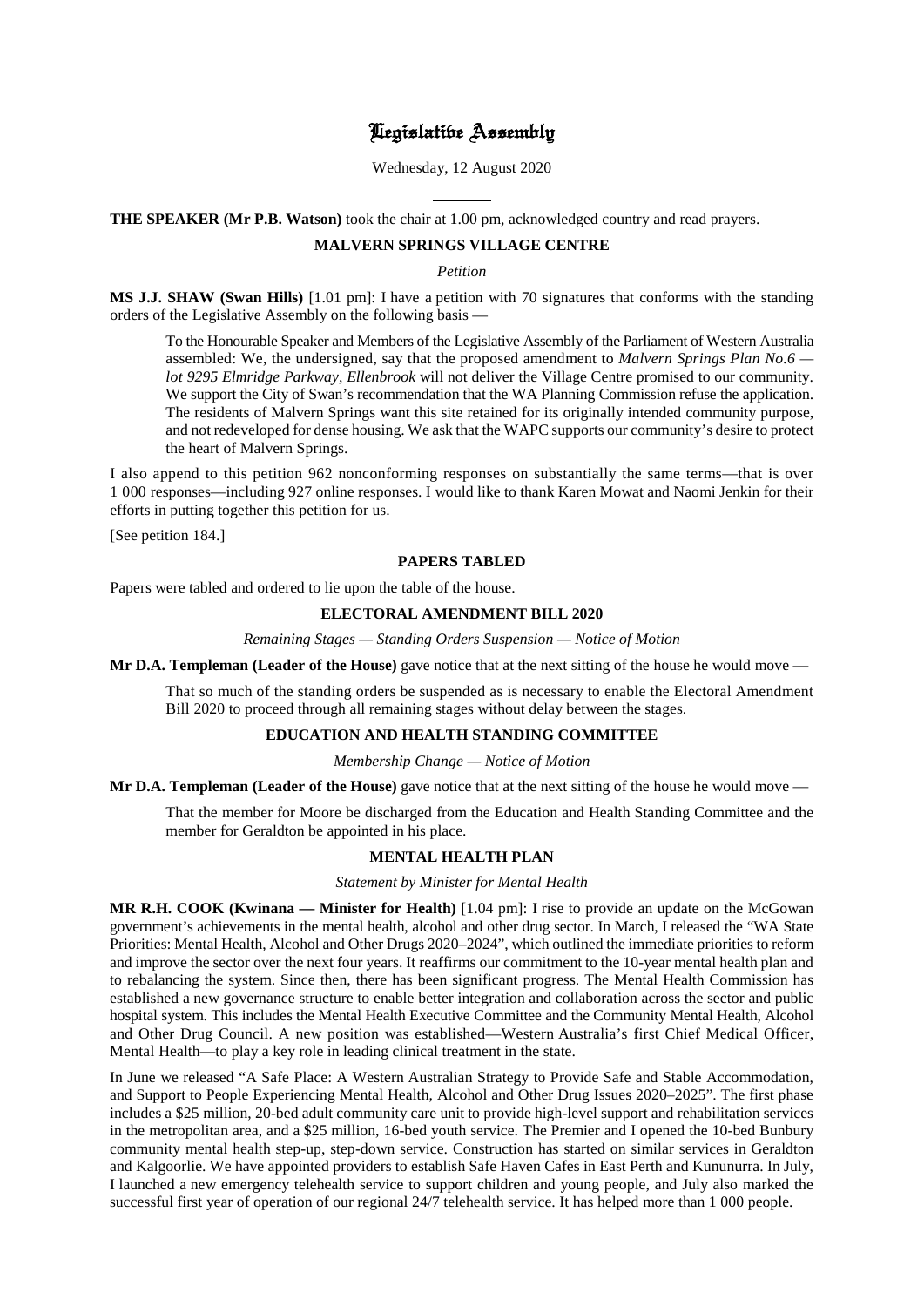# Legislative Assembly

Wednesday, 12 August 2020

---

**THE SPEAKER (Mr P.B. Watson)** took the chair at 1.00 pm, acknowledged country and read prayers.

## MALVERN SPRINGS VILLAGE CENTRE

*Petition*

**MS J.J. SHAW (Swan Hills)** [1.01 pm]: I have a petition with 70 signatures that conforms with the standing orders of the Legislative Assembly on the following basis —

> To the Honourable Speaker and Members of the Legislative Assembly of the Parliament of Western Australia assembled: We, the undersigned, say that the proposed amendment to *Malvern Springs Plan No.6 — lot 9295 Elmridge Parkway, Ellenbrook* will not deliver the Village Centre promised to our community. We support the City of Swan's recommendation that the WA Planning Commission refuse the application. The residents of Malvern Springs want this site retained for its originally intended community purpose, and not redeveloped for dense housing. We ask that the WAPC supports our community's desire to protect the heart of Malvern Springs.

I also append to this petition 962 nonconforming responses on substantially the same terms—that is over 1 000 responses—including 927 online responses. I would like to thank Karen Mowat and Naomi Jenkin for their efforts in putting together this petition for us.

[See petition 184.]

## PAPERS TABLED

Papers were tabled and ordered to lie upon the table of the house.

## ELECTORAL AMENDMENT BILL 2020

*Remaining Stages — Standing Orders Suspension — Notice of Motion*

**Mr D.A. Templeman (Leader of the House)** gave notice that at the next sitting of the house he would move —

> That so much of the standing orders be suspended as is necessary to enable the Electoral Amendment Bill 2020 to proceed through all remaining stages without delay between the stages.

## EDUCATION AND HEALTH STANDING COMMITTEE

*Membership Change — Notice of Motion*

**Mr D.A. Templeman (Leader of the House)** gave notice that at the next sitting of the house he would move —

> That the member for Moore be discharged from the Education and Health Standing Committee and the member for Geraldton be appointed in his place.

## MENTAL HEALTH PLAN

*Statement by Minister for Mental Health*

**MR R.H. COOK (Kwinana — Minister for Health)** [1.04 pm]: I rise to provide an update on the McGowan government's achievements in the mental health, alcohol and other drug sector. In March, I released the "WA State Priorities: Mental Health, Alcohol and Other Drugs 2020–2024", which outlined the immediate priorities to reform and improve the sector over the next four years. It reaffirms our commitment to the 10-year mental health plan and to rebalancing the system. Since then, there has been significant progress. The Mental Health Commission has established a new governance structure to enable better integration and collaboration across the sector and public hospital system. This includes the Mental Health Executive Committee and the Community Mental Health, Alcohol and Other Drug Council. A new position was established—Western Australia's first Chief Medical Officer, Mental Health—to play a key role in leading clinical treatment in the state.

In June we released "A Safe Place: A Western Australian Strategy to Provide Safe and Stable Accommodation, and Support to People Experiencing Mental Health, Alcohol and Other Drug Issues 2020–2025". The first phase includes a $25 million, 20-bed adult community care unit to provide high-level support and rehabilitation services in the metropolitan area, and a $25 million, 16-bed youth service. The Premier and I opened the 10-bed Bunbury community mental health step-up, step-down service. Construction has started on similar services in Geraldton and Kalgoorlie. We have appointed providers to establish Safe Haven Cafes in East Perth and Kununurra. In July, I launched a new emergency telehealth service to support children and young people, and July also marked the successful first year of operation of our regional 24/7 telehealth service. It has helped more than 1 000 people.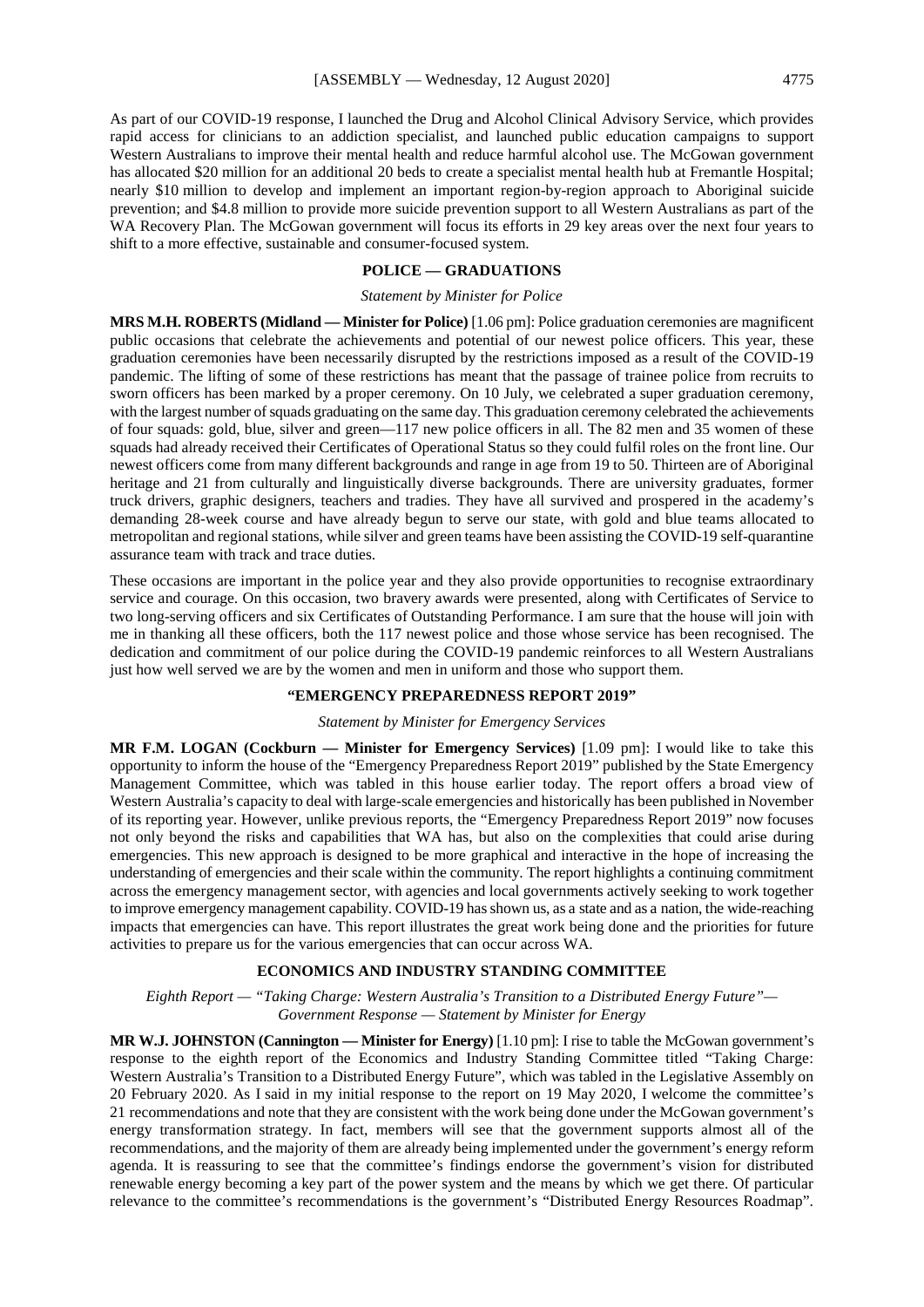As part of our COVID-19 response, I launched the Drug and Alcohol Clinical Advisory Service, which provides rapid access for clinicians to an addiction specialist, and launched public education campaigns to support Western Australians to improve their mental health and reduce harmful alcohol use. The McGowan government has allocated $20 million for an additional 20 beds to create a specialist mental health hub at Fremantle Hospital; nearly $10 million to develop and implement an important region-by-region approach to Aboriginal suicide prevention; and $4.8 million to provide more suicide prevention support to all Western Australians as part of the WA Recovery Plan. The McGowan government will focus its efforts in 29 key areas over the next four years to shift to a more effective, sustainable and consumer-focused system.

## POLICE — GRADUATIONS

*Statement by Minister for Police*

**MRS M.H. ROBERTS (Midland — Minister for Police)** [1.06 pm]: Police graduation ceremonies are magnificent public occasions that celebrate the achievements and potential of our newest police officers. This year, these graduation ceremonies have been necessarily disrupted by the restrictions imposed as a result of the COVID-19 pandemic. The lifting of some of these restrictions has meant that the passage of trainee police from recruits to sworn officers has been marked by a proper ceremony. On 10 July, we celebrated a super graduation ceremony, with the largest number of squads graduating on the same day. This graduation ceremony celebrated the achievements of four squads: gold, blue, silver and green—117 new police officers in all. The 82 men and 35 women of these squads had already received their Certificates of Operational Status so they could fulfil roles on the front line. Our newest officers come from many different backgrounds and range in age from 19 to 50. Thirteen are of Aboriginal heritage and 21 from culturally and linguistically diverse backgrounds. There are university graduates, former truck drivers, graphic designers, teachers and tradies. They have all survived and prospered in the academy's demanding 28-week course and have already begun to serve our state, with gold and blue teams allocated to metropolitan and regional stations, while silver and green teams have been assisting the COVID-19 self-quarantine assurance team with track and trace duties.

These occasions are important in the police year and they also provide opportunities to recognise extraordinary service and courage. On this occasion, two bravery awards were presented, along with Certificates of Service to two long-serving officers and six Certificates of Outstanding Performance. I am sure that the house will join with me in thanking all these officers, both the 117 newest police and those whose service has been recognised. The dedication and commitment of our police during the COVID-19 pandemic reinforces to all Western Australians just how well served we are by the women and men in uniform and those who support them.

## "EMERGENCY PREPAREDNESS REPORT 2019"

*Statement by Minister for Emergency Services*

**MR F.M. LOGAN (Cockburn — Minister for Emergency Services)** [1.09 pm]: I would like to take this opportunity to inform the house of the "Emergency Preparedness Report 2019" published by the State Emergency Management Committee, which was tabled in this house earlier today. The report offers a broad view of Western Australia's capacity to deal with large-scale emergencies and historically has been published in November of its reporting year. However, unlike previous reports, the "Emergency Preparedness Report 2019" now focuses not only beyond the risks and capabilities that WA has, but also on the complexities that could arise during emergencies. This new approach is designed to be more graphical and interactive in the hope of increasing the understanding of emergencies and their scale within the community. The report highlights a continuing commitment across the emergency management sector, with agencies and local governments actively seeking to work together to improve emergency management capability. COVID-19 has shown us, as a state and as a nation, the wide-reaching impacts that emergencies can have. This report illustrates the great work being done and the priorities for future activities to prepare us for the various emergencies that can occur across WA.

## ECONOMICS AND INDUSTRY STANDING COMMITTEE

*Eighth Report — "Taking Charge: Western Australia's Transition to a Distributed Energy Future"— Government Response — Statement by Minister for Energy*

**MR W.J. JOHNSTON (Cannington — Minister for Energy)** [1.10 pm]: I rise to table the McGowan government's response to the eighth report of the Economics and Industry Standing Committee titled "Taking Charge: Western Australia's Transition to a Distributed Energy Future", which was tabled in the Legislative Assembly on 20 February 2020. As I said in my initial response to the report on 19 May 2020, I welcome the committee's 21 recommendations and note that they are consistent with the work being done under the McGowan government's energy transformation strategy. In fact, members will see that the government supports almost all of the recommendations, and the majority of them are already being implemented under the government's energy reform agenda. It is reassuring to see that the committee's findings endorse the government's vision for distributed renewable energy becoming a key part of the power system and the means by which we get there. Of particular relevance to the committee's recommendations is the government's "Distributed Energy Resources Roadmap".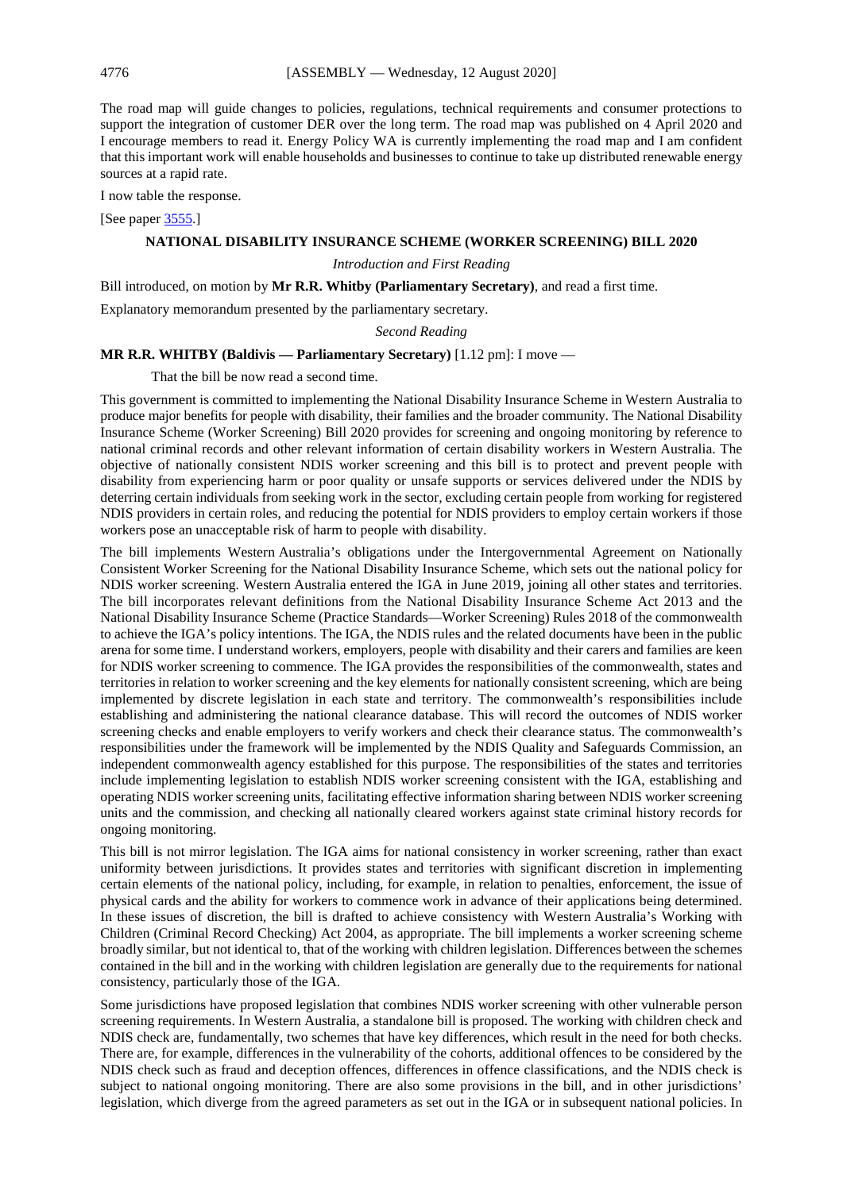The road map will guide changes to policies, regulations, technical requirements and consumer protections to support the integration of customer DER over the long term. The road map was published on 4 April 2020 and I encourage members to read it. Energy Policy WA is currently implementing the road map and I am confident that this important work will enable households and businesses to continue to take up distributed renewable energy sources at a rapid rate.

I now table the response.

[See paper 3555.]

## NATIONAL DISABILITY INSURANCE SCHEME (WORKER SCREENING) BILL 2020

*Introduction and First Reading*

Bill introduced, on motion by **Mr R.R. Whitby (Parliamentary Secretary)**, and read a first time.

Explanatory memorandum presented by the parliamentary secretary.

*Second Reading*

**MR R.R. WHITBY (Baldivis — Parliamentary Secretary)** [1.12 pm]: I move —

> That the bill be now read a second time.

This government is committed to implementing the National Disability Insurance Scheme in Western Australia to produce major benefits for people with disability, their families and the broader community. The National Disability Insurance Scheme (Worker Screening) Bill 2020 provides for screening and ongoing monitoring by reference to national criminal records and other relevant information of certain disability workers in Western Australia. The objective of nationally consistent NDIS worker screening and this bill is to protect and prevent people with disability from experiencing harm or poor quality or unsafe supports or services delivered under the NDIS by deterring certain individuals from seeking work in the sector, excluding certain people from working for registered NDIS providers in certain roles, and reducing the potential for NDIS providers to employ certain workers if those workers pose an unacceptable risk of harm to people with disability.

The bill implements Western Australia's obligations under the Intergovernmental Agreement on Nationally Consistent Worker Screening for the National Disability Insurance Scheme, which sets out the national policy for NDIS worker screening. Western Australia entered the IGA in June 2019, joining all other states and territories. The bill incorporates relevant definitions from the National Disability Insurance Scheme Act 2013 and the National Disability Insurance Scheme (Practice Standards—Worker Screening) Rules 2018 of the commonwealth to achieve the IGA's policy intentions. The IGA, the NDIS rules and the related documents have been in the public arena for some time. I understand workers, employers, people with disability and their carers and families are keen for NDIS worker screening to commence. The IGA provides the responsibilities of the commonwealth, states and territories in relation to worker screening and the key elements for nationally consistent screening, which are being implemented by discrete legislation in each state and territory. The commonwealth's responsibilities include establishing and administering the national clearance database. This will record the outcomes of NDIS worker screening checks and enable employers to verify workers and check their clearance status. The commonwealth's responsibilities under the framework will be implemented by the NDIS Quality and Safeguards Commission, an independent commonwealth agency established for this purpose. The responsibilities of the states and territories include implementing legislation to establish NDIS worker screening consistent with the IGA, establishing and operating NDIS worker screening units, facilitating effective information sharing between NDIS worker screening units and the commission, and checking all nationally cleared workers against state criminal history records for ongoing monitoring.

This bill is not mirror legislation. The IGA aims for national consistency in worker screening, rather than exact uniformity between jurisdictions. It provides states and territories with significant discretion in implementing certain elements of the national policy, including, for example, in relation to penalties, enforcement, the issue of physical cards and the ability for workers to commence work in advance of their applications being determined. In these issues of discretion, the bill is drafted to achieve consistency with Western Australia's Working with Children (Criminal Record Checking) Act 2004, as appropriate. The bill implements a worker screening scheme broadly similar, but not identical to, that of the working with children legislation. Differences between the schemes contained in the bill and in the working with children legislation are generally due to the requirements for national consistency, particularly those of the IGA.

Some jurisdictions have proposed legislation that combines NDIS worker screening with other vulnerable person screening requirements. In Western Australia, a standalone bill is proposed. The working with children check and NDIS check are, fundamentally, two schemes that have key differences, which result in the need for both checks. There are, for example, differences in the vulnerability of the cohorts, additional offences to be considered by the NDIS check such as fraud and deception offences, differences in offence classifications, and the NDIS check is subject to national ongoing monitoring. There are also some provisions in the bill, and in other jurisdictions' legislation, which diverge from the agreed parameters as set out in the IGA or in subsequent national policies. In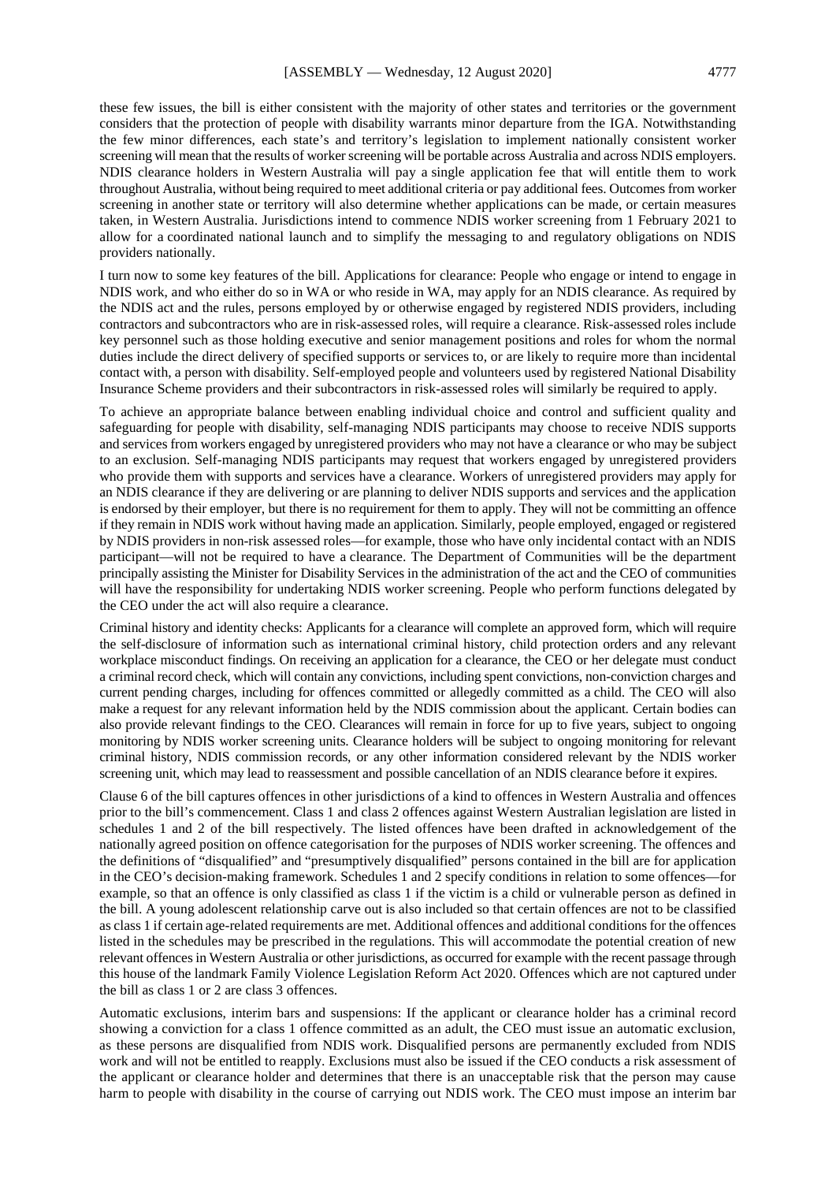these few issues, the bill is either consistent with the majority of other states and territories or the government considers that the protection of people with disability warrants minor departure from the IGA. Notwithstanding the few minor differences, each state's and territory's legislation to implement nationally consistent worker screening will mean that the results of worker screening will be portable across Australia and across NDIS employers. NDIS clearance holders in Western Australia will pay a single application fee that will entitle them to work throughout Australia, without being required to meet additional criteria or pay additional fees. Outcomes from worker screening in another state or territory will also determine whether applications can be made, or certain measures taken, in Western Australia. Jurisdictions intend to commence NDIS worker screening from 1 February 2021 to allow for a coordinated national launch and to simplify the messaging to and regulatory obligations on NDIS providers nationally.

I turn now to some key features of the bill. Applications for clearance: People who engage or intend to engage in NDIS work, and who either do so in WA or who reside in WA, may apply for an NDIS clearance. As required by the NDIS act and the rules, persons employed by or otherwise engaged by registered NDIS providers, including contractors and subcontractors who are in risk-assessed roles, will require a clearance. Risk-assessed roles include key personnel such as those holding executive and senior management positions and roles for whom the normal duties include the direct delivery of specified supports or services to, or are likely to require more than incidental contact with, a person with disability. Self-employed people and volunteers used by registered National Disability Insurance Scheme providers and their subcontractors in risk-assessed roles will similarly be required to apply.

To achieve an appropriate balance between enabling individual choice and control and sufficient quality and safeguarding for people with disability, self-managing NDIS participants may choose to receive NDIS supports and services from workers engaged by unregistered providers who may not have a clearance or who may be subject to an exclusion. Self-managing NDIS participants may request that workers engaged by unregistered providers who provide them with supports and services have a clearance. Workers of unregistered providers may apply for an NDIS clearance if they are delivering or are planning to deliver NDIS supports and services and the application is endorsed by their employer, but there is no requirement for them to apply. They will not be committing an offence if they remain in NDIS work without having made an application. Similarly, people employed, engaged or registered by NDIS providers in non-risk assessed roles—for example, those who have only incidental contact with an NDIS participant—will not be required to have a clearance. The Department of Communities will be the department principally assisting the Minister for Disability Services in the administration of the act and the CEO of communities will have the responsibility for undertaking NDIS worker screening. People who perform functions delegated by the CEO under the act will also require a clearance.

Criminal history and identity checks: Applicants for a clearance will complete an approved form, which will require the self-disclosure of information such as international criminal history, child protection orders and any relevant workplace misconduct findings. On receiving an application for a clearance, the CEO or her delegate must conduct a criminal record check, which will contain any convictions, including spent convictions, non-conviction charges and current pending charges, including for offences committed or allegedly committed as a child. The CEO will also make a request for any relevant information held by the NDIS commission about the applicant. Certain bodies can also provide relevant findings to the CEO. Clearances will remain in force for up to five years, subject to ongoing monitoring by NDIS worker screening units. Clearance holders will be subject to ongoing monitoring for relevant criminal history, NDIS commission records, or any other information considered relevant by the NDIS worker screening unit, which may lead to reassessment and possible cancellation of an NDIS clearance before it expires.

Clause 6 of the bill captures offences in other jurisdictions of a kind to offences in Western Australia and offences prior to the bill's commencement. Class 1 and class 2 offences against Western Australian legislation are listed in schedules 1 and 2 of the bill respectively. The listed offences have been drafted in acknowledgement of the nationally agreed position on offence categorisation for the purposes of NDIS worker screening. The offences and the definitions of "disqualified" and "presumptively disqualified" persons contained in the bill are for application in the CEO's decision-making framework. Schedules 1 and 2 specify conditions in relation to some offences—for example, so that an offence is only classified as class 1 if the victim is a child or vulnerable person as defined in the bill. A young adolescent relationship carve out is also included so that certain offences are not to be classified as class 1 if certain age-related requirements are met. Additional offences and additional conditions for the offences listed in the schedules may be prescribed in the regulations. This will accommodate the potential creation of new relevant offences in Western Australia or other jurisdictions, as occurred for example with the recent passage through this house of the landmark Family Violence Legislation Reform Act 2020. Offences which are not captured under the bill as class 1 or 2 are class 3 offences.

Automatic exclusions, interim bars and suspensions: If the applicant or clearance holder has a criminal record showing a conviction for a class 1 offence committed as an adult, the CEO must issue an automatic exclusion, as these persons are disqualified from NDIS work. Disqualified persons are permanently excluded from NDIS work and will not be entitled to reapply. Exclusions must also be issued if the CEO conducts a risk assessment of the applicant or clearance holder and determines that there is an unacceptable risk that the person may cause harm to people with disability in the course of carrying out NDIS work. The CEO must impose an interim bar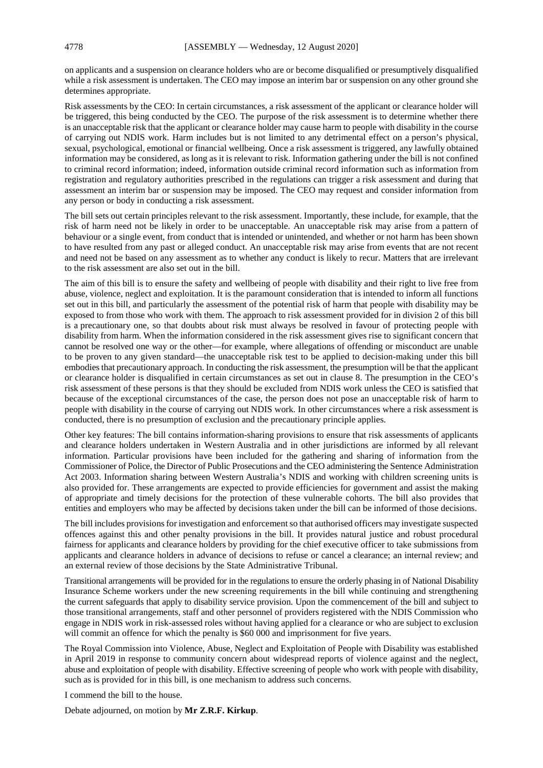on applicants and a suspension on clearance holders who are or become disqualified or presumptively disqualified while a risk assessment is undertaken. The CEO may impose an interim bar or suspension on any other ground she determines appropriate.

Risk assessments by the CEO: In certain circumstances, a risk assessment of the applicant or clearance holder will be triggered, this being conducted by the CEO. The purpose of the risk assessment is to determine whether there is an unacceptable risk that the applicant or clearance holder may cause harm to people with disability in the course of carrying out NDIS work. Harm includes but is not limited to any detrimental effect on a person's physical, sexual, psychological, emotional or financial wellbeing. Once a risk assessment is triggered, any lawfully obtained information may be considered, as long as it is relevant to risk. Information gathering under the bill is not confined to criminal record information; indeed, information outside criminal record information such as information from registration and regulatory authorities prescribed in the regulations can trigger a risk assessment and during that assessment an interim bar or suspension may be imposed. The CEO may request and consider information from any person or body in conducting a risk assessment.

The bill sets out certain principles relevant to the risk assessment. Importantly, these include, for example, that the risk of harm need not be likely in order to be unacceptable. An unacceptable risk may arise from a pattern of behaviour or a single event, from conduct that is intended or unintended, and whether or not harm has been shown to have resulted from any past or alleged conduct. An unacceptable risk may arise from events that are not recent and need not be based on any assessment as to whether any conduct is likely to recur. Matters that are irrelevant to the risk assessment are also set out in the bill.

The aim of this bill is to ensure the safety and wellbeing of people with disability and their right to live free from abuse, violence, neglect and exploitation. It is the paramount consideration that is intended to inform all functions set out in this bill, and particularly the assessment of the potential risk of harm that people with disability may be exposed to from those who work with them. The approach to risk assessment provided for in division 2 of this bill is a precautionary one, so that doubts about risk must always be resolved in favour of protecting people with disability from harm. When the information considered in the risk assessment gives rise to significant concern that cannot be resolved one way or the other—for example, where allegations of offending or misconduct are unable to be proven to any given standard—the unacceptable risk test to be applied to decision-making under this bill embodies that precautionary approach. In conducting the risk assessment, the presumption will be that the applicant or clearance holder is disqualified in certain circumstances as set out in clause 8. The presumption in the CEO's risk assessment of these persons is that they should be excluded from NDIS work unless the CEO is satisfied that because of the exceptional circumstances of the case, the person does not pose an unacceptable risk of harm to people with disability in the course of carrying out NDIS work. In other circumstances where a risk assessment is conducted, there is no presumption of exclusion and the precautionary principle applies.

Other key features: The bill contains information-sharing provisions to ensure that risk assessments of applicants and clearance holders undertaken in Western Australia and in other jurisdictions are informed by all relevant information. Particular provisions have been included for the gathering and sharing of information from the Commissioner of Police, the Director of Public Prosecutions and the CEO administering the Sentence Administration Act 2003. Information sharing between Western Australia's NDIS and working with children screening units is also provided for. These arrangements are expected to provide efficiencies for government and assist the making of appropriate and timely decisions for the protection of these vulnerable cohorts. The bill also provides that entities and employers who may be affected by decisions taken under the bill can be informed of those decisions.

The bill includes provisions for investigation and enforcement so that authorised officers may investigate suspected offences against this and other penalty provisions in the bill. It provides natural justice and robust procedural fairness for applicants and clearance holders by providing for the chief executive officer to take submissions from applicants and clearance holders in advance of decisions to refuse or cancel a clearance; an internal review; and an external review of those decisions by the State Administrative Tribunal.

Transitional arrangements will be provided for in the regulations to ensure the orderly phasing in of National Disability Insurance Scheme workers under the new screening requirements in the bill while continuing and strengthening the current safeguards that apply to disability service provision. Upon the commencement of the bill and subject to those transitional arrangements, staff and other personnel of providers registered with the NDIS Commission who engage in NDIS work in risk-assessed roles without having applied for a clearance or who are subject to exclusion will commit an offence for which the penalty is $60 000 and imprisonment for five years.

The Royal Commission into Violence, Abuse, Neglect and Exploitation of People with Disability was established in April 2019 in response to community concern about widespread reports of violence against and the neglect, abuse and exploitation of people with disability. Effective screening of people who work with people with disability, such as is provided for in this bill, is one mechanism to address such concerns.

I commend the bill to the house.

Debate adjourned, on motion by **Mr Z.R.F. Kirkup**.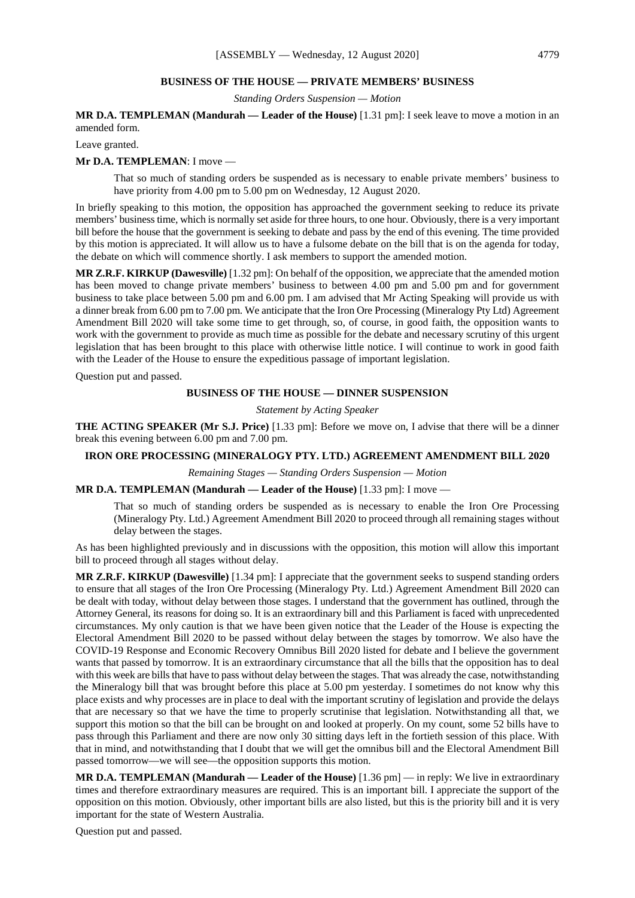## BUSINESS OF THE HOUSE — PRIVATE MEMBERS' BUSINESS

*Standing Orders Suspension — Motion*

**MR D.A. TEMPLEMAN (Mandurah — Leader of the House)** [1.31 pm]: I seek leave to move a motion in an amended form.

Leave granted.

**Mr D.A. TEMPLEMAN**: I move —

> That so much of standing orders be suspended as is necessary to enable private members' business to have priority from 4.00 pm to 5.00 pm on Wednesday, 12 August 2020.

In briefly speaking to this motion, the opposition has approached the government seeking to reduce its private members' business time, which is normally set aside for three hours, to one hour. Obviously, there is a very important bill before the house that the government is seeking to debate and pass by the end of this evening. The time provided by this motion is appreciated. It will allow us to have a fulsome debate on the bill that is on the agenda for today, the debate on which will commence shortly. I ask members to support the amended motion.

**MR Z.R.F. KIRKUP (Dawesville)** [1.32 pm]: On behalf of the opposition, we appreciate that the amended motion has been moved to change private members' business to between 4.00 pm and 5.00 pm and for government business to take place between 5.00 pm and 6.00 pm. I am advised that Mr Acting Speaking will provide us with a dinner break from 6.00 pm to 7.00 pm. We anticipate that the Iron Ore Processing (Mineralogy Pty Ltd) Agreement Amendment Bill 2020 will take some time to get through, so, of course, in good faith, the opposition wants to work with the government to provide as much time as possible for the debate and necessary scrutiny of this urgent legislation that has been brought to this place with otherwise little notice. I will continue to work in good faith with the Leader of the House to ensure the expeditious passage of important legislation.

Question put and passed.

## BUSINESS OF THE HOUSE — DINNER SUSPENSION

*Statement by Acting Speaker*

**THE ACTING SPEAKER (Mr S.J. Price)** [1.33 pm]: Before we move on, I advise that there will be a dinner break this evening between 6.00 pm and 7.00 pm.

## IRON ORE PROCESSING (MINERALOGY PTY. LTD.) AGREEMENT AMENDMENT BILL 2020

*Remaining Stages — Standing Orders Suspension — Motion*

**MR D.A. TEMPLEMAN (Mandurah — Leader of the House)** [1.33 pm]: I move —

> That so much of standing orders be suspended as is necessary to enable the Iron Ore Processing (Mineralogy Pty. Ltd.) Agreement Amendment Bill 2020 to proceed through all remaining stages without delay between the stages.

As has been highlighted previously and in discussions with the opposition, this motion will allow this important bill to proceed through all stages without delay.

**MR Z.R.F. KIRKUP (Dawesville)** [1.34 pm]: I appreciate that the government seeks to suspend standing orders to ensure that all stages of the Iron Ore Processing (Mineralogy Pty. Ltd.) Agreement Amendment Bill 2020 can be dealt with today, without delay between those stages. I understand that the government has outlined, through the Attorney General, its reasons for doing so. It is an extraordinary bill and this Parliament is faced with unprecedented circumstances. My only caution is that we have been given notice that the Leader of the House is expecting the Electoral Amendment Bill 2020 to be passed without delay between the stages by tomorrow. We also have the COVID-19 Response and Economic Recovery Omnibus Bill 2020 listed for debate and I believe the government wants that passed by tomorrow. It is an extraordinary circumstance that all the bills that the opposition has to deal with this week are bills that have to pass without delay between the stages. That was already the case, notwithstanding the Mineralogy bill that was brought before this place at 5.00 pm yesterday. I sometimes do not know why this place exists and why processes are in place to deal with the important scrutiny of legislation and provide the delays that are necessary so that we have the time to properly scrutinise that legislation. Notwithstanding all that, we support this motion so that the bill can be brought on and looked at properly. On my count, some 52 bills have to pass through this Parliament and there are now only 30 sitting days left in the fortieth session of this place. With that in mind, and notwithstanding that I doubt that we will get the omnibus bill and the Electoral Amendment Bill passed tomorrow—we will see—the opposition supports this motion.

**MR D.A. TEMPLEMAN (Mandurah — Leader of the House)** [1.36 pm] — in reply: We live in extraordinary times and therefore extraordinary measures are required. This is an important bill. I appreciate the support of the opposition on this motion. Obviously, other important bills are also listed, but this is the priority bill and it is very important for the state of Western Australia.

Question put and passed.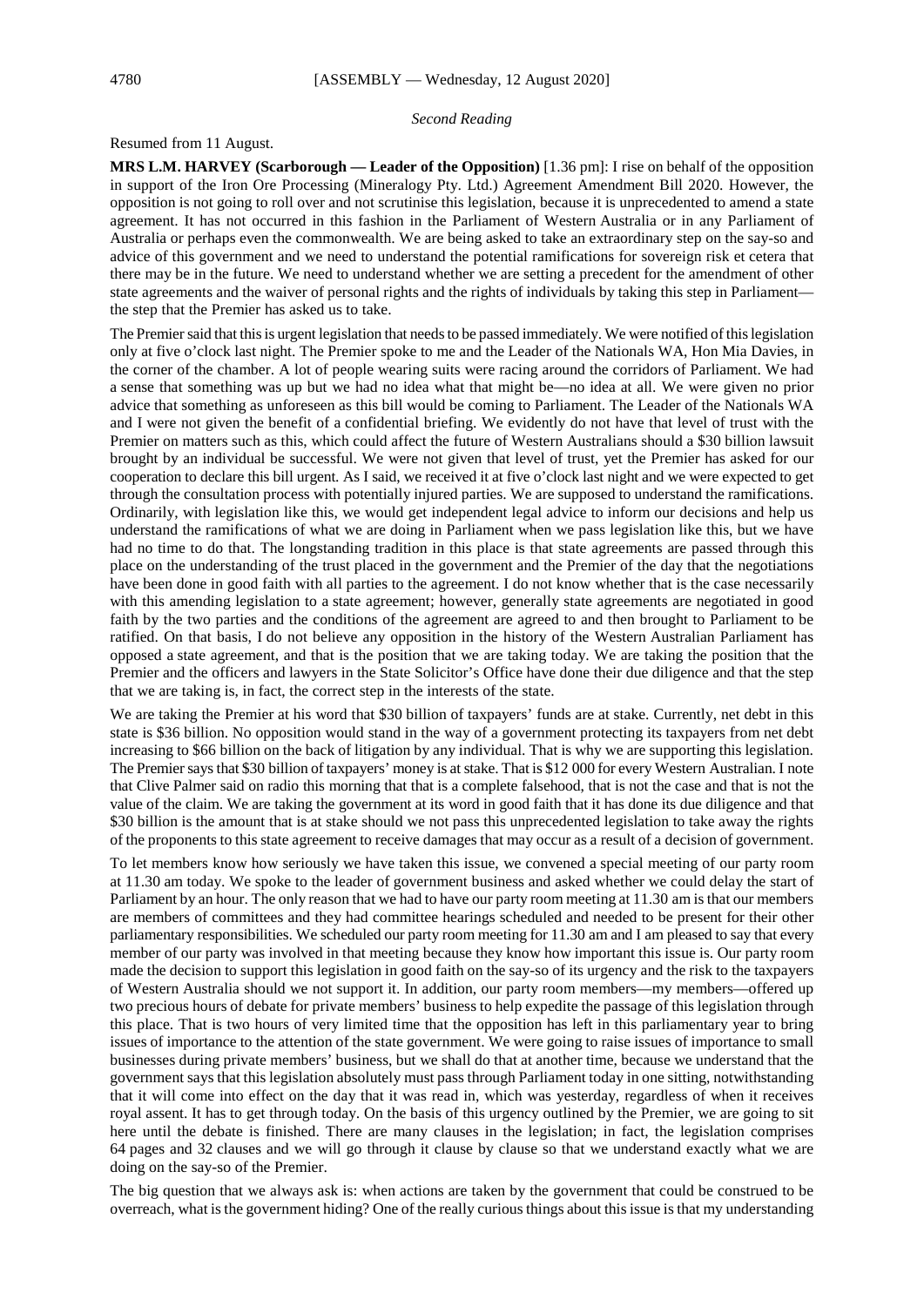*Second Reading*

Resumed from 11 August.

**MRS L.M. HARVEY (Scarborough — Leader of the Opposition)** [1.36 pm]: I rise on behalf of the opposition in support of the Iron Ore Processing (Mineralogy Pty. Ltd.) Agreement Amendment Bill 2020. However, the opposition is not going to roll over and not scrutinise this legislation, because it is unprecedented to amend a state agreement. It has not occurred in this fashion in the Parliament of Western Australia or in any Parliament of Australia or perhaps even the commonwealth. We are being asked to take an extraordinary step on the say-so and advice of this government and we need to understand the potential ramifications for sovereign risk et cetera that there may be in the future. We need to understand whether we are setting a precedent for the amendment of other state agreements and the waiver of personal rights and the rights of individuals by taking this step in Parliament—the step that the Premier has asked us to take.

The Premier said that this is urgent legislation that needs to be passed immediately. We were notified of this legislation only at five o'clock last night. The Premier spoke to me and the Leader of the Nationals WA, Hon Mia Davies, in the corner of the chamber. A lot of people wearing suits were racing around the corridors of Parliament. We had a sense that something was up but we had no idea what that might be—no idea at all. We were given no prior advice that something as unforeseen as this bill would be coming to Parliament. The Leader of the Nationals WA and I were not given the benefit of a confidential briefing. We evidently do not have that level of trust with the Premier on matters such as this, which could affect the future of Western Australians should a $30 billion lawsuit brought by an individual be successful. We were not given that level of trust, yet the Premier has asked for our cooperation to declare this bill urgent. As I said, we received it at five o'clock last night and we were expected to get through the consultation process with potentially injured parties. We are supposed to understand the ramifications. Ordinarily, with legislation like this, we would get independent legal advice to inform our decisions and help us understand the ramifications of what we are doing in Parliament when we pass legislation like this, but we have had no time to do that. The longstanding tradition in this place is that state agreements are passed through this place on the understanding of the trust placed in the government and the Premier of the day that the negotiations have been done in good faith with all parties to the agreement. I do not know whether that is the case necessarily with this amending legislation to a state agreement; however, generally state agreements are negotiated in good faith by the two parties and the conditions of the agreement are agreed to and then brought to Parliament to be ratified. On that basis, I do not believe any opposition in the history of the Western Australian Parliament has opposed a state agreement, and that is the position that we are taking today. We are taking the position that the Premier and the officers and lawyers in the State Solicitor's Office have done their due diligence and that the step that we are taking is, in fact, the correct step in the interests of the state.

We are taking the Premier at his word that $30 billion of taxpayers' funds are at stake. Currently, net debt in this state is $36 billion. No opposition would stand in the way of a government protecting its taxpayers from net debt increasing to $66 billion on the back of litigation by any individual. That is why we are supporting this legislation. The Premier says that $30 billion of taxpayers' money is at stake. That is $12 000 for every Western Australian. I note that Clive Palmer said on radio this morning that that is a complete falsehood, that is not the case and that is not the value of the claim. We are taking the government at its word in good faith that it has done its due diligence and that $30 billion is the amount that is at stake should we not pass this unprecedented legislation to take away the rights of the proponents to this state agreement to receive damages that may occur as a result of a decision of government.

To let members know how seriously we have taken this issue, we convened a special meeting of our party room at 11.30 am today. We spoke to the leader of government business and asked whether we could delay the start of Parliament by an hour. The only reason that we had to have our party room meeting at 11.30 am is that our members are members of committees and they had committee hearings scheduled and needed to be present for their other parliamentary responsibilities. We scheduled our party room meeting for 11.30 am and I am pleased to say that every member of our party was involved in that meeting because they know how important this issue is. Our party room made the decision to support this legislation in good faith on the say-so of its urgency and the risk to the taxpayers of Western Australia should we not support it. In addition, our party room members—my members—offered up two precious hours of debate for private members' business to help expedite the passage of this legislation through this place. That is two hours of very limited time that the opposition has left in this parliamentary year to bring issues of importance to the attention of the state government. We were going to raise issues of importance to small businesses during private members' business, but we shall do that at another time, because we understand that the government says that this legislation absolutely must pass through Parliament today in one sitting, notwithstanding that it will come into effect on the day that it was read in, which was yesterday, regardless of when it receives royal assent. It has to get through today. On the basis of this urgency outlined by the Premier, we are going to sit here until the debate is finished. There are many clauses in the legislation; in fact, the legislation comprises 64 pages and 32 clauses and we will go through it clause by clause so that we understand exactly what we are doing on the say-so of the Premier.

The big question that we always ask is: when actions are taken by the government that could be construed to be overreach, what is the government hiding? One of the really curious things about this issue is that my understanding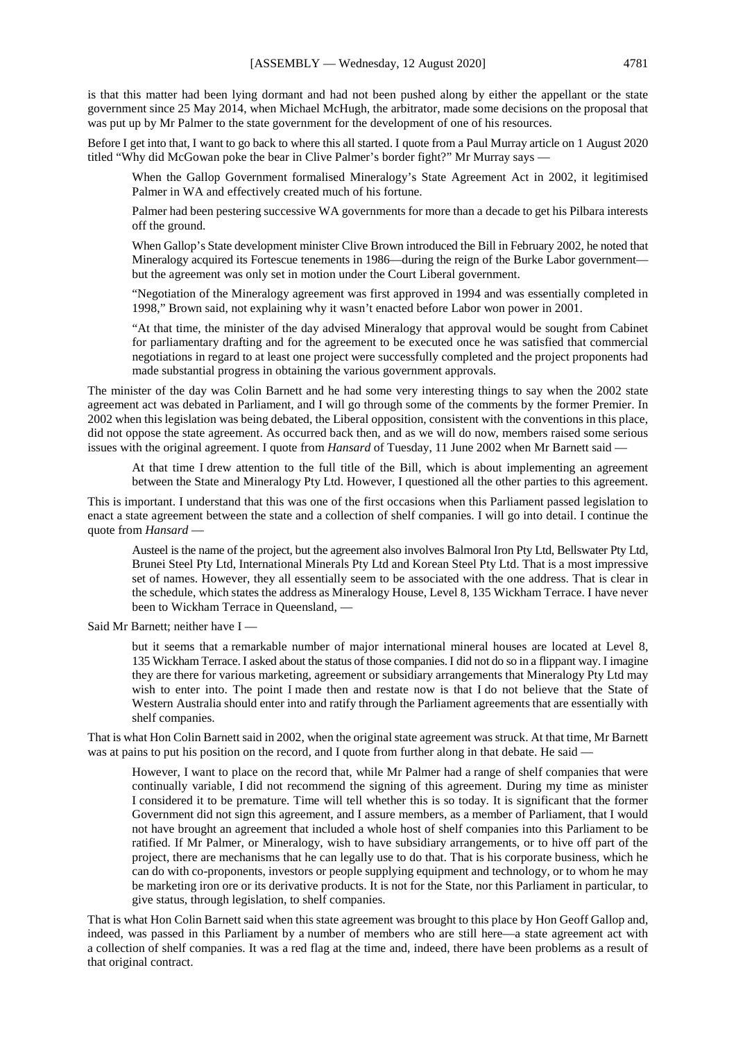is that this matter had been lying dormant and had not been pushed along by either the appellant or the state government since 25 May 2014, when Michael McHugh, the arbitrator, made some decisions on the proposal that was put up by Mr Palmer to the state government for the development of one of his resources.

Before I get into that, I want to go back to where this all started. I quote from a Paul Murray article on 1 August 2020 titled "Why did McGowan poke the bear in Clive Palmer's border fight?" Mr Murray says —

> When the Gallop Government formalised Mineralogy's State Agreement Act in 2002, it legitimised Palmer in WA and effectively created much of his fortune.
>
> Palmer had been pestering successive WA governments for more than a decade to get his Pilbara interests off the ground.
>
> When Gallop's State development minister Clive Brown introduced the Bill in February 2002, he noted that Mineralogy acquired its Fortescue tenements in 1986—during the reign of the Burke Labor government—but the agreement was only set in motion under the Court Liberal government.
>
> "Negotiation of the Mineralogy agreement was first approved in 1994 and was essentially completed in 1998," Brown said, not explaining why it wasn't enacted before Labor won power in 2001.
>
> "At that time, the minister of the day advised Mineralogy that approval would be sought from Cabinet for parliamentary drafting and for the agreement to be executed once he was satisfied that commercial negotiations in regard to at least one project were successfully completed and the project proponents had made substantial progress in obtaining the various government approvals.

The minister of the day was Colin Barnett and he had some very interesting things to say when the 2002 state agreement act was debated in Parliament, and I will go through some of the comments by the former Premier. In 2002 when this legislation was being debated, the Liberal opposition, consistent with the conventions in this place, did not oppose the state agreement. As occurred back then, and as we will do now, members raised some serious issues with the original agreement. I quote from *Hansard* of Tuesday, 11 June 2002 when Mr Barnett said —

> At that time I drew attention to the full title of the Bill, which is about implementing an agreement between the State and Mineralogy Pty Ltd. However, I questioned all the other parties to this agreement.

This is important. I understand that this was one of the first occasions when this Parliament passed legislation to enact a state agreement between the state and a collection of shelf companies. I will go into detail. I continue the quote from *Hansard* —

> Austeel is the name of the project, but the agreement also involves Balmoral Iron Pty Ltd, Bellswater Pty Ltd, Brunei Steel Pty Ltd, International Minerals Pty Ltd and Korean Steel Pty Ltd. That is a most impressive set of names. However, they all essentially seem to be associated with the one address. That is clear in the schedule, which states the address as Mineralogy House, Level 8, 135 Wickham Terrace. I have never been to Wickham Terrace in Queensland, —

Said Mr Barnett; neither have I —

> but it seems that a remarkable number of major international mineral houses are located at Level 8, 135 Wickham Terrace. I asked about the status of those companies. I did not do so in a flippant way. I imagine they are there for various marketing, agreement or subsidiary arrangements that Mineralogy Pty Ltd may wish to enter into. The point I made then and restate now is that I do not believe that the State of Western Australia should enter into and ratify through the Parliament agreements that are essentially with shelf companies.

That is what Hon Colin Barnett said in 2002, when the original state agreement was struck. At that time, Mr Barnett was at pains to put his position on the record, and I quote from further along in that debate. He said —

> However, I want to place on the record that, while Mr Palmer had a range of shelf companies that were continually variable, I did not recommend the signing of this agreement. During my time as minister I considered it to be premature. Time will tell whether this is so today. It is significant that the former Government did not sign this agreement, and I assure members, as a member of Parliament, that I would not have brought an agreement that included a whole host of shelf companies into this Parliament to be ratified. If Mr Palmer, or Mineralogy, wish to have subsidiary arrangements, or to hive off part of the project, there are mechanisms that he can legally use to do that. That is his corporate business, which he can do with co-proponents, investors or people supplying equipment and technology, or to whom he may be marketing iron ore or its derivative products. It is not for the State, nor this Parliament in particular, to give status, through legislation, to shelf companies.

That is what Hon Colin Barnett said when this state agreement was brought to this place by Hon Geoff Gallop and, indeed, was passed in this Parliament by a number of members who are still here—a state agreement act with a collection of shelf companies. It was a red flag at the time and, indeed, there have been problems as a result of that original contract.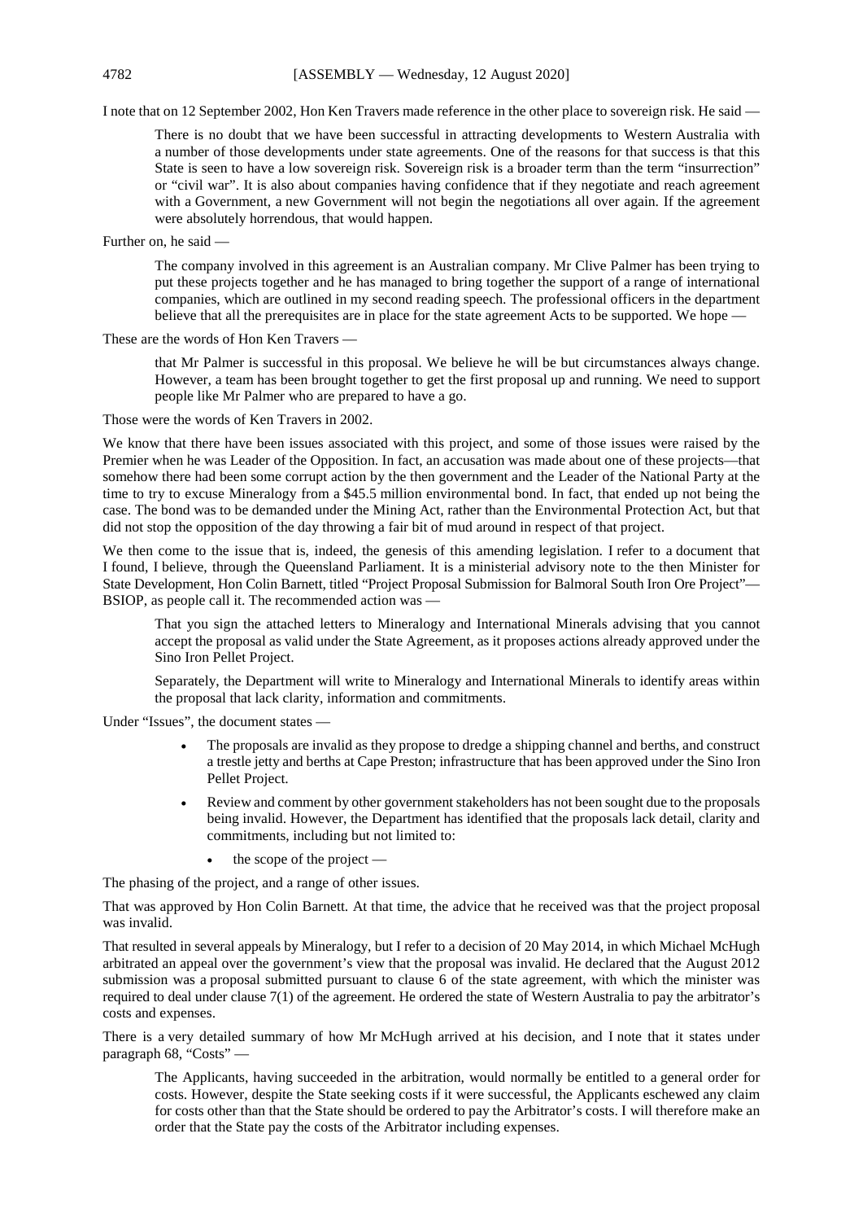I note that on 12 September 2002, Hon Ken Travers made reference in the other place to sovereign risk. He said —

> There is no doubt that we have been successful in attracting developments to Western Australia with a number of those developments under state agreements. One of the reasons for that success is that this State is seen to have a low sovereign risk. Sovereign risk is a broader term than the term "insurrection" or "civil war". It is also about companies having confidence that if they negotiate and reach agreement with a Government, a new Government will not begin the negotiations all over again. If the agreement were absolutely horrendous, that would happen.

Further on, he said —

> The company involved in this agreement is an Australian company. Mr Clive Palmer has been trying to put these projects together and he has managed to bring together the support of a range of international companies, which are outlined in my second reading speech. The professional officers in the department believe that all the prerequisites are in place for the state agreement Acts to be supported. We hope —

These are the words of Hon Ken Travers —

> that Mr Palmer is successful in this proposal. We believe he will be but circumstances always change. However, a team has been brought together to get the first proposal up and running. We need to support people like Mr Palmer who are prepared to have a go.

Those were the words of Ken Travers in 2002.

We know that there have been issues associated with this project, and some of those issues were raised by the Premier when he was Leader of the Opposition. In fact, an accusation was made about one of these projects—that somehow there had been some corrupt action by the then government and the Leader of the National Party at the time to try to excuse Mineralogy from a $45.5 million environmental bond. In fact, that ended up not being the case. The bond was to be demanded under the Mining Act, rather than the Environmental Protection Act, but that did not stop the opposition of the day throwing a fair bit of mud around in respect of that project.

We then come to the issue that is, indeed, the genesis of this amending legislation. I refer to a document that I found, I believe, through the Queensland Parliament. It is a ministerial advisory note to the then Minister for State Development, Hon Colin Barnett, titled "Project Proposal Submission for Balmoral South Iron Ore Project"—BSIOP, as people call it. The recommended action was —

> That you sign the attached letters to Mineralogy and International Minerals advising that you cannot accept the proposal as valid under the State Agreement, as it proposes actions already approved under the Sino Iron Pellet Project.
>
> Separately, the Department will write to Mineralogy and International Minerals to identify areas within the proposal that lack clarity, information and commitments.

Under "Issues", the document states —

> - The proposals are invalid as they propose to dredge a shipping channel and berths, and construct a trestle jetty and berths at Cape Preston; infrastructure that has been approved under the Sino Iron Pellet Project.
> - Review and comment by other government stakeholders has not been sought due to the proposals being invalid. However, the Department has identified that the proposals lack detail, clarity and commitments, including but not limited to:
>     - the scope of the project —

The phasing of the project, and a range of other issues.

That was approved by Hon Colin Barnett. At that time, the advice that he received was that the project proposal was invalid.

That resulted in several appeals by Mineralogy, but I refer to a decision of 20 May 2014, in which Michael McHugh arbitrated an appeal over the government's view that the proposal was invalid. He declared that the August 2012 submission was a proposal submitted pursuant to clause 6 of the state agreement, with which the minister was required to deal under clause 7(1) of the agreement. He ordered the state of Western Australia to pay the arbitrator's costs and expenses.

There is a very detailed summary of how Mr McHugh arrived at his decision, and I note that it states under paragraph 68, "Costs" —

> The Applicants, having succeeded in the arbitration, would normally be entitled to a general order for costs. However, despite the State seeking costs if it were successful, the Applicants eschewed any claim for costs other than that the State should be ordered to pay the Arbitrator's costs. I will therefore make an order that the State pay the costs of the Arbitrator including expenses.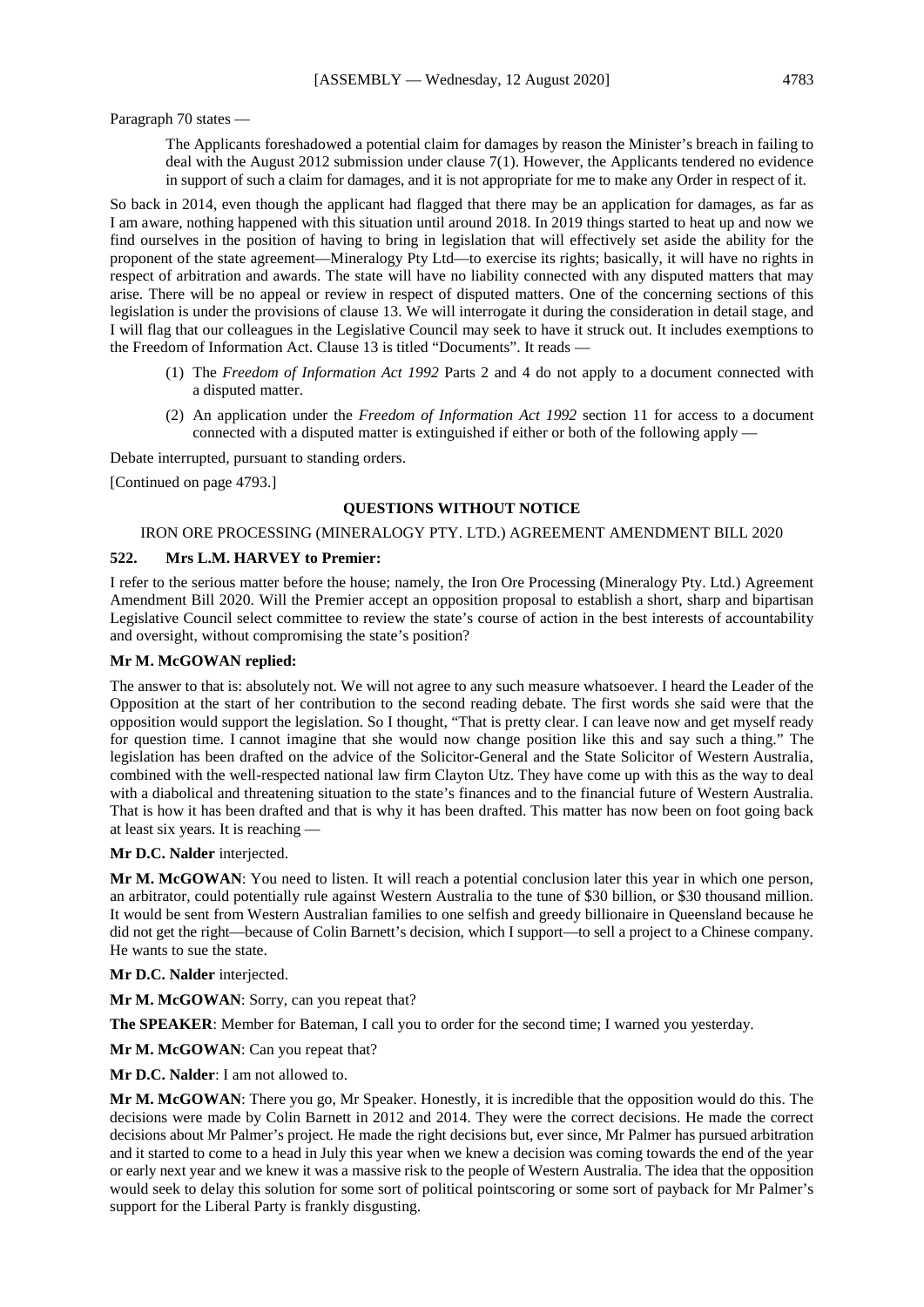Paragraph 70 states —

> The Applicants foreshadowed a potential claim for damages by reason the Minister's breach in failing to deal with the August 2012 submission under clause 7(1). However, the Applicants tendered no evidence in support of such a claim for damages, and it is not appropriate for me to make any Order in respect of it.

So back in 2014, even though the applicant had flagged that there may be an application for damages, as far as I am aware, nothing happened with this situation until around 2018. In 2019 things started to heat up and now we find ourselves in the position of having to bring in legislation that will effectively set aside the ability for the proponent of the state agreement—Mineralogy Pty Ltd—to exercise its rights; basically, it will have no rights in respect of arbitration and awards. The state will have no liability connected with any disputed matters that may arise. There will be no appeal or review in respect of disputed matters. One of the concerning sections of this legislation is under the provisions of clause 13. We will interrogate it during the consideration in detail stage, and I will flag that our colleagues in the Legislative Council may seek to have it struck out. It includes exemptions to the Freedom of Information Act. Clause 13 is titled "Documents". It reads —

> (1) The *Freedom of Information Act 1992* Parts 2 and 4 do not apply to a document connected with a disputed matter.
>
> (2) An application under the *Freedom of Information Act 1992* section 11 for access to a document connected with a disputed matter is extinguished if either or both of the following apply —

Debate interrupted, pursuant to standing orders.

[Continued on page 4793.]

## QUESTIONS WITHOUT NOTICE

### IRON ORE PROCESSING (MINERALOGY PTY. LTD.) AGREEMENT AMENDMENT BILL 2020

**522. Mrs L.M. HARVEY to Premier:**

I refer to the serious matter before the house; namely, the Iron Ore Processing (Mineralogy Pty. Ltd.) Agreement Amendment Bill 2020. Will the Premier accept an opposition proposal to establish a short, sharp and bipartisan Legislative Council select committee to review the state's course of action in the best interests of accountability and oversight, without compromising the state's position?

**Mr M. McGOWAN replied:**

The answer to that is: absolutely not. We will not agree to any such measure whatsoever. I heard the Leader of the Opposition at the start of her contribution to the second reading debate. The first words she said were that the opposition would support the legislation. So I thought, "That is pretty clear. I can leave now and get myself ready for question time. I cannot imagine that she would now change position like this and say such a thing." The legislation has been drafted on the advice of the Solicitor-General and the State Solicitor of Western Australia, combined with the well-respected national law firm Clayton Utz. They have come up with this as the way to deal with a diabolical and threatening situation to the state's finances and to the financial future of Western Australia. That is how it has been drafted and that is why it has been drafted. This matter has now been on foot going back at least six years. It is reaching —

**Mr D.C. Nalder** interjected.

**Mr M. McGOWAN**: You need to listen. It will reach a potential conclusion later this year in which one person, an arbitrator, could potentially rule against Western Australia to the tune of $30 billion, or $30 thousand million. It would be sent from Western Australian families to one selfish and greedy billionaire in Queensland because he did not get the right—because of Colin Barnett's decision, which I support—to sell a project to a Chinese company. He wants to sue the state.

**Mr D.C. Nalder** interjected.

**Mr M. McGOWAN**: Sorry, can you repeat that?

**The SPEAKER**: Member for Bateman, I call you to order for the second time; I warned you yesterday.

**Mr M. McGOWAN**: Can you repeat that?

**Mr D.C. Nalder**: I am not allowed to.

**Mr M. McGOWAN**: There you go, Mr Speaker. Honestly, it is incredible that the opposition would do this. The decisions were made by Colin Barnett in 2012 and 2014. They were the correct decisions. He made the correct decisions about Mr Palmer's project. He made the right decisions but, ever since, Mr Palmer has pursued arbitration and it started to come to a head in July this year when we knew a decision was coming towards the end of the year or early next year and we knew it was a massive risk to the people of Western Australia. The idea that the opposition would seek to delay this solution for some sort of political pointscoring or some sort of payback for Mr Palmer's support for the Liberal Party is frankly disgusting.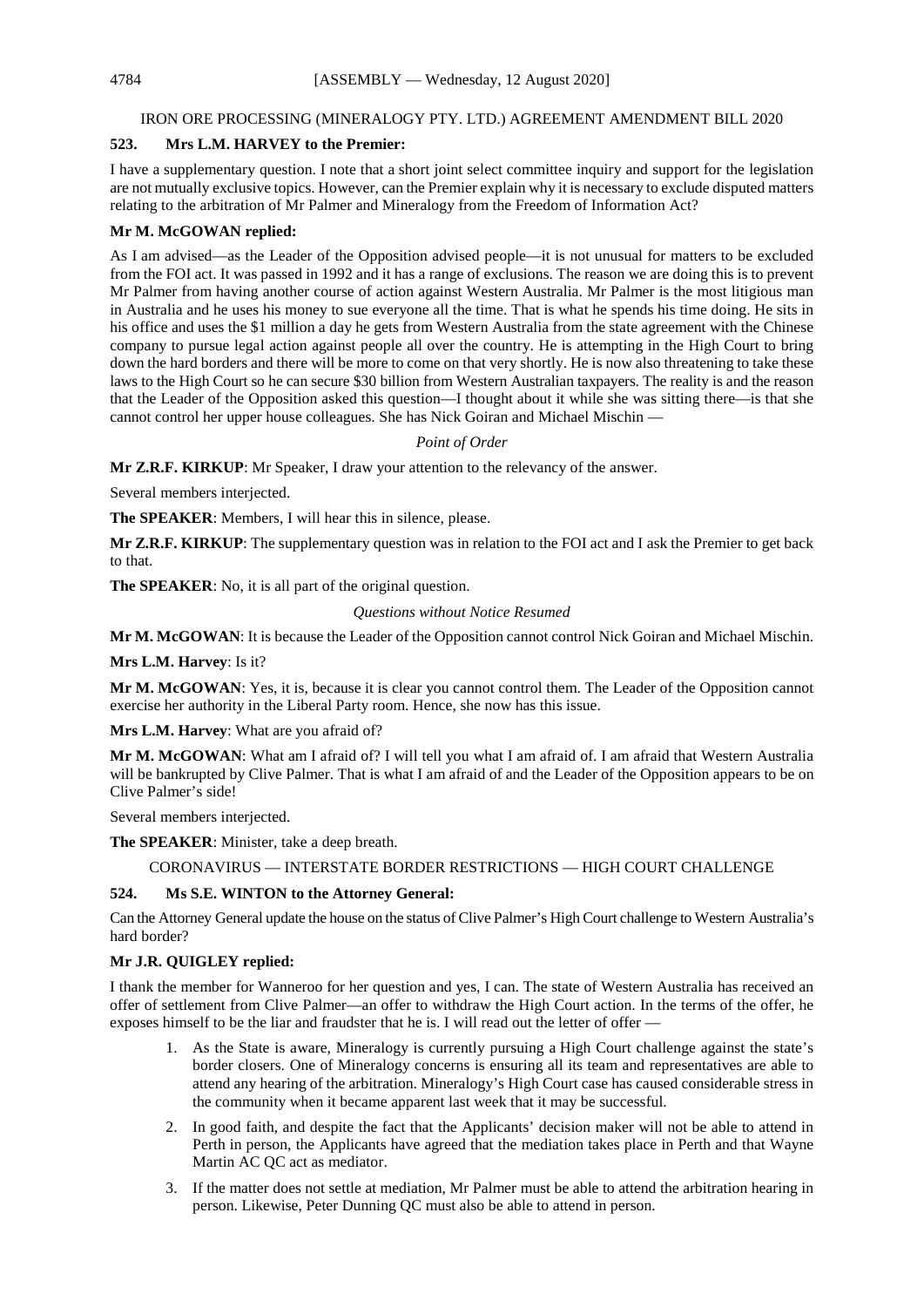IRON ORE PROCESSING (MINERALOGY PTY. LTD.) AGREEMENT AMENDMENT BILL 2020

**523. Mrs L.M. HARVEY to the Premier:**

I have a supplementary question. I note that a short joint select committee inquiry and support for the legislation are not mutually exclusive topics. However, can the Premier explain why it is necessary to exclude disputed matters relating to the arbitration of Mr Palmer and Mineralogy from the Freedom of Information Act?

**Mr M. McGOWAN replied:**

As I am advised—as the Leader of the Opposition advised people—it is not unusual for matters to be excluded from the FOI act. It was passed in 1992 and it has a range of exclusions. The reason we are doing this is to prevent Mr Palmer from having another course of action against Western Australia. Mr Palmer is the most litigious man in Australia and he uses his money to sue everyone all the time. That is what he spends his time doing. He sits in his office and uses the $1 million a day he gets from Western Australia from the state agreement with the Chinese company to pursue legal action against people all over the country. He is attempting in the High Court to bring down the hard borders and there will be more to come on that very shortly. He is now also threatening to take these laws to the High Court so he can secure $30 billion from Western Australian taxpayers. The reality is and the reason that the Leader of the Opposition asked this question—I thought about it while she was sitting there—is that she cannot control her upper house colleagues. She has Nick Goiran and Michael Mischin —

*Point of Order*

**Mr Z.R.F. KIRKUP**: Mr Speaker, I draw your attention to the relevancy of the answer.

Several members interjected.

**The SPEAKER**: Members, I will hear this in silence, please.

**Mr Z.R.F. KIRKUP**: The supplementary question was in relation to the FOI act and I ask the Premier to get back to that.

**The SPEAKER**: No, it is all part of the original question.

*Questions without Notice Resumed*

**Mr M. McGOWAN**: It is because the Leader of the Opposition cannot control Nick Goiran and Michael Mischin.

**Mrs L.M. Harvey**: Is it?

**Mr M. McGOWAN**: Yes, it is, because it is clear you cannot control them. The Leader of the Opposition cannot exercise her authority in the Liberal Party room. Hence, she now has this issue.

**Mrs L.M. Harvey**: What are you afraid of?

**Mr M. McGOWAN**: What am I afraid of? I will tell you what I am afraid of. I am afraid that Western Australia will be bankrupted by Clive Palmer. That is what I am afraid of and the Leader of the Opposition appears to be on Clive Palmer's side!

Several members interjected.

**The SPEAKER**: Minister, take a deep breath.

CORONAVIRUS — INTERSTATE BORDER RESTRICTIONS — HIGH COURT CHALLENGE

**524. Ms S.E. WINTON to the Attorney General:**

Can the Attorney General update the house on the status of Clive Palmer's High Court challenge to Western Australia's hard border?

**Mr J.R. QUIGLEY replied:**

I thank the member for Wanneroo for her question and yes, I can. The state of Western Australia has received an offer of settlement from Clive Palmer—an offer to withdraw the High Court action. In the terms of the offer, he exposes himself to be the liar and fraudster that he is. I will read out the letter of offer —

1. As the State is aware, Mineralogy is currently pursuing a High Court challenge against the state's border closers. One of Mineralogy concerns is ensuring all its team and representatives are able to attend any hearing of the arbitration. Mineralogy's High Court case has caused considerable stress in the community when it became apparent last week that it may be successful.
2. In good faith, and despite the fact that the Applicants' decision maker will not be able to attend in Perth in person, the Applicants have agreed that the mediation takes place in Perth and that Wayne Martin AC QC act as mediator.
3. If the matter does not settle at mediation, Mr Palmer must be able to attend the arbitration hearing in person. Likewise, Peter Dunning QC must also be able to attend in person.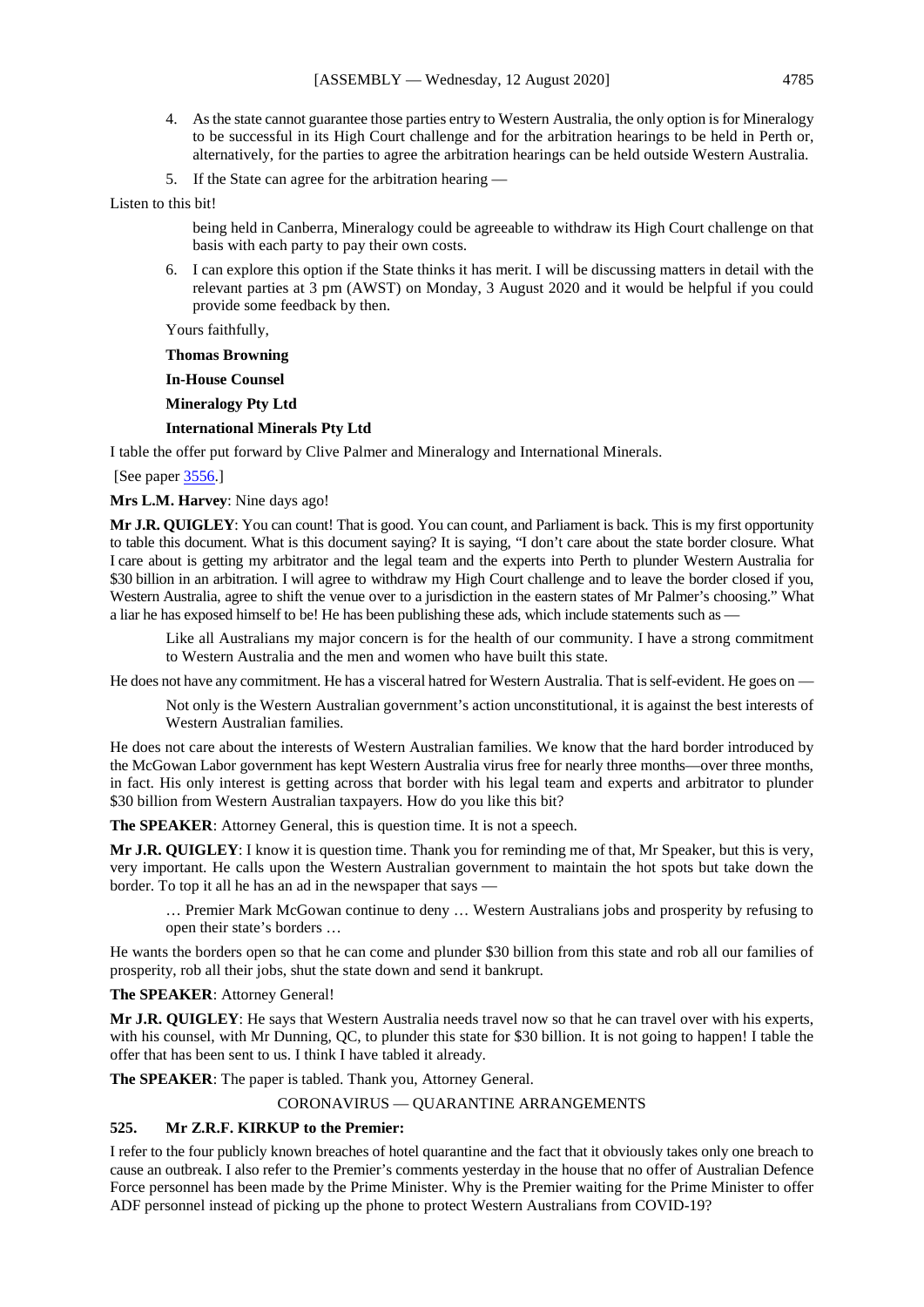4. As the state cannot guarantee those parties entry to Western Australia, the only option is for Mineralogy to be successful in its High Court challenge and for the arbitration hearings to be held in Perth or, alternatively, for the parties to agree the arbitration hearings can be held outside Western Australia.
5. If the State can agree for the arbitration hearing —

Listen to this bit!

> being held in Canberra, Mineralogy could be agreeable to withdraw its High Court challenge on that basis with each party to pay their own costs.

6. I can explore this option if the State thinks it has merit. I will be discussing matters in detail with the relevant parties at 3 pm (AWST) on Monday, 3 August 2020 and it would be helpful if you could provide some feedback by then.

> Yours faithfully,
>
> **Thomas Browning**
>
> **In-House Counsel**
>
> **Mineralogy Pty Ltd**
>
> **International Minerals Pty Ltd**

I table the offer put forward by Clive Palmer and Mineralogy and International Minerals.

[See paper 3556.]

**Mrs L.M. Harvey**: Nine days ago!

**Mr J.R. QUIGLEY**: You can count! That is good. You can count, and Parliament is back. This is my first opportunity to table this document. What is this document saying? It is saying, "I don't care about the state border closure. What I care about is getting my arbitrator and the legal team and the experts into Perth to plunder Western Australia for $30 billion in an arbitration. I will agree to withdraw my High Court challenge and to leave the border closed if you, Western Australia, agree to shift the venue over to a jurisdiction in the eastern states of Mr Palmer's choosing." What a liar he has exposed himself to be! He has been publishing these ads, which include statements such as —

> Like all Australians my major concern is for the health of our community. I have a strong commitment to Western Australia and the men and women who have built this state.

He does not have any commitment. He has a visceral hatred for Western Australia. That is self-evident. He goes on —

> Not only is the Western Australian government's action unconstitutional, it is against the best interests of Western Australian families.

He does not care about the interests of Western Australian families. We know that the hard border introduced by the McGowan Labor government has kept Western Australia virus free for nearly three months—over three months, in fact. His only interest is getting across that border with his legal team and experts and arbitrator to plunder $30 billion from Western Australian taxpayers. How do you like this bit?

**The SPEAKER**: Attorney General, this is question time. It is not a speech.

**Mr J.R. QUIGLEY**: I know it is question time. Thank you for reminding me of that, Mr Speaker, but this is very, very important. He calls upon the Western Australian government to maintain the hot spots but take down the border. To top it all he has an ad in the newspaper that says —

> … Premier Mark McGowan continue to deny … Western Australians jobs and prosperity by refusing to open their state's borders …

He wants the borders open so that he can come and plunder $30 billion from this state and rob all our families of prosperity, rob all their jobs, shut the state down and send it bankrupt.

**The SPEAKER**: Attorney General!

**Mr J.R. QUIGLEY**: He says that Western Australia needs travel now so that he can travel over with his experts, with his counsel, with Mr Dunning, QC, to plunder this state for $30 billion. It is not going to happen! I table the offer that has been sent to us. I think I have tabled it already.

**The SPEAKER**: The paper is tabled. Thank you, Attorney General.

## CORONAVIRUS — QUARANTINE ARRANGEMENTS

### 525. Mr Z.R.F. KIRKUP to the Premier:

I refer to the four publicly known breaches of hotel quarantine and the fact that it obviously takes only one breach to cause an outbreak. I also refer to the Premier's comments yesterday in the house that no offer of Australian Defence Force personnel has been made by the Prime Minister. Why is the Premier waiting for the Prime Minister to offer ADF personnel instead of picking up the phone to protect Western Australians from COVID-19?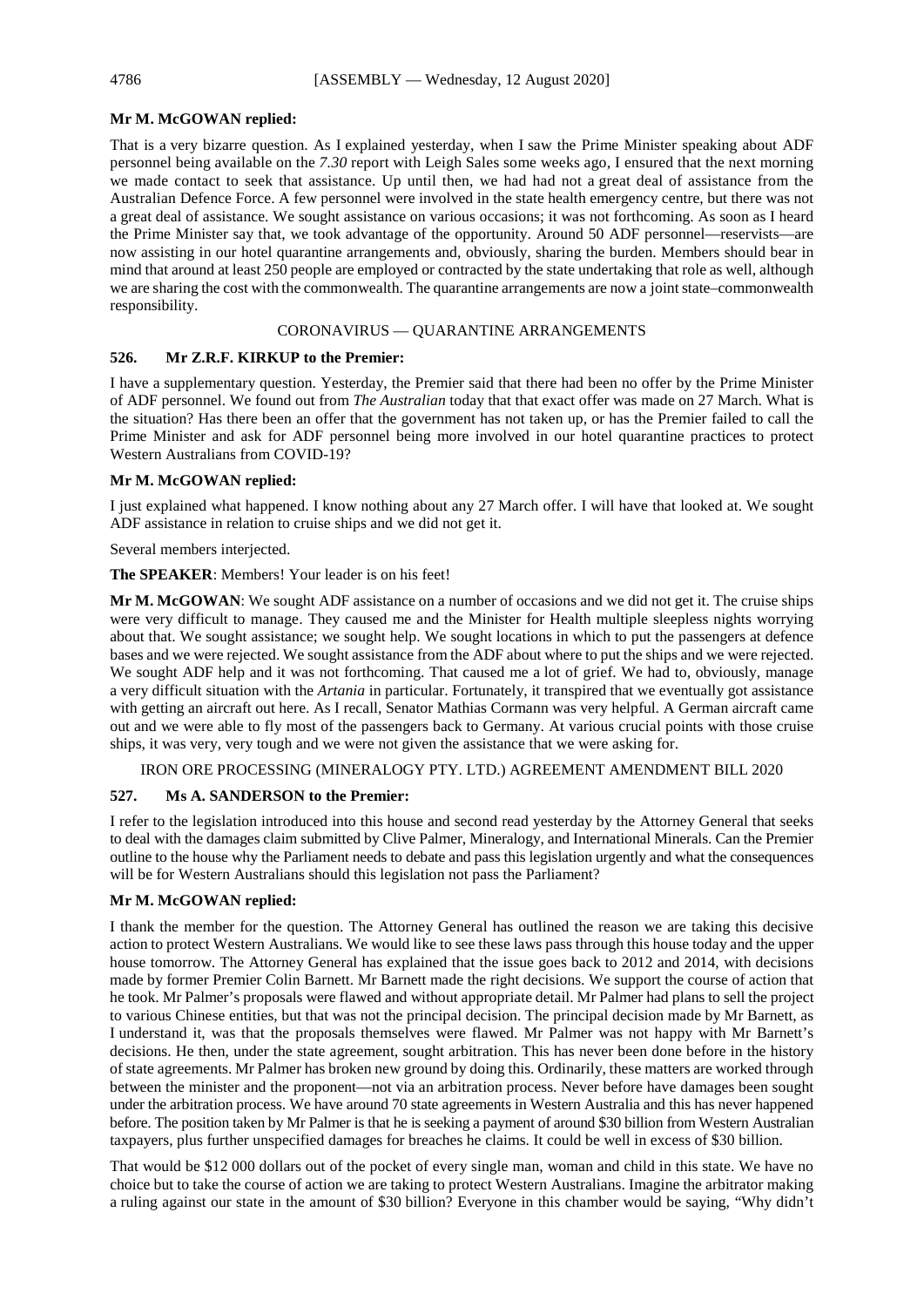**Mr M. McGOWAN replied:**

That is a very bizarre question. As I explained yesterday, when I saw the Prime Minister speaking about ADF personnel being available on the *7.30* report with Leigh Sales some weeks ago, I ensured that the next morning we made contact to seek that assistance. Up until then, we had had not a great deal of assistance from the Australian Defence Force. A few personnel were involved in the state health emergency centre, but there was not a great deal of assistance. We sought assistance on various occasions; it was not forthcoming. As soon as I heard the Prime Minister say that, we took advantage of the opportunity. Around 50 ADF personnel—reservists—are now assisting in our hotel quarantine arrangements and, obviously, sharing the burden. Members should bear in mind that around at least 250 people are employed or contracted by the state undertaking that role as well, although we are sharing the cost with the commonwealth. The quarantine arrangements are now a joint state–commonwealth responsibility.

CORONAVIRUS — QUARANTINE ARRANGEMENTS

### 526. Mr Z.R.F. KIRKUP to the Premier:

I have a supplementary question. Yesterday, the Premier said that there had been no offer by the Prime Minister of ADF personnel. We found out from *The Australian* today that that exact offer was made on 27 March. What is the situation? Has there been an offer that the government has not taken up, or has the Premier failed to call the Prime Minister and ask for ADF personnel being more involved in our hotel quarantine practices to protect Western Australians from COVID-19?

**Mr M. McGOWAN replied:**

I just explained what happened. I know nothing about any 27 March offer. I will have that looked at. We sought ADF assistance in relation to cruise ships and we did not get it.

Several members interjected.

**The SPEAKER**: Members! Your leader is on his feet!

**Mr M. McGOWAN**: We sought ADF assistance on a number of occasions and we did not get it. The cruise ships were very difficult to manage. They caused me and the Minister for Health multiple sleepless nights worrying about that. We sought assistance; we sought help. We sought locations in which to put the passengers at defence bases and we were rejected. We sought assistance from the ADF about where to put the ships and we were rejected. We sought ADF help and it was not forthcoming. That caused me a lot of grief. We had to, obviously, manage a very difficult situation with the *Artania* in particular. Fortunately, it transpired that we eventually got assistance with getting an aircraft out here. As I recall, Senator Mathias Cormann was very helpful. A German aircraft came out and we were able to fly most of the passengers back to Germany. At various crucial points with those cruise ships, it was very, very tough and we were not given the assistance that we were asking for.

IRON ORE PROCESSING (MINERALOGY PTY. LTD.) AGREEMENT AMENDMENT BILL 2020

### 527. Ms A. SANDERSON to the Premier:

I refer to the legislation introduced into this house and second read yesterday by the Attorney General that seeks to deal with the damages claim submitted by Clive Palmer, Mineralogy, and International Minerals. Can the Premier outline to the house why the Parliament needs to debate and pass this legislation urgently and what the consequences will be for Western Australians should this legislation not pass the Parliament?

**Mr M. McGOWAN replied:**

I thank the member for the question. The Attorney General has outlined the reason we are taking this decisive action to protect Western Australians. We would like to see these laws pass through this house today and the upper house tomorrow. The Attorney General has explained that the issue goes back to 2012 and 2014, with decisions made by former Premier Colin Barnett. Mr Barnett made the right decisions. We support the course of action that he took. Mr Palmer's proposals were flawed and without appropriate detail. Mr Palmer had plans to sell the project to various Chinese entities, but that was not the principal decision. The principal decision made by Mr Barnett, as I understand it, was that the proposals themselves were flawed. Mr Palmer was not happy with Mr Barnett's decisions. He then, under the state agreement, sought arbitration. This has never been done before in the history of state agreements. Mr Palmer has broken new ground by doing this. Ordinarily, these matters are worked through between the minister and the proponent—not via an arbitration process. Never before have damages been sought under the arbitration process. We have around 70 state agreements in Western Australia and this has never happened before. The position taken by Mr Palmer is that he is seeking a payment of around $30 billion from Western Australian taxpayers, plus further unspecified damages for breaches he claims. It could be well in excess of $30 billion.

That would be $12 000 dollars out of the pocket of every single man, woman and child in this state. We have no choice but to take the course of action we are taking to protect Western Australians. Imagine the arbitrator making a ruling against our state in the amount of $30 billion? Everyone in this chamber would be saying, "Why didn't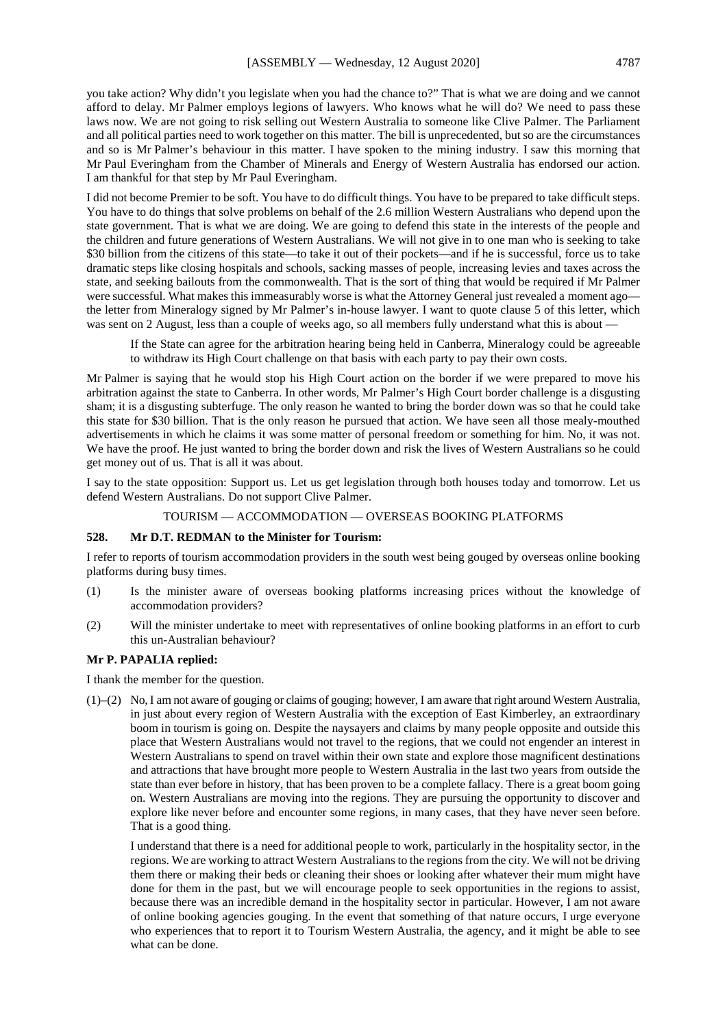you take action? Why didn't you legislate when you had the chance to?" That is what we are doing and we cannot afford to delay. Mr Palmer employs legions of lawyers. Who knows what he will do? We need to pass these laws now. We are not going to risk selling out Western Australia to someone like Clive Palmer. The Parliament and all political parties need to work together on this matter. The bill is unprecedented, but so are the circumstances and so is Mr Palmer's behaviour in this matter. I have spoken to the mining industry. I saw this morning that Mr Paul Everingham from the Chamber of Minerals and Energy of Western Australia has endorsed our action. I am thankful for that step by Mr Paul Everingham.

I did not become Premier to be soft. You have to do difficult things. You have to be prepared to take difficult steps. You have to do things that solve problems on behalf of the 2.6 million Western Australians who depend upon the state government. That is what we are doing. We are going to defend this state in the interests of the people and the children and future generations of Western Australians. We will not give in to one man who is seeking to take $30 billion from the citizens of this state—to take it out of their pockets—and if he is successful, force us to take dramatic steps like closing hospitals and schools, sacking masses of people, increasing levies and taxes across the state, and seeking bailouts from the commonwealth. That is the sort of thing that would be required if Mr Palmer were successful. What makes this immeasurably worse is what the Attorney General just revealed a moment ago—the letter from Mineralogy signed by Mr Palmer's in-house lawyer. I want to quote clause 5 of this letter, which was sent on 2 August, less than a couple of weeks ago, so all members fully understand what this is about —

> If the State can agree for the arbitration hearing being held in Canberra, Mineralogy could be agreeable to withdraw its High Court challenge on that basis with each party to pay their own costs.

Mr Palmer is saying that he would stop his High Court action on the border if we were prepared to move his arbitration against the state to Canberra. In other words, Mr Palmer's High Court border challenge is a disgusting sham; it is a disgusting subterfuge. The only reason he wanted to bring the border down was so that he could take this state for $30 billion. That is the only reason he pursued that action. We have seen all those mealy-mouthed advertisements in which he claims it was some matter of personal freedom or something for him. No, it was not. We have the proof. He just wanted to bring the border down and risk the lives of Western Australians so he could get money out of us. That is all it was about.

I say to the state opposition: Support us. Let us get legislation through both houses today and tomorrow. Let us defend Western Australians. Do not support Clive Palmer.

TOURISM — ACCOMMODATION — OVERSEAS BOOKING PLATFORMS

**528. Mr D.T. REDMAN to the Minister for Tourism:**

I refer to reports of tourism accommodation providers in the south west being gouged by overseas online booking platforms during busy times.

(1) Is the minister aware of overseas booking platforms increasing prices without the knowledge of accommodation providers?

(2) Will the minister undertake to meet with representatives of online booking platforms in an effort to curb this un-Australian behaviour?

**Mr P. PAPALIA replied:**

I thank the member for the question.

(1)–(2) No, I am not aware of gouging or claims of gouging; however, I am aware that right around Western Australia, in just about every region of Western Australia with the exception of East Kimberley, an extraordinary boom in tourism is going on. Despite the naysayers and claims by many people opposite and outside this place that Western Australians would not travel to the regions, that we could not engender an interest in Western Australians to spend on travel within their own state and explore those magnificent destinations and attractions that have brought more people to Western Australia in the last two years from outside the state than ever before in history, that has been proven to be a complete fallacy. There is a great boom going on. Western Australians are moving into the regions. They are pursuing the opportunity to discover and explore like never before and encounter some regions, in many cases, that they have never seen before. That is a good thing.

I understand that there is a need for additional people to work, particularly in the hospitality sector, in the regions. We are working to attract Western Australians to the regions from the city. We will not be driving them there or making their beds or cleaning their shoes or looking after whatever their mum might have done for them in the past, but we will encourage people to seek opportunities in the regions to assist, because there was an incredible demand in the hospitality sector in particular. However, I am not aware of online booking agencies gouging. In the event that something of that nature occurs, I urge everyone who experiences that to report it to Tourism Western Australia, the agency, and it might be able to see what can be done.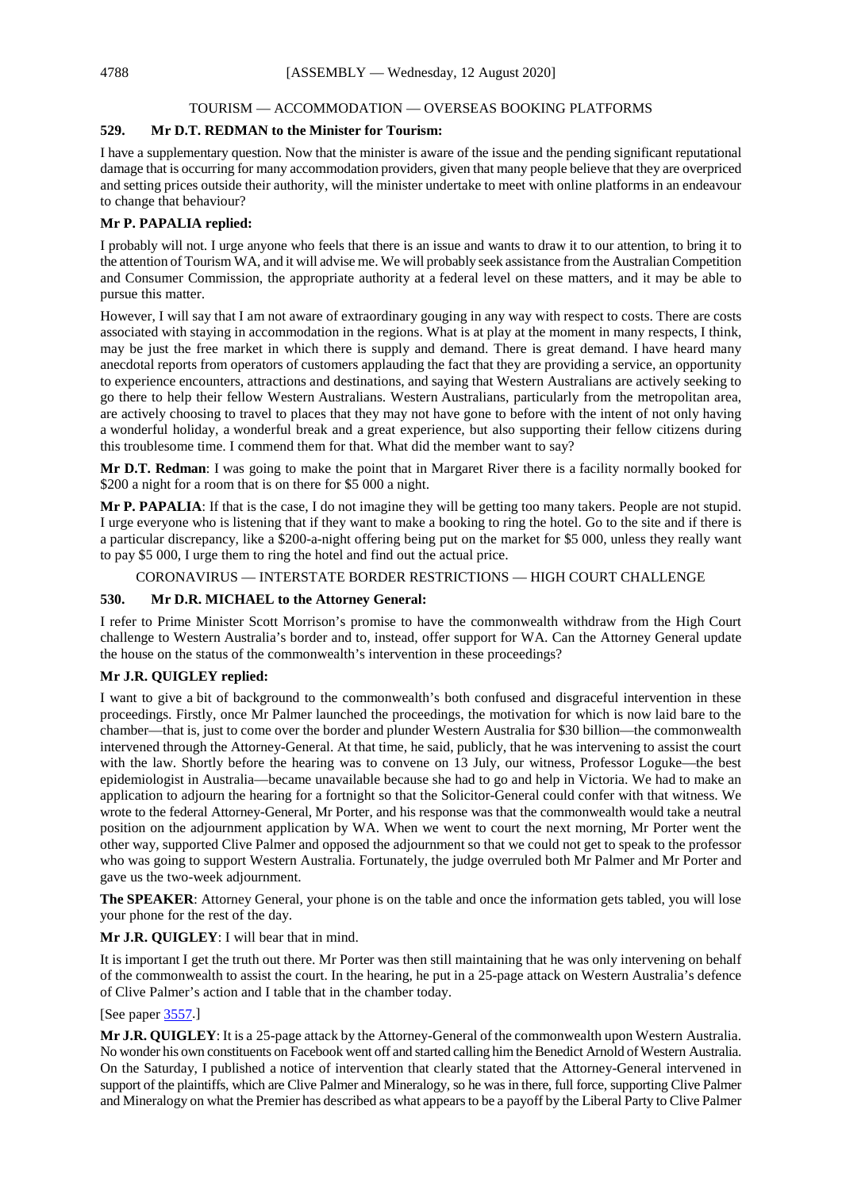TOURISM — ACCOMMODATION — OVERSEAS BOOKING PLATFORMS

**529. Mr D.T. REDMAN to the Minister for Tourism:**

I have a supplementary question. Now that the minister is aware of the issue and the pending significant reputational damage that is occurring for many accommodation providers, given that many people believe that they are overpriced and setting prices outside their authority, will the minister undertake to meet with online platforms in an endeavour to change that behaviour?

**Mr P. PAPALIA replied:**

I probably will not. I urge anyone who feels that there is an issue and wants to draw it to our attention, to bring it to the attention of Tourism WA, and it will advise me. We will probably seek assistance from the Australian Competition and Consumer Commission, the appropriate authority at a federal level on these matters, and it may be able to pursue this matter.

However, I will say that I am not aware of extraordinary gouging in any way with respect to costs. There are costs associated with staying in accommodation in the regions. What is at play at the moment in many respects, I think, may be just the free market in which there is supply and demand. There is great demand. I have heard many anecdotal reports from operators of customers applauding the fact that they are providing a service, an opportunity to experience encounters, attractions and destinations, and saying that Western Australians are actively seeking to go there to help their fellow Western Australians. Western Australians, particularly from the metropolitan area, are actively choosing to travel to places that they may not have gone to before with the intent of not only having a wonderful holiday, a wonderful break and a great experience, but also supporting their fellow citizens during this troublesome time. I commend them for that. What did the member want to say?

**Mr D.T. Redman**: I was going to make the point that in Margaret River there is a facility normally booked for $200 a night for a room that is on there for $5 000 a night.

**Mr P. PAPALIA**: If that is the case, I do not imagine they will be getting too many takers. People are not stupid. I urge everyone who is listening that if they want to make a booking to ring the hotel. Go to the site and if there is a particular discrepancy, like a $200-a-night offering being put on the market for $5 000, unless they really want to pay $5 000, I urge them to ring the hotel and find out the actual price.

CORONAVIRUS — INTERSTATE BORDER RESTRICTIONS — HIGH COURT CHALLENGE

**530. Mr D.R. MICHAEL to the Attorney General:**

I refer to Prime Minister Scott Morrison's promise to have the commonwealth withdraw from the High Court challenge to Western Australia's border and to, instead, offer support for WA. Can the Attorney General update the house on the status of the commonwealth's intervention in these proceedings?

**Mr J.R. QUIGLEY replied:**

I want to give a bit of background to the commonwealth's both confused and disgraceful intervention in these proceedings. Firstly, once Mr Palmer launched the proceedings, the motivation for which is now laid bare to the chamber—that is, just to come over the border and plunder Western Australia for $30 billion—the commonwealth intervened through the Attorney-General. At that time, he said, publicly, that he was intervening to assist the court with the law. Shortly before the hearing was to convene on 13 July, our witness, Professor Loguke—the best epidemiologist in Australia—became unavailable because she had to go and help in Victoria. We had to make an application to adjourn the hearing for a fortnight so that the Solicitor-General could confer with that witness. We wrote to the federal Attorney-General, Mr Porter, and his response was that the commonwealth would take a neutral position on the adjournment application by WA. When we went to court the next morning, Mr Porter went the other way, supported Clive Palmer and opposed the adjournment so that we could not get to speak to the professor who was going to support Western Australia. Fortunately, the judge overruled both Mr Palmer and Mr Porter and gave us the two-week adjournment.

**The SPEAKER**: Attorney General, your phone is on the table and once the information gets tabled, you will lose your phone for the rest of the day.

**Mr J.R. QUIGLEY**: I will bear that in mind.

It is important I get the truth out there. Mr Porter was then still maintaining that he was only intervening on behalf of the commonwealth to assist the court. In the hearing, he put in a 25-page attack on Western Australia's defence of Clive Palmer's action and I table that in the chamber today.

[See paper 3557.]

**Mr J.R. QUIGLEY**: It is a 25-page attack by the Attorney-General of the commonwealth upon Western Australia. No wonder his own constituents on Facebook went off and started calling him the Benedict Arnold of Western Australia. On the Saturday, I published a notice of intervention that clearly stated that the Attorney-General intervened in support of the plaintiffs, which are Clive Palmer and Mineralogy, so he was in there, full force, supporting Clive Palmer and Mineralogy on what the Premier has described as what appears to be a payoff by the Liberal Party to Clive Palmer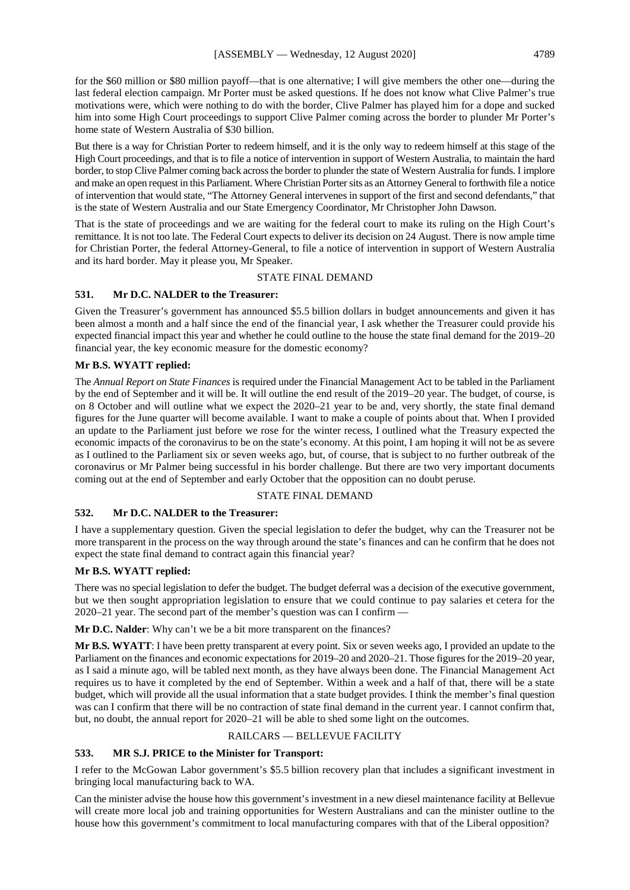for the $60 million or $80 million payoff—that is one alternative; I will give members the other one—during the last federal election campaign. Mr Porter must be asked questions. If he does not know what Clive Palmer's true motivations were, which were nothing to do with the border, Clive Palmer has played him for a dope and sucked him into some High Court proceedings to support Clive Palmer coming across the border to plunder Mr Porter's home state of Western Australia of $30 billion.

But there is a way for Christian Porter to redeem himself, and it is the only way to redeem himself at this stage of the High Court proceedings, and that is to file a notice of intervention in support of Western Australia, to maintain the hard border, to stop Clive Palmer coming back across the border to plunder the state of Western Australia for funds. I implore and make an open request in this Parliament. Where Christian Porter sits as an Attorney General to forthwith file a notice of intervention that would state, "The Attorney General intervenes in support of the first and second defendants," that is the state of Western Australia and our State Emergency Coordinator, Mr Christopher John Dawson.

That is the state of proceedings and we are waiting for the federal court to make its ruling on the High Court's remittance. It is not too late. The Federal Court expects to deliver its decision on 24 August. There is now ample time for Christian Porter, the federal Attorney-General, to file a notice of intervention in support of Western Australia and its hard border. May it please you, Mr Speaker.

STATE FINAL DEMAND

**531. Mr D.C. NALDER to the Treasurer:**

Given the Treasurer's government has announced $5.5 billion dollars in budget announcements and given it has been almost a month and a half since the end of the financial year, I ask whether the Treasurer could provide his expected financial impact this year and whether he could outline to the house the state final demand for the 2019–20 financial year, the key economic measure for the domestic economy?

**Mr B.S. WYATT replied:**

The *Annual Report on State Finances* is required under the Financial Management Act to be tabled in the Parliament by the end of September and it will be. It will outline the end result of the 2019–20 year. The budget, of course, is on 8 October and will outline what we expect the 2020–21 year to be and, very shortly, the state final demand figures for the June quarter will become available. I want to make a couple of points about that. When I provided an update to the Parliament just before we rose for the winter recess, I outlined what the Treasury expected the economic impacts of the coronavirus to be on the state's economy. At this point, I am hoping it will not be as severe as I outlined to the Parliament six or seven weeks ago, but, of course, that is subject to no further outbreak of the coronavirus or Mr Palmer being successful in his border challenge. But there are two very important documents coming out at the end of September and early October that the opposition can no doubt peruse.

STATE FINAL DEMAND

**532. Mr D.C. NALDER to the Treasurer:**

I have a supplementary question. Given the special legislation to defer the budget, why can the Treasurer not be more transparent in the process on the way through around the state's finances and can he confirm that he does not expect the state final demand to contract again this financial year?

**Mr B.S. WYATT replied:**

There was no special legislation to defer the budget. The budget deferral was a decision of the executive government, but we then sought appropriation legislation to ensure that we could continue to pay salaries et cetera for the 2020–21 year. The second part of the member's question was can I confirm —

**Mr D.C. Nalder**: Why can't we be a bit more transparent on the finances?

**Mr B.S. WYATT**: I have been pretty transparent at every point. Six or seven weeks ago, I provided an update to the Parliament on the finances and economic expectations for 2019–20 and 2020–21. Those figures for the 2019–20 year, as I said a minute ago, will be tabled next month, as they have always been done. The Financial Management Act requires us to have it completed by the end of September. Within a week and a half of that, there will be a state budget, which will provide all the usual information that a state budget provides. I think the member's final question was can I confirm that there will be no contraction of state final demand in the current year. I cannot confirm that, but, no doubt, the annual report for 2020–21 will be able to shed some light on the outcomes.

RAILCARS — BELLEVUE FACILITY

**533. MR S.J. PRICE to the Minister for Transport:**

I refer to the McGowan Labor government's $5.5 billion recovery plan that includes a significant investment in bringing local manufacturing back to WA.

Can the minister advise the house how this government's investment in a new diesel maintenance facility at Bellevue will create more local job and training opportunities for Western Australians and can the minister outline to the house how this government's commitment to local manufacturing compares with that of the Liberal opposition?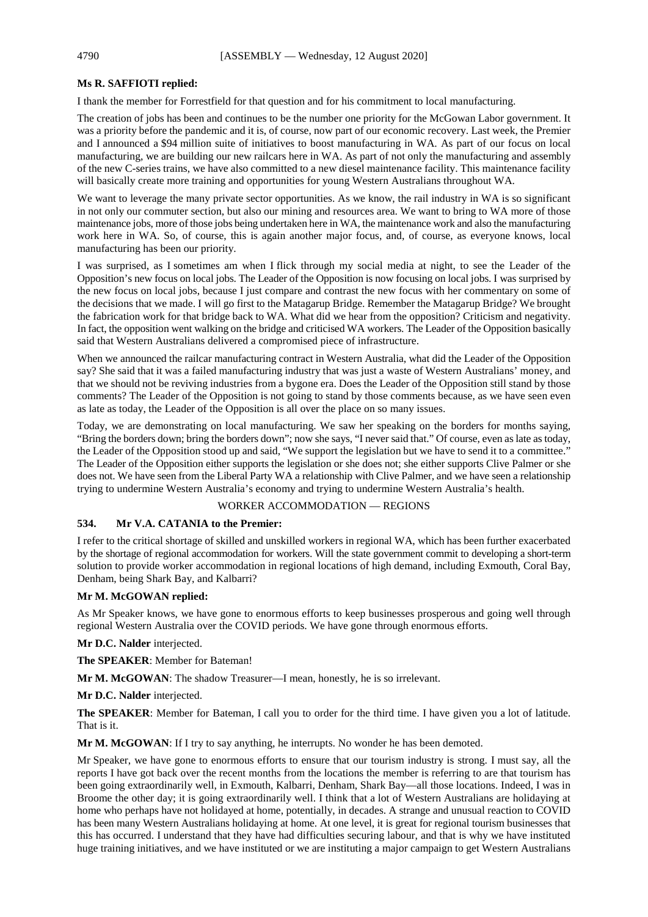**Ms R. SAFFIOTI replied:**

I thank the member for Forrestfield for that question and for his commitment to local manufacturing.

The creation of jobs has been and continues to be the number one priority for the McGowan Labor government. It was a priority before the pandemic and it is, of course, now part of our economic recovery. Last week, the Premier and I announced a $94 million suite of initiatives to boost manufacturing in WA. As part of our focus on local manufacturing, we are building our new railcars here in WA. As part of not only the manufacturing and assembly of the new C-series trains, we have also committed to a new diesel maintenance facility. This maintenance facility will basically create more training and opportunities for young Western Australians throughout WA.

We want to leverage the many private sector opportunities. As we know, the rail industry in WA is so significant in not only our commuter section, but also our mining and resources area. We want to bring to WA more of those maintenance jobs, more of those jobs being undertaken here in WA, the maintenance work and also the manufacturing work here in WA. So, of course, this is again another major focus, and, of course, as everyone knows, local manufacturing has been our priority.

I was surprised, as I sometimes am when I flick through my social media at night, to see the Leader of the Opposition's new focus on local jobs. The Leader of the Opposition is now focusing on local jobs. I was surprised by the new focus on local jobs, because I just compare and contrast the new focus with her commentary on some of the decisions that we made. I will go first to the Matagarup Bridge. Remember the Matagarup Bridge? We brought the fabrication work for that bridge back to WA. What did we hear from the opposition? Criticism and negativity. In fact, the opposition went walking on the bridge and criticised WA workers. The Leader of the Opposition basically said that Western Australians delivered a compromised piece of infrastructure.

When we announced the railcar manufacturing contract in Western Australia, what did the Leader of the Opposition say? She said that it was a failed manufacturing industry that was just a waste of Western Australians' money, and that we should not be reviving industries from a bygone era. Does the Leader of the Opposition still stand by those comments? The Leader of the Opposition is not going to stand by those comments because, as we have seen even as late as today, the Leader of the Opposition is all over the place on so many issues.

Today, we are demonstrating on local manufacturing. We saw her speaking on the borders for months saying, "Bring the borders down; bring the borders down"; now she says, "I never said that." Of course, even as late as today, the Leader of the Opposition stood up and said, "We support the legislation but we have to send it to a committee." The Leader of the Opposition either supports the legislation or she does not; she either supports Clive Palmer or she does not. We have seen from the Liberal Party WA a relationship with Clive Palmer, and we have seen a relationship trying to undermine Western Australia's economy and trying to undermine Western Australia's health.

## WORKER ACCOMMODATION — REGIONS

**534. Mr V.A. CATANIA to the Premier:**

I refer to the critical shortage of skilled and unskilled workers in regional WA, which has been further exacerbated by the shortage of regional accommodation for workers. Will the state government commit to developing a short-term solution to provide worker accommodation in regional locations of high demand, including Exmouth, Coral Bay, Denham, being Shark Bay, and Kalbarri?

**Mr M. McGOWAN replied:**

As Mr Speaker knows, we have gone to enormous efforts to keep businesses prosperous and going well through regional Western Australia over the COVID periods. We have gone through enormous efforts.

**Mr D.C. Nalder** interjected.

**The SPEAKER**: Member for Bateman!

**Mr M. McGOWAN**: The shadow Treasurer—I mean, honestly, he is so irrelevant.

**Mr D.C. Nalder** interjected.

**The SPEAKER**: Member for Bateman, I call you to order for the third time. I have given you a lot of latitude. That is it.

**Mr M. McGOWAN**: If I try to say anything, he interrupts. No wonder he has been demoted.

Mr Speaker, we have gone to enormous efforts to ensure that our tourism industry is strong. I must say, all the reports I have got back over the recent months from the locations the member is referring to are that tourism has been going extraordinarily well, in Exmouth, Kalbarri, Denham, Shark Bay—all those locations. Indeed, I was in Broome the other day; it is going extraordinarily well. I think that a lot of Western Australians are holidaying at home who perhaps have not holidayed at home, potentially, in decades. A strange and unusual reaction to COVID has been many Western Australians holidaying at home. At one level, it is great for regional tourism businesses that this has occurred. I understand that they have had difficulties securing labour, and that is why we have instituted huge training initiatives, and we have instituted or we are instituting a major campaign to get Western Australians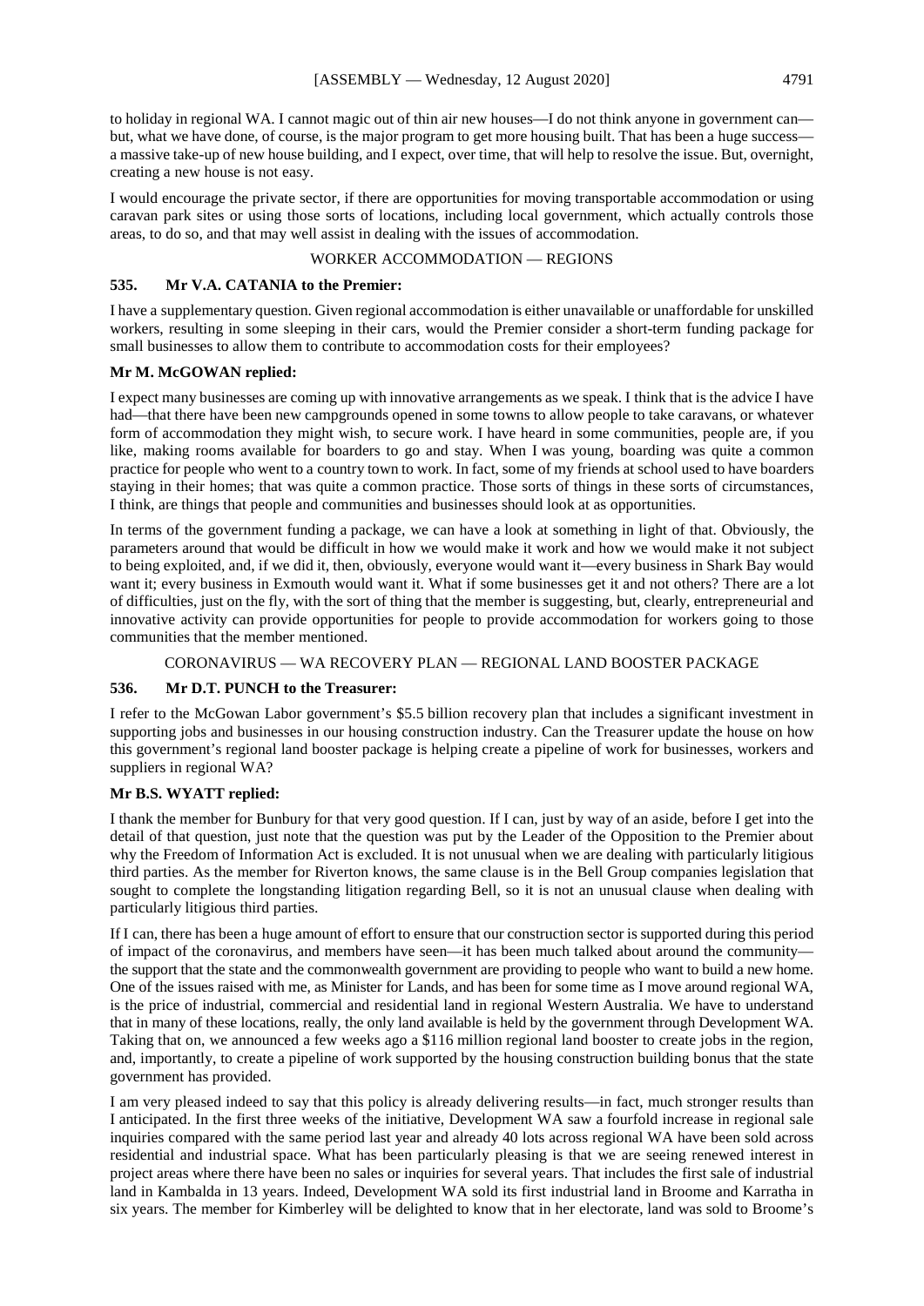to holiday in regional WA. I cannot magic out of thin air new houses—I do not think anyone in government can—but, what we have done, of course, is the major program to get more housing built. That has been a huge success—a massive take-up of new house building, and I expect, over time, that will help to resolve the issue. But, overnight, creating a new house is not easy.

I would encourage the private sector, if there are opportunities for moving transportable accommodation or using caravan park sites or using those sorts of locations, including local government, which actually controls those areas, to do so, and that may well assist in dealing with the issues of accommodation.

WORKER ACCOMMODATION — REGIONS

**535. Mr V.A. CATANIA to the Premier:**

I have a supplementary question. Given regional accommodation is either unavailable or unaffordable for unskilled workers, resulting in some sleeping in their cars, would the Premier consider a short-term funding package for small businesses to allow them to contribute to accommodation costs for their employees?

**Mr M. McGOWAN replied:**

I expect many businesses are coming up with innovative arrangements as we speak. I think that is the advice I have had—that there have been new campgrounds opened in some towns to allow people to take caravans, or whatever form of accommodation they might wish, to secure work. I have heard in some communities, people are, if you like, making rooms available for boarders to go and stay. When I was young, boarding was quite a common practice for people who went to a country town to work. In fact, some of my friends at school used to have boarders staying in their homes; that was quite a common practice. Those sorts of things in these sorts of circumstances, I think, are things that people and communities and businesses should look at as opportunities.

In terms of the government funding a package, we can have a look at something in light of that. Obviously, the parameters around that would be difficult in how we would make it work and how we would make it not subject to being exploited, and, if we did it, then, obviously, everyone would want it—every business in Shark Bay would want it; every business in Exmouth would want it. What if some businesses get it and not others? There are a lot of difficulties, just on the fly, with the sort of thing that the member is suggesting, but, clearly, entrepreneurial and innovative activity can provide opportunities for people to provide accommodation for workers going to those communities that the member mentioned.

CORONAVIRUS — WA RECOVERY PLAN — REGIONAL LAND BOOSTER PACKAGE

**536. Mr D.T. PUNCH to the Treasurer:**

I refer to the McGowan Labor government's $5.5 billion recovery plan that includes a significant investment in supporting jobs and businesses in our housing construction industry. Can the Treasurer update the house on how this government's regional land booster package is helping create a pipeline of work for businesses, workers and suppliers in regional WA?

**Mr B.S. WYATT replied:**

I thank the member for Bunbury for that very good question. If I can, just by way of an aside, before I get into the detail of that question, just note that the question was put by the Leader of the Opposition to the Premier about why the Freedom of Information Act is excluded. It is not unusual when we are dealing with particularly litigious third parties. As the member for Riverton knows, the same clause is in the Bell Group companies legislation that sought to complete the longstanding litigation regarding Bell, so it is not an unusual clause when dealing with particularly litigious third parties.

If I can, there has been a huge amount of effort to ensure that our construction sector is supported during this period of impact of the coronavirus, and members have seen—it has been much talked about around the community—the support that the state and the commonwealth government are providing to people who want to build a new home. One of the issues raised with me, as Minister for Lands, and has been for some time as I move around regional WA, is the price of industrial, commercial and residential land in regional Western Australia. We have to understand that in many of these locations, really, the only land available is held by the government through Development WA. Taking that on, we announced a few weeks ago a $116 million regional land booster to create jobs in the region, and, importantly, to create a pipeline of work supported by the housing construction building bonus that the state government has provided.

I am very pleased indeed to say that this policy is already delivering results—in fact, much stronger results than I anticipated. In the first three weeks of the initiative, Development WA saw a fourfold increase in regional sale inquiries compared with the same period last year and already 40 lots across regional WA have been sold across residential and industrial space. What has been particularly pleasing is that we are seeing renewed interest in project areas where there have been no sales or inquiries for several years. That includes the first sale of industrial land in Kambalda in 13 years. Indeed, Development WA sold its first industrial land in Broome and Karratha in six years. The member for Kimberley will be delighted to know that in her electorate, land was sold to Broome's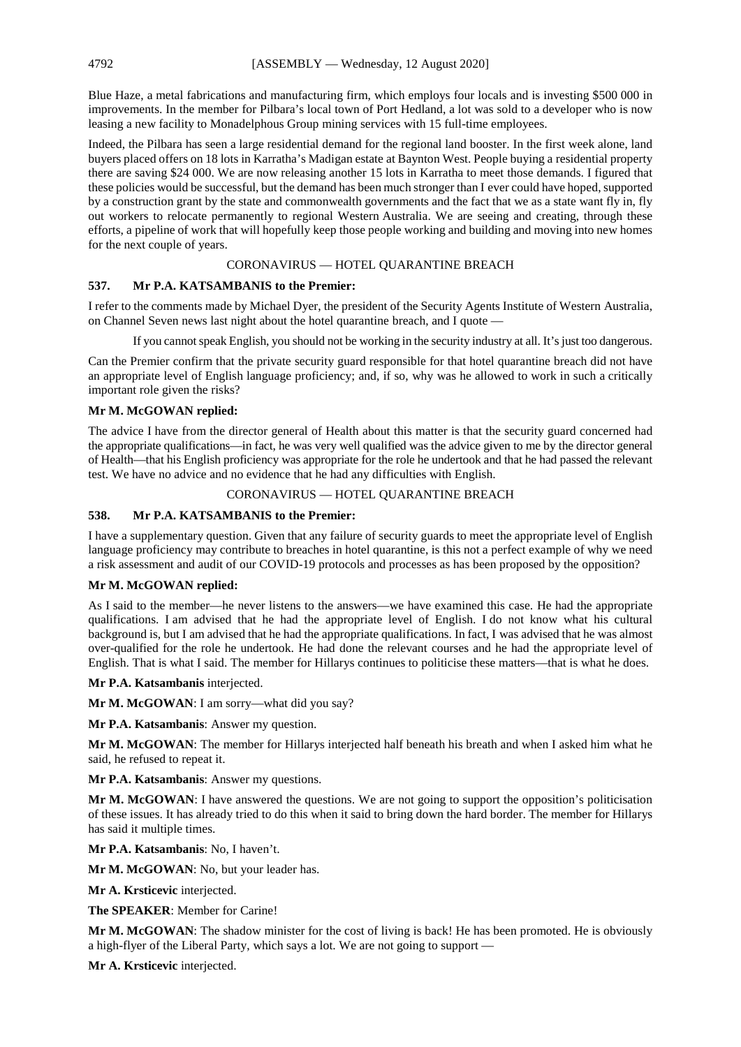Blue Haze, a metal fabrications and manufacturing firm, which employs four locals and is investing $500 000 in improvements. In the member for Pilbara's local town of Port Hedland, a lot was sold to a developer who is now leasing a new facility to Monadelphous Group mining services with 15 full-time employees.

Indeed, the Pilbara has seen a large residential demand for the regional land booster. In the first week alone, land buyers placed offers on 18 lots in Karratha's Madigan estate at Baynton West. People buying a residential property there are saving $24 000. We are now releasing another 15 lots in Karratha to meet those demands. I figured that these policies would be successful, but the demand has been much stronger than I ever could have hoped, supported by a construction grant by the state and commonwealth governments and the fact that we as a state want fly in, fly out workers to relocate permanently to regional Western Australia. We are seeing and creating, through these efforts, a pipeline of work that will hopefully keep those people working and building and moving into new homes for the next couple of years.

## CORONAVIRUS — HOTEL QUARANTINE BREACH

### 537. Mr P.A. KATSAMBANIS to the Premier:

I refer to the comments made by Michael Dyer, the president of the Security Agents Institute of Western Australia, on Channel Seven news last night about the hotel quarantine breach, and I quote —

> If you cannot speak English, you should not be working in the security industry at all. It's just too dangerous.

Can the Premier confirm that the private security guard responsible for that hotel quarantine breach did not have an appropriate level of English language proficiency; and, if so, why was he allowed to work in such a critically important role given the risks?

**Mr M. McGOWAN replied:**

The advice I have from the director general of Health about this matter is that the security guard concerned had the appropriate qualifications—in fact, he was very well qualified was the advice given to me by the director general of Health—that his English proficiency was appropriate for the role he undertook and that he had passed the relevant test. We have no advice and no evidence that he had any difficulties with English.

## CORONAVIRUS — HOTEL QUARANTINE BREACH

### 538. Mr P.A. KATSAMBANIS to the Premier:

I have a supplementary question. Given that any failure of security guards to meet the appropriate level of English language proficiency may contribute to breaches in hotel quarantine, is this not a perfect example of why we need a risk assessment and audit of our COVID-19 protocols and processes as has been proposed by the opposition?

**Mr M. McGOWAN replied:**

As I said to the member—he never listens to the answers—we have examined this case. He had the appropriate qualifications. I am advised that he had the appropriate level of English. I do not know what his cultural background is, but I am advised that he had the appropriate qualifications. In fact, I was advised that he was almost over-qualified for the role he undertook. He had done the relevant courses and he had the appropriate level of English. That is what I said. The member for Hillarys continues to politicise these matters—that is what he does.

**Mr P.A. Katsambanis** interjected.

**Mr M. McGOWAN**: I am sorry—what did you say?

**Mr P.A. Katsambanis**: Answer my question.

**Mr M. McGOWAN**: The member for Hillarys interjected half beneath his breath and when I asked him what he said, he refused to repeat it.

**Mr P.A. Katsambanis**: Answer my questions.

**Mr M. McGOWAN**: I have answered the questions. We are not going to support the opposition's politicisation of these issues. It has already tried to do this when it said to bring down the hard border. The member for Hillarys has said it multiple times.

**Mr P.A. Katsambanis**: No, I haven't.

**Mr M. McGOWAN**: No, but your leader has.

**Mr A. Krsticevic** interjected.

**The SPEAKER**: Member for Carine!

**Mr M. McGOWAN**: The shadow minister for the cost of living is back! He has been promoted. He is obviously a high-flyer of the Liberal Party, which says a lot. We are not going to support —

**Mr A. Krsticevic** interjected.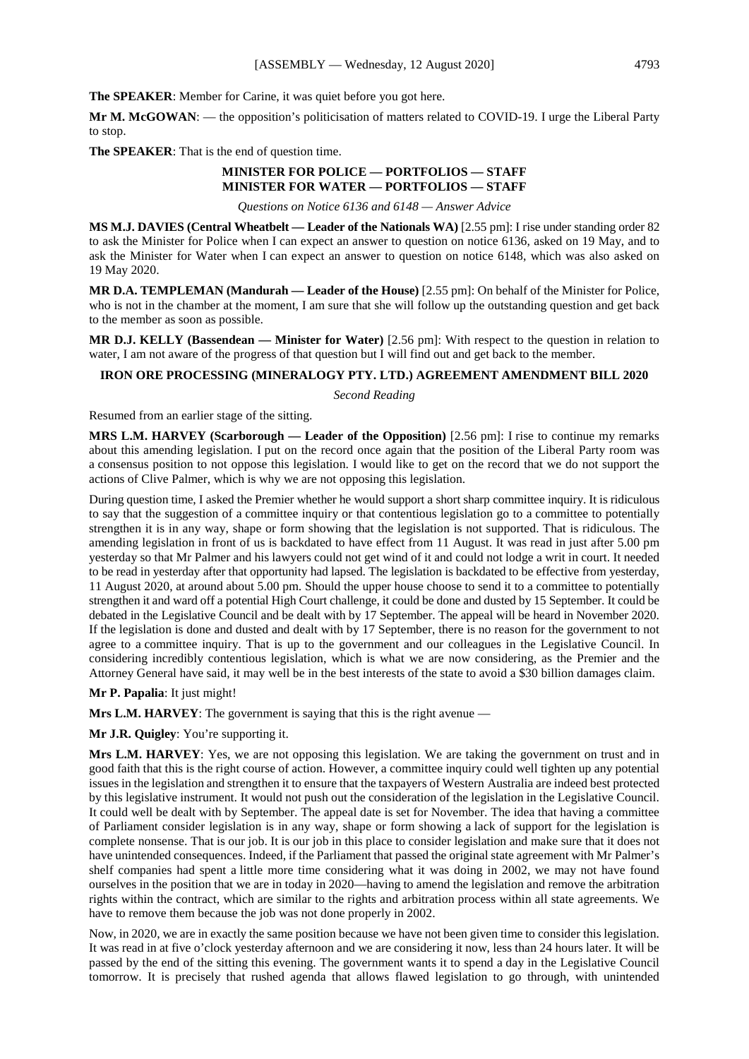**The SPEAKER**: Member for Carine, it was quiet before you got here.

**Mr M. McGOWAN**: — the opposition's politicisation of matters related to COVID-19. I urge the Liberal Party to stop.

**The SPEAKER**: That is the end of question time.

## MINISTER FOR POLICE — PORTFOLIOS — STAFF
## MINISTER FOR WATER — PORTFOLIOS — STAFF

*Questions on Notice 6136 and 6148 — Answer Advice*

**MS M.J. DAVIES (Central Wheatbelt — Leader of the Nationals WA)** [2.55 pm]: I rise under standing order 82 to ask the Minister for Police when I can expect an answer to question on notice 6136, asked on 19 May, and to ask the Minister for Water when I can expect an answer to question on notice 6148, which was also asked on 19 May 2020.

**MR D.A. TEMPLEMAN (Mandurah — Leader of the House)** [2.55 pm]: On behalf of the Minister for Police, who is not in the chamber at the moment, I am sure that she will follow up the outstanding question and get back to the member as soon as possible.

**MR D.J. KELLY (Bassendean — Minister for Water)** [2.56 pm]: With respect to the question in relation to water, I am not aware of the progress of that question but I will find out and get back to the member.

## IRON ORE PROCESSING (MINERALOGY PTY. LTD.) AGREEMENT AMENDMENT BILL 2020

*Second Reading*

Resumed from an earlier stage of the sitting.

**MRS L.M. HARVEY (Scarborough — Leader of the Opposition)** [2.56 pm]: I rise to continue my remarks about this amending legislation. I put on the record once again that the position of the Liberal Party room was a consensus position to not oppose this legislation. I would like to get on the record that we do not support the actions of Clive Palmer, which is why we are not opposing this legislation.

During question time, I asked the Premier whether he would support a short sharp committee inquiry. It is ridiculous to say that the suggestion of a committee inquiry or that contentious legislation go to a committee to potentially strengthen it is in any way, shape or form showing that the legislation is not supported. That is ridiculous. The amending legislation in front of us is backdated to have effect from 11 August. It was read in just after 5.00 pm yesterday so that Mr Palmer and his lawyers could not get wind of it and could not lodge a writ in court. It needed to be read in yesterday after that opportunity had lapsed. The legislation is backdated to be effective from yesterday, 11 August 2020, at around about 5.00 pm. Should the upper house choose to send it to a committee to potentially strengthen it and ward off a potential High Court challenge, it could be done and dusted by 15 September. It could be debated in the Legislative Council and be dealt with by 17 September. The appeal will be heard in November 2020. If the legislation is done and dusted and dealt with by 17 September, there is no reason for the government to not agree to a committee inquiry. That is up to the government and our colleagues in the Legislative Council. In considering incredibly contentious legislation, which is what we are now considering, as the Premier and the Attorney General have said, it may well be in the best interests of the state to avoid a $30 billion damages claim.

**Mr P. Papalia**: It just might!

**Mrs L.M. HARVEY**: The government is saying that this is the right avenue —

**Mr J.R. Quigley**: You're supporting it.

**Mrs L.M. HARVEY**: Yes, we are not opposing this legislation. We are taking the government on trust and in good faith that this is the right course of action. However, a committee inquiry could well tighten up any potential issues in the legislation and strengthen it to ensure that the taxpayers of Western Australia are indeed best protected by this legislative instrument. It would not push out the consideration of the legislation in the Legislative Council. It could well be dealt with by September. The appeal date is set for November. The idea that having a committee of Parliament consider legislation is in any way, shape or form showing a lack of support for the legislation is complete nonsense. That is our job. It is our job in this place to consider legislation and make sure that it does not have unintended consequences. Indeed, if the Parliament that passed the original state agreement with Mr Palmer's shelf companies had spent a little more time considering what it was doing in 2002, we may not have found ourselves in the position that we are in today in 2020—having to amend the legislation and remove the arbitration rights within the contract, which are similar to the rights and arbitration process within all state agreements. We have to remove them because the job was not done properly in 2002.

Now, in 2020, we are in exactly the same position because we have not been given time to consider this legislation. It was read in at five o'clock yesterday afternoon and we are considering it now, less than 24 hours later. It will be passed by the end of the sitting this evening. The government wants it to spend a day in the Legislative Council tomorrow. It is precisely that rushed agenda that allows flawed legislation to go through, with unintended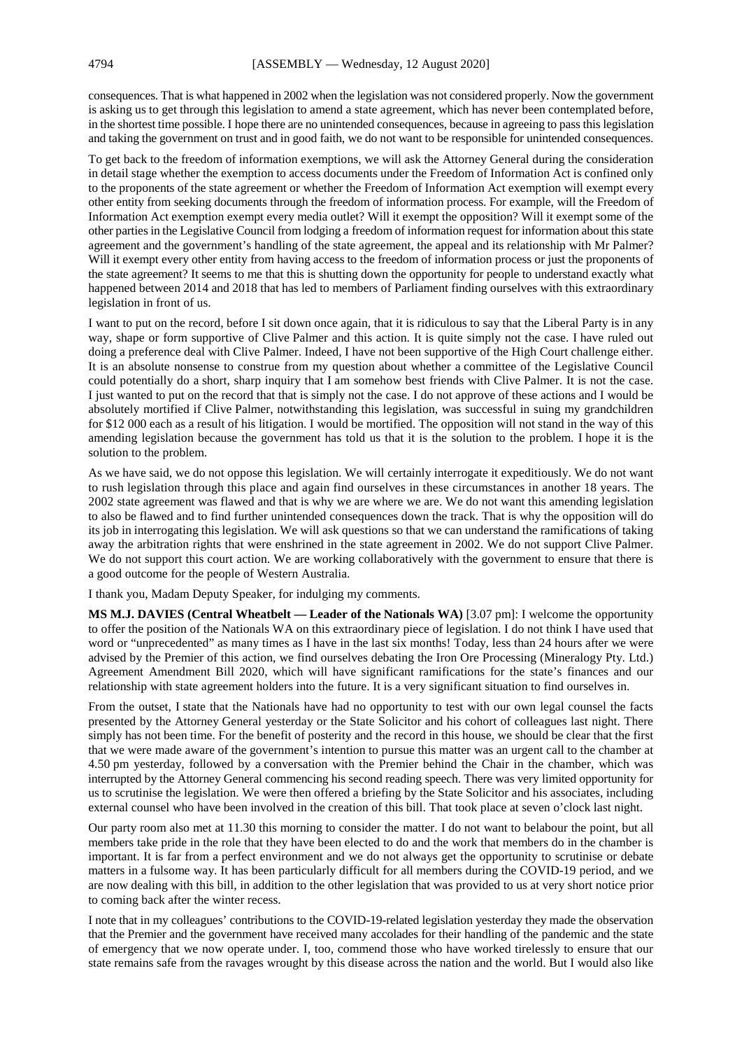consequences. That is what happened in 2002 when the legislation was not considered properly. Now the government is asking us to get through this legislation to amend a state agreement, which has never been contemplated before, in the shortest time possible. I hope there are no unintended consequences, because in agreeing to pass this legislation and taking the government on trust and in good faith, we do not want to be responsible for unintended consequences.

To get back to the freedom of information exemptions, we will ask the Attorney General during the consideration in detail stage whether the exemption to access documents under the Freedom of Information Act is confined only to the proponents of the state agreement or whether the Freedom of Information Act exemption will exempt every other entity from seeking documents through the freedom of information process. For example, will the Freedom of Information Act exemption exempt every media outlet? Will it exempt the opposition? Will it exempt some of the other parties in the Legislative Council from lodging a freedom of information request for information about this state agreement and the government's handling of the state agreement, the appeal and its relationship with Mr Palmer? Will it exempt every other entity from having access to the freedom of information process or just the proponents of the state agreement? It seems to me that this is shutting down the opportunity for people to understand exactly what happened between 2014 and 2018 that has led to members of Parliament finding ourselves with this extraordinary legislation in front of us.

I want to put on the record, before I sit down once again, that it is ridiculous to say that the Liberal Party is in any way, shape or form supportive of Clive Palmer and this action. It is quite simply not the case. I have ruled out doing a preference deal with Clive Palmer. Indeed, I have not been supportive of the High Court challenge either. It is an absolute nonsense to construe from my question about whether a committee of the Legislative Council could potentially do a short, sharp inquiry that I am somehow best friends with Clive Palmer. It is not the case. I just wanted to put on the record that that is simply not the case. I do not approve of these actions and I would be absolutely mortified if Clive Palmer, notwithstanding this legislation, was successful in suing my grandchildren for $12 000 each as a result of his litigation. I would be mortified. The opposition will not stand in the way of this amending legislation because the government has told us that it is the solution to the problem. I hope it is the solution to the problem.

As we have said, we do not oppose this legislation. We will certainly interrogate it expeditiously. We do not want to rush legislation through this place and again find ourselves in these circumstances in another 18 years. The 2002 state agreement was flawed and that is why we are where we are. We do not want this amending legislation to also be flawed and to find further unintended consequences down the track. That is why the opposition will do its job in interrogating this legislation. We will ask questions so that we can understand the ramifications of taking away the arbitration rights that were enshrined in the state agreement in 2002. We do not support Clive Palmer. We do not support this court action. We are working collaboratively with the government to ensure that there is a good outcome for the people of Western Australia.

I thank you, Madam Deputy Speaker, for indulging my comments.

**MS M.J. DAVIES (Central Wheatbelt — Leader of the Nationals WA)** [3.07 pm]: I welcome the opportunity to offer the position of the Nationals WA on this extraordinary piece of legislation. I do not think I have used that word or "unprecedented" as many times as I have in the last six months! Today, less than 24 hours after we were advised by the Premier of this action, we find ourselves debating the Iron Ore Processing (Mineralogy Pty. Ltd.) Agreement Amendment Bill 2020, which will have significant ramifications for the state's finances and our relationship with state agreement holders into the future. It is a very significant situation to find ourselves in.

From the outset, I state that the Nationals have had no opportunity to test with our own legal counsel the facts presented by the Attorney General yesterday or the State Solicitor and his cohort of colleagues last night. There simply has not been time. For the benefit of posterity and the record in this house, we should be clear that the first that we were made aware of the government's intention to pursue this matter was an urgent call to the chamber at 4.50 pm yesterday, followed by a conversation with the Premier behind the Chair in the chamber, which was interrupted by the Attorney General commencing his second reading speech. There was very limited opportunity for us to scrutinise the legislation. We were then offered a briefing by the State Solicitor and his associates, including external counsel who have been involved in the creation of this bill. That took place at seven o'clock last night.

Our party room also met at 11.30 this morning to consider the matter. I do not want to belabour the point, but all members take pride in the role that they have been elected to do and the work that members do in the chamber is important. It is far from a perfect environment and we do not always get the opportunity to scrutinise or debate matters in a fulsome way. It has been particularly difficult for all members during the COVID-19 period, and we are now dealing with this bill, in addition to the other legislation that was provided to us at very short notice prior to coming back after the winter recess.

I note that in my colleagues' contributions to the COVID-19-related legislation yesterday they made the observation that the Premier and the government have received many accolades for their handling of the pandemic and the state of emergency that we now operate under. I, too, commend those who have worked tirelessly to ensure that our state remains safe from the ravages wrought by this disease across the nation and the world. But I would also like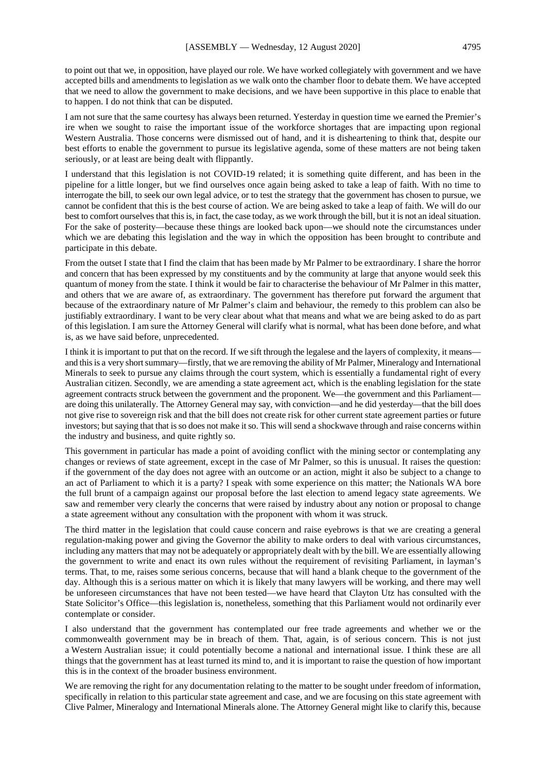to point out that we, in opposition, have played our role. We have worked collegiately with government and we have accepted bills and amendments to legislation as we walk onto the chamber floor to debate them. We have accepted that we need to allow the government to make decisions, and we have been supportive in this place to enable that to happen. I do not think that can be disputed.

I am not sure that the same courtesy has always been returned. Yesterday in question time we earned the Premier's ire when we sought to raise the important issue of the workforce shortages that are impacting upon regional Western Australia. Those concerns were dismissed out of hand, and it is disheartening to think that, despite our best efforts to enable the government to pursue its legislative agenda, some of these matters are not being taken seriously, or at least are being dealt with flippantly.

I understand that this legislation is not COVID-19 related; it is something quite different, and has been in the pipeline for a little longer, but we find ourselves once again being asked to take a leap of faith. With no time to interrogate the bill, to seek our own legal advice, or to test the strategy that the government has chosen to pursue, we cannot be confident that this is the best course of action. We are being asked to take a leap of faith. We will do our best to comfort ourselves that this is, in fact, the case today, as we work through the bill, but it is not an ideal situation. For the sake of posterity—because these things are looked back upon—we should note the circumstances under which we are debating this legislation and the way in which the opposition has been brought to contribute and participate in this debate.

From the outset I state that I find the claim that has been made by Mr Palmer to be extraordinary. I share the horror and concern that has been expressed by my constituents and by the community at large that anyone would seek this quantum of money from the state. I think it would be fair to characterise the behaviour of Mr Palmer in this matter, and others that we are aware of, as extraordinary. The government has therefore put forward the argument that because of the extraordinary nature of Mr Palmer's claim and behaviour, the remedy to this problem can also be justifiably extraordinary. I want to be very clear about what that means and what we are being asked to do as part of this legislation. I am sure the Attorney General will clarify what is normal, what has been done before, and what is, as we have said before, unprecedented.

I think it is important to put that on the record. If we sift through the legalese and the layers of complexity, it means—and this is a very short summary—firstly, that we are removing the ability of Mr Palmer, Mineralogy and International Minerals to seek to pursue any claims through the court system, which is essentially a fundamental right of every Australian citizen. Secondly, we are amending a state agreement act, which is the enabling legislation for the state agreement contracts struck between the government and the proponent. We—the government and this Parliament—are doing this unilaterally. The Attorney General may say, with conviction—and he did yesterday—that the bill does not give rise to sovereign risk and that the bill does not create risk for other current state agreement parties or future investors; but saying that that is so does not make it so. This will send a shockwave through and raise concerns within the industry and business, and quite rightly so.

This government in particular has made a point of avoiding conflict with the mining sector or contemplating any changes or reviews of state agreement, except in the case of Mr Palmer, so this is unusual. It raises the question: if the government of the day does not agree with an outcome or an action, might it also be subject to a change to an act of Parliament to which it is a party? I speak with some experience on this matter; the Nationals WA bore the full brunt of a campaign against our proposal before the last election to amend legacy state agreements. We saw and remember very clearly the concerns that were raised by industry about any notion or proposal to change a state agreement without any consultation with the proponent with whom it was struck.

The third matter in the legislation that could cause concern and raise eyebrows is that we are creating a general regulation-making power and giving the Governor the ability to make orders to deal with various circumstances, including any matters that may not be adequately or appropriately dealt with by the bill. We are essentially allowing the government to write and enact its own rules without the requirement of revisiting Parliament, in layman's terms. That, to me, raises some serious concerns, because that will hand a blank cheque to the government of the day. Although this is a serious matter on which it is likely that many lawyers will be working, and there may well be unforeseen circumstances that have not been tested—we have heard that Clayton Utz has consulted with the State Solicitor's Office—this legislation is, nonetheless, something that this Parliament would not ordinarily ever contemplate or consider.

I also understand that the government has contemplated our free trade agreements and whether we or the commonwealth government may be in breach of them. That, again, is of serious concern. This is not just a Western Australian issue; it could potentially become a national and international issue. I think these are all things that the government has at least turned its mind to, and it is important to raise the question of how important this is in the context of the broader business environment.

We are removing the right for any documentation relating to the matter to be sought under freedom of information, specifically in relation to this particular state agreement and case, and we are focusing on this state agreement with Clive Palmer, Mineralogy and International Minerals alone. The Attorney General might like to clarify this, because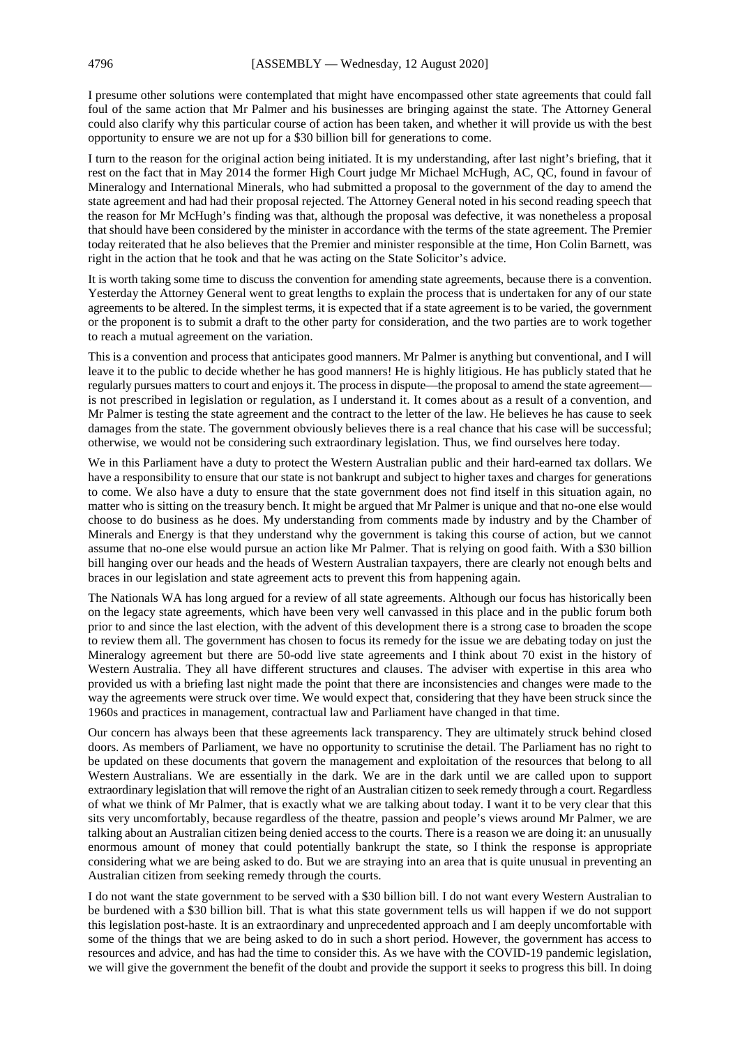I presume other solutions were contemplated that might have encompassed other state agreements that could fall foul of the same action that Mr Palmer and his businesses are bringing against the state. The Attorney General could also clarify why this particular course of action has been taken, and whether it will provide us with the best opportunity to ensure we are not up for a $30 billion bill for generations to come.

I turn to the reason for the original action being initiated. It is my understanding, after last night's briefing, that it rest on the fact that in May 2014 the former High Court judge Mr Michael McHugh, AC, QC, found in favour of Mineralogy and International Minerals, who had submitted a proposal to the government of the day to amend the state agreement and had had their proposal rejected. The Attorney General noted in his second reading speech that the reason for Mr McHugh's finding was that, although the proposal was defective, it was nonetheless a proposal that should have been considered by the minister in accordance with the terms of the state agreement. The Premier today reiterated that he also believes that the Premier and minister responsible at the time, Hon Colin Barnett, was right in the action that he took and that he was acting on the State Solicitor's advice.

It is worth taking some time to discuss the convention for amending state agreements, because there is a convention. Yesterday the Attorney General went to great lengths to explain the process that is undertaken for any of our state agreements to be altered. In the simplest terms, it is expected that if a state agreement is to be varied, the government or the proponent is to submit a draft to the other party for consideration, and the two parties are to work together to reach a mutual agreement on the variation.

This is a convention and process that anticipates good manners. Mr Palmer is anything but conventional, and I will leave it to the public to decide whether he has good manners! He is highly litigious. He has publicly stated that he regularly pursues matters to court and enjoys it. The process in dispute—the proposal to amend the state agreement—is not prescribed in legislation or regulation, as I understand it. It comes about as a result of a convention, and Mr Palmer is testing the state agreement and the contract to the letter of the law. He believes he has cause to seek damages from the state. The government obviously believes there is a real chance that his case will be successful; otherwise, we would not be considering such extraordinary legislation. Thus, we find ourselves here today.

We in this Parliament have a duty to protect the Western Australian public and their hard-earned tax dollars. We have a responsibility to ensure that our state is not bankrupt and subject to higher taxes and charges for generations to come. We also have a duty to ensure that the state government does not find itself in this situation again, no matter who is sitting on the treasury bench. It might be argued that Mr Palmer is unique and that no-one else would choose to do business as he does. My understanding from comments made by industry and by the Chamber of Minerals and Energy is that they understand why the government is taking this course of action, but we cannot assume that no-one else would pursue an action like Mr Palmer. That is relying on good faith. With a $30 billion bill hanging over our heads and the heads of Western Australian taxpayers, there are clearly not enough belts and braces in our legislation and state agreement acts to prevent this from happening again.

The Nationals WA has long argued for a review of all state agreements. Although our focus has historically been on the legacy state agreements, which have been very well canvassed in this place and in the public forum both prior to and since the last election, with the advent of this development there is a strong case to broaden the scope to review them all. The government has chosen to focus its remedy for the issue we are debating today on just the Mineralogy agreement but there are 50-odd live state agreements and I think about 70 exist in the history of Western Australia. They all have different structures and clauses. The adviser with expertise in this area who provided us with a briefing last night made the point that there are inconsistencies and changes were made to the way the agreements were struck over time. We would expect that, considering that they have been struck since the 1960s and practices in management, contractual law and Parliament have changed in that time.

Our concern has always been that these agreements lack transparency. They are ultimately struck behind closed doors. As members of Parliament, we have no opportunity to scrutinise the detail. The Parliament has no right to be updated on these documents that govern the management and exploitation of the resources that belong to all Western Australians. We are essentially in the dark. We are in the dark until we are called upon to support extraordinary legislation that will remove the right of an Australian citizen to seek remedy through a court. Regardless of what we think of Mr Palmer, that is exactly what we are talking about today. I want it to be very clear that this sits very uncomfortably, because regardless of the theatre, passion and people's views around Mr Palmer, we are talking about an Australian citizen being denied access to the courts. There is a reason we are doing it: an unusually enormous amount of money that could potentially bankrupt the state, so I think the response is appropriate considering what we are being asked to do. But we are straying into an area that is quite unusual in preventing an Australian citizen from seeking remedy through the courts.

I do not want the state government to be served with a $30 billion bill. I do not want every Western Australian to be burdened with a $30 billion bill. That is what this state government tells us will happen if we do not support this legislation post-haste. It is an extraordinary and unprecedented approach and I am deeply uncomfortable with some of the things that we are being asked to do in such a short period. However, the government has access to resources and advice, and has had the time to consider this. As we have with the COVID-19 pandemic legislation, we will give the government the benefit of the doubt and provide the support it seeks to progress this bill. In doing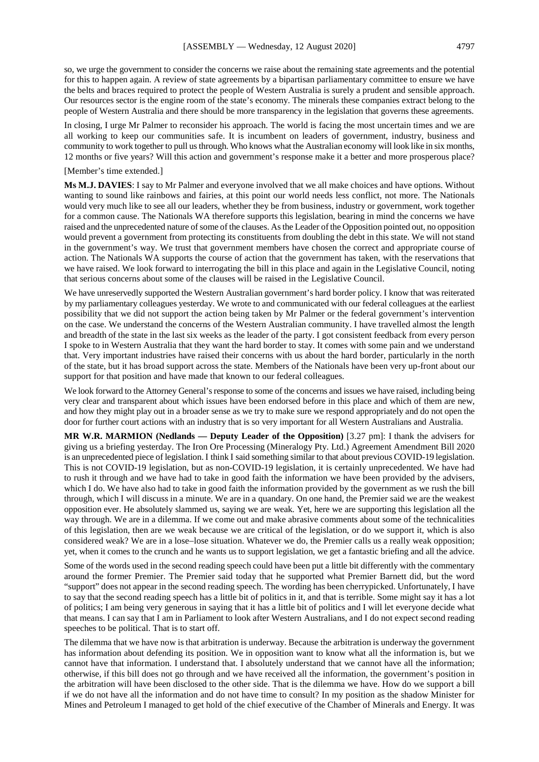so, we urge the government to consider the concerns we raise about the remaining state agreements and the potential for this to happen again. A review of state agreements by a bipartisan parliamentary committee to ensure we have the belts and braces required to protect the people of Western Australia is surely a prudent and sensible approach. Our resources sector is the engine room of the state's economy. The minerals these companies extract belong to the people of Western Australia and there should be more transparency in the legislation that governs these agreements.

In closing, I urge Mr Palmer to reconsider his approach. The world is facing the most uncertain times and we are all working to keep our communities safe. It is incumbent on leaders of government, industry, business and community to work together to pull us through. Who knows what the Australian economy will look like in six months, 12 months or five years? Will this action and government's response make it a better and more prosperous place?

[Member's time extended.]

**Ms M.J. DAVIES**: I say to Mr Palmer and everyone involved that we all make choices and have options. Without wanting to sound like rainbows and fairies, at this point our world needs less conflict, not more. The Nationals would very much like to see all our leaders, whether they be from business, industry or government, work together for a common cause. The Nationals WA therefore supports this legislation, bearing in mind the concerns we have raised and the unprecedented nature of some of the clauses. As the Leader of the Opposition pointed out, no opposition would prevent a government from protecting its constituents from doubling the debt in this state. We will not stand in the government's way. We trust that government members have chosen the correct and appropriate course of action. The Nationals WA supports the course of action that the government has taken, with the reservations that we have raised. We look forward to interrogating the bill in this place and again in the Legislative Council, noting that serious concerns about some of the clauses will be raised in the Legislative Council.

We have unreservedly supported the Western Australian government's hard border policy. I know that was reiterated by my parliamentary colleagues yesterday. We wrote to and communicated with our federal colleagues at the earliest possibility that we did not support the action being taken by Mr Palmer or the federal government's intervention on the case. We understand the concerns of the Western Australian community. I have travelled almost the length and breadth of the state in the last six weeks as the leader of the party. I got consistent feedback from every person I spoke to in Western Australia that they want the hard border to stay. It comes with some pain and we understand that. Very important industries have raised their concerns with us about the hard border, particularly in the north of the state, but it has broad support across the state. Members of the Nationals have been very up-front about our support for that position and have made that known to our federal colleagues.

We look forward to the Attorney General's response to some of the concerns and issues we have raised, including being very clear and transparent about which issues have been endorsed before in this place and which of them are new, and how they might play out in a broader sense as we try to make sure we respond appropriately and do not open the door for further court actions with an industry that is so very important for all Western Australians and Australia.

**MR W.R. MARMION (Nedlands — Deputy Leader of the Opposition)** [3.27 pm]: I thank the advisers for giving us a briefing yesterday. The Iron Ore Processing (Mineralogy Pty. Ltd.) Agreement Amendment Bill 2020 is an unprecedented piece of legislation. I think I said something similar to that about previous COVID-19 legislation. This is not COVID-19 legislation, but as non-COVID-19 legislation, it is certainly unprecedented. We have had to rush it through and we have had to take in good faith the information we have been provided by the advisers, which I do. We have also had to take in good faith the information provided by the government as we rush the bill through, which I will discuss in a minute. We are in a quandary. On one hand, the Premier said we are the weakest opposition ever. He absolutely slammed us, saying we are weak. Yet, here we are supporting this legislation all the way through. We are in a dilemma. If we come out and make abrasive comments about some of the technicalities of this legislation, then are we weak because we are critical of the legislation, or do we support it, which is also considered weak? We are in a lose–lose situation. Whatever we do, the Premier calls us a really weak opposition; yet, when it comes to the crunch and he wants us to support legislation, we get a fantastic briefing and all the advice.

Some of the words used in the second reading speech could have been put a little bit differently with the commentary around the former Premier. The Premier said today that he supported what Premier Barnett did, but the word "support" does not appear in the second reading speech. The wording has been cherrypicked. Unfortunately, I have to say that the second reading speech has a little bit of politics in it, and that is terrible. Some might say it has a lot of politics; I am being very generous in saying that it has a little bit of politics and I will let everyone decide what that means. I can say that I am in Parliament to look after Western Australians, and I do not expect second reading speeches to be political. That is to start off.

The dilemma that we have now is that arbitration is underway. Because the arbitration is underway the government has information about defending its position. We in opposition want to know what all the information is, but we cannot have that information. I understand that. I absolutely understand that we cannot have all the information; otherwise, if this bill does not go through and we have received all the information, the government's position in the arbitration will have been disclosed to the other side. That is the dilemma we have. How do we support a bill if we do not have all the information and do not have time to consult? In my position as the shadow Minister for Mines and Petroleum I managed to get hold of the chief executive of the Chamber of Minerals and Energy. It was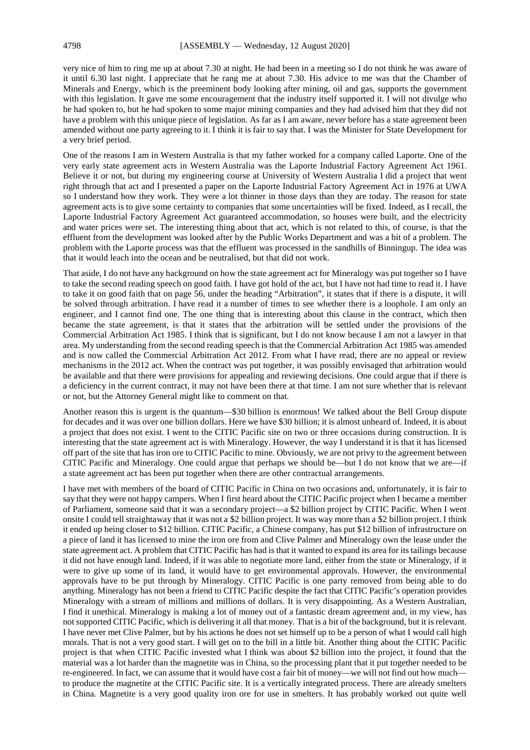very nice of him to ring me up at about 7.30 at night. He had been in a meeting so I do not think he was aware of it until 6.30 last night. I appreciate that he rang me at about 7.30. His advice to me was that the Chamber of Minerals and Energy, which is the preeminent body looking after mining, oil and gas, supports the government with this legislation. It gave me some encouragement that the industry itself supported it. I will not divulge who he had spoken to, but he had spoken to some major mining companies and they had advised him that they did not have a problem with this unique piece of legislation. As far as I am aware, never before has a state agreement been amended without one party agreeing to it. I think it is fair to say that. I was the Minister for State Development for a very brief period.

One of the reasons I am in Western Australia is that my father worked for a company called Laporte. One of the very early state agreement acts in Western Australia was the Laporte Industrial Factory Agreement Act 1961. Believe it or not, but during my engineering course at University of Western Australia I did a project that went right through that act and I presented a paper on the Laporte Industrial Factory Agreement Act in 1976 at UWA so I understand how they work. They were a lot thinner in those days than they are today. The reason for state agreement acts is to give some certainty to companies that some uncertainties will be fixed. Indeed, as I recall, the Laporte Industrial Factory Agreement Act guaranteed accommodation, so houses were built, and the electricity and water prices were set. The interesting thing about that act, which is not related to this, of course, is that the effluent from the development was looked after by the Public Works Department and was a bit of a problem. The problem with the Laporte process was that the effluent was processed in the sandhills of Binningup. The idea was that it would leach into the ocean and be neutralised, but that did not work.

That aside, I do not have any background on how the state agreement act for Mineralogy was put together so I have to take the second reading speech on good faith. I have got hold of the act, but I have not had time to read it. I have to take it on good faith that on page 56, under the heading "Arbitration", it states that if there is a dispute, it will be solved through arbitration. I have read it a number of times to see whether there is a loophole. I am only an engineer, and I cannot find one. The one thing that is interesting about this clause in the contract, which then became the state agreement, is that it states that the arbitration will be settled under the provisions of the Commercial Arbitration Act 1985. I think that is significant, but I do not know because I am not a lawyer in that area. My understanding from the second reading speech is that the Commercial Arbitration Act 1985 was amended and is now called the Commercial Arbitration Act 2012. From what I have read, there are no appeal or review mechanisms in the 2012 act. When the contract was put together, it was possibly envisaged that arbitration would be available and that there were provisions for appealing and reviewing decisions. One could argue that if there is a deficiency in the current contract, it may not have been there at that time. I am not sure whether that is relevant or not, but the Attorney General might like to comment on that.

Another reason this is urgent is the quantum—$30 billion is enormous! We talked about the Bell Group dispute for decades and it was over one billion dollars. Here we have $30 billion; it is almost unheard of. Indeed, it is about a project that does not exist. I went to the CITIC Pacific site on two or three occasions during construction. It is interesting that the state agreement act is with Mineralogy. However, the way I understand it is that it has licensed off part of the site that has iron ore to CITIC Pacific to mine. Obviously, we are not privy to the agreement between CITIC Pacific and Mineralogy. One could argue that perhaps we should be—but I do not know that we are—if a state agreement act has been put together when there are other contractual arrangements.

I have met with members of the board of CITIC Pacific in China on two occasions and, unfortunately, it is fair to say that they were not happy campers. When I first heard about the CITIC Pacific project when I became a member of Parliament, someone said that it was a secondary project—a $2 billion project by CITIC Pacific. When I went onsite I could tell straightaway that it was not a $2 billion project. It was way more than a $2 billion project. I think it ended up being closer to $12 billion. CITIC Pacific, a Chinese company, has put $12 billion of infrastructure on a piece of land it has licensed to mine the iron ore from and Clive Palmer and Mineralogy own the lease under the state agreement act. A problem that CITIC Pacific has had is that it wanted to expand its area for its tailings because it did not have enough land. Indeed, if it was able to negotiate more land, either from the state or Mineralogy, if it were to give up some of its land, it would have to get environmental approvals. However, the environmental approvals have to be put through by Mineralogy. CITIC Pacific is one party removed from being able to do anything. Mineralogy has not been a friend to CITIC Pacific despite the fact that CITIC Pacific's operation provides Mineralogy with a stream of millions and millions of dollars. It is very disappointing. As a Western Australian, I find it unethical. Mineralogy is making a lot of money out of a fantastic dream agreement and, in my view, has not supported CITIC Pacific, which is delivering it all that money. That is a bit of the background, but it is relevant. I have never met Clive Palmer, but by his actions he does not set himself up to be a person of what I would call high morals. That is not a very good start. I will get on to the bill in a little bit. Another thing about the CITIC Pacific project is that when CITIC Pacific invested what I think was about $2 billion into the project, it found that the material was a lot harder than the magnetite was in China, so the processing plant that it put together needed to be re-engineered. In fact, we can assume that it would have cost a fair bit of money—we will not find out how much—to produce the magnetite at the CITIC Pacific site. It is a vertically integrated process. There are already smelters in China. Magnetite is a very good quality iron ore for use in smelters. It has probably worked out quite well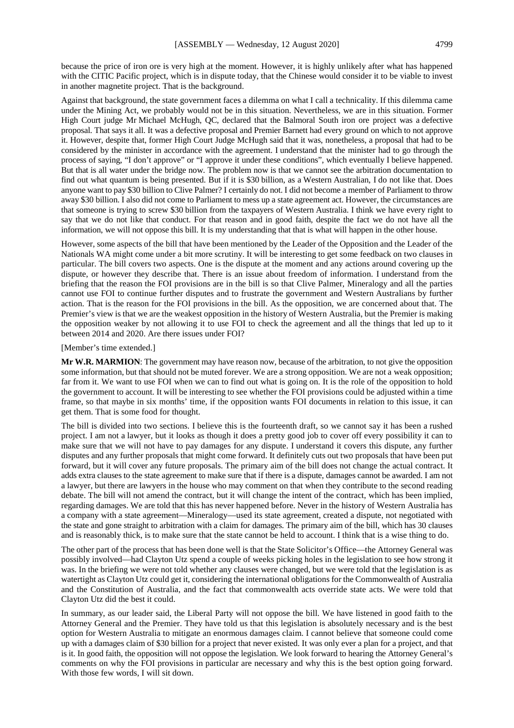because the price of iron ore is very high at the moment. However, it is highly unlikely after what has happened with the CITIC Pacific project, which is in dispute today, that the Chinese would consider it to be viable to invest in another magnetite project. That is the background.

Against that background, the state government faces a dilemma on what I call a technicality. If this dilemma came under the Mining Act, we probably would not be in this situation. Nevertheless, we are in this situation. Former High Court judge Mr Michael McHugh, QC, declared that the Balmoral South iron ore project was a defective proposal. That says it all. It was a defective proposal and Premier Barnett had every ground on which to not approve it. However, despite that, former High Court Judge McHugh said that it was, nonetheless, a proposal that had to be considered by the minister in accordance with the agreement. I understand that the minister had to go through the process of saying, "I don't approve" or "I approve it under these conditions", which eventually I believe happened. But that is all water under the bridge now. The problem now is that we cannot see the arbitration documentation to find out what quantum is being presented. But if it is $30 billion, as a Western Australian, I do not like that. Does anyone want to pay $30 billion to Clive Palmer? I certainly do not. I did not become a member of Parliament to throw away $30 billion. I also did not come to Parliament to mess up a state agreement act. However, the circumstances are that someone is trying to screw $30 billion from the taxpayers of Western Australia. I think we have every right to say that we do not like that conduct. For that reason and in good faith, despite the fact we do not have all the information, we will not oppose this bill. It is my understanding that that is what will happen in the other house.

However, some aspects of the bill that have been mentioned by the Leader of the Opposition and the Leader of the Nationals WA might come under a bit more scrutiny. It will be interesting to get some feedback on two clauses in particular. The bill covers two aspects. One is the dispute at the moment and any actions around covering up the dispute, or however they describe that. There is an issue about freedom of information. I understand from the briefing that the reason the FOI provisions are in the bill is so that Clive Palmer, Mineralogy and all the parties cannot use FOI to continue further disputes and to frustrate the government and Western Australians by further action. That is the reason for the FOI provisions in the bill. As the opposition, we are concerned about that. The Premier's view is that we are the weakest opposition in the history of Western Australia, but the Premier is making the opposition weaker by not allowing it to use FOI to check the agreement and all the things that led up to it between 2014 and 2020. Are there issues under FOI?

[Member's time extended.]

**Mr W.R. MARMION**: The government may have reason now, because of the arbitration, to not give the opposition some information, but that should not be muted forever. We are a strong opposition. We are not a weak opposition; far from it. We want to use FOI when we can to find out what is going on. It is the role of the opposition to hold the government to account. It will be interesting to see whether the FOI provisions could be adjusted within a time frame, so that maybe in six months' time, if the opposition wants FOI documents in relation to this issue, it can get them. That is some food for thought.

The bill is divided into two sections. I believe this is the fourteenth draft, so we cannot say it has been a rushed project. I am not a lawyer, but it looks as though it does a pretty good job to cover off every possibility it can to make sure that we will not have to pay damages for any dispute. I understand it covers this dispute, any further disputes and any further proposals that might come forward. It definitely cuts out two proposals that have been put forward, but it will cover any future proposals. The primary aim of the bill does not change the actual contract. It adds extra clauses to the state agreement to make sure that if there is a dispute, damages cannot be awarded. I am not a lawyer, but there are lawyers in the house who may comment on that when they contribute to the second reading debate. The bill will not amend the contract, but it will change the intent of the contract, which has been implied, regarding damages. We are told that this has never happened before. Never in the history of Western Australia has a company with a state agreement—Mineralogy—used its state agreement, created a dispute, not negotiated with the state and gone straight to arbitration with a claim for damages. The primary aim of the bill, which has 30 clauses and is reasonably thick, is to make sure that the state cannot be held to account. I think that is a wise thing to do.

The other part of the process that has been done well is that the State Solicitor's Office—the Attorney General was possibly involved—had Clayton Utz spend a couple of weeks picking holes in the legislation to see how strong it was. In the briefing we were not told whether any clauses were changed, but we were told that the legislation is as watertight as Clayton Utz could get it, considering the international obligations for the Commonwealth of Australia and the Constitution of Australia, and the fact that commonwealth acts override state acts. We were told that Clayton Utz did the best it could.

In summary, as our leader said, the Liberal Party will not oppose the bill. We have listened in good faith to the Attorney General and the Premier. They have told us that this legislation is absolutely necessary and is the best option for Western Australia to mitigate an enormous damages claim. I cannot believe that someone could come up with a damages claim of $30 billion for a project that never existed. It was only ever a plan for a project, and that is it. In good faith, the opposition will not oppose the legislation. We look forward to hearing the Attorney General's comments on why the FOI provisions in particular are necessary and why this is the best option going forward. With those few words, I will sit down.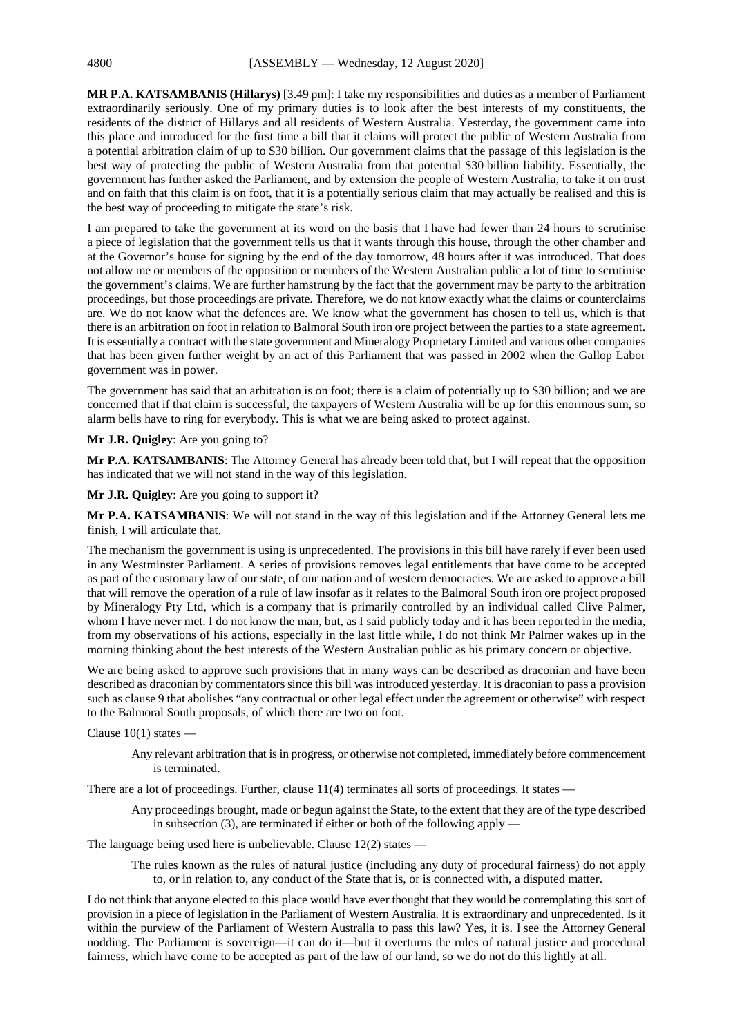**MR P.A. KATSAMBANIS (Hillarys)** [3.49 pm]: I take my responsibilities and duties as a member of Parliament extraordinarily seriously. One of my primary duties is to look after the best interests of my constituents, the residents of the district of Hillarys and all residents of Western Australia. Yesterday, the government came into this place and introduced for the first time a bill that it claims will protect the public of Western Australia from a potential arbitration claim of up to $30 billion. Our government claims that the passage of this legislation is the best way of protecting the public of Western Australia from that potential $30 billion liability. Essentially, the government has further asked the Parliament, and by extension the people of Western Australia, to take it on trust and on faith that this claim is on foot, that it is a potentially serious claim that may actually be realised and this is the best way of proceeding to mitigate the state's risk.

I am prepared to take the government at its word on the basis that I have had fewer than 24 hours to scrutinise a piece of legislation that the government tells us that it wants through this house, through the other chamber and at the Governor's house for signing by the end of the day tomorrow, 48 hours after it was introduced. That does not allow me or members of the opposition or members of the Western Australian public a lot of time to scrutinise the government's claims. We are further hamstrung by the fact that the government may be party to the arbitration proceedings, but those proceedings are private. Therefore, we do not know exactly what the claims or counterclaims are. We do not know what the defences are. We know what the government has chosen to tell us, which is that there is an arbitration on foot in relation to Balmoral South iron ore project between the parties to a state agreement. It is essentially a contract with the state government and Mineralogy Proprietary Limited and various other companies that has been given further weight by an act of this Parliament that was passed in 2002 when the Gallop Labor government was in power.

The government has said that an arbitration is on foot; there is a claim of potentially up to $30 billion; and we are concerned that if that claim is successful, the taxpayers of Western Australia will be up for this enormous sum, so alarm bells have to ring for everybody. This is what we are being asked to protect against.

**Mr J.R. Quigley**: Are you going to?

**Mr P.A. KATSAMBANIS**: The Attorney General has already been told that, but I will repeat that the opposition has indicated that we will not stand in the way of this legislation.

**Mr J.R. Quigley**: Are you going to support it?

**Mr P.A. KATSAMBANIS**: We will not stand in the way of this legislation and if the Attorney General lets me finish, I will articulate that.

The mechanism the government is using is unprecedented. The provisions in this bill have rarely if ever been used in any Westminster Parliament. A series of provisions removes legal entitlements that have come to be accepted as part of the customary law of our state, of our nation and of western democracies. We are asked to approve a bill that will remove the operation of a rule of law insofar as it relates to the Balmoral South iron ore project proposed by Mineralogy Pty Ltd, which is a company that is primarily controlled by an individual called Clive Palmer, whom I have never met. I do not know the man, but, as I said publicly today and it has been reported in the media, from my observations of his actions, especially in the last little while, I do not think Mr Palmer wakes up in the morning thinking about the best interests of the Western Australian public as his primary concern or objective.

We are being asked to approve such provisions that in many ways can be described as draconian and have been described as draconian by commentators since this bill was introduced yesterday. It is draconian to pass a provision such as clause 9 that abolishes "any contractual or other legal effect under the agreement or otherwise" with respect to the Balmoral South proposals, of which there are two on foot.

Clause 10(1) states —

> Any relevant arbitration that is in progress, or otherwise not completed, immediately before commencement is terminated.

There are a lot of proceedings. Further, clause 11(4) terminates all sorts of proceedings. It states —

> Any proceedings brought, made or begun against the State, to the extent that they are of the type described in subsection (3), are terminated if either or both of the following apply —

The language being used here is unbelievable. Clause 12(2) states —

> The rules known as the rules of natural justice (including any duty of procedural fairness) do not apply to, or in relation to, any conduct of the State that is, or is connected with, a disputed matter.

I do not think that anyone elected to this place would have ever thought that they would be contemplating this sort of provision in a piece of legislation in the Parliament of Western Australia. It is extraordinary and unprecedented. Is it within the purview of the Parliament of Western Australia to pass this law? Yes, it is. I see the Attorney General nodding. The Parliament is sovereign—it can do it—but it overturns the rules of natural justice and procedural fairness, which have come to be accepted as part of the law of our land, so we do not do this lightly at all.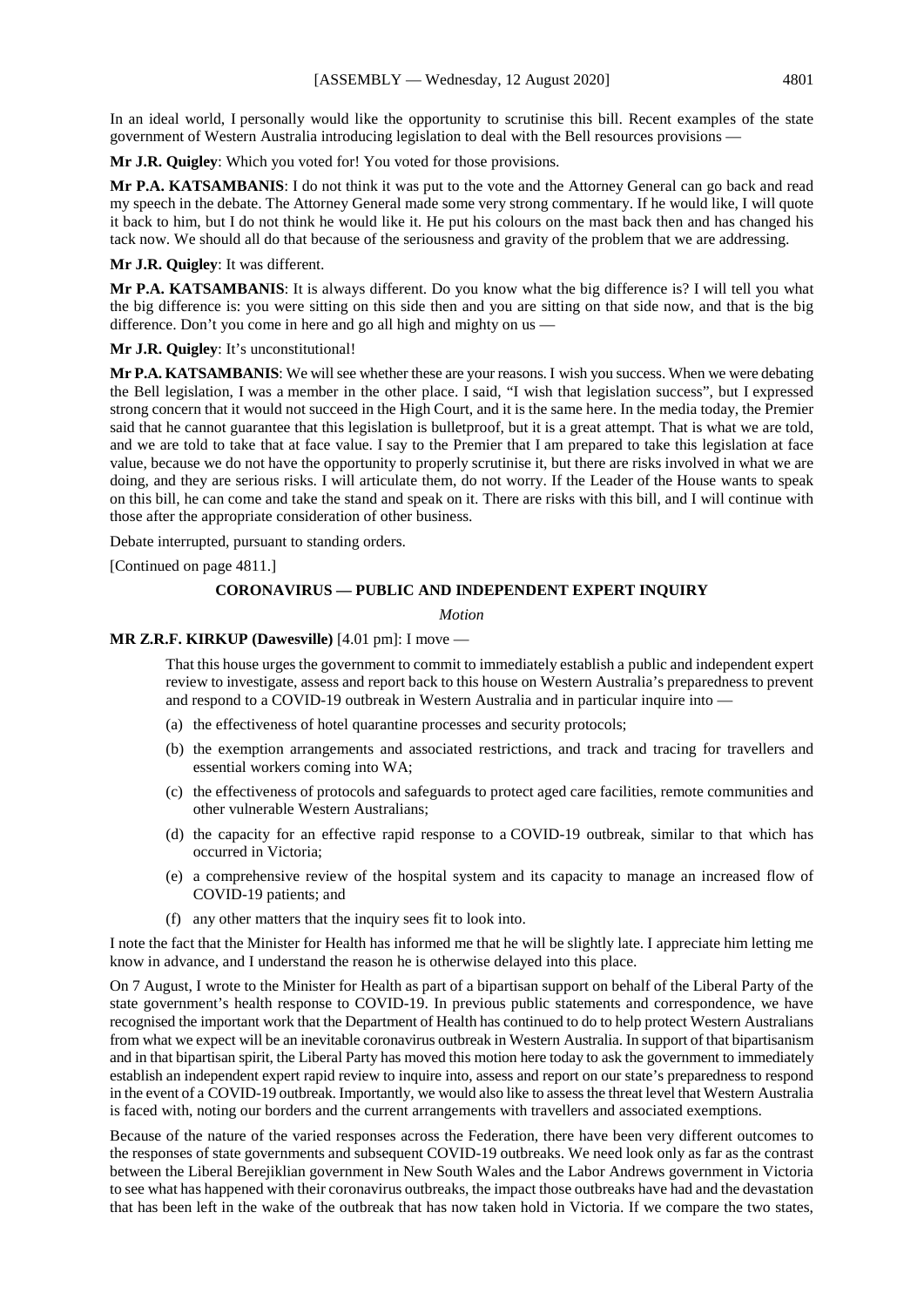In an ideal world, I personally would like the opportunity to scrutinise this bill. Recent examples of the state government of Western Australia introducing legislation to deal with the Bell resources provisions —

**Mr J.R. Quigley**: Which you voted for! You voted for those provisions.

**Mr P.A. KATSAMBANIS**: I do not think it was put to the vote and the Attorney General can go back and read my speech in the debate. The Attorney General made some very strong commentary. If he would like, I will quote it back to him, but I do not think he would like it. He put his colours on the mast back then and has changed his tack now. We should all do that because of the seriousness and gravity of the problem that we are addressing.

**Mr J.R. Quigley**: It was different.

**Mr P.A. KATSAMBANIS**: It is always different. Do you know what the big difference is? I will tell you what the big difference is: you were sitting on this side then and you are sitting on that side now, and that is the big difference. Don't you come in here and go all high and mighty on us —

**Mr J.R. Quigley**: It's unconstitutional!

**Mr P.A. KATSAMBANIS**: We will see whether these are your reasons. I wish you success. When we were debating the Bell legislation, I was a member in the other place. I said, "I wish that legislation success", but I expressed strong concern that it would not succeed in the High Court, and it is the same here. In the media today, the Premier said that he cannot guarantee that this legislation is bulletproof, but it is a great attempt. That is what we are told, and we are told to take that at face value. I say to the Premier that I am prepared to take this legislation at face value, because we do not have the opportunity to properly scrutinise it, but there are risks involved in what we are doing, and they are serious risks. I will articulate them, do not worry. If the Leader of the House wants to speak on this bill, he can come and take the stand and speak on it. There are risks with this bill, and I will continue with those after the appropriate consideration of other business.

Debate interrupted, pursuant to standing orders.

[Continued on page 4811.]

## CORONAVIRUS — PUBLIC AND INDEPENDENT EXPERT INQUIRY

*Motion*

**MR Z.R.F. KIRKUP (Dawesville)** [4.01 pm]: I move —

> That this house urges the government to commit to immediately establish a public and independent expert review to investigate, assess and report back to this house on Western Australia's preparedness to prevent and respond to a COVID-19 outbreak in Western Australia and in particular inquire into —
>
> (a) the effectiveness of hotel quarantine processes and security protocols;
>
> (b) the exemption arrangements and associated restrictions, and track and tracing for travellers and essential workers coming into WA;
>
> (c) the effectiveness of protocols and safeguards to protect aged care facilities, remote communities and other vulnerable Western Australians;
>
> (d) the capacity for an effective rapid response to a COVID-19 outbreak, similar to that which has occurred in Victoria;
>
> (e) a comprehensive review of the hospital system and its capacity to manage an increased flow of COVID-19 patients; and
>
> (f) any other matters that the inquiry sees fit to look into.

I note the fact that the Minister for Health has informed me that he will be slightly late. I appreciate him letting me know in advance, and I understand the reason he is otherwise delayed into this place.

On 7 August, I wrote to the Minister for Health as part of a bipartisan support on behalf of the Liberal Party of the state government's health response to COVID-19. In previous public statements and correspondence, we have recognised the important work that the Department of Health has continued to do to help protect Western Australians from what we expect will be an inevitable coronavirus outbreak in Western Australia. In support of that bipartisanism and in that bipartisan spirit, the Liberal Party has moved this motion here today to ask the government to immediately establish an independent expert rapid review to inquire into, assess and report on our state's preparedness to respond in the event of a COVID-19 outbreak. Importantly, we would also like to assess the threat level that Western Australia is faced with, noting our borders and the current arrangements with travellers and associated exemptions.

Because of the nature of the varied responses across the Federation, there have been very different outcomes to the responses of state governments and subsequent COVID-19 outbreaks. We need look only as far as the contrast between the Liberal Berejiklian government in New South Wales and the Labor Andrews government in Victoria to see what has happened with their coronavirus outbreaks, the impact those outbreaks have had and the devastation that has been left in the wake of the outbreak that has now taken hold in Victoria. If we compare the two states,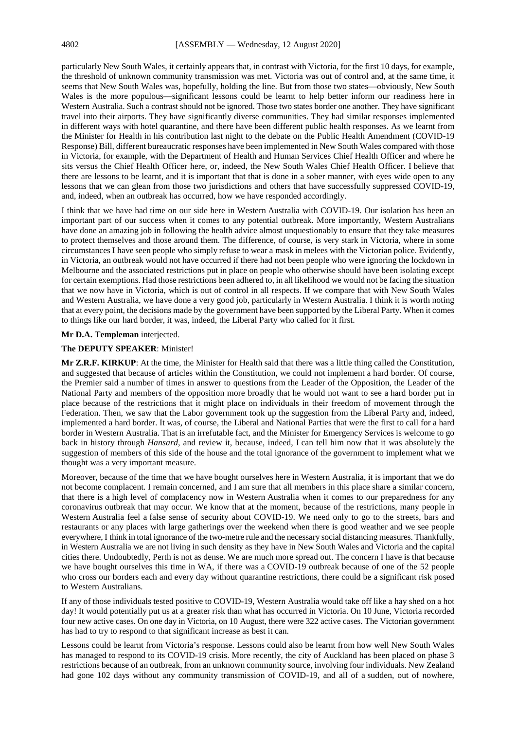particularly New South Wales, it certainly appears that, in contrast with Victoria, for the first 10 days, for example, the threshold of unknown community transmission was met. Victoria was out of control and, at the same time, it seems that New South Wales was, hopefully, holding the line. But from those two states—obviously, New South Wales is the more populous—significant lessons could be learnt to help better inform our readiness here in Western Australia. Such a contrast should not be ignored. Those two states border one another. They have significant travel into their airports. They have significantly diverse communities. They had similar responses implemented in different ways with hotel quarantine, and there have been different public health responses. As we learnt from the Minister for Health in his contribution last night to the debate on the Public Health Amendment (COVID-19 Response) Bill, different bureaucratic responses have been implemented in New South Wales compared with those in Victoria, for example, with the Department of Health and Human Services Chief Health Officer and where he sits versus the Chief Health Officer here, or, indeed, the New South Wales Chief Health Officer. I believe that there are lessons to be learnt, and it is important that that is done in a sober manner, with eyes wide open to any lessons that we can glean from those two jurisdictions and others that have successfully suppressed COVID-19, and, indeed, when an outbreak has occurred, how we have responded accordingly.

I think that we have had time on our side here in Western Australia with COVID-19. Our isolation has been an important part of our success when it comes to any potential outbreak. More importantly, Western Australians have done an amazing job in following the health advice almost unquestionably to ensure that they take measures to protect themselves and those around them. The difference, of course, is very stark in Victoria, where in some circumstances I have seen people who simply refuse to wear a mask in melees with the Victorian police. Evidently, in Victoria, an outbreak would not have occurred if there had not been people who were ignoring the lockdown in Melbourne and the associated restrictions put in place on people who otherwise should have been isolating except for certain exemptions. Had those restrictions been adhered to, in all likelihood we would not be facing the situation that we now have in Victoria, which is out of control in all respects. If we compare that with New South Wales and Western Australia, we have done a very good job, particularly in Western Australia. I think it is worth noting that at every point, the decisions made by the government have been supported by the Liberal Party. When it comes to things like our hard border, it was, indeed, the Liberal Party who called for it first.

**Mr D.A. Templeman** interjected.

**The DEPUTY SPEAKER**: Minister!

**Mr Z.R.F. KIRKUP**: At the time, the Minister for Health said that there was a little thing called the Constitution, and suggested that because of articles within the Constitution, we could not implement a hard border. Of course, the Premier said a number of times in answer to questions from the Leader of the Opposition, the Leader of the National Party and members of the opposition more broadly that he would not want to see a hard border put in place because of the restrictions that it might place on individuals in their freedom of movement through the Federation. Then, we saw that the Labor government took up the suggestion from the Liberal Party and, indeed, implemented a hard border. It was, of course, the Liberal and National Parties that were the first to call for a hard border in Western Australia. That is an irrefutable fact, and the Minister for Emergency Services is welcome to go back in history through *Hansard*, and review it, because, indeed, I can tell him now that it was absolutely the suggestion of members of this side of the house and the total ignorance of the government to implement what we thought was a very important measure.

Moreover, because of the time that we have bought ourselves here in Western Australia, it is important that we do not become complacent. I remain concerned, and I am sure that all members in this place share a similar concern, that there is a high level of complacency now in Western Australia when it comes to our preparedness for any coronavirus outbreak that may occur. We know that at the moment, because of the restrictions, many people in Western Australia feel a false sense of security about COVID-19. We need only to go to the streets, bars and restaurants or any places with large gatherings over the weekend when there is good weather and we see people everywhere, I think in total ignorance of the two-metre rule and the necessary social distancing measures. Thankfully, in Western Australia we are not living in such density as they have in New South Wales and Victoria and the capital cities there. Undoubtedly, Perth is not as dense. We are much more spread out. The concern I have is that because we have bought ourselves this time in WA, if there was a COVID-19 outbreak because of one of the 52 people who cross our borders each and every day without quarantine restrictions, there could be a significant risk posed to Western Australians.

If any of those individuals tested positive to COVID-19, Western Australia would take off like a hay shed on a hot day! It would potentially put us at a greater risk than what has occurred in Victoria. On 10 June, Victoria recorded four new active cases. On one day in Victoria, on 10 August, there were 322 active cases. The Victorian government has had to try to respond to that significant increase as best it can.

Lessons could be learnt from Victoria's response. Lessons could also be learnt from how well New South Wales has managed to respond to its COVID-19 crisis. More recently, the city of Auckland has been placed on phase 3 restrictions because of an outbreak, from an unknown community source, involving four individuals. New Zealand had gone 102 days without any community transmission of COVID-19, and all of a sudden, out of nowhere,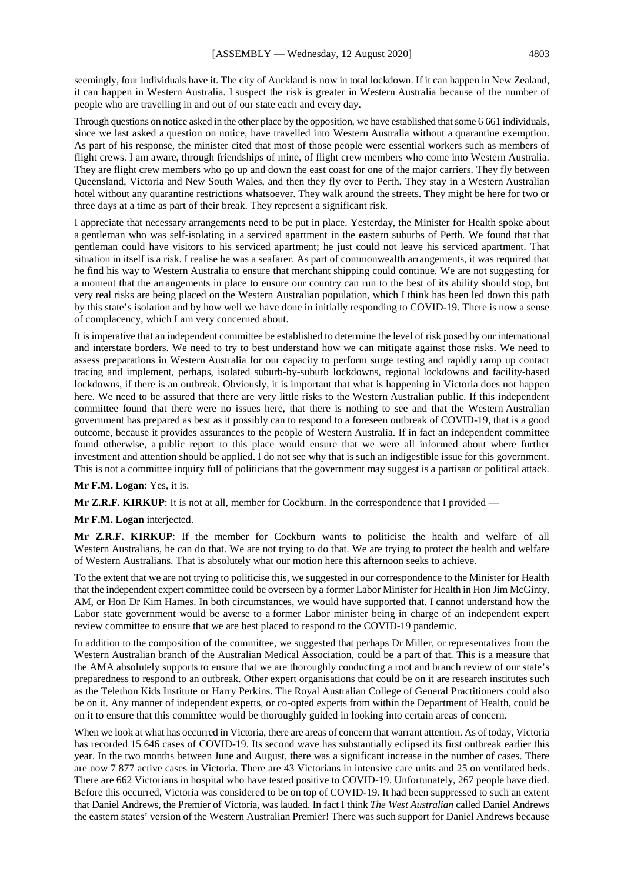seemingly, four individuals have it. The city of Auckland is now in total lockdown. If it can happen in New Zealand, it can happen in Western Australia. I suspect the risk is greater in Western Australia because of the number of people who are travelling in and out of our state each and every day.

Through questions on notice asked in the other place by the opposition, we have established that some 6 661 individuals, since we last asked a question on notice, have travelled into Western Australia without a quarantine exemption. As part of his response, the minister cited that most of those people were essential workers such as members of flight crews. I am aware, through friendships of mine, of flight crew members who come into Western Australia. They are flight crew members who go up and down the east coast for one of the major carriers. They fly between Queensland, Victoria and New South Wales, and then they fly over to Perth. They stay in a Western Australian hotel without any quarantine restrictions whatsoever. They walk around the streets. They might be here for two or three days at a time as part of their break. They represent a significant risk.

I appreciate that necessary arrangements need to be put in place. Yesterday, the Minister for Health spoke about a gentleman who was self-isolating in a serviced apartment in the eastern suburbs of Perth. We found that that gentleman could have visitors to his serviced apartment; he just could not leave his serviced apartment. That situation in itself is a risk. I realise he was a seafarer. As part of commonwealth arrangements, it was required that he find his way to Western Australia to ensure that merchant shipping could continue. We are not suggesting for a moment that the arrangements in place to ensure our country can run to the best of its ability should stop, but very real risks are being placed on the Western Australian population, which I think has been led down this path by this state's isolation and by how well we have done in initially responding to COVID-19. There is now a sense of complacency, which I am very concerned about.

It is imperative that an independent committee be established to determine the level of risk posed by our international and interstate borders. We need to try to best understand how we can mitigate against those risks. We need to assess preparations in Western Australia for our capacity to perform surge testing and rapidly ramp up contact tracing and implement, perhaps, isolated suburb-by-suburb lockdowns, regional lockdowns and facility-based lockdowns, if there is an outbreak. Obviously, it is important that what is happening in Victoria does not happen here. We need to be assured that there are very little risks to the Western Australian public. If this independent committee found that there were no issues here, that there is nothing to see and that the Western Australian government has prepared as best as it possibly can to respond to a foreseen outbreak of COVID-19, that is a good outcome, because it provides assurances to the people of Western Australia. If in fact an independent committee found otherwise, a public report to this place would ensure that we were all informed about where further investment and attention should be applied. I do not see why that is such an indigestible issue for this government. This is not a committee inquiry full of politicians that the government may suggest is a partisan or political attack.

**Mr F.M. Logan**: Yes, it is.

**Mr Z.R.F. KIRKUP**: It is not at all, member for Cockburn. In the correspondence that I provided —

**Mr F.M. Logan** interjected.

**Mr Z.R.F. KIRKUP**: If the member for Cockburn wants to politicise the health and welfare of all Western Australians, he can do that. We are not trying to do that. We are trying to protect the health and welfare of Western Australians. That is absolutely what our motion here this afternoon seeks to achieve.

To the extent that we are not trying to politicise this, we suggested in our correspondence to the Minister for Health that the independent expert committee could be overseen by a former Labor Minister for Health in Hon Jim McGinty, AM, or Hon Dr Kim Hames. In both circumstances, we would have supported that. I cannot understand how the Labor state government would be averse to a former Labor minister being in charge of an independent expert review committee to ensure that we are best placed to respond to the COVID-19 pandemic.

In addition to the composition of the committee, we suggested that perhaps Dr Miller, or representatives from the Western Australian branch of the Australian Medical Association, could be a part of that. This is a measure that the AMA absolutely supports to ensure that we are thoroughly conducting a root and branch review of our state's preparedness to respond to an outbreak. Other expert organisations that could be on it are research institutes such as the Telethon Kids Institute or Harry Perkins. The Royal Australian College of General Practitioners could also be on it. Any manner of independent experts, or co-opted experts from within the Department of Health, could be on it to ensure that this committee would be thoroughly guided in looking into certain areas of concern.

When we look at what has occurred in Victoria, there are areas of concern that warrant attention. As of today, Victoria has recorded 15 646 cases of COVID-19. Its second wave has substantially eclipsed its first outbreak earlier this year. In the two months between June and August, there was a significant increase in the number of cases. There are now 7 877 active cases in Victoria. There are 43 Victorians in intensive care units and 25 on ventilated beds. There are 662 Victorians in hospital who have tested positive to COVID-19. Unfortunately, 267 people have died. Before this occurred, Victoria was considered to be on top of COVID-19. It had been suppressed to such an extent that Daniel Andrews, the Premier of Victoria, was lauded. In fact I think *The West Australian* called Daniel Andrews the eastern states' version of the Western Australian Premier! There was such support for Daniel Andrews because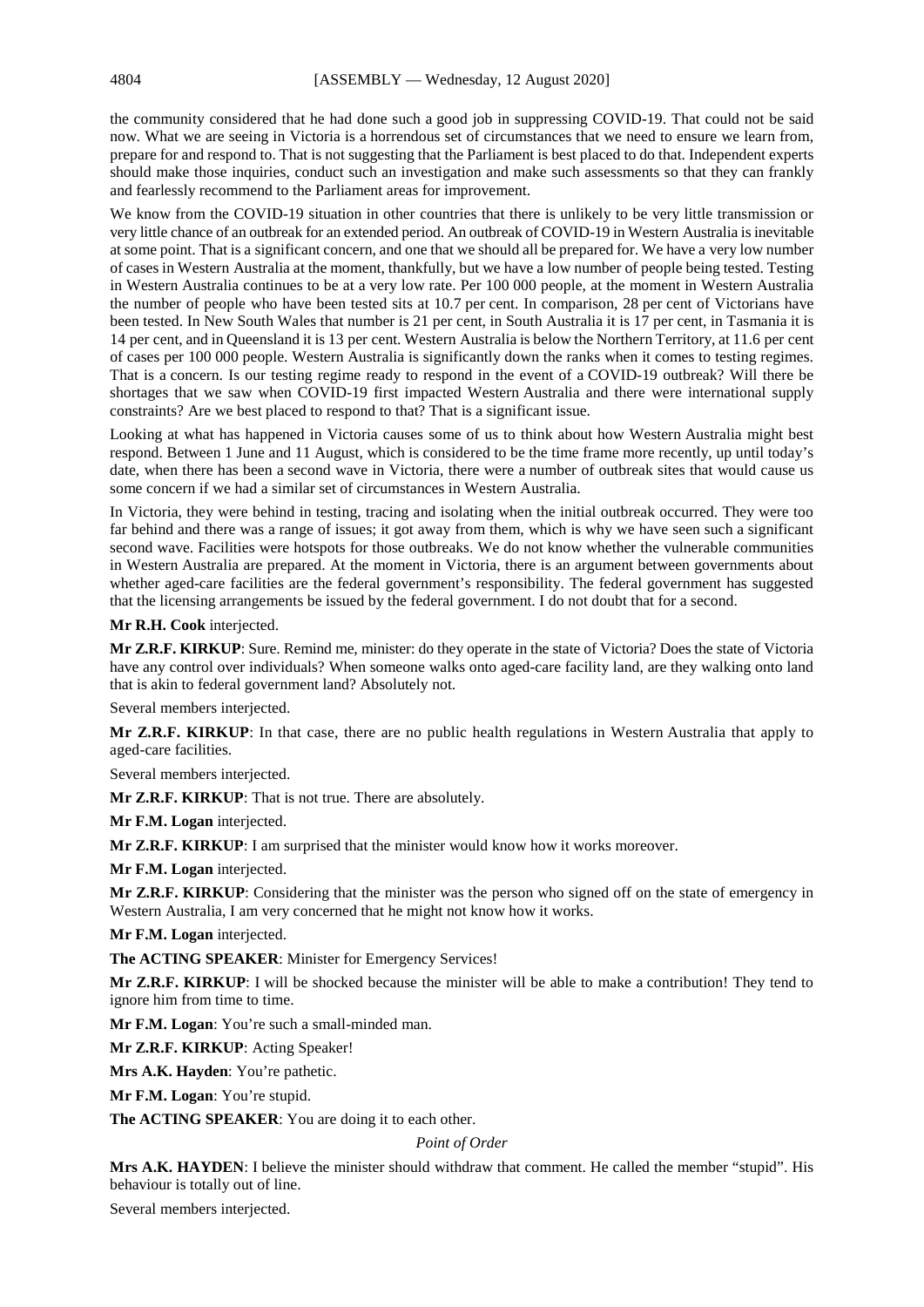the community considered that he had done such a good job in suppressing COVID-19. That could not be said now. What we are seeing in Victoria is a horrendous set of circumstances that we need to ensure we learn from, prepare for and respond to. That is not suggesting that the Parliament is best placed to do that. Independent experts should make those inquiries, conduct such an investigation and make such assessments so that they can frankly and fearlessly recommend to the Parliament areas for improvement.

We know from the COVID-19 situation in other countries that there is unlikely to be very little transmission or very little chance of an outbreak for an extended period. An outbreak of COVID-19 in Western Australia is inevitable at some point. That is a significant concern, and one that we should all be prepared for. We have a very low number of cases in Western Australia at the moment, thankfully, but we have a low number of people being tested. Testing in Western Australia continues to be at a very low rate. Per 100 000 people, at the moment in Western Australia the number of people who have been tested sits at 10.7 per cent. In comparison, 28 per cent of Victorians have been tested. In New South Wales that number is 21 per cent, in South Australia it is 17 per cent, in Tasmania it is 14 per cent, and in Queensland it is 13 per cent. Western Australia is below the Northern Territory, at 11.6 per cent of cases per 100 000 people. Western Australia is significantly down the ranks when it comes to testing regimes. That is a concern. Is our testing regime ready to respond in the event of a COVID-19 outbreak? Will there be shortages that we saw when COVID-19 first impacted Western Australia and there were international supply constraints? Are we best placed to respond to that? That is a significant issue.

Looking at what has happened in Victoria causes some of us to think about how Western Australia might best respond. Between 1 June and 11 August, which is considered to be the time frame more recently, up until today's date, when there has been a second wave in Victoria, there were a number of outbreak sites that would cause us some concern if we had a similar set of circumstances in Western Australia.

In Victoria, they were behind in testing, tracing and isolating when the initial outbreak occurred. They were too far behind and there was a range of issues; it got away from them, which is why we have seen such a significant second wave. Facilities were hotspots for those outbreaks. We do not know whether the vulnerable communities in Western Australia are prepared. At the moment in Victoria, there is an argument between governments about whether aged-care facilities are the federal government's responsibility. The federal government has suggested that the licensing arrangements be issued by the federal government. I do not doubt that for a second.

**Mr R.H. Cook** interjected.

**Mr Z.R.F. KIRKUP**: Sure. Remind me, minister: do they operate in the state of Victoria? Does the state of Victoria have any control over individuals? When someone walks onto aged-care facility land, are they walking onto land that is akin to federal government land? Absolutely not.

Several members interjected.

**Mr Z.R.F. KIRKUP**: In that case, there are no public health regulations in Western Australia that apply to aged-care facilities.

Several members interjected.

**Mr Z.R.F. KIRKUP**: That is not true. There are absolutely.

**Mr F.M. Logan** interjected.

**Mr Z.R.F. KIRKUP**: I am surprised that the minister would know how it works moreover.

**Mr F.M. Logan** interjected.

**Mr Z.R.F. KIRKUP**: Considering that the minister was the person who signed off on the state of emergency in Western Australia, I am very concerned that he might not know how it works.

**Mr F.M. Logan** interjected.

**The ACTING SPEAKER**: Minister for Emergency Services!

**Mr Z.R.F. KIRKUP**: I will be shocked because the minister will be able to make a contribution! They tend to ignore him from time to time.

**Mr F.M. Logan**: You're such a small-minded man.

**Mr Z.R.F. KIRKUP**: Acting Speaker!

**Mrs A.K. Hayden**: You're pathetic.

**Mr F.M. Logan**: You're stupid.

**The ACTING SPEAKER**: You are doing it to each other.

*Point of Order*

**Mrs A.K. HAYDEN**: I believe the minister should withdraw that comment. He called the member "stupid". His behaviour is totally out of line.

Several members interjected.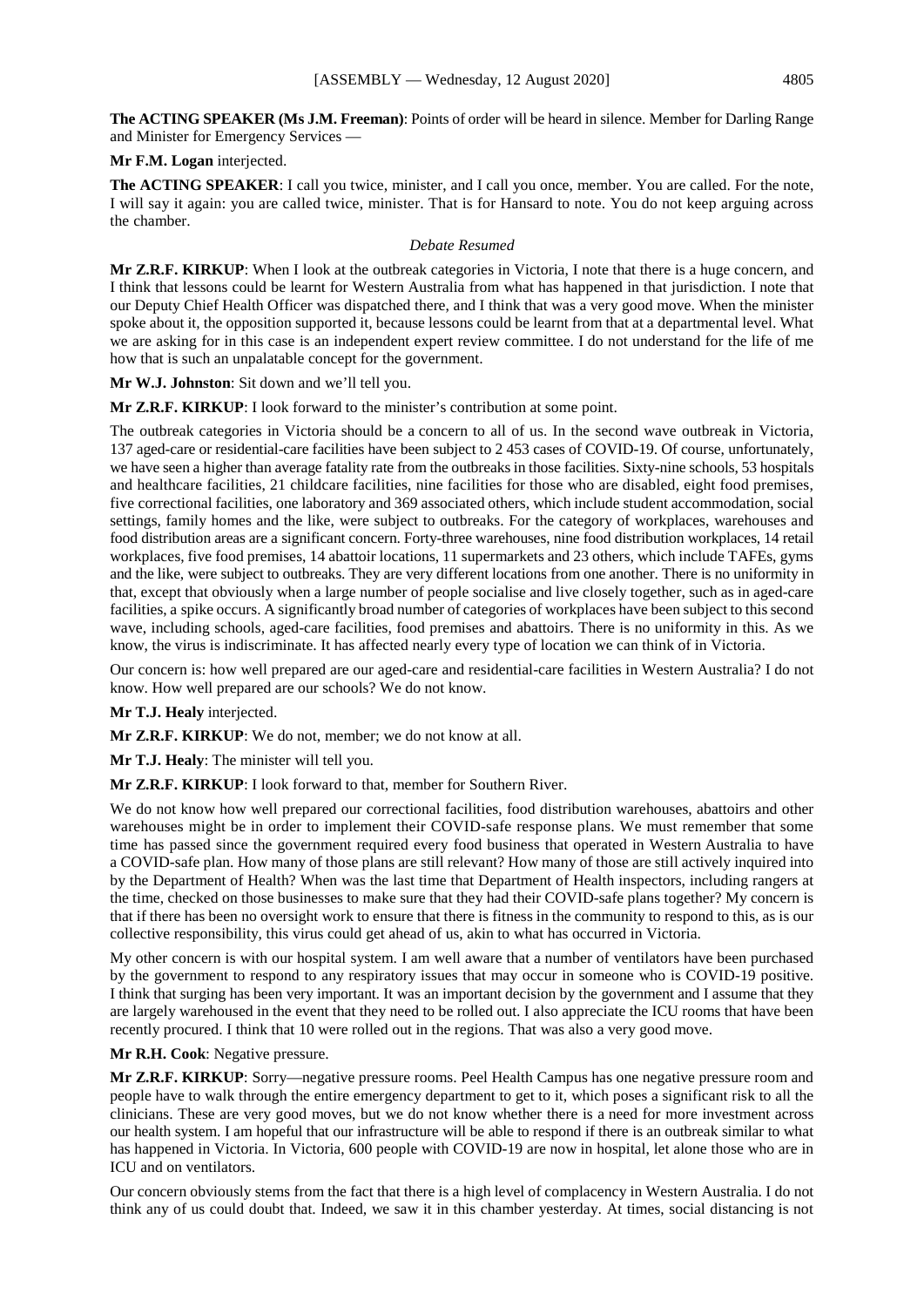**The ACTING SPEAKER (Ms J.M. Freeman)**: Points of order will be heard in silence. Member for Darling Range and Minister for Emergency Services —

**Mr F.M. Logan** interjected.

**The ACTING SPEAKER**: I call you twice, minister, and I call you once, member. You are called. For the note, I will say it again: you are called twice, minister. That is for Hansard to note. You do not keep arguing across the chamber.

*Debate Resumed*

**Mr Z.R.F. KIRKUP**: When I look at the outbreak categories in Victoria, I note that there is a huge concern, and I think that lessons could be learnt for Western Australia from what has happened in that jurisdiction. I note that our Deputy Chief Health Officer was dispatched there, and I think that was a very good move. When the minister spoke about it, the opposition supported it, because lessons could be learnt from that at a departmental level. What we are asking for in this case is an independent expert review committee. I do not understand for the life of me how that is such an unpalatable concept for the government.

**Mr W.J. Johnston**: Sit down and we'll tell you.

**Mr Z.R.F. KIRKUP**: I look forward to the minister's contribution at some point.

The outbreak categories in Victoria should be a concern to all of us. In the second wave outbreak in Victoria, 137 aged-care or residential-care facilities have been subject to 2 453 cases of COVID-19. Of course, unfortunately, we have seen a higher than average fatality rate from the outbreaks in those facilities. Sixty-nine schools, 53 hospitals and healthcare facilities, 21 childcare facilities, nine facilities for those who are disabled, eight food premises, five correctional facilities, one laboratory and 369 associated others, which include student accommodation, social settings, family homes and the like, were subject to outbreaks. For the category of workplaces, warehouses and food distribution areas are a significant concern. Forty-three warehouses, nine food distribution workplaces, 14 retail workplaces, five food premises, 14 abattoir locations, 11 supermarkets and 23 others, which include TAFEs, gyms and the like, were subject to outbreaks. They are very different locations from one another. There is no uniformity in that, except that obviously when a large number of people socialise and live closely together, such as in aged-care facilities, a spike occurs. A significantly broad number of categories of workplaces have been subject to this second wave, including schools, aged-care facilities, food premises and abattoirs. There is no uniformity in this. As we know, the virus is indiscriminate. It has affected nearly every type of location we can think of in Victoria.

Our concern is: how well prepared are our aged-care and residential-care facilities in Western Australia? I do not know. How well prepared are our schools? We do not know.

**Mr T.J. Healy** interjected.

**Mr Z.R.F. KIRKUP**: We do not, member; we do not know at all.

**Mr T.J. Healy**: The minister will tell you.

**Mr Z.R.F. KIRKUP**: I look forward to that, member for Southern River.

We do not know how well prepared our correctional facilities, food distribution warehouses, abattoirs and other warehouses might be in order to implement their COVID-safe response plans. We must remember that some time has passed since the government required every food business that operated in Western Australia to have a COVID-safe plan. How many of those plans are still relevant? How many of those are still actively inquired into by the Department of Health? When was the last time that Department of Health inspectors, including rangers at the time, checked on those businesses to make sure that they had their COVID-safe plans together? My concern is that if there has been no oversight work to ensure that there is fitness in the community to respond to this, as is our collective responsibility, this virus could get ahead of us, akin to what has occurred in Victoria.

My other concern is with our hospital system. I am well aware that a number of ventilators have been purchased by the government to respond to any respiratory issues that may occur in someone who is COVID-19 positive. I think that surging has been very important. It was an important decision by the government and I assume that they are largely warehoused in the event that they need to be rolled out. I also appreciate the ICU rooms that have been recently procured. I think that 10 were rolled out in the regions. That was also a very good move.

**Mr R.H. Cook**: Negative pressure.

**Mr Z.R.F. KIRKUP**: Sorry—negative pressure rooms. Peel Health Campus has one negative pressure room and people have to walk through the entire emergency department to get to it, which poses a significant risk to all the clinicians. These are very good moves, but we do not know whether there is a need for more investment across our health system. I am hopeful that our infrastructure will be able to respond if there is an outbreak similar to what has happened in Victoria. In Victoria, 600 people with COVID-19 are now in hospital, let alone those who are in ICU and on ventilators.

Our concern obviously stems from the fact that there is a high level of complacency in Western Australia. I do not think any of us could doubt that. Indeed, we saw it in this chamber yesterday. At times, social distancing is not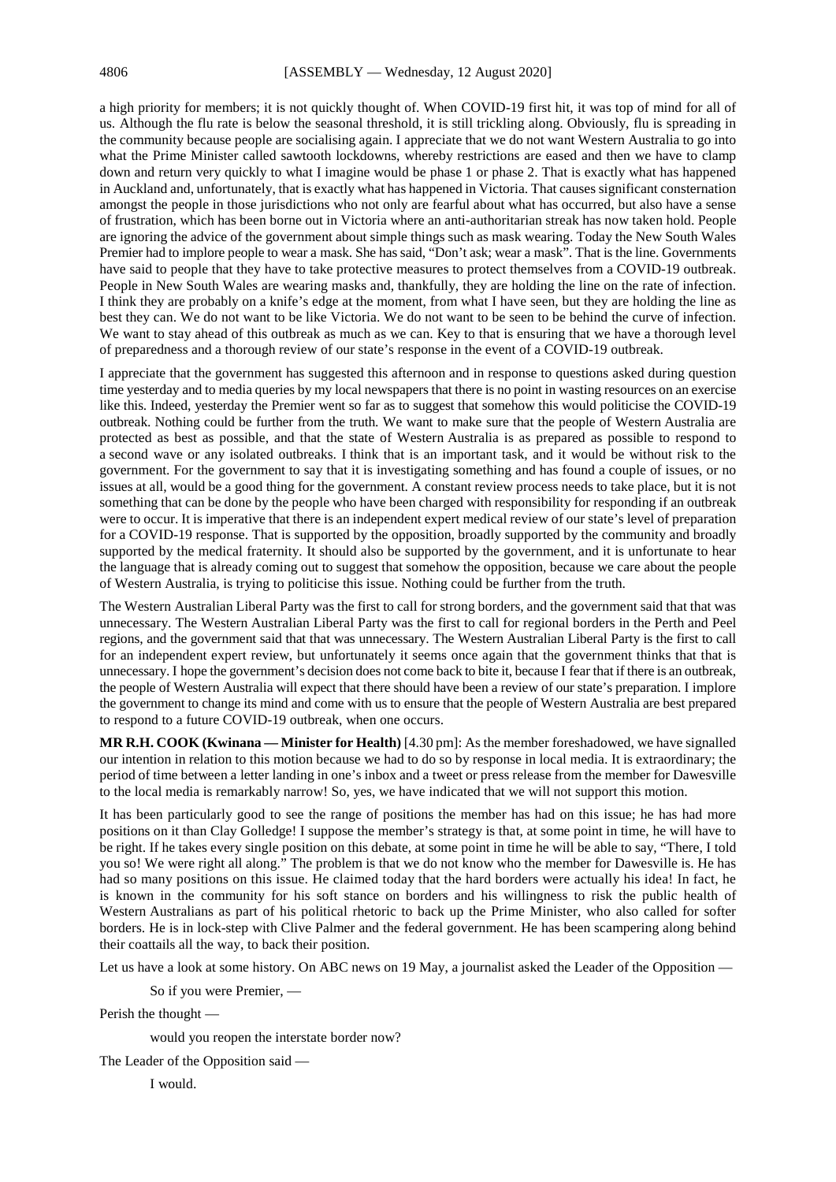a high priority for members; it is not quickly thought of. When COVID-19 first hit, it was top of mind for all of us. Although the flu rate is below the seasonal threshold, it is still trickling along. Obviously, flu is spreading in the community because people are socialising again. I appreciate that we do not want Western Australia to go into what the Prime Minister called sawtooth lockdowns, whereby restrictions are eased and then we have to clamp down and return very quickly to what I imagine would be phase 1 or phase 2. That is exactly what has happened in Auckland and, unfortunately, that is exactly what has happened in Victoria. That causes significant consternation amongst the people in those jurisdictions who not only are fearful about what has occurred, but also have a sense of frustration, which has been borne out in Victoria where an anti-authoritarian streak has now taken hold. People are ignoring the advice of the government about simple things such as mask wearing. Today the New South Wales Premier had to implore people to wear a mask. She has said, "Don't ask; wear a mask". That is the line. Governments have said to people that they have to take protective measures to protect themselves from a COVID-19 outbreak. People in New South Wales are wearing masks and, thankfully, they are holding the line on the rate of infection. I think they are probably on a knife's edge at the moment, from what I have seen, but they are holding the line as best they can. We do not want to be like Victoria. We do not want to be seen to be behind the curve of infection. We want to stay ahead of this outbreak as much as we can. Key to that is ensuring that we have a thorough level of preparedness and a thorough review of our state's response in the event of a COVID-19 outbreak.

I appreciate that the government has suggested this afternoon and in response to questions asked during question time yesterday and to media queries by my local newspapers that there is no point in wasting resources on an exercise like this. Indeed, yesterday the Premier went so far as to suggest that somehow this would politicise the COVID-19 outbreak. Nothing could be further from the truth. We want to make sure that the people of Western Australia are protected as best as possible, and that the state of Western Australia is as prepared as possible to respond to a second wave or any isolated outbreaks. I think that is an important task, and it would be without risk to the government. For the government to say that it is investigating something and has found a couple of issues, or no issues at all, would be a good thing for the government. A constant review process needs to take place, but it is not something that can be done by the people who have been charged with responsibility for responding if an outbreak were to occur. It is imperative that there is an independent expert medical review of our state's level of preparation for a COVID-19 response. That is supported by the opposition, broadly supported by the community and broadly supported by the medical fraternity. It should also be supported by the government, and it is unfortunate to hear the language that is already coming out to suggest that somehow the opposition, because we care about the people of Western Australia, is trying to politicise this issue. Nothing could be further from the truth.

The Western Australian Liberal Party was the first to call for strong borders, and the government said that that was unnecessary. The Western Australian Liberal Party was the first to call for regional borders in the Perth and Peel regions, and the government said that that was unnecessary. The Western Australian Liberal Party is the first to call for an independent expert review, but unfortunately it seems once again that the government thinks that that is unnecessary. I hope the government's decision does not come back to bite it, because I fear that if there is an outbreak, the people of Western Australia will expect that there should have been a review of our state's preparation. I implore the government to change its mind and come with us to ensure that the people of Western Australia are best prepared to respond to a future COVID-19 outbreak, when one occurs.

**MR R.H. COOK (Kwinana — Minister for Health)** [4.30 pm]: As the member foreshadowed, we have signalled our intention in relation to this motion because we had to do so by response in local media. It is extraordinary; the period of time between a letter landing in one's inbox and a tweet or press release from the member for Dawesville to the local media is remarkably narrow! So, yes, we have indicated that we will not support this motion.

It has been particularly good to see the range of positions the member has had on this issue; he has had more positions on it than Clay Golledge! I suppose the member's strategy is that, at some point in time, he will have to be right. If he takes every single position on this debate, at some point in time he will be able to say, "There, I told you so! We were right all along." The problem is that we do not know who the member for Dawesville is. He has had so many positions on this issue. He claimed today that the hard borders were actually his idea! In fact, he is known in the community for his soft stance on borders and his willingness to risk the public health of Western Australians as part of his political rhetoric to back up the Prime Minister, who also called for softer borders. He is in lock-step with Clive Palmer and the federal government. He has been scampering along behind their coattails all the way, to back their position.

Let us have a look at some history. On ABC news on 19 May, a journalist asked the Leader of the Opposition —

> So if you were Premier, —

Perish the thought —

> would you reopen the interstate border now?

The Leader of the Opposition said —

> I would.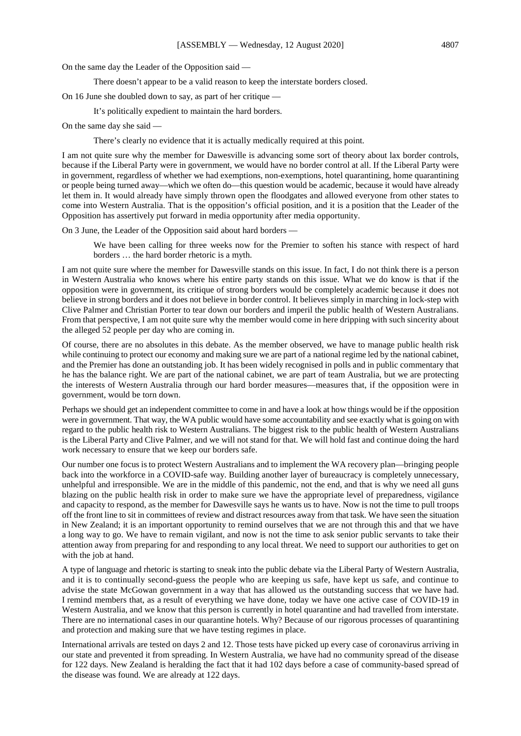On the same day the Leader of the Opposition said —

> There doesn't appear to be a valid reason to keep the interstate borders closed.

On 16 June she doubled down to say, as part of her critique —

> It's politically expedient to maintain the hard borders.

On the same day she said —

> There's clearly no evidence that it is actually medically required at this point.

I am not quite sure why the member for Dawesville is advancing some sort of theory about lax border controls, because if the Liberal Party were in government, we would have no border control at all. If the Liberal Party were in government, regardless of whether we had exemptions, non-exemptions, hotel quarantining, home quarantining or people being turned away—which we often do—this question would be academic, because it would have already let them in. It would already have simply thrown open the floodgates and allowed everyone from other states to come into Western Australia. That is the opposition's official position, and it is a position that the Leader of the Opposition has assertively put forward in media opportunity after media opportunity.

On 3 June, the Leader of the Opposition said about hard borders —

> We have been calling for three weeks now for the Premier to soften his stance with respect of hard borders … the hard border rhetoric is a myth.

I am not quite sure where the member for Dawesville stands on this issue. In fact, I do not think there is a person in Western Australia who knows where his entire party stands on this issue. What we do know is that if the opposition were in government, its critique of strong borders would be completely academic because it does not believe in strong borders and it does not believe in border control. It believes simply in marching in lock-step with Clive Palmer and Christian Porter to tear down our borders and imperil the public health of Western Australians. From that perspective, I am not quite sure why the member would come in here dripping with such sincerity about the alleged 52 people per day who are coming in.

Of course, there are no absolutes in this debate. As the member observed, we have to manage public health risk while continuing to protect our economy and making sure we are part of a national regime led by the national cabinet, and the Premier has done an outstanding job. It has been widely recognised in polls and in public commentary that he has the balance right. We are part of the national cabinet, we are part of team Australia, but we are protecting the interests of Western Australia through our hard border measures—measures that, if the opposition were in government, would be torn down.

Perhaps we should get an independent committee to come in and have a look at how things would be if the opposition were in government. That way, the WA public would have some accountability and see exactly what is going on with regard to the public health risk to Western Australians. The biggest risk to the public health of Western Australians is the Liberal Party and Clive Palmer, and we will not stand for that. We will hold fast and continue doing the hard work necessary to ensure that we keep our borders safe.

Our number one focus is to protect Western Australians and to implement the WA recovery plan—bringing people back into the workforce in a COVID-safe way. Building another layer of bureaucracy is completely unnecessary, unhelpful and irresponsible. We are in the middle of this pandemic, not the end, and that is why we need all guns blazing on the public health risk in order to make sure we have the appropriate level of preparedness, vigilance and capacity to respond, as the member for Dawesville says he wants us to have. Now is not the time to pull troops off the front line to sit in committees of review and distract resources away from that task. We have seen the situation in New Zealand; it is an important opportunity to remind ourselves that we are not through this and that we have a long way to go. We have to remain vigilant, and now is not the time to ask senior public servants to take their attention away from preparing for and responding to any local threat. We need to support our authorities to get on with the job at hand.

A type of language and rhetoric is starting to sneak into the public debate via the Liberal Party of Western Australia, and it is to continually second-guess the people who are keeping us safe, have kept us safe, and continue to advise the state McGowan government in a way that has allowed us the outstanding success that we have had. I remind members that, as a result of everything we have done, today we have one active case of COVID-19 in Western Australia, and we know that this person is currently in hotel quarantine and had travelled from interstate. There are no international cases in our quarantine hotels. Why? Because of our rigorous processes of quarantining and protection and making sure that we have testing regimes in place.

International arrivals are tested on days 2 and 12. Those tests have picked up every case of coronavirus arriving in our state and prevented it from spreading. In Western Australia, we have had no community spread of the disease for 122 days. New Zealand is heralding the fact that it had 102 days before a case of community-based spread of the disease was found. We are already at 122 days.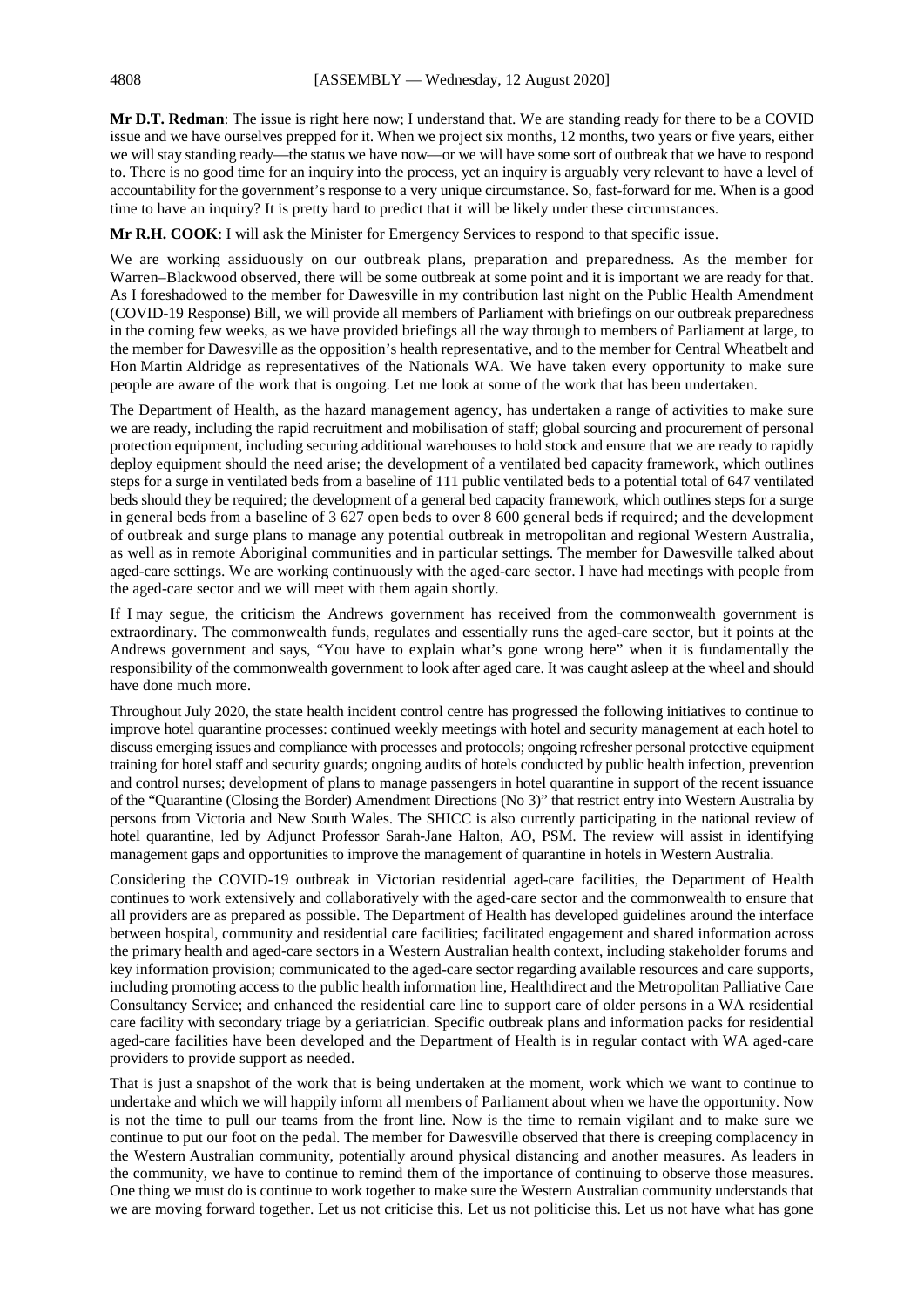**Mr D.T. Redman**: The issue is right here now; I understand that. We are standing ready for there to be a COVID issue and we have ourselves prepped for it. When we project six months, 12 months, two years or five years, either we will stay standing ready—the status we have now—or we will have some sort of outbreak that we have to respond to. There is no good time for an inquiry into the process, yet an inquiry is arguably very relevant to have a level of accountability for the government's response to a very unique circumstance. So, fast-forward for me. When is a good time to have an inquiry? It is pretty hard to predict that it will be likely under these circumstances.

**Mr R.H. COOK**: I will ask the Minister for Emergency Services to respond to that specific issue.

We are working assiduously on our outbreak plans, preparation and preparedness. As the member for Warren–Blackwood observed, there will be some outbreak at some point and it is important we are ready for that. As I foreshadowed to the member for Dawesville in my contribution last night on the Public Health Amendment (COVID-19 Response) Bill, we will provide all members of Parliament with briefings on our outbreak preparedness in the coming few weeks, as we have provided briefings all the way through to members of Parliament at large, to the member for Dawesville as the opposition's health representative, and to the member for Central Wheatbelt and Hon Martin Aldridge as representatives of the Nationals WA. We have taken every opportunity to make sure people are aware of the work that is ongoing. Let me look at some of the work that has been undertaken.

The Department of Health, as the hazard management agency, has undertaken a range of activities to make sure we are ready, including the rapid recruitment and mobilisation of staff; global sourcing and procurement of personal protection equipment, including securing additional warehouses to hold stock and ensure that we are ready to rapidly deploy equipment should the need arise; the development of a ventilated bed capacity framework, which outlines steps for a surge in ventilated beds from a baseline of 111 public ventilated beds to a potential total of 647 ventilated beds should they be required; the development of a general bed capacity framework, which outlines steps for a surge in general beds from a baseline of 3 627 open beds to over 8 600 general beds if required; and the development of outbreak and surge plans to manage any potential outbreak in metropolitan and regional Western Australia, as well as in remote Aboriginal communities and in particular settings. The member for Dawesville talked about aged-care settings. We are working continuously with the aged-care sector. I have had meetings with people from the aged-care sector and we will meet with them again shortly.

If I may segue, the criticism the Andrews government has received from the commonwealth government is extraordinary. The commonwealth funds, regulates and essentially runs the aged-care sector, but it points at the Andrews government and says, "You have to explain what's gone wrong here" when it is fundamentally the responsibility of the commonwealth government to look after aged care. It was caught asleep at the wheel and should have done much more.

Throughout July 2020, the state health incident control centre has progressed the following initiatives to continue to improve hotel quarantine processes: continued weekly meetings with hotel and security management at each hotel to discuss emerging issues and compliance with processes and protocols; ongoing refresher personal protective equipment training for hotel staff and security guards; ongoing audits of hotels conducted by public health infection, prevention and control nurses; development of plans to manage passengers in hotel quarantine in support of the recent issuance of the "Quarantine (Closing the Border) Amendment Directions (No 3)" that restrict entry into Western Australia by persons from Victoria and New South Wales. The SHICC is also currently participating in the national review of hotel quarantine, led by Adjunct Professor Sarah-Jane Halton, AO, PSM. The review will assist in identifying management gaps and opportunities to improve the management of quarantine in hotels in Western Australia.

Considering the COVID-19 outbreak in Victorian residential aged-care facilities, the Department of Health continues to work extensively and collaboratively with the aged-care sector and the commonwealth to ensure that all providers are as prepared as possible. The Department of Health has developed guidelines around the interface between hospital, community and residential care facilities; facilitated engagement and shared information across the primary health and aged-care sectors in a Western Australian health context, including stakeholder forums and key information provision; communicated to the aged-care sector regarding available resources and care supports, including promoting access to the public health information line, Healthdirect and the Metropolitan Palliative Care Consultancy Service; and enhanced the residential care line to support care of older persons in a WA residential care facility with secondary triage by a geriatrician. Specific outbreak plans and information packs for residential aged-care facilities have been developed and the Department of Health is in regular contact with WA aged-care providers to provide support as needed.

That is just a snapshot of the work that is being undertaken at the moment, work which we want to continue to undertake and which we will happily inform all members of Parliament about when we have the opportunity. Now is not the time to pull our teams from the front line. Now is the time to remain vigilant and to make sure we continue to put our foot on the pedal. The member for Dawesville observed that there is creeping complacency in the Western Australian community, potentially around physical distancing and another measures. As leaders in the community, we have to continue to remind them of the importance of continuing to observe those measures. One thing we must do is continue to work together to make sure the Western Australian community understands that we are moving forward together. Let us not criticise this. Let us not politicise this. Let us not have what has gone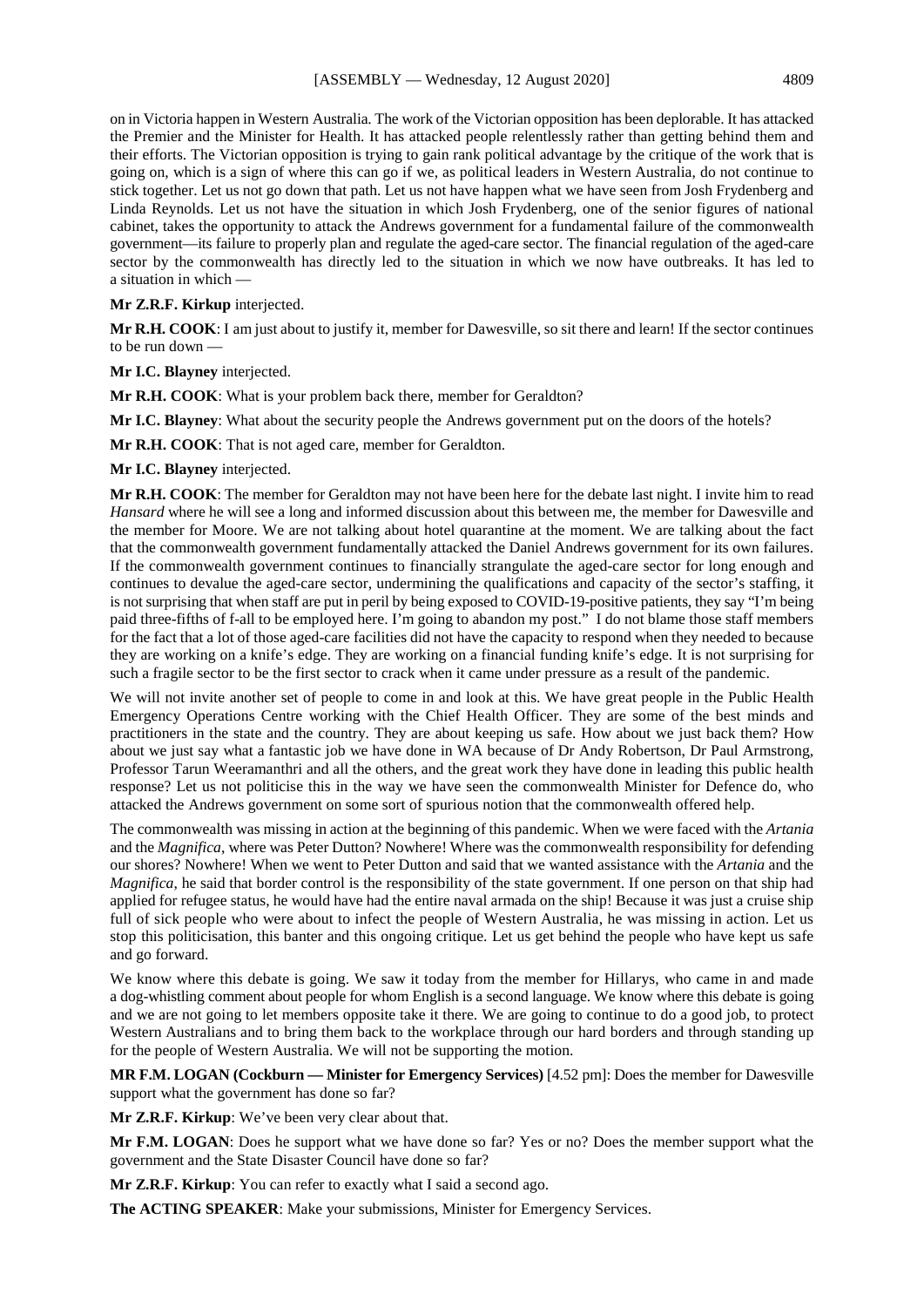on in Victoria happen in Western Australia. The work of the Victorian opposition has been deplorable. It has attacked the Premier and the Minister for Health. It has attacked people relentlessly rather than getting behind them and their efforts. The Victorian opposition is trying to gain rank political advantage by the critique of the work that is going on, which is a sign of where this can go if we, as political leaders in Western Australia, do not continue to stick together. Let us not go down that path. Let us not have happen what we have seen from Josh Frydenberg and Linda Reynolds. Let us not have the situation in which Josh Frydenberg, one of the senior figures of national cabinet, takes the opportunity to attack the Andrews government for a fundamental failure of the commonwealth government—its failure to properly plan and regulate the aged-care sector. The financial regulation of the aged-care sector by the commonwealth has directly led to the situation in which we now have outbreaks. It has led to a situation in which —

**Mr Z.R.F. Kirkup** interjected.

**Mr R.H. COOK**: I am just about to justify it, member for Dawesville, so sit there and learn! If the sector continues to be run down —

**Mr I.C. Blayney** interjected.

**Mr R.H. COOK**: What is your problem back there, member for Geraldton?

**Mr I.C. Blayney**: What about the security people the Andrews government put on the doors of the hotels?

**Mr R.H. COOK**: That is not aged care, member for Geraldton.

**Mr I.C. Blayney** interjected.

**Mr R.H. COOK**: The member for Geraldton may not have been here for the debate last night. I invite him to read *Hansard* where he will see a long and informed discussion about this between me, the member for Dawesville and the member for Moore. We are not talking about hotel quarantine at the moment. We are talking about the fact that the commonwealth government fundamentally attacked the Daniel Andrews government for its own failures. If the commonwealth government continues to financially strangulate the aged-care sector for long enough and continues to devalue the aged-care sector, undermining the qualifications and capacity of the sector's staffing, it is not surprising that when staff are put in peril by being exposed to COVID-19-positive patients, they say "I'm being paid three-fifths of f-all to be employed here. I'm going to abandon my post." I do not blame those staff members for the fact that a lot of those aged-care facilities did not have the capacity to respond when they needed to because they are working on a knife's edge. They are working on a financial funding knife's edge. It is not surprising for such a fragile sector to be the first sector to crack when it came under pressure as a result of the pandemic.

We will not invite another set of people to come in and look at this. We have great people in the Public Health Emergency Operations Centre working with the Chief Health Officer. They are some of the best minds and practitioners in the state and the country. They are about keeping us safe. How about we just back them? How about we just say what a fantastic job we have done in WA because of Dr Andy Robertson, Dr Paul Armstrong, Professor Tarun Weeramanthri and all the others, and the great work they have done in leading this public health response? Let us not politicise this in the way we have seen the commonwealth Minister for Defence do, who attacked the Andrews government on some sort of spurious notion that the commonwealth offered help.

The commonwealth was missing in action at the beginning of this pandemic. When we were faced with the *Artania* and the *Magnifica*, where was Peter Dutton? Nowhere! Where was the commonwealth responsibility for defending our shores? Nowhere! When we went to Peter Dutton and said that we wanted assistance with the *Artania* and the *Magnifica*, he said that border control is the responsibility of the state government. If one person on that ship had applied for refugee status, he would have had the entire naval armada on the ship! Because it was just a cruise ship full of sick people who were about to infect the people of Western Australia, he was missing in action. Let us stop this politicisation, this banter and this ongoing critique. Let us get behind the people who have kept us safe and go forward.

We know where this debate is going. We saw it today from the member for Hillarys, who came in and made a dog-whistling comment about people for whom English is a second language. We know where this debate is going and we are not going to let members opposite take it there. We are going to continue to do a good job, to protect Western Australians and to bring them back to the workplace through our hard borders and through standing up for the people of Western Australia. We will not be supporting the motion.

**MR F.M. LOGAN (Cockburn — Minister for Emergency Services)** [4.52 pm]: Does the member for Dawesville support what the government has done so far?

**Mr Z.R.F. Kirkup**: We've been very clear about that.

**Mr F.M. LOGAN**: Does he support what we have done so far? Yes or no? Does the member support what the government and the State Disaster Council have done so far?

**Mr Z.R.F. Kirkup**: You can refer to exactly what I said a second ago.

**The ACTING SPEAKER**: Make your submissions, Minister for Emergency Services.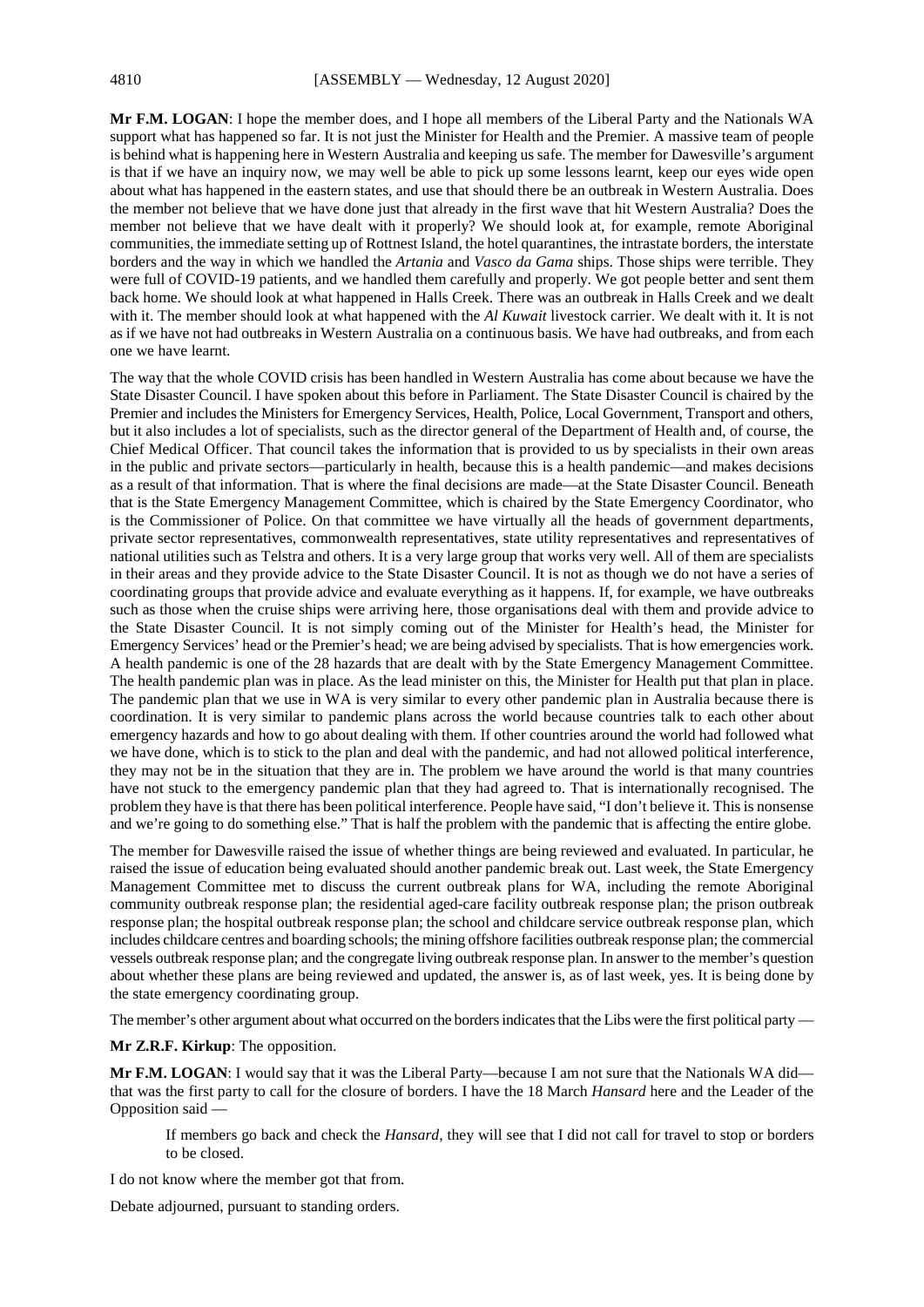**Mr F.M. LOGAN**: I hope the member does, and I hope all members of the Liberal Party and the Nationals WA support what has happened so far. It is not just the Minister for Health and the Premier. A massive team of people is behind what is happening here in Western Australia and keeping us safe. The member for Dawesville's argument is that if we have an inquiry now, we may well be able to pick up some lessons learnt, keep our eyes wide open about what has happened in the eastern states, and use that should there be an outbreak in Western Australia. Does the member not believe that we have done just that already in the first wave that hit Western Australia? Does the member not believe that we have dealt with it properly? We should look at, for example, remote Aboriginal communities, the immediate setting up of Rottnest Island, the hotel quarantines, the intrastate borders, the interstate borders and the way in which we handled the *Artania* and *Vasco da Gama* ships. Those ships were terrible. They were full of COVID-19 patients, and we handled them carefully and properly. We got people better and sent them back home. We should look at what happened in Halls Creek. There was an outbreak in Halls Creek and we dealt with it. The member should look at what happened with the *Al Kuwait* livestock carrier. We dealt with it. It is not as if we have not had outbreaks in Western Australia on a continuous basis. We have had outbreaks, and from each one we have learnt.

The way that the whole COVID crisis has been handled in Western Australia has come about because we have the State Disaster Council. I have spoken about this before in Parliament. The State Disaster Council is chaired by the Premier and includes the Ministers for Emergency Services, Health, Police, Local Government, Transport and others, but it also includes a lot of specialists, such as the director general of the Department of Health and, of course, the Chief Medical Officer. That council takes the information that is provided to us by specialists in their own areas in the public and private sectors—particularly in health, because this is a health pandemic—and makes decisions as a result of that information. That is where the final decisions are made—at the State Disaster Council. Beneath that is the State Emergency Management Committee, which is chaired by the State Emergency Coordinator, who is the Commissioner of Police. On that committee we have virtually all the heads of government departments, private sector representatives, commonwealth representatives, state utility representatives and representatives of national utilities such as Telstra and others. It is a very large group that works very well. All of them are specialists in their areas and they provide advice to the State Disaster Council. It is not as though we do not have a series of coordinating groups that provide advice and evaluate everything as it happens. If, for example, we have outbreaks such as those when the cruise ships were arriving here, those organisations deal with them and provide advice to the State Disaster Council. It is not simply coming out of the Minister for Health's head, the Minister for Emergency Services' head or the Premier's head; we are being advised by specialists. That is how emergencies work. A health pandemic is one of the 28 hazards that are dealt with by the State Emergency Management Committee. The health pandemic plan was in place. As the lead minister on this, the Minister for Health put that plan in place. The pandemic plan that we use in WA is very similar to every other pandemic plan in Australia because there is coordination. It is very similar to pandemic plans across the world because countries talk to each other about emergency hazards and how to go about dealing with them. If other countries around the world had followed what we have done, which is to stick to the plan and deal with the pandemic, and had not allowed political interference, they may not be in the situation that they are in. The problem we have around the world is that many countries have not stuck to the emergency pandemic plan that they had agreed to. That is internationally recognised. The problem they have is that there has been political interference. People have said, "I don't believe it. This is nonsense and we're going to do something else." That is half the problem with the pandemic that is affecting the entire globe.

The member for Dawesville raised the issue of whether things are being reviewed and evaluated. In particular, he raised the issue of education being evaluated should another pandemic break out. Last week, the State Emergency Management Committee met to discuss the current outbreak plans for WA, including the remote Aboriginal community outbreak response plan; the residential aged-care facility outbreak response plan; the prison outbreak response plan; the hospital outbreak response plan; the school and childcare service outbreak response plan, which includes childcare centres and boarding schools; the mining offshore facilities outbreak response plan; the commercial vessels outbreak response plan; and the congregate living outbreak response plan. In answer to the member's question about whether these plans are being reviewed and updated, the answer is, as of last week, yes. It is being done by the state emergency coordinating group.

The member's other argument about what occurred on the borders indicates that the Libs were the first political party —

**Mr Z.R.F. Kirkup**: The opposition.

**Mr F.M. LOGAN**: I would say that it was the Liberal Party—because I am not sure that the Nationals WA did—that was the first party to call for the closure of borders. I have the 18 March *Hansard* here and the Leader of the Opposition said —

> If members go back and check the *Hansard*, they will see that I did not call for travel to stop or borders to be closed.

I do not know where the member got that from.

Debate adjourned, pursuant to standing orders.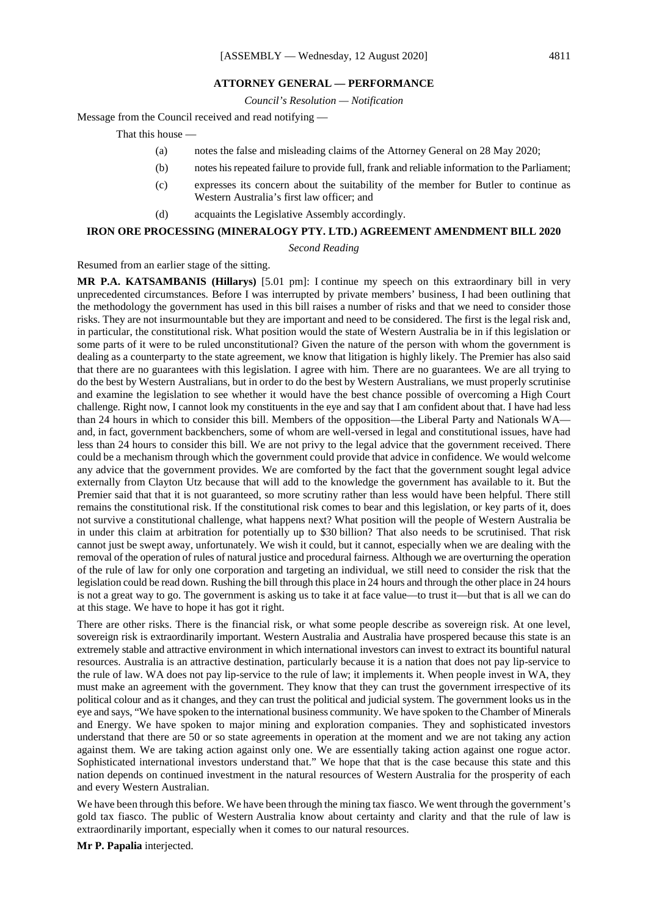## ATTORNEY GENERAL — PERFORMANCE

*Council's Resolution — Notification*

Message from the Council received and read notifying —

That this house —

(a) notes the false and misleading claims of the Attorney General on 28 May 2020;

(b) notes his repeated failure to provide full, frank and reliable information to the Parliament;

(c) expresses its concern about the suitability of the member for Butler to continue as Western Australia's first law officer; and

(d) acquaints the Legislative Assembly accordingly.

## IRON ORE PROCESSING (MINERALOGY PTY. LTD.) AGREEMENT AMENDMENT BILL 2020

*Second Reading*

Resumed from an earlier stage of the sitting.

**MR P.A. KATSAMBANIS (Hillarys)** [5.01 pm]: I continue my speech on this extraordinary bill in very unprecedented circumstances. Before I was interrupted by private members' business, I had been outlining that the methodology the government has used in this bill raises a number of risks and that we need to consider those risks. They are not insurmountable but they are important and need to be considered. The first is the legal risk and, in particular, the constitutional risk. What position would the state of Western Australia be in if this legislation or some parts of it were to be ruled unconstitutional? Given the nature of the person with whom the government is dealing as a counterparty to the state agreement, we know that litigation is highly likely. The Premier has also said that there are no guarantees with this legislation. I agree with him. There are no guarantees. We are all trying to do the best by Western Australians, but in order to do the best by Western Australians, we must properly scrutinise and examine the legislation to see whether it would have the best chance possible of overcoming a High Court challenge. Right now, I cannot look my constituents in the eye and say that I am confident about that. I have had less than 24 hours in which to consider this bill. Members of the opposition—the Liberal Party and Nationals WA—and, in fact, government backbenchers, some of whom are well-versed in legal and constitutional issues, have had less than 24 hours to consider this bill. We are not privy to the legal advice that the government received. There could be a mechanism through which the government could provide that advice in confidence. We would welcome any advice that the government provides. We are comforted by the fact that the government sought legal advice externally from Clayton Utz because that will add to the knowledge the government has available to it. But the Premier said that that it is not guaranteed, so more scrutiny rather than less would have been helpful. There still remains the constitutional risk. If the constitutional risk comes to bear and this legislation, or key parts of it, does not survive a constitutional challenge, what happens next? What position will the people of Western Australia be in under this claim at arbitration for potentially up to $30 billion? That also needs to be scrutinised. That risk cannot just be swept away, unfortunately. We wish it could, but it cannot, especially when we are dealing with the removal of the operation of rules of natural justice and procedural fairness. Although we are overturning the operation of the rule of law for only one corporation and targeting an individual, we still need to consider the risk that the legislation could be read down. Rushing the bill through this place in 24 hours and through the other place in 24 hours is not a great way to go. The government is asking us to take it at face value—to trust it—but that is all we can do at this stage. We have to hope it has got it right.

There are other risks. There is the financial risk, or what some people describe as sovereign risk. At one level, sovereign risk is extraordinarily important. Western Australia and Australia have prospered because this state is an extremely stable and attractive environment in which international investors can invest to extract its bountiful natural resources. Australia is an attractive destination, particularly because it is a nation that does not pay lip-service to the rule of law. WA does not pay lip-service to the rule of law; it implements it. When people invest in WA, they must make an agreement with the government. They know that they can trust the government irrespective of its political colour and as it changes, and they can trust the political and judicial system. The government looks us in the eye and says, "We have spoken to the international business community. We have spoken to the Chamber of Minerals and Energy. We have spoken to major mining and exploration companies. They and sophisticated investors understand that there are 50 or so state agreements in operation at the moment and we are not taking any action against them. We are taking action against only one. We are essentially taking action against one rogue actor. Sophisticated international investors understand that." We hope that that is the case because this state and this nation depends on continued investment in the natural resources of Western Australia for the prosperity of each and every Western Australian.

We have been through this before. We have been through the mining tax fiasco. We went through the government's gold tax fiasco. The public of Western Australia know about certainty and clarity and that the rule of law is extraordinarily important, especially when it comes to our natural resources.

**Mr P. Papalia** interjected.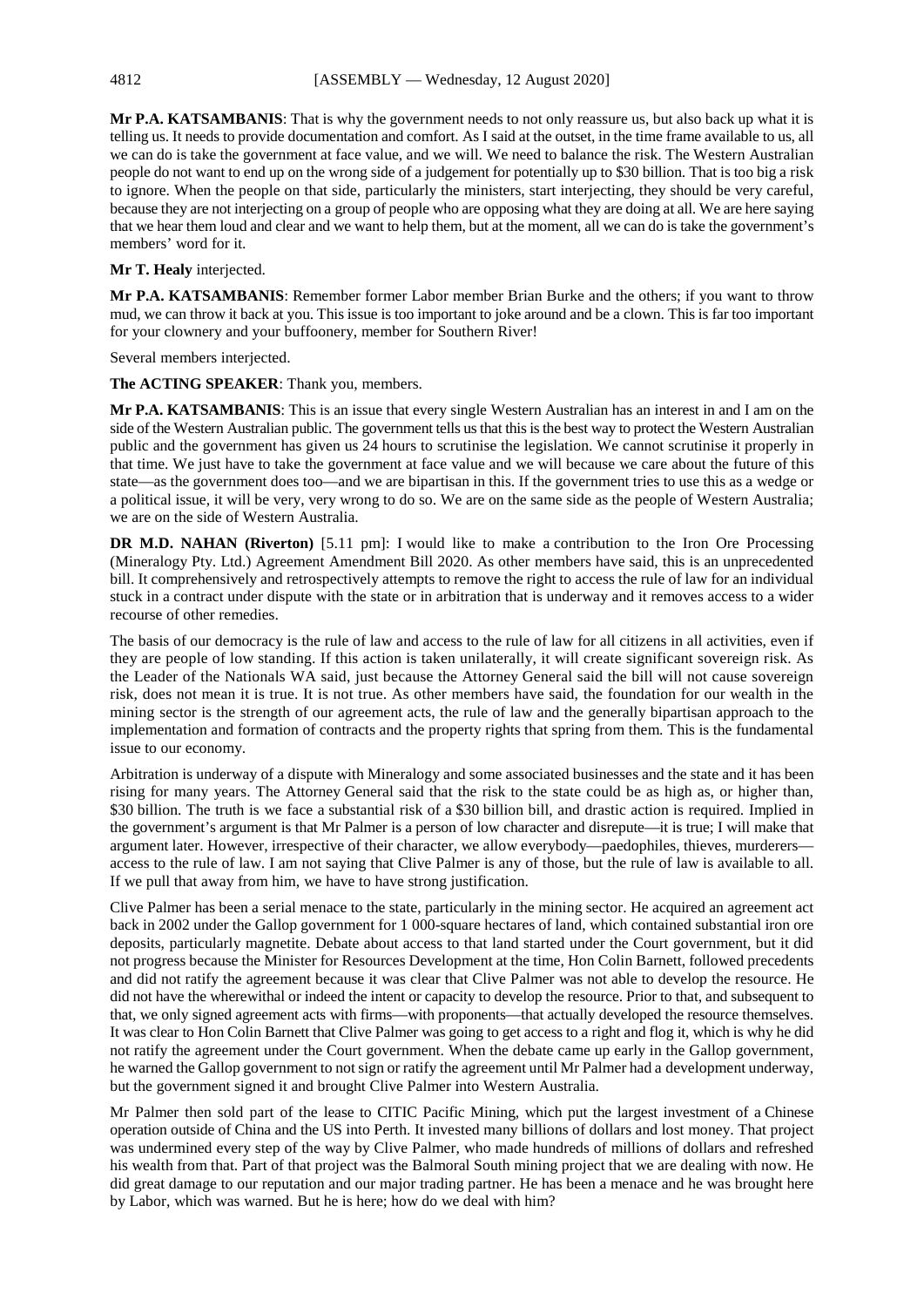**Mr P.A. KATSAMBANIS**: That is why the government needs to not only reassure us, but also back up what it is telling us. It needs to provide documentation and comfort. As I said at the outset, in the time frame available to us, all we can do is take the government at face value, and we will. We need to balance the risk. The Western Australian people do not want to end up on the wrong side of a judgement for potentially up to $30 billion. That is too big a risk to ignore. When the people on that side, particularly the ministers, start interjecting, they should be very careful, because they are not interjecting on a group of people who are opposing what they are doing at all. We are here saying that we hear them loud and clear and we want to help them, but at the moment, all we can do is take the government's members' word for it.

**Mr T. Healy** interjected.

**Mr P.A. KATSAMBANIS**: Remember former Labor member Brian Burke and the others; if you want to throw mud, we can throw it back at you. This issue is too important to joke around and be a clown. This is far too important for your clownery and your buffoonery, member for Southern River!

Several members interjected.

**The ACTING SPEAKER**: Thank you, members.

**Mr P.A. KATSAMBANIS**: This is an issue that every single Western Australian has an interest in and I am on the side of the Western Australian public. The government tells us that this is the best way to protect the Western Australian public and the government has given us 24 hours to scrutinise the legislation. We cannot scrutinise it properly in that time. We just have to take the government at face value and we will because we care about the future of this state—as the government does too—and we are bipartisan in this. If the government tries to use this as a wedge or a political issue, it will be very, very wrong to do so. We are on the same side as the people of Western Australia; we are on the side of Western Australia.

**DR M.D. NAHAN (Riverton)** [5.11 pm]: I would like to make a contribution to the Iron Ore Processing (Mineralogy Pty. Ltd.) Agreement Amendment Bill 2020. As other members have said, this is an unprecedented bill. It comprehensively and retrospectively attempts to remove the right to access the rule of law for an individual stuck in a contract under dispute with the state or in arbitration that is underway and it removes access to a wider recourse of other remedies.

The basis of our democracy is the rule of law and access to the rule of law for all citizens in all activities, even if they are people of low standing. If this action is taken unilaterally, it will create significant sovereign risk. As the Leader of the Nationals WA said, just because the Attorney General said the bill will not cause sovereign risk, does not mean it is true. It is not true. As other members have said, the foundation for our wealth in the mining sector is the strength of our agreement acts, the rule of law and the generally bipartisan approach to the implementation and formation of contracts and the property rights that spring from them. This is the fundamental issue to our economy.

Arbitration is underway of a dispute with Mineralogy and some associated businesses and the state and it has been rising for many years. The Attorney General said that the risk to the state could be as high as, or higher than, $30 billion. The truth is we face a substantial risk of a $30 billion bill, and drastic action is required. Implied in the government's argument is that Mr Palmer is a person of low character and disrepute—it is true; I will make that argument later. However, irrespective of their character, we allow everybody—paedophiles, thieves, murderers—access to the rule of law. I am not saying that Clive Palmer is any of those, but the rule of law is available to all. If we pull that away from him, we have to have strong justification.

Clive Palmer has been a serial menace to the state, particularly in the mining sector. He acquired an agreement act back in 2002 under the Gallop government for 1 000-square hectares of land, which contained substantial iron ore deposits, particularly magnetite. Debate about access to that land started under the Court government, but it did not progress because the Minister for Resources Development at the time, Hon Colin Barnett, followed precedents and did not ratify the agreement because it was clear that Clive Palmer was not able to develop the resource. He did not have the wherewithal or indeed the intent or capacity to develop the resource. Prior to that, and subsequent to that, we only signed agreement acts with firms—with proponents—that actually developed the resource themselves. It was clear to Hon Colin Barnett that Clive Palmer was going to get access to a right and flog it, which is why he did not ratify the agreement under the Court government. When the debate came up early in the Gallop government, he warned the Gallop government to not sign or ratify the agreement until Mr Palmer had a development underway, but the government signed it and brought Clive Palmer into Western Australia.

Mr Palmer then sold part of the lease to CITIC Pacific Mining, which put the largest investment of a Chinese operation outside of China and the US into Perth. It invested many billions of dollars and lost money. That project was undermined every step of the way by Clive Palmer, who made hundreds of millions of dollars and refreshed his wealth from that. Part of that project was the Balmoral South mining project that we are dealing with now. He did great damage to our reputation and our major trading partner. He has been a menace and he was brought here by Labor, which was warned. But he is here; how do we deal with him?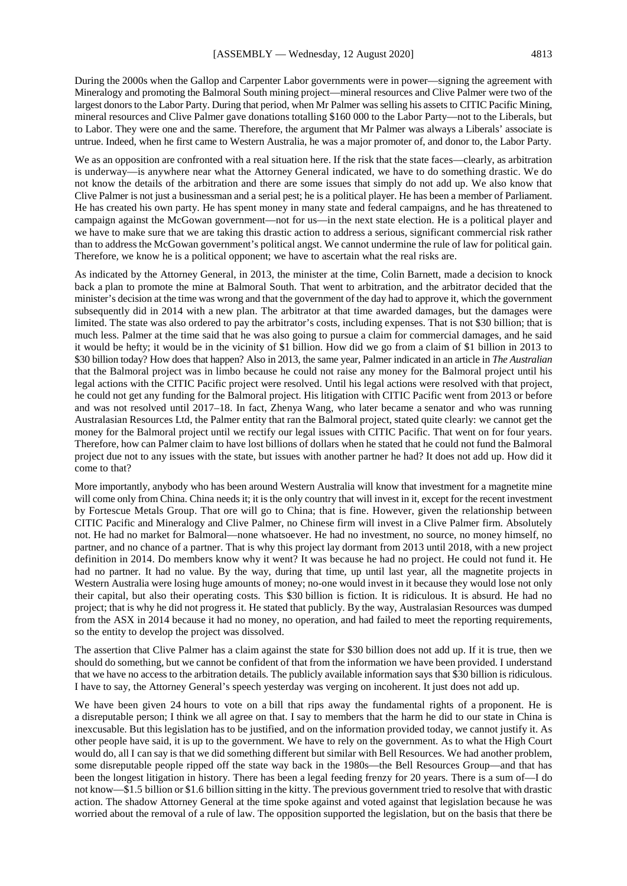During the 2000s when the Gallop and Carpenter Labor governments were in power—signing the agreement with Mineralogy and promoting the Balmoral South mining project—mineral resources and Clive Palmer were two of the largest donors to the Labor Party. During that period, when Mr Palmer was selling his assets to CITIC Pacific Mining, mineral resources and Clive Palmer gave donations totalling \$160 000 to the Labor Party—not to the Liberals, but to Labor. They were one and the same. Therefore, the argument that Mr Palmer was always a Liberals' associate is untrue. Indeed, when he first came to Western Australia, he was a major promoter of, and donor to, the Labor Party.

We as an opposition are confronted with a real situation here. If the risk that the state faces—clearly, as arbitration is underway—is anywhere near what the Attorney General indicated, we have to do something drastic. We do not know the details of the arbitration and there are some issues that simply do not add up. We also know that Clive Palmer is not just a businessman and a serial pest; he is a political player. He has been a member of Parliament. He has created his own party. He has spent money in many state and federal campaigns, and he has threatened to campaign against the McGowan government—not for us—in the next state election. He is a political player and we have to make sure that we are taking this drastic action to address a serious, significant commercial risk rather than to address the McGowan government's political angst. We cannot undermine the rule of law for political gain. Therefore, we know he is a political opponent; we have to ascertain what the real risks are.

As indicated by the Attorney General, in 2013, the minister at the time, Colin Barnett, made a decision to knock back a plan to promote the mine at Balmoral South. That went to arbitration, and the arbitrator decided that the minister's decision at the time was wrong and that the government of the day had to approve it, which the government subsequently did in 2014 with a new plan. The arbitrator at that time awarded damages, but the damages were limited. The state was also ordered to pay the arbitrator's costs, including expenses. That is not \$30 billion; that is much less. Palmer at the time said that he was also going to pursue a claim for commercial damages, and he said it would be hefty; it would be in the vicinity of \$1 billion. How did we go from a claim of \$1 billion in 2013 to \$30 billion today? How does that happen? Also in 2013, the same year, Palmer indicated in an article in *The Australian* that the Balmoral project was in limbo because he could not raise any money for the Balmoral project until his legal actions with the CITIC Pacific project were resolved. Until his legal actions were resolved with that project, he could not get any funding for the Balmoral project. His litigation with CITIC Pacific went from 2013 or before and was not resolved until 2017–18. In fact, Zhenya Wang, who later became a senator and who was running Australasian Resources Ltd, the Palmer entity that ran the Balmoral project, stated quite clearly: we cannot get the money for the Balmoral project until we rectify our legal issues with CITIC Pacific. That went on for four years. Therefore, how can Palmer claim to have lost billions of dollars when he stated that he could not fund the Balmoral project due not to any issues with the state, but issues with another partner he had? It does not add up. How did it come to that?

More importantly, anybody who has been around Western Australia will know that investment for a magnetite mine will come only from China. China needs it; it is the only country that will invest in it, except for the recent investment by Fortescue Metals Group. That ore will go to China; that is fine. However, given the relationship between CITIC Pacific and Mineralogy and Clive Palmer, no Chinese firm will invest in a Clive Palmer firm. Absolutely not. He had no market for Balmoral—none whatsoever. He had no investment, no source, no money himself, no partner, and no chance of a partner. That is why this project lay dormant from 2013 until 2018, with a new project definition in 2014. Do members know why it went? It was because he had no project. He could not fund it. He had no partner. It had no value. By the way, during that time, up until last year, all the magnetite projects in Western Australia were losing huge amounts of money; no-one would invest in it because they would lose not only their capital, but also their operating costs. This \$30 billion is fiction. It is ridiculous. It is absurd. He had no project; that is why he did not progress it. He stated that publicly. By the way, Australasian Resources was dumped from the ASX in 2014 because it had no money, no operation, and had failed to meet the reporting requirements, so the entity to develop the project was dissolved.

The assertion that Clive Palmer has a claim against the state for \$30 billion does not add up. If it is true, then we should do something, but we cannot be confident of that from the information we have been provided. I understand that we have no access to the arbitration details. The publicly available information says that \$30 billion is ridiculous. I have to say, the Attorney General's speech yesterday was verging on incoherent. It just does not add up.

We have been given 24 hours to vote on a bill that rips away the fundamental rights of a proponent. He is a disreputable person; I think we all agree on that. I say to members that the harm he did to our state in China is inexcusable. But this legislation has to be justified, and on the information provided today, we cannot justify it. As other people have said, it is up to the government. We have to rely on the government. As to what the High Court would do, all I can say is that we did something different but similar with Bell Resources. We had another problem, some disreputable people ripped off the state way back in the 1980s—the Bell Resources Group—and that has been the longest litigation in history. There has been a legal feeding frenzy for 20 years. There is a sum of—I do not know—\$1.5 billion or \$1.6 billion sitting in the kitty. The previous government tried to resolve that with drastic action. The shadow Attorney General at the time spoke against and voted against that legislation because he was worried about the removal of a rule of law. The opposition supported the legislation, but on the basis that there be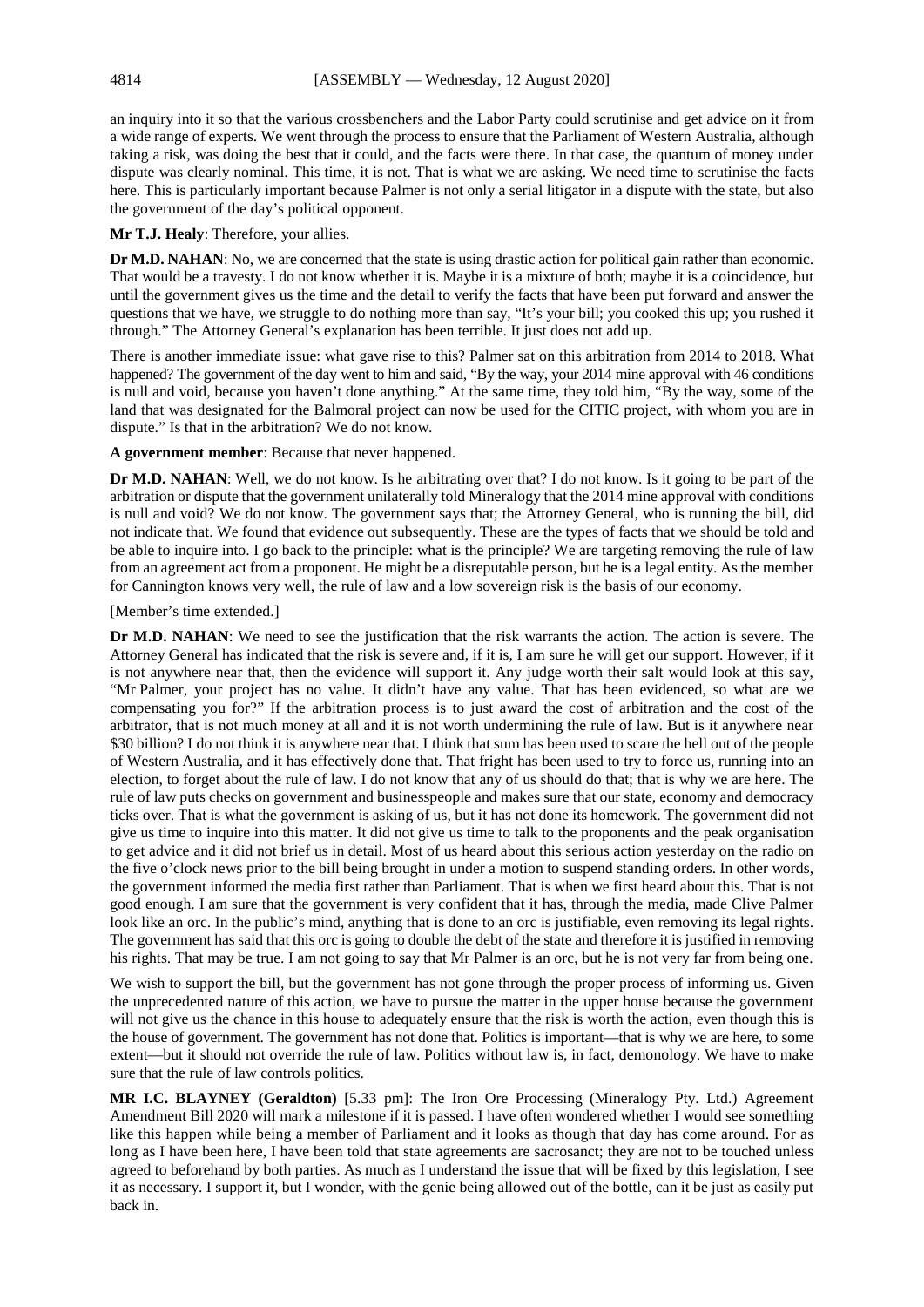an inquiry into it so that the various crossbenchers and the Labor Party could scrutinise and get advice on it from a wide range of experts. We went through the process to ensure that the Parliament of Western Australia, although taking a risk, was doing the best that it could, and the facts were there. In that case, the quantum of money under dispute was clearly nominal. This time, it is not. That is what we are asking. We need time to scrutinise the facts here. This is particularly important because Palmer is not only a serial litigator in a dispute with the state, but also the government of the day's political opponent.

**Mr T.J. Healy**: Therefore, your allies.

**Dr M.D. NAHAN**: No, we are concerned that the state is using drastic action for political gain rather than economic. That would be a travesty. I do not know whether it is. Maybe it is a mixture of both; maybe it is a coincidence, but until the government gives us the time and the detail to verify the facts that have been put forward and answer the questions that we have, we struggle to do nothing more than say, "It's your bill; you cooked this up; you rushed it through." The Attorney General's explanation has been terrible. It just does not add up.

There is another immediate issue: what gave rise to this? Palmer sat on this arbitration from 2014 to 2018. What happened? The government of the day went to him and said, "By the way, your 2014 mine approval with 46 conditions is null and void, because you haven't done anything." At the same time, they told him, "By the way, some of the land that was designated for the Balmoral project can now be used for the CITIC project, with whom you are in dispute." Is that in the arbitration? We do not know.

**A government member**: Because that never happened.

**Dr M.D. NAHAN**: Well, we do not know. Is he arbitrating over that? I do not know. Is it going to be part of the arbitration or dispute that the government unilaterally told Mineralogy that the 2014 mine approval with conditions is null and void? We do not know. The government says that; the Attorney General, who is running the bill, did not indicate that. We found that evidence out subsequently. These are the types of facts that we should be told and be able to inquire into. I go back to the principle: what is the principle? We are targeting removing the rule of law from an agreement act from a proponent. He might be a disreputable person, but he is a legal entity. As the member for Cannington knows very well, the rule of law and a low sovereign risk is the basis of our economy.

[Member's time extended.]

**Dr M.D. NAHAN**: We need to see the justification that the risk warrants the action. The action is severe. The Attorney General has indicated that the risk is severe and, if it is, I am sure he will get our support. However, if it is not anywhere near that, then the evidence will support it. Any judge worth their salt would look at this say, "Mr Palmer, your project has no value. It didn't have any value. That has been evidenced, so what are we compensating you for?" If the arbitration process is to just award the cost of arbitration and the cost of the arbitrator, that is not much money at all and it is not worth undermining the rule of law. But is it anywhere near $30 billion? I do not think it is anywhere near that. I think that sum has been used to scare the hell out of the people of Western Australia, and it has effectively done that. That fright has been used to try to force us, running into an election, to forget about the rule of law. I do not know that any of us should do that; that is why we are here. The rule of law puts checks on government and businesspeople and makes sure that our state, economy and democracy ticks over. That is what the government is asking of us, but it has not done its homework. The government did not give us time to inquire into this matter. It did not give us time to talk to the proponents and the peak organisation to get advice and it did not brief us in detail. Most of us heard about this serious action yesterday on the radio on the five o'clock news prior to the bill being brought in under a motion to suspend standing orders. In other words, the government informed the media first rather than Parliament. That is when we first heard about this. That is not good enough. I am sure that the government is very confident that it has, through the media, made Clive Palmer look like an orc. In the public's mind, anything that is done to an orc is justifiable, even removing its legal rights. The government has said that this orc is going to double the debt of the state and therefore it is justified in removing his rights. That may be true. I am not going to say that Mr Palmer is an orc, but he is not very far from being one.

We wish to support the bill, but the government has not gone through the proper process of informing us. Given the unprecedented nature of this action, we have to pursue the matter in the upper house because the government will not give us the chance in this house to adequately ensure that the risk is worth the action, even though this is the house of government. The government has not done that. Politics is important—that is why we are here, to some extent—but it should not override the rule of law. Politics without law is, in fact, demonology. We have to make sure that the rule of law controls politics.

**MR I.C. BLAYNEY (Geraldton)** [5.33 pm]: The Iron Ore Processing (Mineralogy Pty. Ltd.) Agreement Amendment Bill 2020 will mark a milestone if it is passed. I have often wondered whether I would see something like this happen while being a member of Parliament and it looks as though that day has come around. For as long as I have been here, I have been told that state agreements are sacrosanct; they are not to be touched unless agreed to beforehand by both parties. As much as I understand the issue that will be fixed by this legislation, I see it as necessary. I support it, but I wonder, with the genie being allowed out of the bottle, can it be just as easily put back in.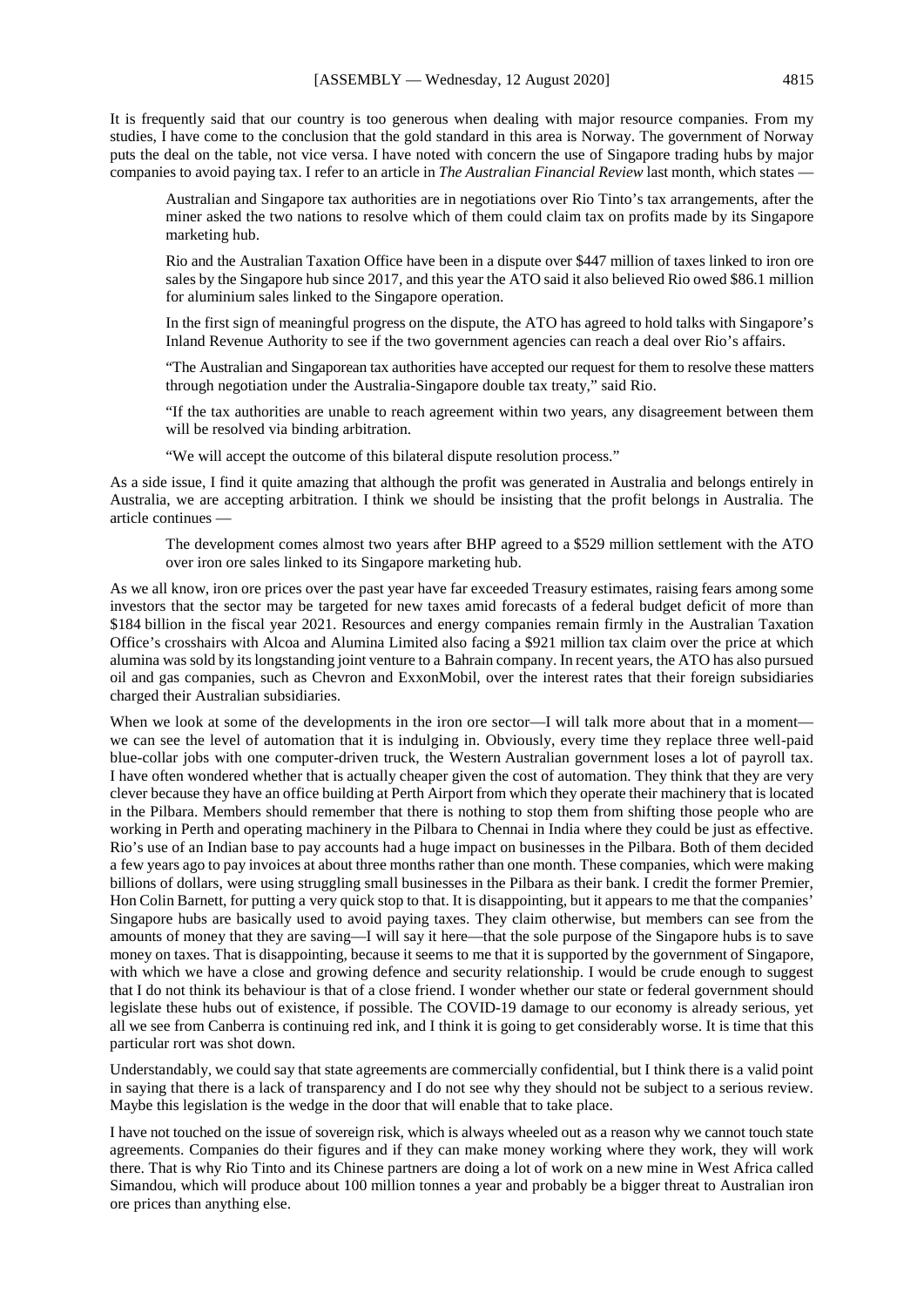It is frequently said that our country is too generous when dealing with major resource companies. From my studies, I have come to the conclusion that the gold standard in this area is Norway. The government of Norway puts the deal on the table, not vice versa. I have noted with concern the use of Singapore trading hubs by major companies to avoid paying tax. I refer to an article in *The Australian Financial Review* last month, which states —

> Australian and Singapore tax authorities are in negotiations over Rio Tinto's tax arrangements, after the miner asked the two nations to resolve which of them could claim tax on profits made by its Singapore marketing hub.
>
> Rio and the Australian Taxation Office have been in a dispute over $447 million of taxes linked to iron ore sales by the Singapore hub since 2017, and this year the ATO said it also believed Rio owed $86.1 million for aluminium sales linked to the Singapore operation.
>
> In the first sign of meaningful progress on the dispute, the ATO has agreed to hold talks with Singapore's Inland Revenue Authority to see if the two government agencies can reach a deal over Rio's affairs.
>
> "The Australian and Singaporean tax authorities have accepted our request for them to resolve these matters through negotiation under the Australia-Singapore double tax treaty," said Rio.
>
> "If the tax authorities are unable to reach agreement within two years, any disagreement between them will be resolved via binding arbitration.
>
> "We will accept the outcome of this bilateral dispute resolution process."

As a side issue, I find it quite amazing that although the profit was generated in Australia and belongs entirely in Australia, we are accepting arbitration. I think we should be insisting that the profit belongs in Australia. The article continues —

> The development comes almost two years after BHP agreed to a $529 million settlement with the ATO over iron ore sales linked to its Singapore marketing hub.

As we all know, iron ore prices over the past year have far exceeded Treasury estimates, raising fears among some investors that the sector may be targeted for new taxes amid forecasts of a federal budget deficit of more than $184 billion in the fiscal year 2021. Resources and energy companies remain firmly in the Australian Taxation Office's crosshairs with Alcoa and Alumina Limited also facing a $921 million tax claim over the price at which alumina was sold by its longstanding joint venture to a Bahrain company. In recent years, the ATO has also pursued oil and gas companies, such as Chevron and ExxonMobil, over the interest rates that their foreign subsidiaries charged their Australian subsidiaries.

When we look at some of the developments in the iron ore sector—I will talk more about that in a moment—we can see the level of automation that it is indulging in. Obviously, every time they replace three well-paid blue-collar jobs with one computer-driven truck, the Western Australian government loses a lot of payroll tax. I have often wondered whether that is actually cheaper given the cost of automation. They think that they are very clever because they have an office building at Perth Airport from which they operate their machinery that is located in the Pilbara. Members should remember that there is nothing to stop them from shifting those people who are working in Perth and operating machinery in the Pilbara to Chennai in India where they could be just as effective. Rio's use of an Indian base to pay accounts had a huge impact on businesses in the Pilbara. Both of them decided a few years ago to pay invoices at about three months rather than one month. These companies, which were making billions of dollars, were using struggling small businesses in the Pilbara as their bank. I credit the former Premier, Hon Colin Barnett, for putting a very quick stop to that. It is disappointing, but it appears to me that the companies' Singapore hubs are basically used to avoid paying taxes. They claim otherwise, but members can see from the amounts of money that they are saving—I will say it here—that the sole purpose of the Singapore hubs is to save money on taxes. That is disappointing, because it seems to me that it is supported by the government of Singapore, with which we have a close and growing defence and security relationship. I would be crude enough to suggest that I do not think its behaviour is that of a close friend. I wonder whether our state or federal government should legislate these hubs out of existence, if possible. The COVID-19 damage to our economy is already serious, yet all we see from Canberra is continuing red ink, and I think it is going to get considerably worse. It is time that this particular rort was shot down.

Understandably, we could say that state agreements are commercially confidential, but I think there is a valid point in saying that there is a lack of transparency and I do not see why they should not be subject to a serious review. Maybe this legislation is the wedge in the door that will enable that to take place.

I have not touched on the issue of sovereign risk, which is always wheeled out as a reason why we cannot touch state agreements. Companies do their figures and if they can make money working where they work, they will work there. That is why Rio Tinto and its Chinese partners are doing a lot of work on a new mine in West Africa called Simandou, which will produce about 100 million tonnes a year and probably be a bigger threat to Australian iron ore prices than anything else.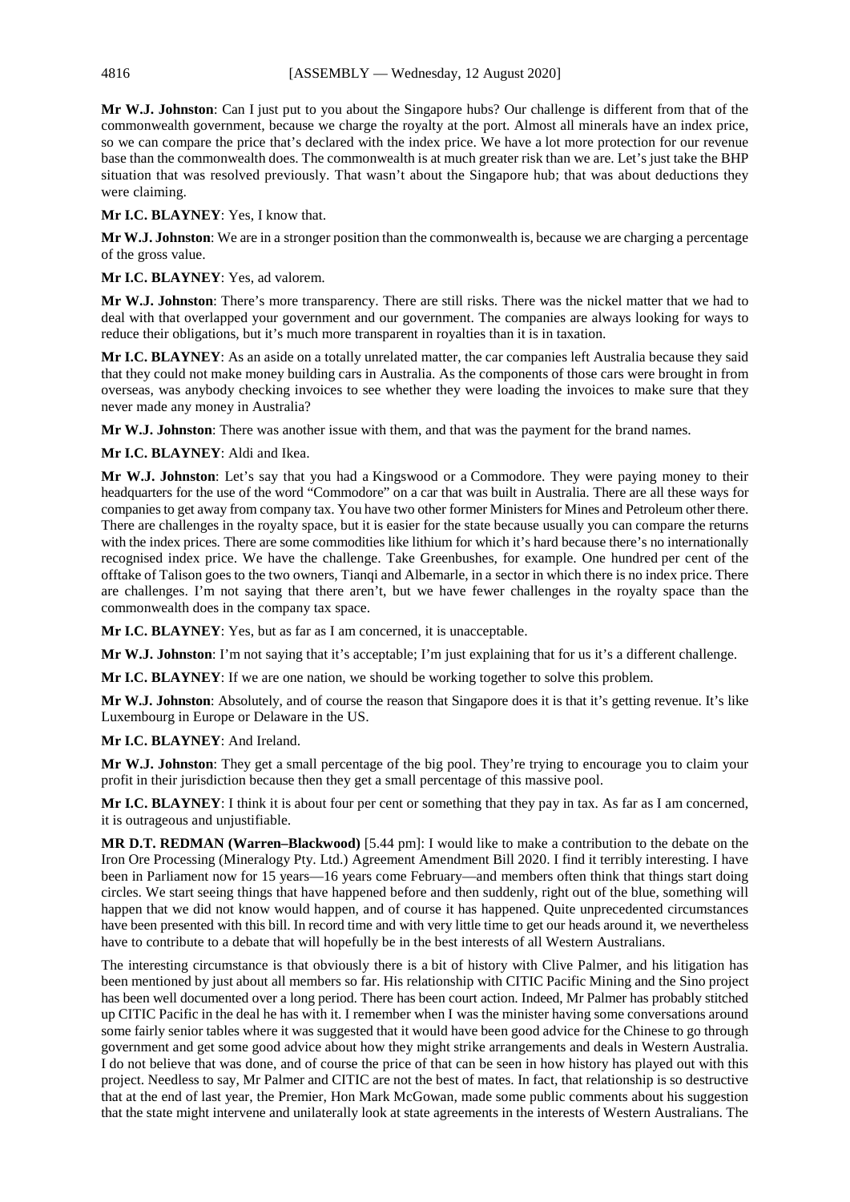**Mr W.J. Johnston**: Can I just put to you about the Singapore hubs? Our challenge is different from that of the commonwealth government, because we charge the royalty at the port. Almost all minerals have an index price, so we can compare the price that's declared with the index price. We have a lot more protection for our revenue base than the commonwealth does. The commonwealth is at much greater risk than we are. Let's just take the BHP situation that was resolved previously. That wasn't about the Singapore hub; that was about deductions they were claiming.

**Mr I.C. BLAYNEY**: Yes, I know that.

**Mr W.J. Johnston**: We are in a stronger position than the commonwealth is, because we are charging a percentage of the gross value.

**Mr I.C. BLAYNEY**: Yes, ad valorem.

**Mr W.J. Johnston**: There's more transparency. There are still risks. There was the nickel matter that we had to deal with that overlapped your government and our government. The companies are always looking for ways to reduce their obligations, but it's much more transparent in royalties than it is in taxation.

**Mr I.C. BLAYNEY**: As an aside on a totally unrelated matter, the car companies left Australia because they said that they could not make money building cars in Australia. As the components of those cars were brought in from overseas, was anybody checking invoices to see whether they were loading the invoices to make sure that they never made any money in Australia?

**Mr W.J. Johnston**: There was another issue with them, and that was the payment for the brand names.

**Mr I.C. BLAYNEY**: Aldi and Ikea.

**Mr W.J. Johnston**: Let's say that you had a Kingswood or a Commodore. They were paying money to their headquarters for the use of the word "Commodore" on a car that was built in Australia. There are all these ways for companies to get away from company tax. You have two other former Ministers for Mines and Petroleum other there. There are challenges in the royalty space, but it is easier for the state because usually you can compare the returns with the index prices. There are some commodities like lithium for which it's hard because there's no internationally recognised index price. We have the challenge. Take Greenbushes, for example. One hundred per cent of the offtake of Talison goes to the two owners, Tianqi and Albemarle, in a sector in which there is no index price. There are challenges. I'm not saying that there aren't, but we have fewer challenges in the royalty space than the commonwealth does in the company tax space.

**Mr I.C. BLAYNEY**: Yes, but as far as I am concerned, it is unacceptable.

**Mr W.J. Johnston**: I'm not saying that it's acceptable; I'm just explaining that for us it's a different challenge.

**Mr I.C. BLAYNEY**: If we are one nation, we should be working together to solve this problem.

**Mr W.J. Johnston**: Absolutely, and of course the reason that Singapore does it is that it's getting revenue. It's like Luxembourg in Europe or Delaware in the US.

**Mr I.C. BLAYNEY**: And Ireland.

**Mr W.J. Johnston**: They get a small percentage of the big pool. They're trying to encourage you to claim your profit in their jurisdiction because then they get a small percentage of this massive pool.

**Mr I.C. BLAYNEY**: I think it is about four per cent or something that they pay in tax. As far as I am concerned, it is outrageous and unjustifiable.

**MR D.T. REDMAN (Warren–Blackwood)** [5.44 pm]: I would like to make a contribution to the debate on the Iron Ore Processing (Mineralogy Pty. Ltd.) Agreement Amendment Bill 2020. I find it terribly interesting. I have been in Parliament now for 15 years—16 years come February—and members often think that things start doing circles. We start seeing things that have happened before and then suddenly, right out of the blue, something will happen that we did not know would happen, and of course it has happened. Quite unprecedented circumstances have been presented with this bill. In record time and with very little time to get our heads around it, we nevertheless have to contribute to a debate that will hopefully be in the best interests of all Western Australians.

The interesting circumstance is that obviously there is a bit of history with Clive Palmer, and his litigation has been mentioned by just about all members so far. His relationship with CITIC Pacific Mining and the Sino project has been well documented over a long period. There has been court action. Indeed, Mr Palmer has probably stitched up CITIC Pacific in the deal he has with it. I remember when I was the minister having some conversations around some fairly senior tables where it was suggested that it would have been good advice for the Chinese to go through government and get some good advice about how they might strike arrangements and deals in Western Australia. I do not believe that was done, and of course the price of that can be seen in how history has played out with this project. Needless to say, Mr Palmer and CITIC are not the best of mates. In fact, that relationship is so destructive that at the end of last year, the Premier, Hon Mark McGowan, made some public comments about his suggestion that the state might intervene and unilaterally look at state agreements in the interests of Western Australians. The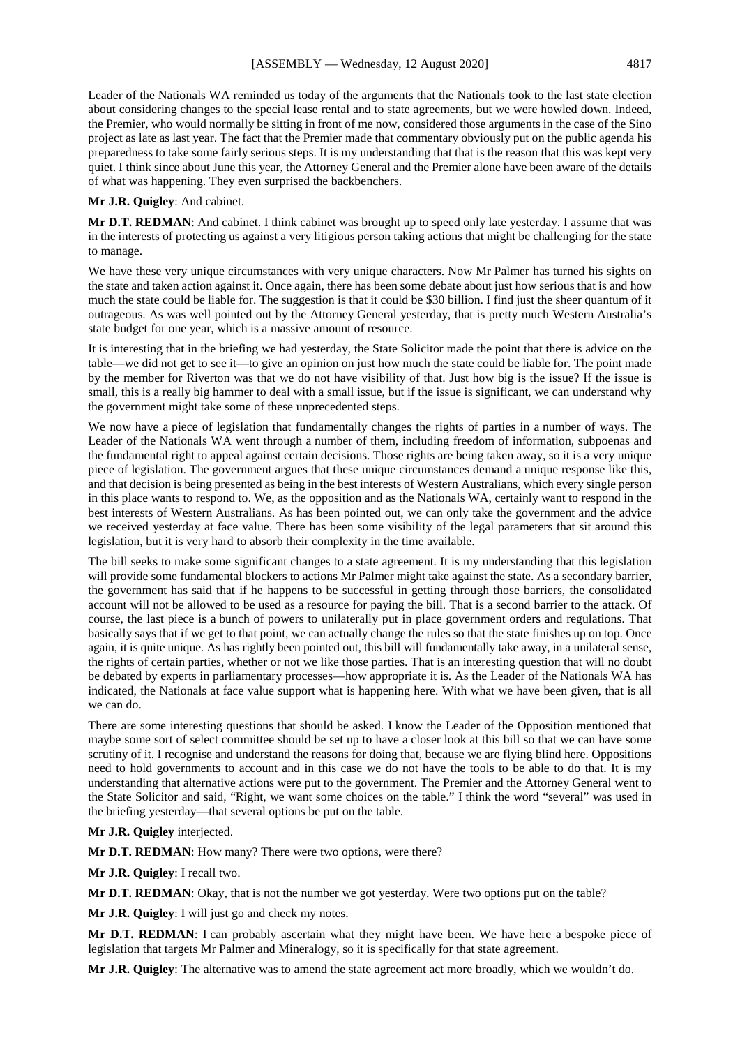Leader of the Nationals WA reminded us today of the arguments that the Nationals took to the last state election about considering changes to the special lease rental and to state agreements, but we were howled down. Indeed, the Premier, who would normally be sitting in front of me now, considered those arguments in the case of the Sino project as late as last year. The fact that the Premier made that commentary obviously put on the public agenda his preparedness to take some fairly serious steps. It is my understanding that that is the reason that this was kept very quiet. I think since about June this year, the Attorney General and the Premier alone have been aware of the details of what was happening. They even surprised the backbenchers.

**Mr J.R. Quigley**: And cabinet.

**Mr D.T. REDMAN**: And cabinet. I think cabinet was brought up to speed only late yesterday. I assume that was in the interests of protecting us against a very litigious person taking actions that might be challenging for the state to manage.

We have these very unique circumstances with very unique characters. Now Mr Palmer has turned his sights on the state and taken action against it. Once again, there has been some debate about just how serious that is and how much the state could be liable for. The suggestion is that it could be $30 billion. I find just the sheer quantum of it outrageous. As was well pointed out by the Attorney General yesterday, that is pretty much Western Australia's state budget for one year, which is a massive amount of resource.

It is interesting that in the briefing we had yesterday, the State Solicitor made the point that there is advice on the table—we did not get to see it—to give an opinion on just how much the state could be liable for. The point made by the member for Riverton was that we do not have visibility of that. Just how big is the issue? If the issue is small, this is a really big hammer to deal with a small issue, but if the issue is significant, we can understand why the government might take some of these unprecedented steps.

We now have a piece of legislation that fundamentally changes the rights of parties in a number of ways. The Leader of the Nationals WA went through a number of them, including freedom of information, subpoenas and the fundamental right to appeal against certain decisions. Those rights are being taken away, so it is a very unique piece of legislation. The government argues that these unique circumstances demand a unique response like this, and that decision is being presented as being in the best interests of Western Australians, which every single person in this place wants to respond to. We, as the opposition and as the Nationals WA, certainly want to respond in the best interests of Western Australians. As has been pointed out, we can only take the government and the advice we received yesterday at face value. There has been some visibility of the legal parameters that sit around this legislation, but it is very hard to absorb their complexity in the time available.

The bill seeks to make some significant changes to a state agreement. It is my understanding that this legislation will provide some fundamental blockers to actions Mr Palmer might take against the state. As a secondary barrier, the government has said that if he happens to be successful in getting through those barriers, the consolidated account will not be allowed to be used as a resource for paying the bill. That is a second barrier to the attack. Of course, the last piece is a bunch of powers to unilaterally put in place government orders and regulations. That basically says that if we get to that point, we can actually change the rules so that the state finishes up on top. Once again, it is quite unique. As has rightly been pointed out, this bill will fundamentally take away, in a unilateral sense, the rights of certain parties, whether or not we like those parties. That is an interesting question that will no doubt be debated by experts in parliamentary processes—how appropriate it is. As the Leader of the Nationals WA has indicated, the Nationals at face value support what is happening here. With what we have been given, that is all we can do.

There are some interesting questions that should be asked. I know the Leader of the Opposition mentioned that maybe some sort of select committee should be set up to have a closer look at this bill so that we can have some scrutiny of it. I recognise and understand the reasons for doing that, because we are flying blind here. Oppositions need to hold governments to account and in this case we do not have the tools to be able to do that. It is my understanding that alternative actions were put to the government. The Premier and the Attorney General went to the State Solicitor and said, "Right, we want some choices on the table." I think the word "several" was used in the briefing yesterday—that several options be put on the table.

**Mr J.R. Quigley** interjected.

**Mr D.T. REDMAN**: How many? There were two options, were there?

**Mr J.R. Quigley**: I recall two.

**Mr D.T. REDMAN**: Okay, that is not the number we got yesterday. Were two options put on the table?

**Mr J.R. Quigley**: I will just go and check my notes.

**Mr D.T. REDMAN**: I can probably ascertain what they might have been. We have here a bespoke piece of legislation that targets Mr Palmer and Mineralogy, so it is specifically for that state agreement.

**Mr J.R. Quigley**: The alternative was to amend the state agreement act more broadly, which we wouldn't do.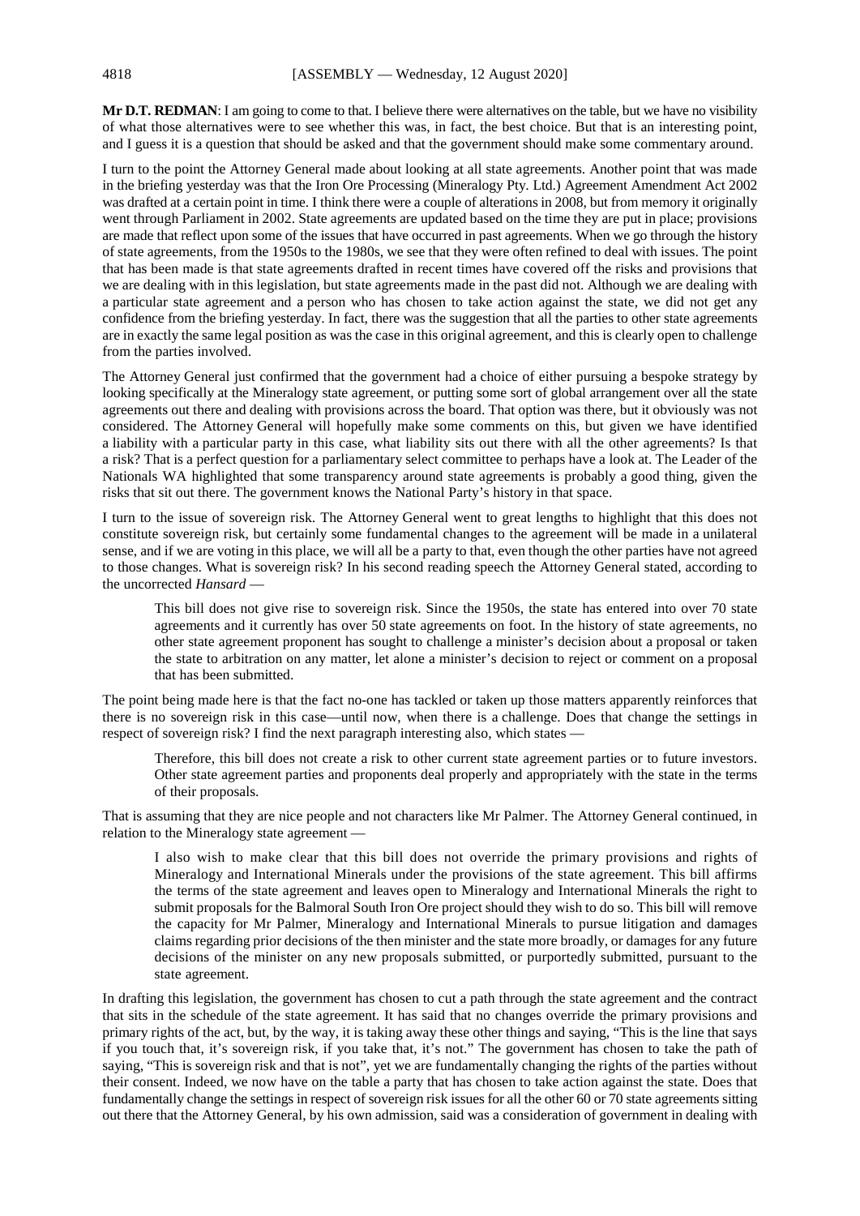**Mr D.T. REDMAN**: I am going to come to that. I believe there were alternatives on the table, but we have no visibility of what those alternatives were to see whether this was, in fact, the best choice. But that is an interesting point, and I guess it is a question that should be asked and that the government should make some commentary around.

I turn to the point the Attorney General made about looking at all state agreements. Another point that was made in the briefing yesterday was that the Iron Ore Processing (Mineralogy Pty. Ltd.) Agreement Amendment Act 2002 was drafted at a certain point in time. I think there were a couple of alterations in 2008, but from memory it originally went through Parliament in 2002. State agreements are updated based on the time they are put in place; provisions are made that reflect upon some of the issues that have occurred in past agreements. When we go through the history of state agreements, from the 1950s to the 1980s, we see that they were often refined to deal with issues. The point that has been made is that state agreements drafted in recent times have covered off the risks and provisions that we are dealing with in this legislation, but state agreements made in the past did not. Although we are dealing with a particular state agreement and a person who has chosen to take action against the state, we did not get any confidence from the briefing yesterday. In fact, there was the suggestion that all the parties to other state agreements are in exactly the same legal position as was the case in this original agreement, and this is clearly open to challenge from the parties involved.

The Attorney General just confirmed that the government had a choice of either pursuing a bespoke strategy by looking specifically at the Mineralogy state agreement, or putting some sort of global arrangement over all the state agreements out there and dealing with provisions across the board. That option was there, but it obviously was not considered. The Attorney General will hopefully make some comments on this, but given we have identified a liability with a particular party in this case, what liability sits out there with all the other agreements? Is that a risk? That is a perfect question for a parliamentary select committee to perhaps have a look at. The Leader of the Nationals WA highlighted that some transparency around state agreements is probably a good thing, given the risks that sit out there. The government knows the National Party's history in that space.

I turn to the issue of sovereign risk. The Attorney General went to great lengths to highlight that this does not constitute sovereign risk, but certainly some fundamental changes to the agreement will be made in a unilateral sense, and if we are voting in this place, we will all be a party to that, even though the other parties have not agreed to those changes. What is sovereign risk? In his second reading speech the Attorney General stated, according to the uncorrected *Hansard* —

> This bill does not give rise to sovereign risk. Since the 1950s, the state has entered into over 70 state agreements and it currently has over 50 state agreements on foot. In the history of state agreements, no other state agreement proponent has sought to challenge a minister's decision about a proposal or taken the state to arbitration on any matter, let alone a minister's decision to reject or comment on a proposal that has been submitted.

The point being made here is that the fact no-one has tackled or taken up those matters apparently reinforces that there is no sovereign risk in this case—until now, when there is a challenge. Does that change the settings in respect of sovereign risk? I find the next paragraph interesting also, which states —

> Therefore, this bill does not create a risk to other current state agreement parties or to future investors. Other state agreement parties and proponents deal properly and appropriately with the state in the terms of their proposals.

That is assuming that they are nice people and not characters like Mr Palmer. The Attorney General continued, in relation to the Mineralogy state agreement —

> I also wish to make clear that this bill does not override the primary provisions and rights of Mineralogy and International Minerals under the provisions of the state agreement. This bill affirms the terms of the state agreement and leaves open to Mineralogy and International Minerals the right to submit proposals for the Balmoral South Iron Ore project should they wish to do so. This bill will remove the capacity for Mr Palmer, Mineralogy and International Minerals to pursue litigation and damages claims regarding prior decisions of the then minister and the state more broadly, or damages for any future decisions of the minister on any new proposals submitted, or purportedly submitted, pursuant to the state agreement.

In drafting this legislation, the government has chosen to cut a path through the state agreement and the contract that sits in the schedule of the state agreement. It has said that no changes override the primary provisions and primary rights of the act, but, by the way, it is taking away these other things and saying, "This is the line that says if you touch that, it's sovereign risk, if you take that, it's not." The government has chosen to take the path of saying, "This is sovereign risk and that is not", yet we are fundamentally changing the rights of the parties without their consent. Indeed, we now have on the table a party that has chosen to take action against the state. Does that fundamentally change the settings in respect of sovereign risk issues for all the other 60 or 70 state agreements sitting out there that the Attorney General, by his own admission, said was a consideration of government in dealing with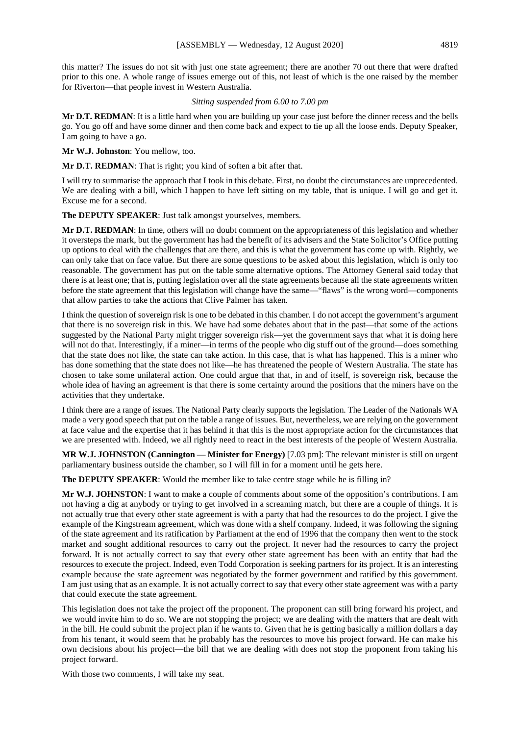this matter? The issues do not sit with just one state agreement; there are another 70 out there that were drafted prior to this one. A whole range of issues emerge out of this, not least of which is the one raised by the member for Riverton—that people invest in Western Australia.

*Sitting suspended from 6.00 to 7.00 pm*

**Mr D.T. REDMAN**: It is a little hard when you are building up your case just before the dinner recess and the bells go. You go off and have some dinner and then come back and expect to tie up all the loose ends. Deputy Speaker, I am going to have a go.

**Mr W.J. Johnston**: You mellow, too.

**Mr D.T. REDMAN**: That is right; you kind of soften a bit after that.

I will try to summarise the approach that I took in this debate. First, no doubt the circumstances are unprecedented. We are dealing with a bill, which I happen to have left sitting on my table, that is unique. I will go and get it. Excuse me for a second.

**The DEPUTY SPEAKER**: Just talk amongst yourselves, members.

**Mr D.T. REDMAN**: In time, others will no doubt comment on the appropriateness of this legislation and whether it oversteps the mark, but the government has had the benefit of its advisers and the State Solicitor's Office putting up options to deal with the challenges that are there, and this is what the government has come up with. Rightly, we can only take that on face value. But there are some questions to be asked about this legislation, which is only too reasonable. The government has put on the table some alternative options. The Attorney General said today that there is at least one; that is, putting legislation over all the state agreements because all the state agreements written before the state agreement that this legislation will change have the same—"flaws" is the wrong word—components that allow parties to take the actions that Clive Palmer has taken.

I think the question of sovereign risk is one to be debated in this chamber. I do not accept the government's argument that there is no sovereign risk in this. We have had some debates about that in the past—that some of the actions suggested by the National Party might trigger sovereign risk—yet the government says that what it is doing here will not do that. Interestingly, if a miner—in terms of the people who dig stuff out of the ground—does something that the state does not like, the state can take action. In this case, that is what has happened. This is a miner who has done something that the state does not like—he has threatened the people of Western Australia. The state has chosen to take some unilateral action. One could argue that that, in and of itself, is sovereign risk, because the whole idea of having an agreement is that there is some certainty around the positions that the miners have on the activities that they undertake.

I think there are a range of issues. The National Party clearly supports the legislation. The Leader of the Nationals WA made a very good speech that put on the table a range of issues. But, nevertheless, we are relying on the government at face value and the expertise that it has behind it that this is the most appropriate action for the circumstances that we are presented with. Indeed, we all rightly need to react in the best interests of the people of Western Australia.

**MR W.J. JOHNSTON (Cannington — Minister for Energy)** [7.03 pm]: The relevant minister is still on urgent parliamentary business outside the chamber, so I will fill in for a moment until he gets here.

**The DEPUTY SPEAKER**: Would the member like to take centre stage while he is filling in?

**Mr W.J. JOHNSTON**: I want to make a couple of comments about some of the opposition's contributions. I am not having a dig at anybody or trying to get involved in a screaming match, but there are a couple of things. It is not actually true that every other state agreement is with a party that had the resources to do the project. I give the example of the Kingstream agreement, which was done with a shelf company. Indeed, it was following the signing of the state agreement and its ratification by Parliament at the end of 1996 that the company then went to the stock market and sought additional resources to carry out the project. It never had the resources to carry the project forward. It is not actually correct to say that every other state agreement has been with an entity that had the resources to execute the project. Indeed, even Todd Corporation is seeking partners for its project. It is an interesting example because the state agreement was negotiated by the former government and ratified by this government. I am just using that as an example. It is not actually correct to say that every other state agreement was with a party that could execute the state agreement.

This legislation does not take the project off the proponent. The proponent can still bring forward his project, and we would invite him to do so. We are not stopping the project; we are dealing with the matters that are dealt with in the bill. He could submit the project plan if he wants to. Given that he is getting basically a million dollars a day from his tenant, it would seem that he probably has the resources to move his project forward. He can make his own decisions about his project—the bill that we are dealing with does not stop the proponent from taking his project forward.

With those two comments, I will take my seat.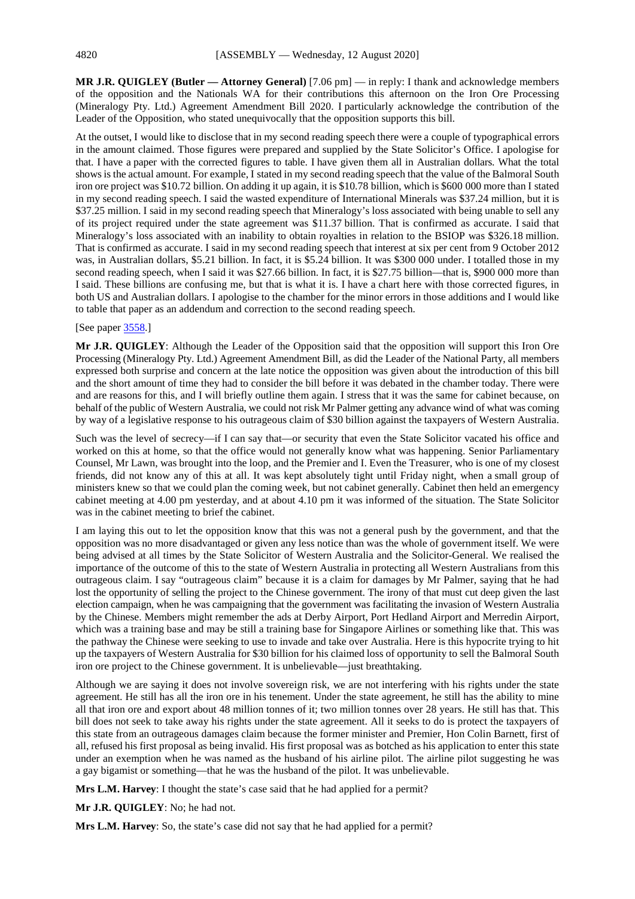**MR J.R. QUIGLEY (Butler — Attorney General)** [7.06 pm] — in reply: I thank and acknowledge members of the opposition and the Nationals WA for their contributions this afternoon on the Iron Ore Processing (Mineralogy Pty. Ltd.) Agreement Amendment Bill 2020. I particularly acknowledge the contribution of the Leader of the Opposition, who stated unequivocally that the opposition supports this bill.

At the outset, I would like to disclose that in my second reading speech there were a couple of typographical errors in the amount claimed. Those figures were prepared and supplied by the State Solicitor's Office. I apologise for that. I have a paper with the corrected figures to table. I have given them all in Australian dollars. What the total shows is the actual amount. For example, I stated in my second reading speech that the value of the Balmoral South iron ore project was $10.72 billion. On adding it up again, it is $10.78 billion, which is $600 000 more than I stated in my second reading speech. I said the wasted expenditure of International Minerals was $37.24 million, but it is $37.25 million. I said in my second reading speech that Mineralogy's loss associated with being unable to sell any of its project required under the state agreement was $11.37 billion. That is confirmed as accurate. I said that Mineralogy's loss associated with an inability to obtain royalties in relation to the BSIOP was $326.18 million. That is confirmed as accurate. I said in my second reading speech that interest at six per cent from 9 October 2012 was, in Australian dollars, $5.21 billion. In fact, it is $5.24 billion. It was $300 000 under. I totalled those in my second reading speech, when I said it was $27.66 billion. In fact, it is $27.75 billion—that is, $900 000 more than I said. These billions are confusing me, but that is what it is. I have a chart here with those corrected figures, in both US and Australian dollars. I apologise to the chamber for the minor errors in those additions and I would like to table that paper as an addendum and correction to the second reading speech.

[See paper 3558.]

**Mr J.R. QUIGLEY**: Although the Leader of the Opposition said that the opposition will support this Iron Ore Processing (Mineralogy Pty. Ltd.) Agreement Amendment Bill, as did the Leader of the National Party, all members expressed both surprise and concern at the late notice the opposition was given about the introduction of this bill and the short amount of time they had to consider the bill before it was debated in the chamber today. There were and are reasons for this, and I will briefly outline them again. I stress that it was the same for cabinet because, on behalf of the public of Western Australia, we could not risk Mr Palmer getting any advance wind of what was coming by way of a legislative response to his outrageous claim of $30 billion against the taxpayers of Western Australia.

Such was the level of secrecy—if I can say that—or security that even the State Solicitor vacated his office and worked on this at home, so that the office would not generally know what was happening. Senior Parliamentary Counsel, Mr Lawn, was brought into the loop, and the Premier and I. Even the Treasurer, who is one of my closest friends, did not know any of this at all. It was kept absolutely tight until Friday night, when a small group of ministers knew so that we could plan the coming week, but not cabinet generally. Cabinet then held an emergency cabinet meeting at 4.00 pm yesterday, and at about 4.10 pm it was informed of the situation. The State Solicitor was in the cabinet meeting to brief the cabinet.

I am laying this out to let the opposition know that this was not a general push by the government, and that the opposition was no more disadvantaged or given any less notice than was the whole of government itself. We were being advised at all times by the State Solicitor of Western Australia and the Solicitor-General. We realised the importance of the outcome of this to the state of Western Australia in protecting all Western Australians from this outrageous claim. I say "outrageous claim" because it is a claim for damages by Mr Palmer, saying that he had lost the opportunity of selling the project to the Chinese government. The irony of that must cut deep given the last election campaign, when he was campaigning that the government was facilitating the invasion of Western Australia by the Chinese. Members might remember the ads at Derby Airport, Port Hedland Airport and Merredin Airport, which was a training base and may be still a training base for Singapore Airlines or something like that. This was the pathway the Chinese were seeking to use to invade and take over Australia. Here is this hypocrite trying to hit up the taxpayers of Western Australia for $30 billion for his claimed loss of opportunity to sell the Balmoral South iron ore project to the Chinese government. It is unbelievable—just breathtaking.

Although we are saying it does not involve sovereign risk, we are not interfering with his rights under the state agreement. He still has all the iron ore in his tenement. Under the state agreement, he still has the ability to mine all that iron ore and export about 48 million tonnes of it; two million tonnes over 28 years. He still has that. This bill does not seek to take away his rights under the state agreement. All it seeks to do is protect the taxpayers of this state from an outrageous damages claim because the former minister and Premier, Hon Colin Barnett, first of all, refused his first proposal as being invalid. His first proposal was as botched as his application to enter this state under an exemption when he was named as the husband of his airline pilot. The airline pilot suggesting he was a gay bigamist or something—that he was the husband of the pilot. It was unbelievable.

**Mrs L.M. Harvey**: I thought the state's case said that he had applied for a permit?

**Mr J.R. QUIGLEY**: No; he had not.

**Mrs L.M. Harvey**: So, the state's case did not say that he had applied for a permit?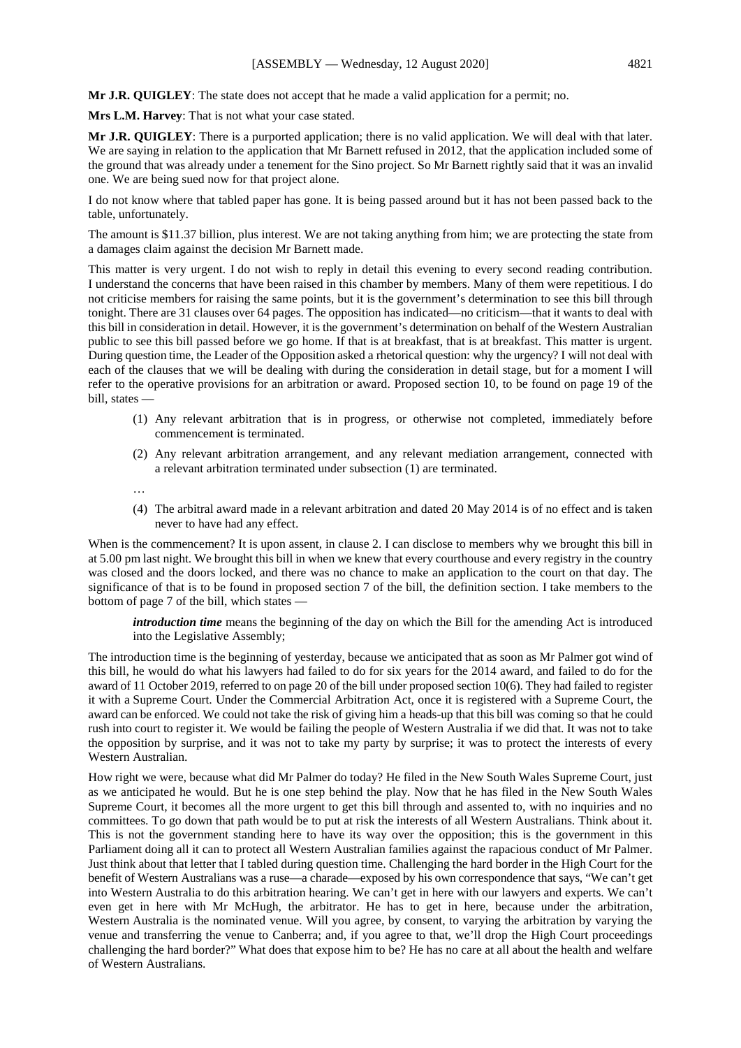**Mr J.R. QUIGLEY**: The state does not accept that he made a valid application for a permit; no.

**Mrs L.M. Harvey**: That is not what your case stated.

**Mr J.R. QUIGLEY**: There is a purported application; there is no valid application. We will deal with that later. We are saying in relation to the application that Mr Barnett refused in 2012, that the application included some of the ground that was already under a tenement for the Sino project. So Mr Barnett rightly said that it was an invalid one. We are being sued now for that project alone.

I do not know where that tabled paper has gone. It is being passed around but it has not been passed back to the table, unfortunately.

The amount is $11.37 billion, plus interest. We are not taking anything from him; we are protecting the state from a damages claim against the decision Mr Barnett made.

This matter is very urgent. I do not wish to reply in detail this evening to every second reading contribution. I understand the concerns that have been raised in this chamber by members. Many of them were repetitious. I do not criticise members for raising the same points, but it is the government's determination to see this bill through tonight. There are 31 clauses over 64 pages. The opposition has indicated—no criticism—that it wants to deal with this bill in consideration in detail. However, it is the government's determination on behalf of the Western Australian public to see this bill passed before we go home. If that is at breakfast, that is at breakfast. This matter is urgent. During question time, the Leader of the Opposition asked a rhetorical question: why the urgency? I will not deal with each of the clauses that we will be dealing with during the consideration in detail stage, but for a moment I will refer to the operative provisions for an arbitration or award. Proposed section 10, to be found on page 19 of the bill, states —

> (1) Any relevant arbitration that is in progress, or otherwise not completed, immediately before commencement is terminated.
>
> (2) Any relevant arbitration arrangement, and any relevant mediation arrangement, connected with a relevant arbitration terminated under subsection (1) are terminated.
>
> …
>
> (4) The arbitral award made in a relevant arbitration and dated 20 May 2014 is of no effect and is taken never to have had any effect.

When is the commencement? It is upon assent, in clause 2. I can disclose to members why we brought this bill in at 5.00 pm last night. We brought this bill in when we knew that every courthouse and every registry in the country was closed and the doors locked, and there was no chance to make an application to the court on that day. The significance of that is to be found in proposed section 7 of the bill, the definition section. I take members to the bottom of page 7 of the bill, which states —

> ***introduction time*** means the beginning of the day on which the Bill for the amending Act is introduced into the Legislative Assembly;

The introduction time is the beginning of yesterday, because we anticipated that as soon as Mr Palmer got wind of this bill, he would do what his lawyers had failed to do for six years for the 2014 award, and failed to do for the award of 11 October 2019, referred to on page 20 of the bill under proposed section 10(6). They had failed to register it with a Supreme Court. Under the Commercial Arbitration Act, once it is registered with a Supreme Court, the award can be enforced. We could not take the risk of giving him a heads-up that this bill was coming so that he could rush into court to register it. We would be failing the people of Western Australia if we did that. It was not to take the opposition by surprise, and it was not to take my party by surprise; it was to protect the interests of every Western Australian.

How right we were, because what did Mr Palmer do today? He filed in the New South Wales Supreme Court, just as we anticipated he would. But he is one step behind the play. Now that he has filed in the New South Wales Supreme Court, it becomes all the more urgent to get this bill through and assented to, with no inquiries and no committees. To go down that path would be to put at risk the interests of all Western Australians. Think about it. This is not the government standing here to have its way over the opposition; this is the government in this Parliament doing all it can to protect all Western Australian families against the rapacious conduct of Mr Palmer. Just think about that letter that I tabled during question time. Challenging the hard border in the High Court for the benefit of Western Australians was a ruse—a charade—exposed by his own correspondence that says, "We can't get into Western Australia to do this arbitration hearing. We can't get in here with our lawyers and experts. We can't even get in here with Mr McHugh, the arbitrator. He has to get in here, because under the arbitration, Western Australia is the nominated venue. Will you agree, by consent, to varying the arbitration by varying the venue and transferring the venue to Canberra; and, if you agree to that, we'll drop the High Court proceedings challenging the hard border?" What does that expose him to be? He has no care at all about the health and welfare of Western Australians.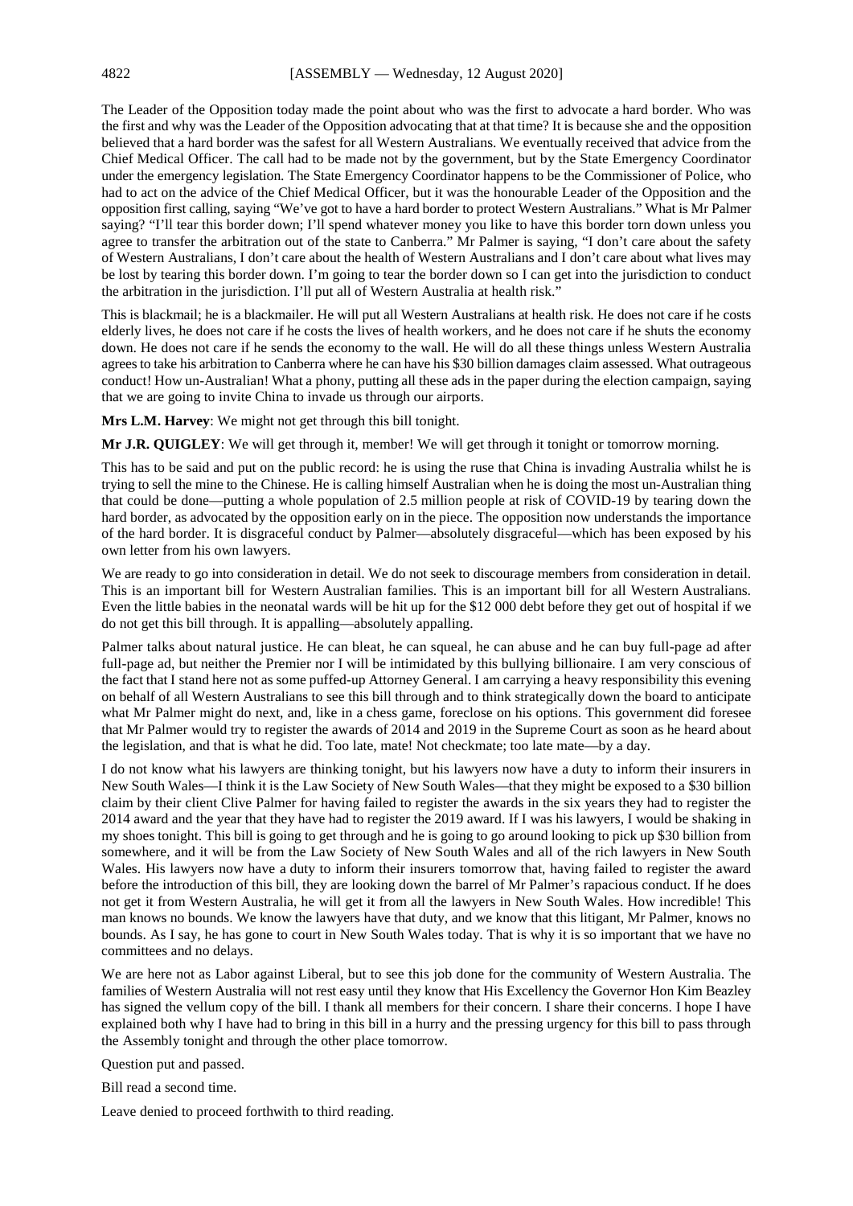The Leader of the Opposition today made the point about who was the first to advocate a hard border. Who was the first and why was the Leader of the Opposition advocating that at that time? It is because she and the opposition believed that a hard border was the safest for all Western Australians. We eventually received that advice from the Chief Medical Officer. The call had to be made not by the government, but by the State Emergency Coordinator under the emergency legislation. The State Emergency Coordinator happens to be the Commissioner of Police, who had to act on the advice of the Chief Medical Officer, but it was the honourable Leader of the Opposition and the opposition first calling, saying "We've got to have a hard border to protect Western Australians." What is Mr Palmer saying? "I'll tear this border down; I'll spend whatever money you like to have this border torn down unless you agree to transfer the arbitration out of the state to Canberra." Mr Palmer is saying, "I don't care about the safety of Western Australians, I don't care about the health of Western Australians and I don't care about what lives may be lost by tearing this border down. I'm going to tear the border down so I can get into the jurisdiction to conduct the arbitration in the jurisdiction. I'll put all of Western Australia at health risk."

This is blackmail; he is a blackmailer. He will put all Western Australians at health risk. He does not care if he costs elderly lives, he does not care if he costs the lives of health workers, and he does not care if he shuts the economy down. He does not care if he sends the economy to the wall. He will do all these things unless Western Australia agrees to take his arbitration to Canberra where he can have his $30 billion damages claim assessed. What outrageous conduct! How un-Australian! What a phony, putting all these ads in the paper during the election campaign, saying that we are going to invite China to invade us through our airports.

**Mrs L.M. Harvey**: We might not get through this bill tonight.

**Mr J.R. QUIGLEY**: We will get through it, member! We will get through it tonight or tomorrow morning.

This has to be said and put on the public record: he is using the ruse that China is invading Australia whilst he is trying to sell the mine to the Chinese. He is calling himself Australian when he is doing the most un-Australian thing that could be done—putting a whole population of 2.5 million people at risk of COVID-19 by tearing down the hard border, as advocated by the opposition early on in the piece. The opposition now understands the importance of the hard border. It is disgraceful conduct by Palmer—absolutely disgraceful—which has been exposed by his own letter from his own lawyers.

We are ready to go into consideration in detail. We do not seek to discourage members from consideration in detail. This is an important bill for Western Australian families. This is an important bill for all Western Australians. Even the little babies in the neonatal wards will be hit up for the $12 000 debt before they get out of hospital if we do not get this bill through. It is appalling—absolutely appalling.

Palmer talks about natural justice. He can bleat, he can squeal, he can abuse and he can buy full-page ad after full-page ad, but neither the Premier nor I will be intimidated by this bullying billionaire. I am very conscious of the fact that I stand here not as some puffed-up Attorney General. I am carrying a heavy responsibility this evening on behalf of all Western Australians to see this bill through and to think strategically down the board to anticipate what Mr Palmer might do next, and, like in a chess game, foreclose on his options. This government did foresee that Mr Palmer would try to register the awards of 2014 and 2019 in the Supreme Court as soon as he heard about the legislation, and that is what he did. Too late, mate! Not checkmate; too late mate—by a day.

I do not know what his lawyers are thinking tonight, but his lawyers now have a duty to inform their insurers in New South Wales—I think it is the Law Society of New South Wales—that they might be exposed to a $30 billion claim by their client Clive Palmer for having failed to register the awards in the six years they had to register the 2014 award and the year that they have had to register the 2019 award. If I was his lawyers, I would be shaking in my shoes tonight. This bill is going to get through and he is going to go around looking to pick up $30 billion from somewhere, and it will be from the Law Society of New South Wales and all of the rich lawyers in New South Wales. His lawyers now have a duty to inform their insurers tomorrow that, having failed to register the award before the introduction of this bill, they are looking down the barrel of Mr Palmer's rapacious conduct. If he does not get it from Western Australia, he will get it from all the lawyers in New South Wales. How incredible! This man knows no bounds. We know the lawyers have that duty, and we know that this litigant, Mr Palmer, knows no bounds. As I say, he has gone to court in New South Wales today. That is why it is so important that we have no committees and no delays.

We are here not as Labor against Liberal, but to see this job done for the community of Western Australia. The families of Western Australia will not rest easy until they know that His Excellency the Governor Hon Kim Beazley has signed the vellum copy of the bill. I thank all members for their concern. I share their concerns. I hope I have explained both why I have had to bring in this bill in a hurry and the pressing urgency for this bill to pass through the Assembly tonight and through the other place tomorrow.

Question put and passed.

Bill read a second time.

Leave denied to proceed forthwith to third reading.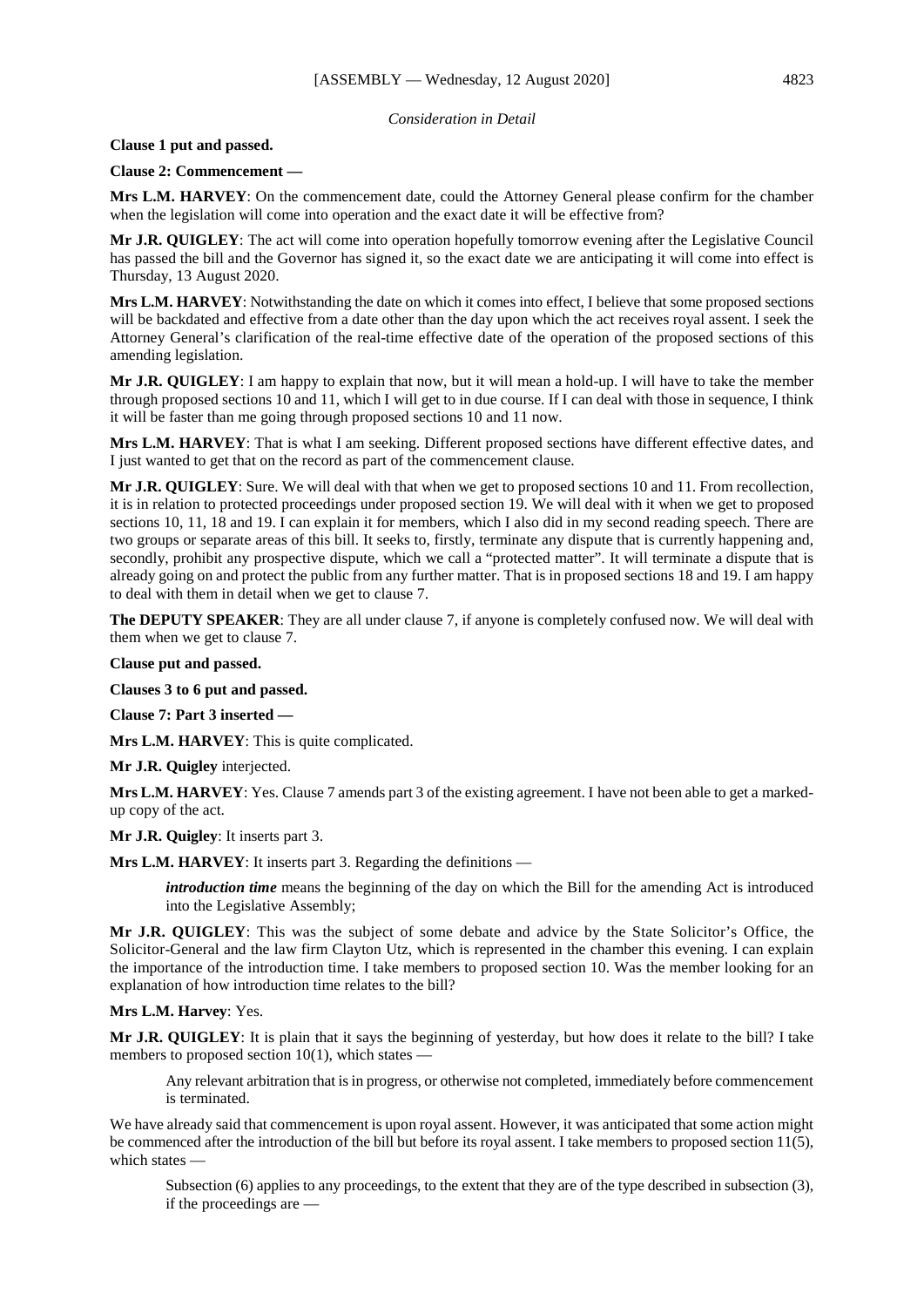*Consideration in Detail*

**Clause 1 put and passed.**

**Clause 2: Commencement —**

**Mrs L.M. HARVEY**: On the commencement date, could the Attorney General please confirm for the chamber when the legislation will come into operation and the exact date it will be effective from?

**Mr J.R. QUIGLEY**: The act will come into operation hopefully tomorrow evening after the Legislative Council has passed the bill and the Governor has signed it, so the exact date we are anticipating it will come into effect is Thursday, 13 August 2020.

**Mrs L.M. HARVEY**: Notwithstanding the date on which it comes into effect, I believe that some proposed sections will be backdated and effective from a date other than the day upon which the act receives royal assent. I seek the Attorney General's clarification of the real-time effective date of the operation of the proposed sections of this amending legislation.

**Mr J.R. QUIGLEY**: I am happy to explain that now, but it will mean a hold-up. I will have to take the member through proposed sections 10 and 11, which I will get to in due course. If I can deal with those in sequence, I think it will be faster than me going through proposed sections 10 and 11 now.

**Mrs L.M. HARVEY**: That is what I am seeking. Different proposed sections have different effective dates, and I just wanted to get that on the record as part of the commencement clause.

**Mr J.R. QUIGLEY**: Sure. We will deal with that when we get to proposed sections 10 and 11. From recollection, it is in relation to protected proceedings under proposed section 19. We will deal with it when we get to proposed sections 10, 11, 18 and 19. I can explain it for members, which I also did in my second reading speech. There are two groups or separate areas of this bill. It seeks to, firstly, terminate any dispute that is currently happening and, secondly, prohibit any prospective dispute, which we call a "protected matter". It will terminate a dispute that is already going on and protect the public from any further matter. That is in proposed sections 18 and 19. I am happy to deal with them in detail when we get to clause 7.

**The DEPUTY SPEAKER**: They are all under clause 7, if anyone is completely confused now. We will deal with them when we get to clause 7.

**Clause put and passed.**

**Clauses 3 to 6 put and passed.**

**Clause 7: Part 3 inserted —**

**Mrs L.M. HARVEY**: This is quite complicated.

**Mr J.R. Quigley** interjected.

**Mrs L.M. HARVEY**: Yes. Clause 7 amends part 3 of the existing agreement. I have not been able to get a marked-up copy of the act.

**Mr J.R. Quigley**: It inserts part 3.

**Mrs L.M. HARVEY**: It inserts part 3. Regarding the definitions —

> ***introduction time*** means the beginning of the day on which the Bill for the amending Act is introduced into the Legislative Assembly;

**Mr J.R. QUIGLEY**: This was the subject of some debate and advice by the State Solicitor's Office, the Solicitor-General and the law firm Clayton Utz, which is represented in the chamber this evening. I can explain the importance of the introduction time. I take members to proposed section 10. Was the member looking for an explanation of how introduction time relates to the bill?

**Mrs L.M. Harvey**: Yes.

**Mr J.R. QUIGLEY**: It is plain that it says the beginning of yesterday, but how does it relate to the bill? I take members to proposed section 10(1), which states —

> Any relevant arbitration that is in progress, or otherwise not completed, immediately before commencement is terminated.

We have already said that commencement is upon royal assent. However, it was anticipated that some action might be commenced after the introduction of the bill but before its royal assent. I take members to proposed section 11(5), which states —

> Subsection (6) applies to any proceedings, to the extent that they are of the type described in subsection (3), if the proceedings are —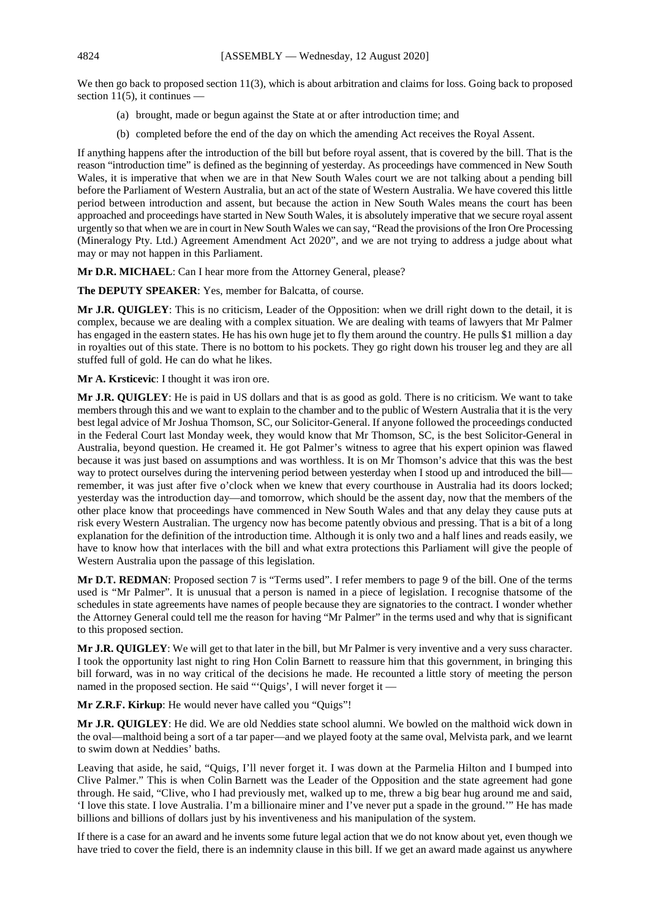We then go back to proposed section 11(3), which is about arbitration and claims for loss. Going back to proposed section 11(5), it continues —

- (a) brought, made or begun against the State at or after introduction time; and
- (b) completed before the end of the day on which the amending Act receives the Royal Assent.

If anything happens after the introduction of the bill but before royal assent, that is covered by the bill. That is the reason "introduction time" is defined as the beginning of yesterday. As proceedings have commenced in New South Wales, it is imperative that when we are in that New South Wales court we are not talking about a pending bill before the Parliament of Western Australia, but an act of the state of Western Australia. We have covered this little period between introduction and assent, but because the action in New South Wales means the court has been approached and proceedings have started in New South Wales, it is absolutely imperative that we secure royal assent urgently so that when we are in court in New South Wales we can say, "Read the provisions of the Iron Ore Processing (Mineralogy Pty. Ltd.) Agreement Amendment Act 2020", and we are not trying to address a judge about what may or may not happen in this Parliament.

**Mr D.R. MICHAEL**: Can I hear more from the Attorney General, please?

**The DEPUTY SPEAKER**: Yes, member for Balcatta, of course.

**Mr J.R. QUIGLEY**: This is no criticism, Leader of the Opposition: when we drill right down to the detail, it is complex, because we are dealing with a complex situation. We are dealing with teams of lawyers that Mr Palmer has engaged in the eastern states. He has his own huge jet to fly them around the country. He pulls $1 million a day in royalties out of this state. There is no bottom to his pockets. They go right down his trouser leg and they are all stuffed full of gold. He can do what he likes.

**Mr A. Krsticevic**: I thought it was iron ore.

**Mr J.R. QUIGLEY**: He is paid in US dollars and that is as good as gold. There is no criticism. We want to take members through this and we want to explain to the chamber and to the public of Western Australia that it is the very best legal advice of Mr Joshua Thomson, SC, our Solicitor-General. If anyone followed the proceedings conducted in the Federal Court last Monday week, they would know that Mr Thomson, SC, is the best Solicitor-General in Australia, beyond question. He creamed it. He got Palmer's witness to agree that his expert opinion was flawed because it was just based on assumptions and was worthless. It is on Mr Thomson's advice that this was the best way to protect ourselves during the intervening period between yesterday when I stood up and introduced the bill—remember, it was just after five o'clock when we knew that every courthouse in Australia had its doors locked; yesterday was the introduction day—and tomorrow, which should be the assent day, now that the members of the other place know that proceedings have commenced in New South Wales and that any delay they cause puts at risk every Western Australian. The urgency now has become patently obvious and pressing. That is a bit of a long explanation for the definition of the introduction time. Although it is only two and a half lines and reads easily, we have to know how that interlaces with the bill and what extra protections this Parliament will give the people of Western Australia upon the passage of this legislation.

**Mr D.T. REDMAN**: Proposed section 7 is "Terms used". I refer members to page 9 of the bill. One of the terms used is "Mr Palmer". It is unusual that a person is named in a piece of legislation. I recognise thatsome of the schedules in state agreements have names of people because they are signatories to the contract. I wonder whether the Attorney General could tell me the reason for having "Mr Palmer" in the terms used and why that is significant to this proposed section.

**Mr J.R. QUIGLEY**: We will get to that later in the bill, but Mr Palmer is very inventive and a very suss character. I took the opportunity last night to ring Hon Colin Barnett to reassure him that this government, in bringing this bill forward, was in no way critical of the decisions he made. He recounted a little story of meeting the person named in the proposed section. He said "'Quigs', I will never forget it —

**Mr Z.R.F. Kirkup**: He would never have called you "Quigs"!

**Mr J.R. QUIGLEY**: He did. We are old Neddies state school alumni. We bowled on the malthoid wick down in the oval—malthoid being a sort of a tar paper—and we played footy at the same oval, Melvista park, and we learnt to swim down at Neddies' baths.

Leaving that aside, he said, "Quigs, I'll never forget it. I was down at the Parmelia Hilton and I bumped into Clive Palmer." This is when Colin Barnett was the Leader of the Opposition and the state agreement had gone through. He said, "Clive, who I had previously met, walked up to me, threw a big bear hug around me and said, 'I love this state. I love Australia. I'm a billionaire miner and I've never put a spade in the ground.'" He has made billions and billions of dollars just by his inventiveness and his manipulation of the system.

If there is a case for an award and he invents some future legal action that we do not know about yet, even though we have tried to cover the field, there is an indemnity clause in this bill. If we get an award made against us anywhere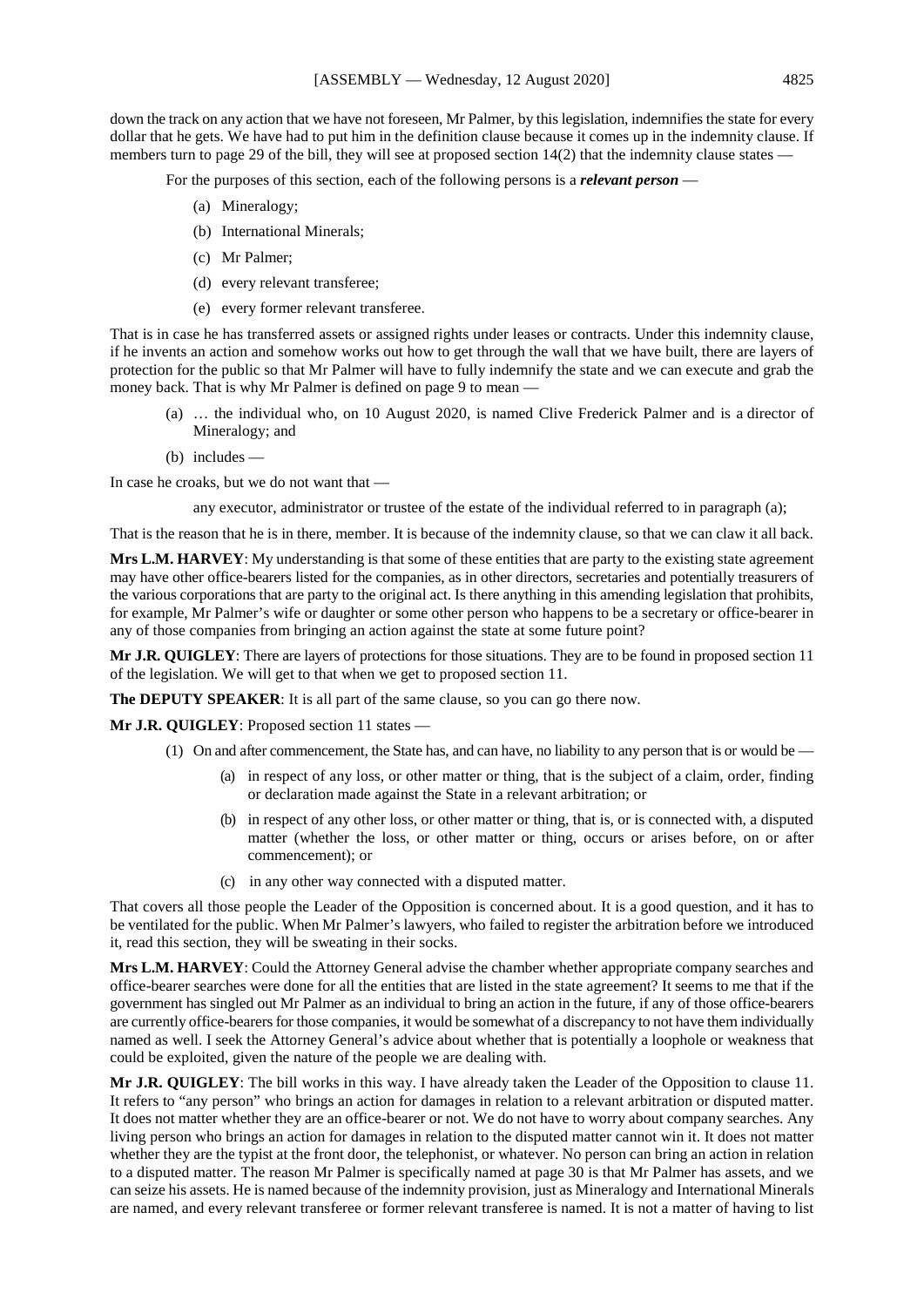down the track on any action that we have not foreseen, Mr Palmer, by this legislation, indemnifies the state for every dollar that he gets. We have had to put him in the definition clause because it comes up in the indemnity clause. If members turn to page 29 of the bill, they will see at proposed section 14(2) that the indemnity clause states —

> For the purposes of this section, each of the following persons is a ***relevant person*** —
>
> (a) Mineralogy;
>
> (b) International Minerals;
>
> (c) Mr Palmer;
>
> (d) every relevant transferee;
>
> (e) every former relevant transferee.

That is in case he has transferred assets or assigned rights under leases or contracts. Under this indemnity clause, if he invents an action and somehow works out how to get through the wall that we have built, there are layers of protection for the public so that Mr Palmer will have to fully indemnify the state and we can execute and grab the money back. That is why Mr Palmer is defined on page 9 to mean —

> (a) … the individual who, on 10 August 2020, is named Clive Frederick Palmer and is a director of Mineralogy; and
>
> (b) includes —

In case he croaks, but we do not want that —

> any executor, administrator or trustee of the estate of the individual referred to in paragraph (a);

That is the reason that he is in there, member. It is because of the indemnity clause, so that we can claw it all back.

**Mrs L.M. HARVEY**: My understanding is that some of these entities that are party to the existing state agreement may have other office-bearers listed for the companies, as in other directors, secretaries and potentially treasurers of the various corporations that are party to the original act. Is there anything in this amending legislation that prohibits, for example, Mr Palmer's wife or daughter or some other person who happens to be a secretary or office-bearer in any of those companies from bringing an action against the state at some future point?

**Mr J.R. QUIGLEY**: There are layers of protections for those situations. They are to be found in proposed section 11 of the legislation. We will get to that when we get to proposed section 11.

**The DEPUTY SPEAKER**: It is all part of the same clause, so you can go there now.

**Mr J.R. QUIGLEY**: Proposed section 11 states —

> (1) On and after commencement, the State has, and can have, no liability to any person that is or would be —
>
> (a) in respect of any loss, or other matter or thing, that is the subject of a claim, order, finding or declaration made against the State in a relevant arbitration; or
>
> (b) in respect of any other loss, or other matter or thing, that is, or is connected with, a disputed matter (whether the loss, or other matter or thing, occurs or arises before, on or after commencement); or
>
> (c) in any other way connected with a disputed matter.

That covers all those people the Leader of the Opposition is concerned about. It is a good question, and it has to be ventilated for the public. When Mr Palmer's lawyers, who failed to register the arbitration before we introduced it, read this section, they will be sweating in their socks.

**Mrs L.M. HARVEY**: Could the Attorney General advise the chamber whether appropriate company searches and office-bearer searches were done for all the entities that are listed in the state agreement? It seems to me that if the government has singled out Mr Palmer as an individual to bring an action in the future, if any of those office-bearers are currently office-bearers for those companies, it would be somewhat of a discrepancy to not have them individually named as well. I seek the Attorney General's advice about whether that is potentially a loophole or weakness that could be exploited, given the nature of the people we are dealing with.

**Mr J.R. QUIGLEY**: The bill works in this way. I have already taken the Leader of the Opposition to clause 11. It refers to "any person" who brings an action for damages in relation to a relevant arbitration or disputed matter. It does not matter whether they are an office-bearer or not. We do not have to worry about company searches. Any living person who brings an action for damages in relation to the disputed matter cannot win it. It does not matter whether they are the typist at the front door, the telephonist, or whatever. No person can bring an action in relation to a disputed matter. The reason Mr Palmer is specifically named at page 30 is that Mr Palmer has assets, and we can seize his assets. He is named because of the indemnity provision, just as Mineralogy and International Minerals are named, and every relevant transferee or former relevant transferee is named. It is not a matter of having to list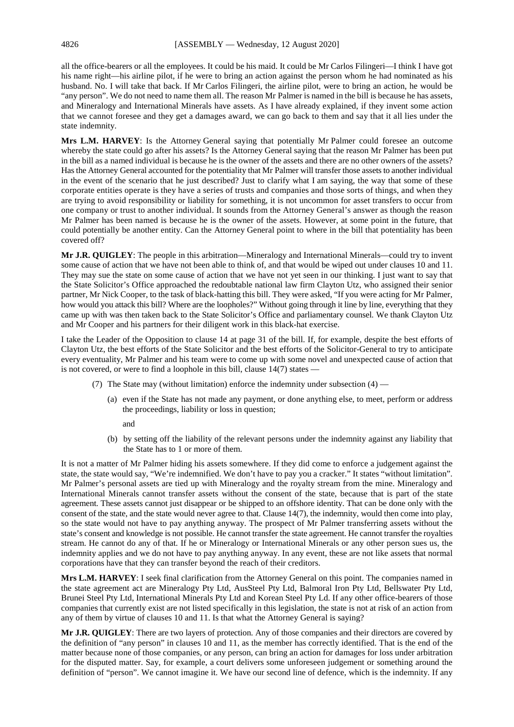all the office-bearers or all the employees. It could be his maid. It could be Mr Carlos Filingeri—I think I have got his name right—his airline pilot, if he were to bring an action against the person whom he had nominated as his husband. No. I will take that back. If Mr Carlos Filingeri, the airline pilot, were to bring an action, he would be "any person". We do not need to name them all. The reason Mr Palmer is named in the bill is because he has assets, and Mineralogy and International Minerals have assets. As I have already explained, if they invent some action that we cannot foresee and they get a damages award, we can go back to them and say that it all lies under the state indemnity.

**Mrs L.M. HARVEY**: Is the Attorney General saying that potentially Mr Palmer could foresee an outcome whereby the state could go after his assets? Is the Attorney General saying that the reason Mr Palmer has been put in the bill as a named individual is because he is the owner of the assets and there are no other owners of the assets? Has the Attorney General accounted for the potentiality that Mr Palmer will transfer those assets to another individual in the event of the scenario that he just described? Just to clarify what I am saying, the way that some of these corporate entities operate is they have a series of trusts and companies and those sorts of things, and when they are trying to avoid responsibility or liability for something, it is not uncommon for asset transfers to occur from one company or trust to another individual. It sounds from the Attorney General's answer as though the reason Mr Palmer has been named is because he is the owner of the assets. However, at some point in the future, that could potentially be another entity. Can the Attorney General point to where in the bill that potentiality has been covered off?

**Mr J.R. QUIGLEY**: The people in this arbitration—Mineralogy and International Minerals—could try to invent some cause of action that we have not been able to think of, and that would be wiped out under clauses 10 and 11. They may sue the state on some cause of action that we have not yet seen in our thinking. I just want to say that the State Solicitor's Office approached the redoubtable national law firm Clayton Utz, who assigned their senior partner, Mr Nick Cooper, to the task of black-hatting this bill. They were asked, "If you were acting for Mr Palmer, how would you attack this bill? Where are the loopholes?" Without going through it line by line, everything that they came up with was then taken back to the State Solicitor's Office and parliamentary counsel. We thank Clayton Utz and Mr Cooper and his partners for their diligent work in this black-hat exercise.

I take the Leader of the Opposition to clause 14 at page 31 of the bill. If, for example, despite the best efforts of Clayton Utz, the best efforts of the State Solicitor and the best efforts of the Solicitor-General to try to anticipate every eventuality, Mr Palmer and his team were to come up with some novel and unexpected cause of action that is not covered, or were to find a loophole in this bill, clause 14(7) states —

> (7) The State may (without limitation) enforce the indemnity under subsection (4) —
>
> (a) even if the State has not made any payment, or done anything else, to meet, perform or address the proceedings, liability or loss in question;
>
> and
>
> (b) by setting off the liability of the relevant persons under the indemnity against any liability that the State has to 1 or more of them.

It is not a matter of Mr Palmer hiding his assets somewhere. If they did come to enforce a judgement against the state, the state would say, "We're indemnified. We don't have to pay you a cracker." It states "without limitation". Mr Palmer's personal assets are tied up with Mineralogy and the royalty stream from the mine. Mineralogy and International Minerals cannot transfer assets without the consent of the state, because that is part of the state agreement. These assets cannot just disappear or be shipped to an offshore identity. That can be done only with the consent of the state, and the state would never agree to that. Clause 14(7), the indemnity, would then come into play, so the state would not have to pay anything anyway. The prospect of Mr Palmer transferring assets without the state's consent and knowledge is not possible. He cannot transfer the state agreement. He cannot transfer the royalties stream. He cannot do any of that. If he or Mineralogy or International Minerals or any other person sues us, the indemnity applies and we do not have to pay anything anyway. In any event, these are not like assets that normal corporations have that they can transfer beyond the reach of their creditors.

**Mrs L.M. HARVEY**: I seek final clarification from the Attorney General on this point. The companies named in the state agreement act are Mineralogy Pty Ltd, AusSteel Pty Ltd, Balmoral Iron Pty Ltd, Bellswater Pty Ltd, Brunei Steel Pty Ltd, International Minerals Pty Ltd and Korean Steel Pty Ld. If any other office-bearers of those companies that currently exist are not listed specifically in this legislation, the state is not at risk of an action from any of them by virtue of clauses 10 and 11. Is that what the Attorney General is saying?

**Mr J.R. QUIGLEY**: There are two layers of protection. Any of those companies and their directors are covered by the definition of "any person" in clauses 10 and 11, as the member has correctly identified. That is the end of the matter because none of those companies, or any person, can bring an action for damages for loss under arbitration for the disputed matter. Say, for example, a court delivers some unforeseen judgement or something around the definition of "person". We cannot imagine it. We have our second line of defence, which is the indemnity. If any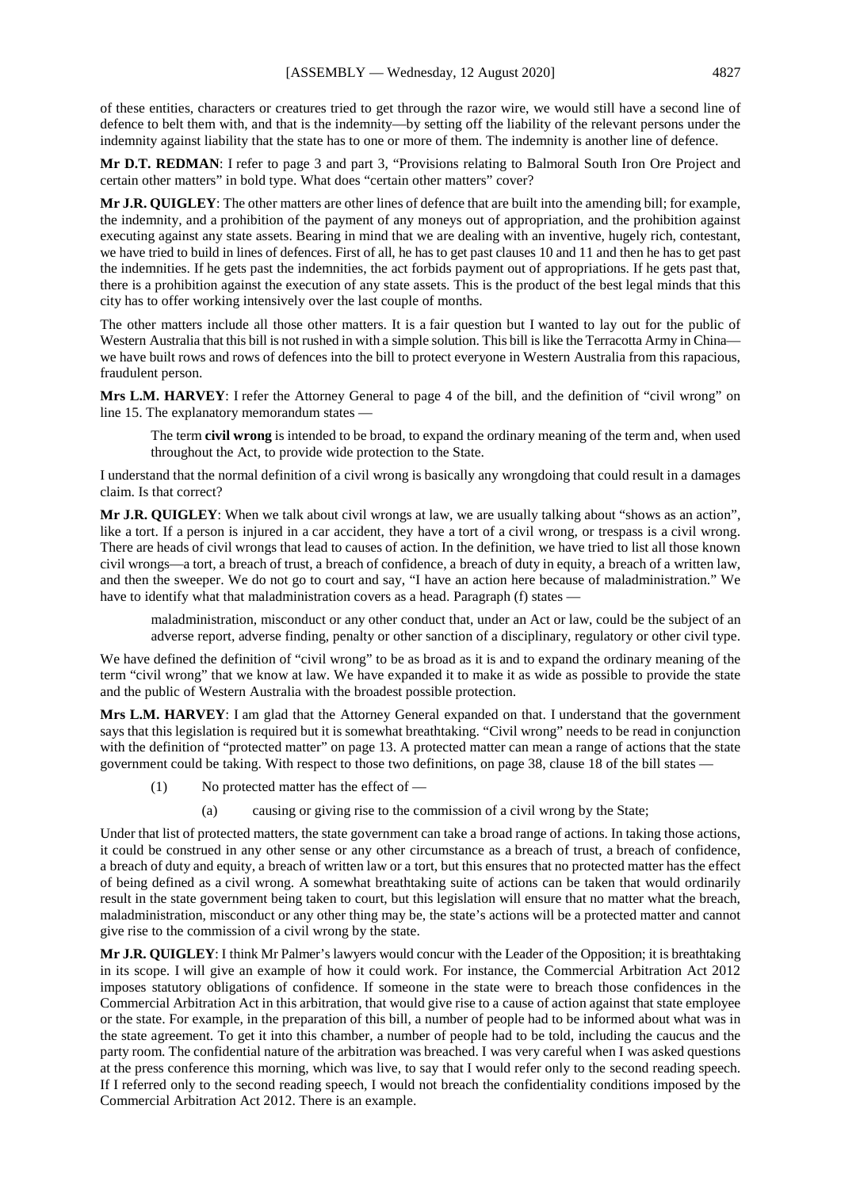of these entities, characters or creatures tried to get through the razor wire, we would still have a second line of defence to belt them with, and that is the indemnity—by setting off the liability of the relevant persons under the indemnity against liability that the state has to one or more of them. The indemnity is another line of defence.

**Mr D.T. REDMAN**: I refer to page 3 and part 3, "Provisions relating to Balmoral South Iron Ore Project and certain other matters" in bold type. What does "certain other matters" cover?

**Mr J.R. QUIGLEY**: The other matters are other lines of defence that are built into the amending bill; for example, the indemnity, and a prohibition of the payment of any moneys out of appropriation, and the prohibition against executing against any state assets. Bearing in mind that we are dealing with an inventive, hugely rich, contestant, we have tried to build in lines of defences. First of all, he has to get past clauses 10 and 11 and then he has to get past the indemnities. If he gets past the indemnities, the act forbids payment out of appropriations. If he gets past that, there is a prohibition against the execution of any state assets. This is the product of the best legal minds that this city has to offer working intensively over the last couple of months.

The other matters include all those other matters. It is a fair question but I wanted to lay out for the public of Western Australia that this bill is not rushed in with a simple solution. This bill is like the Terracotta Army in China—we have built rows and rows of defences into the bill to protect everyone in Western Australia from this rapacious, fraudulent person.

**Mrs L.M. HARVEY**: I refer the Attorney General to page 4 of the bill, and the definition of "civil wrong" on line 15. The explanatory memorandum states —

> The term **civil wrong** is intended to be broad, to expand the ordinary meaning of the term and, when used throughout the Act, to provide wide protection to the State.

I understand that the normal definition of a civil wrong is basically any wrongdoing that could result in a damages claim. Is that correct?

**Mr J.R. QUIGLEY**: When we talk about civil wrongs at law, we are usually talking about "shows as an action", like a tort. If a person is injured in a car accident, they have a tort of a civil wrong, or trespass is a civil wrong. There are heads of civil wrongs that lead to causes of action. In the definition, we have tried to list all those known civil wrongs—a tort, a breach of trust, a breach of confidence, a breach of duty in equity, a breach of a written law, and then the sweeper. We do not go to court and say, "I have an action here because of maladministration." We have to identify what that maladministration covers as a head. Paragraph (f) states —

> maladministration, misconduct or any other conduct that, under an Act or law, could be the subject of an adverse report, adverse finding, penalty or other sanction of a disciplinary, regulatory or other civil type.

We have defined the definition of "civil wrong" to be as broad as it is and to expand the ordinary meaning of the term "civil wrong" that we know at law. We have expanded it to make it as wide as possible to provide the state and the public of Western Australia with the broadest possible protection.

**Mrs L.M. HARVEY**: I am glad that the Attorney General expanded on that. I understand that the government says that this legislation is required but it is somewhat breathtaking. "Civil wrong" needs to be read in conjunction with the definition of "protected matter" on page 13. A protected matter can mean a range of actions that the state government could be taking. With respect to those two definitions, on page 38, clause 18 of the bill states —

> (1) No protected matter has the effect of —
>
> (a) causing or giving rise to the commission of a civil wrong by the State;

Under that list of protected matters, the state government can take a broad range of actions. In taking those actions, it could be construed in any other sense or any other circumstance as a breach of trust, a breach of confidence, a breach of duty and equity, a breach of written law or a tort, but this ensures that no protected matter has the effect of being defined as a civil wrong. A somewhat breathtaking suite of actions can be taken that would ordinarily result in the state government being taken to court, but this legislation will ensure that no matter what the breach, maladministration, misconduct or any other thing may be, the state's actions will be a protected matter and cannot give rise to the commission of a civil wrong by the state.

**Mr J.R. QUIGLEY**: I think Mr Palmer's lawyers would concur with the Leader of the Opposition; it is breathtaking in its scope. I will give an example of how it could work. For instance, the Commercial Arbitration Act 2012 imposes statutory obligations of confidence. If someone in the state were to breach those confidences in the Commercial Arbitration Act in this arbitration, that would give rise to a cause of action against that state employee or the state. For example, in the preparation of this bill, a number of people had to be informed about what was in the state agreement. To get it into this chamber, a number of people had to be told, including the caucus and the party room. The confidential nature of the arbitration was breached. I was very careful when I was asked questions at the press conference this morning, which was live, to say that I would refer only to the second reading speech. If I referred only to the second reading speech, I would not breach the confidentiality conditions imposed by the Commercial Arbitration Act 2012. There is an example.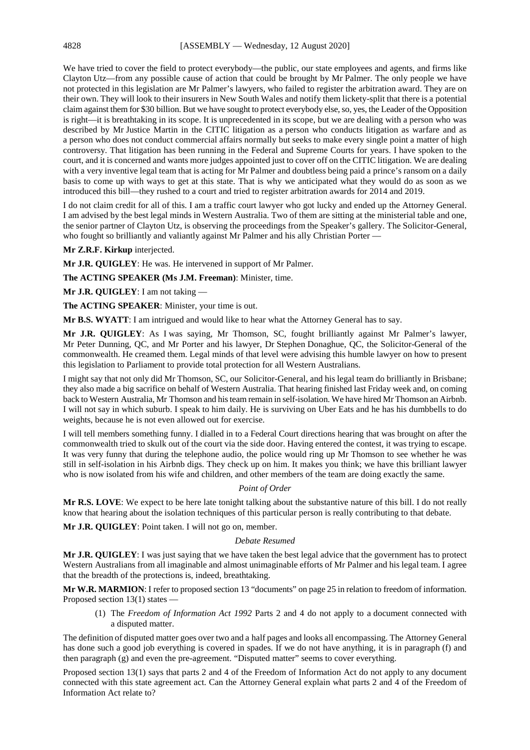We have tried to cover the field to protect everybody—the public, our state employees and agents, and firms like Clayton Utz—from any possible cause of action that could be brought by Mr Palmer. The only people we have not protected in this legislation are Mr Palmer's lawyers, who failed to register the arbitration award. They are on their own. They will look to their insurers in New South Wales and notify them lickety-split that there is a potential claim against them for $30 billion. But we have sought to protect everybody else, so, yes, the Leader of the Opposition is right—it is breathtaking in its scope. It is unprecedented in its scope, but we are dealing with a person who was described by Mr Justice Martin in the CITIC litigation as a person who conducts litigation as warfare and as a person who does not conduct commercial affairs normally but seeks to make every single point a matter of high controversy. That litigation has been running in the Federal and Supreme Courts for years. I have spoken to the court, and it is concerned and wants more judges appointed just to cover off on the CITIC litigation. We are dealing with a very inventive legal team that is acting for Mr Palmer and doubtless being paid a prince's ransom on a daily basis to come up with ways to get at this state. That is why we anticipated what they would do as soon as we introduced this bill—they rushed to a court and tried to register arbitration awards for 2014 and 2019.

I do not claim credit for all of this. I am a traffic court lawyer who got lucky and ended up the Attorney General. I am advised by the best legal minds in Western Australia. Two of them are sitting at the ministerial table and one, the senior partner of Clayton Utz, is observing the proceedings from the Speaker's gallery. The Solicitor-General, who fought so brilliantly and valiantly against Mr Palmer and his ally Christian Porter —

**Mr Z.R.F. Kirkup** interjected.

**Mr J.R. QUIGLEY**: He was. He intervened in support of Mr Palmer.

**The ACTING SPEAKER (Ms J.M. Freeman)**: Minister, time.

**Mr J.R. QUIGLEY**: I am not taking —

**The ACTING SPEAKER**: Minister, your time is out.

**Mr B.S. WYATT**: I am intrigued and would like to hear what the Attorney General has to say.

**Mr J.R. QUIGLEY**: As I was saying, Mr Thomson, SC, fought brilliantly against Mr Palmer's lawyer, Mr Peter Dunning, QC, and Mr Porter and his lawyer, Dr Stephen Donaghue, QC, the Solicitor-General of the commonwealth. He creamed them. Legal minds of that level were advising this humble lawyer on how to present this legislation to Parliament to provide total protection for all Western Australians.

I might say that not only did Mr Thomson, SC, our Solicitor-General, and his legal team do brilliantly in Brisbane; they also made a big sacrifice on behalf of Western Australia. That hearing finished last Friday week and, on coming back to Western Australia, Mr Thomson and his team remain in self-isolation. We have hired Mr Thomson an Airbnb. I will not say in which suburb. I speak to him daily. He is surviving on Uber Eats and he has his dumbbells to do weights, because he is not even allowed out for exercise.

I will tell members something funny. I dialled in to a Federal Court directions hearing that was brought on after the commonwealth tried to skulk out of the court via the side door. Having entered the contest, it was trying to escape. It was very funny that during the telephone audio, the police would ring up Mr Thomson to see whether he was still in self-isolation in his Airbnb digs. They check up on him. It makes you think; we have this brilliant lawyer who is now isolated from his wife and children, and other members of the team are doing exactly the same.

*Point of Order*

**Mr R.S. LOVE**: We expect to be here late tonight talking about the substantive nature of this bill. I do not really know that hearing about the isolation techniques of this particular person is really contributing to that debate.

**Mr J.R. QUIGLEY**: Point taken. I will not go on, member.

*Debate Resumed*

**Mr J.R. QUIGLEY**: I was just saying that we have taken the best legal advice that the government has to protect Western Australians from all imaginable and almost unimaginable efforts of Mr Palmer and his legal team. I agree that the breadth of the protections is, indeed, breathtaking.

**Mr W.R. MARMION**: I refer to proposed section 13 "documents" on page 25 in relation to freedom of information. Proposed section 13(1) states —

> (1) The *Freedom of Information Act 1992* Parts 2 and 4 do not apply to a document connected with a disputed matter.

The definition of disputed matter goes over two and a half pages and looks all encompassing. The Attorney General has done such a good job everything is covered in spades. If we do not have anything, it is in paragraph (f) and then paragraph (g) and even the pre-agreement. "Disputed matter" seems to cover everything.

Proposed section 13(1) says that parts 2 and 4 of the Freedom of Information Act do not apply to any document connected with this state agreement act. Can the Attorney General explain what parts 2 and 4 of the Freedom of Information Act relate to?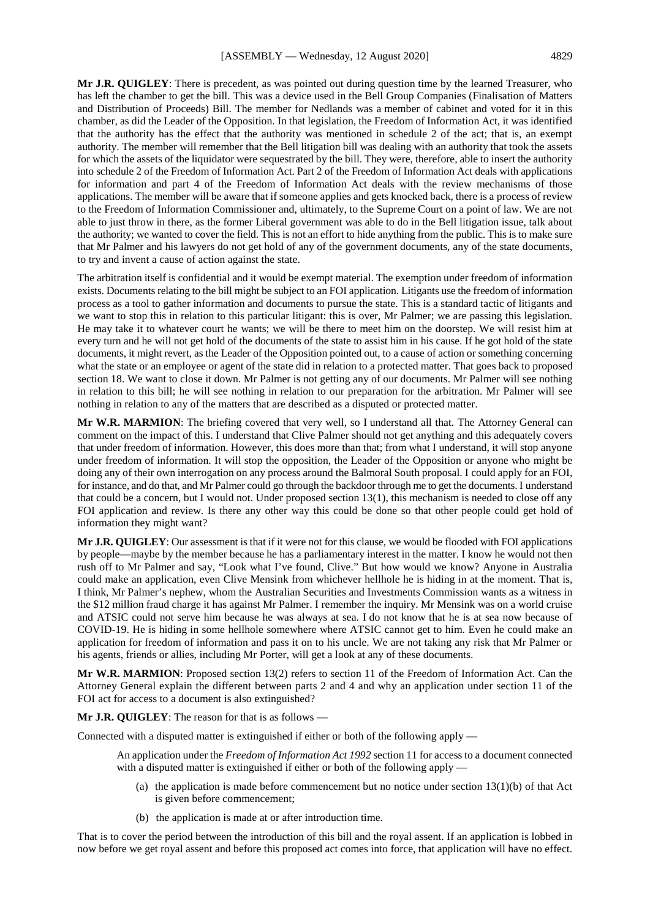**Mr J.R. QUIGLEY**: There is precedent, as was pointed out during question time by the learned Treasurer, who has left the chamber to get the bill. This was a device used in the Bell Group Companies (Finalisation of Matters and Distribution of Proceeds) Bill. The member for Nedlands was a member of cabinet and voted for it in this chamber, as did the Leader of the Opposition. In that legislation, the Freedom of Information Act, it was identified that the authority has the effect that the authority was mentioned in schedule 2 of the act; that is, an exempt authority. The member will remember that the Bell litigation bill was dealing with an authority that took the assets for which the assets of the liquidator were sequestrated by the bill. They were, therefore, able to insert the authority into schedule 2 of the Freedom of Information Act. Part 2 of the Freedom of Information Act deals with applications for information and part 4 of the Freedom of Information Act deals with the review mechanisms of those applications. The member will be aware that if someone applies and gets knocked back, there is a process of review to the Freedom of Information Commissioner and, ultimately, to the Supreme Court on a point of law. We are not able to just throw in there, as the former Liberal government was able to do in the Bell litigation issue, talk about the authority; we wanted to cover the field. This is not an effort to hide anything from the public. This is to make sure that Mr Palmer and his lawyers do not get hold of any of the government documents, any of the state documents, to try and invent a cause of action against the state.

The arbitration itself is confidential and it would be exempt material. The exemption under freedom of information exists. Documents relating to the bill might be subject to an FOI application. Litigants use the freedom of information process as a tool to gather information and documents to pursue the state. This is a standard tactic of litigants and we want to stop this in relation to this particular litigant: this is over, Mr Palmer; we are passing this legislation. He may take it to whatever court he wants; we will be there to meet him on the doorstep. We will resist him at every turn and he will not get hold of the documents of the state to assist him in his cause. If he got hold of the state documents, it might revert, as the Leader of the Opposition pointed out, to a cause of action or something concerning what the state or an employee or agent of the state did in relation to a protected matter. That goes back to proposed section 18. We want to close it down. Mr Palmer is not getting any of our documents. Mr Palmer will see nothing in relation to this bill; he will see nothing in relation to our preparation for the arbitration. Mr Palmer will see nothing in relation to any of the matters that are described as a disputed or protected matter.

**Mr W.R. MARMION**: The briefing covered that very well, so I understand all that. The Attorney General can comment on the impact of this. I understand that Clive Palmer should not get anything and this adequately covers that under freedom of information. However, this does more than that; from what I understand, it will stop anyone under freedom of information. It will stop the opposition, the Leader of the Opposition or anyone who might be doing any of their own interrogation on any process around the Balmoral South proposal. I could apply for an FOI, for instance, and do that, and Mr Palmer could go through the backdoor through me to get the documents. I understand that could be a concern, but I would not. Under proposed section 13(1), this mechanism is needed to close off any FOI application and review. Is there any other way this could be done so that other people could get hold of information they might want?

**Mr J.R. QUIGLEY**: Our assessment is that if it were not for this clause, we would be flooded with FOI applications by people—maybe by the member because he has a parliamentary interest in the matter. I know he would not then rush off to Mr Palmer and say, "Look what I've found, Clive." But how would we know? Anyone in Australia could make an application, even Clive Mensink from whichever hellhole he is hiding in at the moment. That is, I think, Mr Palmer's nephew, whom the Australian Securities and Investments Commission wants as a witness in the $12 million fraud charge it has against Mr Palmer. I remember the inquiry. Mr Mensink was on a world cruise and ATSIC could not serve him because he was always at sea. I do not know that he is at sea now because of COVID-19. He is hiding in some hellhole somewhere where ATSIC cannot get to him. Even he could make an application for freedom of information and pass it on to his uncle. We are not taking any risk that Mr Palmer or his agents, friends or allies, including Mr Porter, will get a look at any of these documents.

**Mr W.R. MARMION**: Proposed section 13(2) refers to section 11 of the Freedom of Information Act. Can the Attorney General explain the different between parts 2 and 4 and why an application under section 11 of the FOI act for access to a document is also extinguished?

**Mr J.R. QUIGLEY**: The reason for that is as follows —

Connected with a disputed matter is extinguished if either or both of the following apply —

> An application under the *Freedom of Information Act 1992* section 11 for access to a document connected with a disputed matter is extinguished if either or both of the following apply —
>
> (a) the application is made before commencement but no notice under section 13(1)(b) of that Act is given before commencement;
>
> (b) the application is made at or after introduction time.

That is to cover the period between the introduction of this bill and the royal assent. If an application is lobbed in now before we get royal assent and before this proposed act comes into force, that application will have no effect.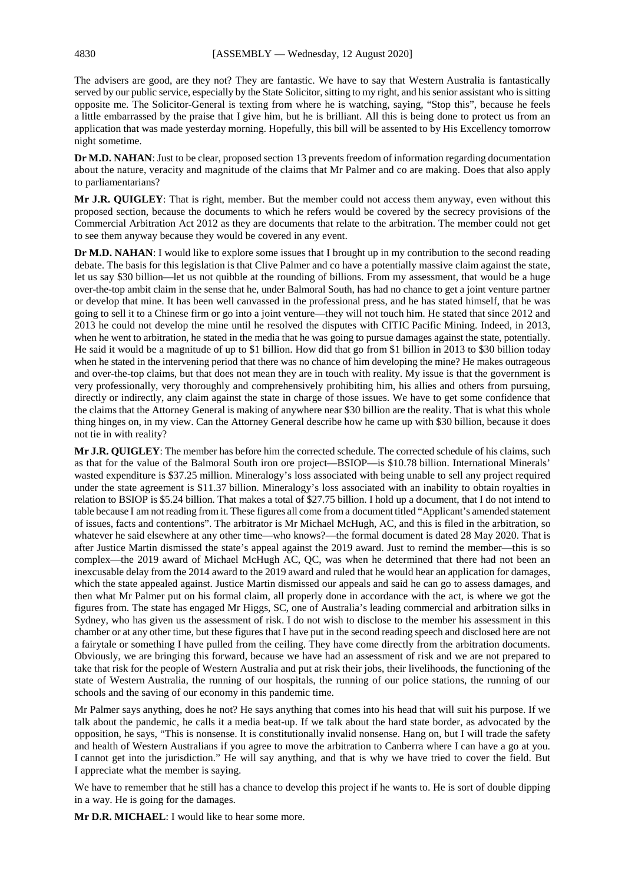The advisers are good, are they not? They are fantastic. We have to say that Western Australia is fantastically served by our public service, especially by the State Solicitor, sitting to my right, and his senior assistant who is sitting opposite me. The Solicitor-General is texting from where he is watching, saying, "Stop this", because he feels a little embarrassed by the praise that I give him, but he is brilliant. All this is being done to protect us from an application that was made yesterday morning. Hopefully, this bill will be assented to by His Excellency tomorrow night sometime.

**Dr M.D. NAHAN**: Just to be clear, proposed section 13 prevents freedom of information regarding documentation about the nature, veracity and magnitude of the claims that Mr Palmer and co are making. Does that also apply to parliamentarians?

**Mr J.R. QUIGLEY**: That is right, member. But the member could not access them anyway, even without this proposed section, because the documents to which he refers would be covered by the secrecy provisions of the Commercial Arbitration Act 2012 as they are documents that relate to the arbitration. The member could not get to see them anyway because they would be covered in any event.

**Dr M.D. NAHAN**: I would like to explore some issues that I brought up in my contribution to the second reading debate. The basis for this legislation is that Clive Palmer and co have a potentially massive claim against the state, let us say $30 billion—let us not quibble at the rounding of billions. From my assessment, that would be a huge over-the-top ambit claim in the sense that he, under Balmoral South, has had no chance to get a joint venture partner or develop that mine. It has been well canvassed in the professional press, and he has stated himself, that he was going to sell it to a Chinese firm or go into a joint venture—they will not touch him. He stated that since 2012 and 2013 he could not develop the mine until he resolved the disputes with CITIC Pacific Mining. Indeed, in 2013, when he went to arbitration, he stated in the media that he was going to pursue damages against the state, potentially. He said it would be a magnitude of up to $1 billion. How did that go from $1 billion in 2013 to $30 billion today when he stated in the intervening period that there was no chance of him developing the mine? He makes outrageous and over-the-top claims, but that does not mean they are in touch with reality. My issue is that the government is very professionally, very thoroughly and comprehensively prohibiting him, his allies and others from pursuing, directly or indirectly, any claim against the state in charge of those issues. We have to get some confidence that the claims that the Attorney General is making of anywhere near $30 billion are the reality. That is what this whole thing hinges on, in my view. Can the Attorney General describe how he came up with $30 billion, because it does not tie in with reality?

**Mr J.R. QUIGLEY**: The member has before him the corrected schedule. The corrected schedule of his claims, such as that for the value of the Balmoral South iron ore project—BSIOP—is $10.78 billion. International Minerals' wasted expenditure is $37.25 million. Mineralogy's loss associated with being unable to sell any project required under the state agreement is $11.37 billion. Mineralogy's loss associated with an inability to obtain royalties in relation to BSIOP is $5.24 billion. That makes a total of $27.75 billion. I hold up a document, that I do not intend to table because I am not reading from it. These figures all come from a document titled "Applicant's amended statement of issues, facts and contentions". The arbitrator is Mr Michael McHugh, AC, and this is filed in the arbitration, so whatever he said elsewhere at any other time—who knows?—the formal document is dated 28 May 2020. That is after Justice Martin dismissed the state's appeal against the 2019 award. Just to remind the member—this is so complex—the 2019 award of Michael McHugh AC, QC, was when he determined that there had not been an inexcusable delay from the 2014 award to the 2019 award and ruled that he would hear an application for damages, which the state appealed against. Justice Martin dismissed our appeals and said he can go to assess damages, and then what Mr Palmer put on his formal claim, all properly done in accordance with the act, is where we got the figures from. The state has engaged Mr Higgs, SC, one of Australia's leading commercial and arbitration silks in Sydney, who has given us the assessment of risk. I do not wish to disclose to the member his assessment in this chamber or at any other time, but these figures that I have put in the second reading speech and disclosed here are not a fairytale or something I have pulled from the ceiling. They have come directly from the arbitration documents. Obviously, we are bringing this forward, because we have had an assessment of risk and we are not prepared to take that risk for the people of Western Australia and put at risk their jobs, their livelihoods, the functioning of the state of Western Australia, the running of our hospitals, the running of our police stations, the running of our schools and the saving of our economy in this pandemic time.

Mr Palmer says anything, does he not? He says anything that comes into his head that will suit his purpose. If we talk about the pandemic, he calls it a media beat-up. If we talk about the hard state border, as advocated by the opposition, he says, "This is nonsense. It is constitutionally invalid nonsense. Hang on, but I will trade the safety and health of Western Australians if you agree to move the arbitration to Canberra where I can have a go at you. I cannot get into the jurisdiction." He will say anything, and that is why we have tried to cover the field. But I appreciate what the member is saying.

We have to remember that he still has a chance to develop this project if he wants to. He is sort of double dipping in a way. He is going for the damages.

**Mr D.R. MICHAEL**: I would like to hear some more.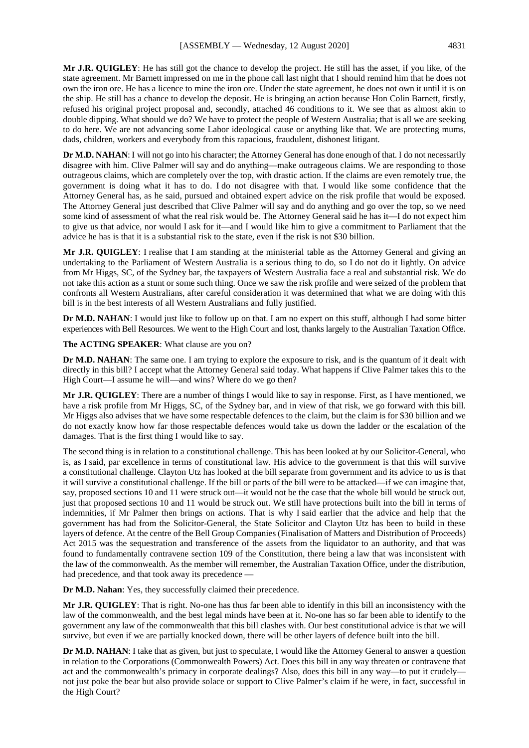**Mr J.R. QUIGLEY**: He has still got the chance to develop the project. He still has the asset, if you like, of the state agreement. Mr Barnett impressed on me in the phone call last night that I should remind him that he does not own the iron ore. He has a licence to mine the iron ore. Under the state agreement, he does not own it until it is on the ship. He still has a chance to develop the deposit. He is bringing an action because Hon Colin Barnett, firstly, refused his original project proposal and, secondly, attached 46 conditions to it. We see that as almost akin to double dipping. What should we do? We have to protect the people of Western Australia; that is all we are seeking to do here. We are not advancing some Labor ideological cause or anything like that. We are protecting mums, dads, children, workers and everybody from this rapacious, fraudulent, dishonest litigant.

**Dr M.D. NAHAN**: I will not go into his character; the Attorney General has done enough of that. I do not necessarily disagree with him. Clive Palmer will say and do anything—make outrageous claims. We are responding to those outrageous claims, which are completely over the top, with drastic action. If the claims are even remotely true, the government is doing what it has to do. I do not disagree with that. I would like some confidence that the Attorney General has, as he said, pursued and obtained expert advice on the risk profile that would be exposed. The Attorney General just described that Clive Palmer will say and do anything and go over the top, so we need some kind of assessment of what the real risk would be. The Attorney General said he has it—I do not expect him to give us that advice, nor would I ask for it—and I would like him to give a commitment to Parliament that the advice he has is that it is a substantial risk to the state, even if the risk is not $30 billion.

**Mr J.R. QUIGLEY**: I realise that I am standing at the ministerial table as the Attorney General and giving an undertaking to the Parliament of Western Australia is a serious thing to do, so I do not do it lightly. On advice from Mr Higgs, SC, of the Sydney bar, the taxpayers of Western Australia face a real and substantial risk. We do not take this action as a stunt or some such thing. Once we saw the risk profile and were seized of the problem that confronts all Western Australians, after careful consideration it was determined that what we are doing with this bill is in the best interests of all Western Australians and fully justified.

**Dr M.D. NAHAN**: I would just like to follow up on that. I am no expert on this stuff, although I had some bitter experiences with Bell Resources. We went to the High Court and lost, thanks largely to the Australian Taxation Office.

**The ACTING SPEAKER**: What clause are you on?

**Dr M.D. NAHAN**: The same one. I am trying to explore the exposure to risk, and is the quantum of it dealt with directly in this bill? I accept what the Attorney General said today. What happens if Clive Palmer takes this to the High Court—I assume he will—and wins? Where do we go then?

**Mr J.R. QUIGLEY**: There are a number of things I would like to say in response. First, as I have mentioned, we have a risk profile from Mr Higgs, SC, of the Sydney bar, and in view of that risk, we go forward with this bill. Mr Higgs also advises that we have some respectable defences to the claim, but the claim is for $30 billion and we do not exactly know how far those respectable defences would take us down the ladder or the escalation of the damages. That is the first thing I would like to say.

The second thing is in relation to a constitutional challenge. This has been looked at by our Solicitor-General, who is, as I said, par excellence in terms of constitutional law. His advice to the government is that this will survive a constitutional challenge. Clayton Utz has looked at the bill separate from government and its advice to us is that it will survive a constitutional challenge. If the bill or parts of the bill were to be attacked—if we can imagine that, say, proposed sections 10 and 11 were struck out—it would not be the case that the whole bill would be struck out, just that proposed sections 10 and 11 would be struck out. We still have protections built into the bill in terms of indemnities, if Mr Palmer then brings on actions. That is why I said earlier that the advice and help that the government has had from the Solicitor-General, the State Solicitor and Clayton Utz has been to build in these layers of defence. At the centre of the Bell Group Companies (Finalisation of Matters and Distribution of Proceeds) Act 2015 was the sequestration and transference of the assets from the liquidator to an authority, and that was found to fundamentally contravene section 109 of the Constitution, there being a law that was inconsistent with the law of the commonwealth. As the member will remember, the Australian Taxation Office, under the distribution, had precedence, and that took away its precedence —

**Dr M.D. Nahan**: Yes, they successfully claimed their precedence.

**Mr J.R. QUIGLEY**: That is right. No-one has thus far been able to identify in this bill an inconsistency with the law of the commonwealth, and the best legal minds have been at it. No-one has so far been able to identify to the government any law of the commonwealth that this bill clashes with. Our best constitutional advice is that we will survive, but even if we are partially knocked down, there will be other layers of defence built into the bill.

**Dr M.D. NAHAN**: I take that as given, but just to speculate, I would like the Attorney General to answer a question in relation to the Corporations (Commonwealth Powers) Act. Does this bill in any way threaten or contravene that act and the commonwealth's primacy in corporate dealings? Also, does this bill in any way—to put it crudely—not just poke the bear but also provide solace or support to Clive Palmer's claim if he were, in fact, successful in the High Court?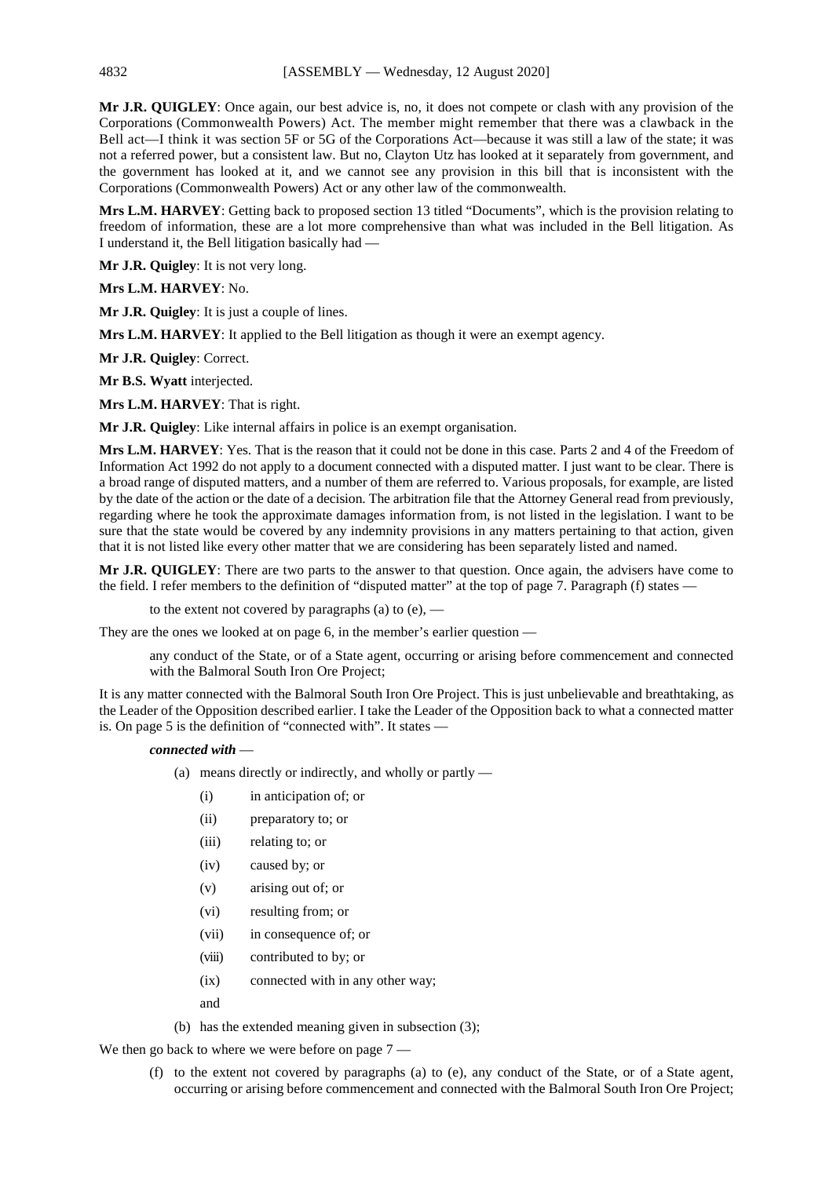**Mr J.R. QUIGLEY**: Once again, our best advice is, no, it does not compete or clash with any provision of the Corporations (Commonwealth Powers) Act. The member might remember that there was a clawback in the Bell act—I think it was section 5F or 5G of the Corporations Act—because it was still a law of the state; it was not a referred power, but a consistent law. But no, Clayton Utz has looked at it separately from government, and the government has looked at it, and we cannot see any provision in this bill that is inconsistent with the Corporations (Commonwealth Powers) Act or any other law of the commonwealth.

**Mrs L.M. HARVEY**: Getting back to proposed section 13 titled "Documents", which is the provision relating to freedom of information, these are a lot more comprehensive than what was included in the Bell litigation. As I understand it, the Bell litigation basically had —

**Mr J.R. Quigley**: It is not very long.

**Mrs L.M. HARVEY**: No.

**Mr J.R. Quigley**: It is just a couple of lines.

**Mrs L.M. HARVEY**: It applied to the Bell litigation as though it were an exempt agency.

**Mr J.R. Quigley**: Correct.

**Mr B.S. Wyatt** interjected.

**Mrs L.M. HARVEY**: That is right.

**Mr J.R. Quigley**: Like internal affairs in police is an exempt organisation.

**Mrs L.M. HARVEY**: Yes. That is the reason that it could not be done in this case. Parts 2 and 4 of the Freedom of Information Act 1992 do not apply to a document connected with a disputed matter. I just want to be clear. There is a broad range of disputed matters, and a number of them are referred to. Various proposals, for example, are listed by the date of the action or the date of a decision. The arbitration file that the Attorney General read from previously, regarding where he took the approximate damages information from, is not listed in the legislation. I want to be sure that the state would be covered by any indemnity provisions in any matters pertaining to that action, given that it is not listed like every other matter that we are considering has been separately listed and named.

**Mr J.R. QUIGLEY**: There are two parts to the answer to that question. Once again, the advisers have come to the field. I refer members to the definition of "disputed matter" at the top of page 7. Paragraph (f) states —

> to the extent not covered by paragraphs (a) to (e), —

They are the ones we looked at on page 6, in the member's earlier question —

> any conduct of the State, or of a State agent, occurring or arising before commencement and connected with the Balmoral South Iron Ore Project;

It is any matter connected with the Balmoral South Iron Ore Project. This is just unbelievable and breathtaking, as the Leader of the Opposition described earlier. I take the Leader of the Opposition back to what a connected matter is. On page 5 is the definition of "connected with". It states —

> ***connected with*** —
>
> (a) means directly or indirectly, and wholly or partly —
>
> (i) in anticipation of; or
>
> (ii) preparatory to; or
>
> (iii) relating to; or
>
> (iv) caused by; or
>
> (v) arising out of; or
>
> (vi) resulting from; or
>
> (vii) in consequence of; or
>
> (viii) contributed to by; or
>
> (ix) connected with in any other way;
>
> and
>
> (b) has the extended meaning given in subsection (3);

We then go back to where we were before on page 7 —

> (f) to the extent not covered by paragraphs (a) to (e), any conduct of the State, or of a State agent, occurring or arising before commencement and connected with the Balmoral South Iron Ore Project;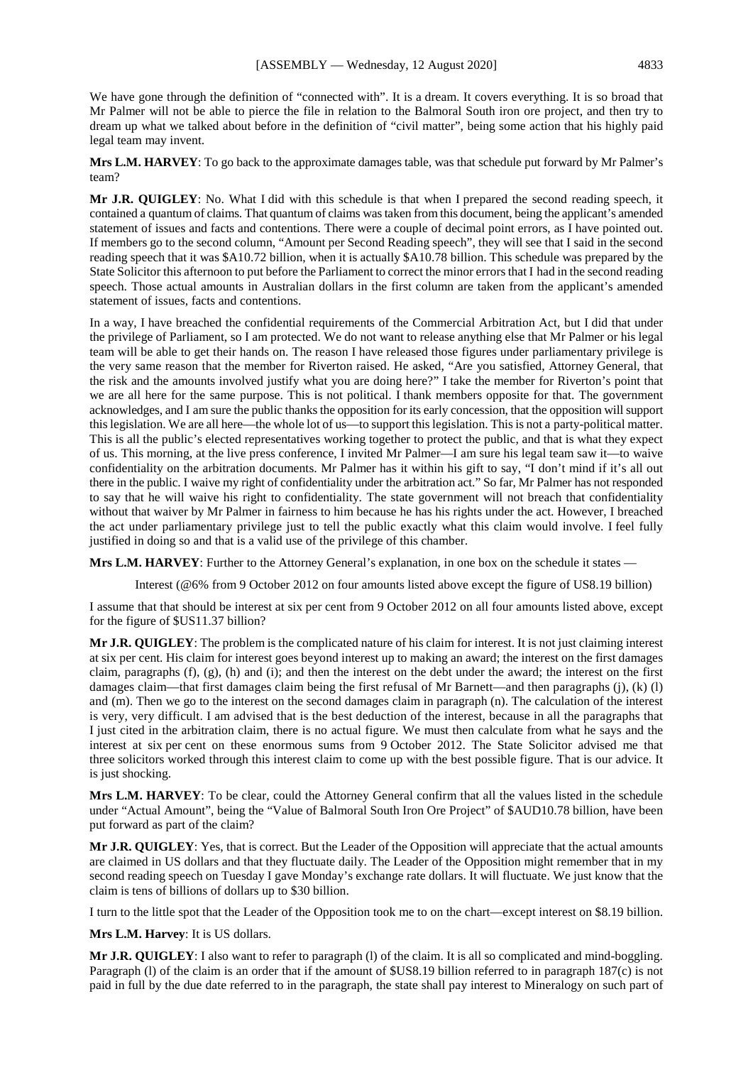We have gone through the definition of "connected with". It is a dream. It covers everything. It is so broad that Mr Palmer will not be able to pierce the file in relation to the Balmoral South iron ore project, and then try to dream up what we talked about before in the definition of "civil matter", being some action that his highly paid legal team may invent.

**Mrs L.M. HARVEY**: To go back to the approximate damages table, was that schedule put forward by Mr Palmer's team?

**Mr J.R. QUIGLEY**: No. What I did with this schedule is that when I prepared the second reading speech, it contained a quantum of claims. That quantum of claims was taken from this document, being the applicant's amended statement of issues and facts and contentions. There were a couple of decimal point errors, as I have pointed out. If members go to the second column, "Amount per Second Reading speech", they will see that I said in the second reading speech that it was $A10.72 billion, when it is actually $A10.78 billion. This schedule was prepared by the State Solicitor this afternoon to put before the Parliament to correct the minor errors that I had in the second reading speech. Those actual amounts in Australian dollars in the first column are taken from the applicant's amended statement of issues, facts and contentions.

In a way, I have breached the confidential requirements of the Commercial Arbitration Act, but I did that under the privilege of Parliament, so I am protected. We do not want to release anything else that Mr Palmer or his legal team will be able to get their hands on. The reason I have released those figures under parliamentary privilege is the very same reason that the member for Riverton raised. He asked, "Are you satisfied, Attorney General, that the risk and the amounts involved justify what you are doing here?" I take the member for Riverton's point that we are all here for the same purpose. This is not political. I thank members opposite for that. The government acknowledges, and I am sure the public thanks the opposition for its early concession, that the opposition will support this legislation. We are all here—the whole lot of us—to support this legislation. This is not a party-political matter. This is all the public's elected representatives working together to protect the public, and that is what they expect of us. This morning, at the live press conference, I invited Mr Palmer—I am sure his legal team saw it—to waive confidentiality on the arbitration documents. Mr Palmer has it within his gift to say, "I don't mind if it's all out there in the public. I waive my right of confidentiality under the arbitration act." So far, Mr Palmer has not responded to say that he will waive his right to confidentiality. The state government will not breach that confidentiality without that waiver by Mr Palmer in fairness to him because he has his rights under the act. However, I breached the act under parliamentary privilege just to tell the public exactly what this claim would involve. I feel fully justified in doing so and that is a valid use of the privilege of this chamber.

**Mrs L.M. HARVEY**: Further to the Attorney General's explanation, in one box on the schedule it states —

> Interest (@6% from 9 October 2012 on four amounts listed above except the figure of US8.19 billion)

I assume that that should be interest at six per cent from 9 October 2012 on all four amounts listed above, except for the figure of $US11.37 billion?

**Mr J.R. QUIGLEY**: The problem is the complicated nature of his claim for interest. It is not just claiming interest at six per cent. His claim for interest goes beyond interest up to making an award; the interest on the first damages claim, paragraphs (f), (g), (h) and (i); and then the interest on the debt under the award; the interest on the first damages claim—that first damages claim being the first refusal of Mr Barnett—and then paragraphs (j), (k) (l) and (m). Then we go to the interest on the second damages claim in paragraph (n). The calculation of the interest is very, very difficult. I am advised that is the best deduction of the interest, because in all the paragraphs that I just cited in the arbitration claim, there is no actual figure. We must then calculate from what he says and the interest at six per cent on these enormous sums from 9 October 2012. The State Solicitor advised me that three solicitors worked through this interest claim to come up with the best possible figure. That is our advice. It is just shocking.

**Mrs L.M. HARVEY**: To be clear, could the Attorney General confirm that all the values listed in the schedule under "Actual Amount", being the "Value of Balmoral South Iron Ore Project" of $AUD10.78 billion, have been put forward as part of the claim?

**Mr J.R. QUIGLEY**: Yes, that is correct. But the Leader of the Opposition will appreciate that the actual amounts are claimed in US dollars and that they fluctuate daily. The Leader of the Opposition might remember that in my second reading speech on Tuesday I gave Monday's exchange rate dollars. It will fluctuate. We just know that the claim is tens of billions of dollars up to $30 billion.

I turn to the little spot that the Leader of the Opposition took me to on the chart—except interest on $8.19 billion.

**Mrs L.M. Harvey**: It is US dollars.

**Mr J.R. QUIGLEY**: I also want to refer to paragraph (l) of the claim. It is all so complicated and mind-boggling. Paragraph (l) of the claim is an order that if the amount of $US8.19 billion referred to in paragraph 187(c) is not paid in full by the due date referred to in the paragraph, the state shall pay interest to Mineralogy on such part of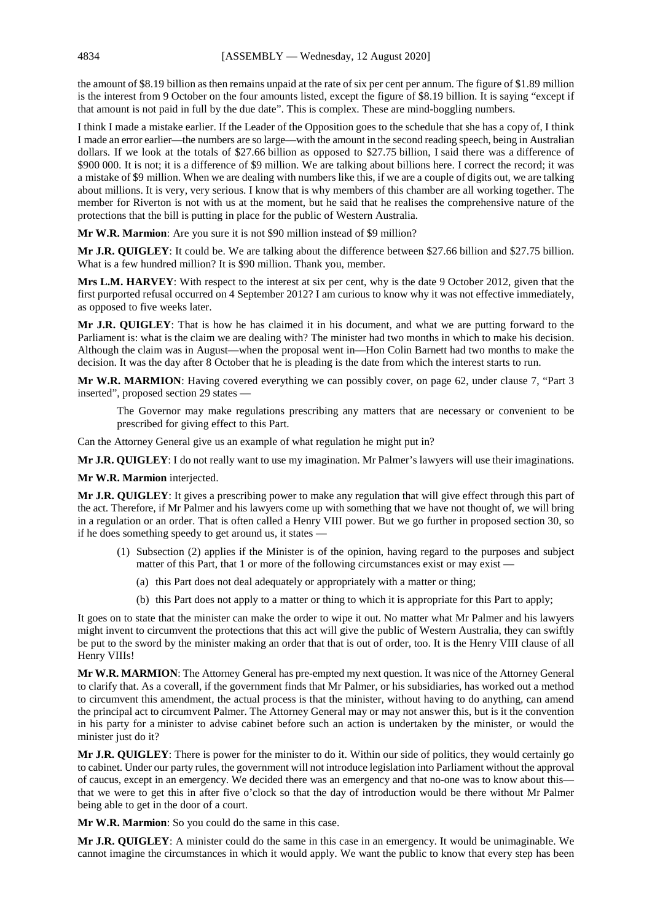the amount of $8.19 billion as then remains unpaid at the rate of six per cent per annum. The figure of $1.89 million is the interest from 9 October on the four amounts listed, except the figure of $8.19 billion. It is saying "except if that amount is not paid in full by the due date". This is complex. These are mind-boggling numbers.

I think I made a mistake earlier. If the Leader of the Opposition goes to the schedule that she has a copy of, I think I made an error earlier—the numbers are so large—with the amount in the second reading speech, being in Australian dollars. If we look at the totals of $27.66 billion as opposed to $27.75 billion, I said there was a difference of $900 000. It is not; it is a difference of $9 million. We are talking about billions here. I correct the record; it was a mistake of $9 million. When we are dealing with numbers like this, if we are a couple of digits out, we are talking about millions. It is very, very serious. I know that is why members of this chamber are all working together. The member for Riverton is not with us at the moment, but he said that he realises the comprehensive nature of the protections that the bill is putting in place for the public of Western Australia.

**Mr W.R. Marmion**: Are you sure it is not $90 million instead of $9 million?

**Mr J.R. QUIGLEY**: It could be. We are talking about the difference between $27.66 billion and $27.75 billion. What is a few hundred million? It is $90 million. Thank you, member.

**Mrs L.M. HARVEY**: With respect to the interest at six per cent, why is the date 9 October 2012, given that the first purported refusal occurred on 4 September 2012? I am curious to know why it was not effective immediately, as opposed to five weeks later.

**Mr J.R. QUIGLEY**: That is how he has claimed it in his document, and what we are putting forward to the Parliament is: what is the claim we are dealing with? The minister had two months in which to make his decision. Although the claim was in August—when the proposal went in—Hon Colin Barnett had two months to make the decision. It was the day after 8 October that he is pleading is the date from which the interest starts to run.

**Mr W.R. MARMION**: Having covered everything we can possibly cover, on page 62, under clause 7, "Part 3 inserted", proposed section 29 states —

> The Governor may make regulations prescribing any matters that are necessary or convenient to be prescribed for giving effect to this Part.

Can the Attorney General give us an example of what regulation he might put in?

**Mr J.R. QUIGLEY**: I do not really want to use my imagination. Mr Palmer's lawyers will use their imaginations.

**Mr W.R. Marmion** interjected.

**Mr J.R. QUIGLEY**: It gives a prescribing power to make any regulation that will give effect through this part of the act. Therefore, if Mr Palmer and his lawyers come up with something that we have not thought of, we will bring in a regulation or an order. That is often called a Henry VIII power. But we go further in proposed section 30, so if he does something speedy to get around us, it states —

> (1) Subsection (2) applies if the Minister is of the opinion, having regard to the purposes and subject matter of this Part, that 1 or more of the following circumstances exist or may exist —
>
> (a) this Part does not deal adequately or appropriately with a matter or thing;
>
> (b) this Part does not apply to a matter or thing to which it is appropriate for this Part to apply;

It goes on to state that the minister can make the order to wipe it out. No matter what Mr Palmer and his lawyers might invent to circumvent the protections that this act will give the public of Western Australia, they can swiftly be put to the sword by the minister making an order that that is out of order, too. It is the Henry VIII clause of all Henry VIIIs!

**Mr W.R. MARMION**: The Attorney General has pre-empted my next question. It was nice of the Attorney General to clarify that. As a coverall, if the government finds that Mr Palmer, or his subsidiaries, has worked out a method to circumvent this amendment, the actual process is that the minister, without having to do anything, can amend the principal act to circumvent Palmer. The Attorney General may or may not answer this, but is it the convention in his party for a minister to advise cabinet before such an action is undertaken by the minister, or would the minister just do it?

**Mr J.R. QUIGLEY**: There is power for the minister to do it. Within our side of politics, they would certainly go to cabinet. Under our party rules, the government will not introduce legislation into Parliament without the approval of caucus, except in an emergency. We decided there was an emergency and that no-one was to know about this—that we were to get this in after five o'clock so that the day of introduction would be there without Mr Palmer being able to get in the door of a court.

**Mr W.R. Marmion**: So you could do the same in this case.

**Mr J.R. QUIGLEY**: A minister could do the same in this case in an emergency. It would be unimaginable. We cannot imagine the circumstances in which it would apply. We want the public to know that every step has been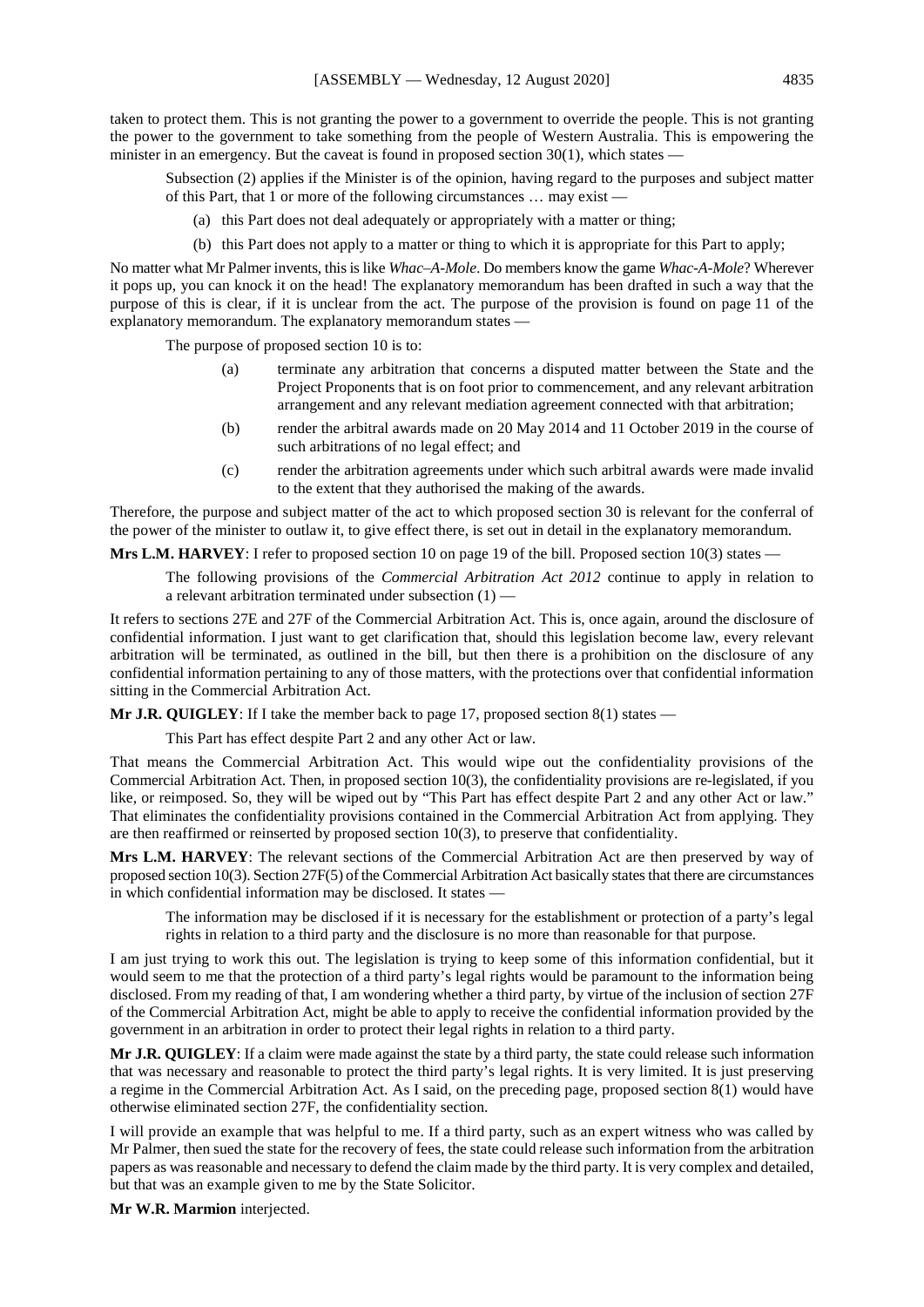taken to protect them. This is not granting the power to a government to override the people. This is not granting the power to the government to take something from the people of Western Australia. This is empowering the minister in an emergency. But the caveat is found in proposed section 30(1), which states —

> Subsection (2) applies if the Minister is of the opinion, having regard to the purposes and subject matter of this Part, that 1 or more of the following circumstances … may exist —
>
> (a) this Part does not deal adequately or appropriately with a matter or thing;
>
> (b) this Part does not apply to a matter or thing to which it is appropriate for this Part to apply;

No matter what Mr Palmer invents, this is like *Whac–A-Mole*. Do members know the game *Whac-A-Mole*? Wherever it pops up, you can knock it on the head! The explanatory memorandum has been drafted in such a way that the purpose of this is clear, if it is unclear from the act. The purpose of the provision is found on page 11 of the explanatory memorandum. The explanatory memorandum states —

> The purpose of proposed section 10 is to:
>
> (a) terminate any arbitration that concerns a disputed matter between the State and the Project Proponents that is on foot prior to commencement, and any relevant arbitration arrangement and any relevant mediation agreement connected with that arbitration;
>
> (b) render the arbitral awards made on 20 May 2014 and 11 October 2019 in the course of such arbitrations of no legal effect; and
>
> (c) render the arbitration agreements under which such arbitral awards were made invalid to the extent that they authorised the making of the awards.

Therefore, the purpose and subject matter of the act to which proposed section 30 is relevant for the conferral of the power of the minister to outlaw it, to give effect there, is set out in detail in the explanatory memorandum.

**Mrs L.M. HARVEY**: I refer to proposed section 10 on page 19 of the bill. Proposed section 10(3) states —

> The following provisions of the *Commercial Arbitration Act 2012* continue to apply in relation to a relevant arbitration terminated under subsection (1) —

It refers to sections 27E and 27F of the Commercial Arbitration Act. This is, once again, around the disclosure of confidential information. I just want to get clarification that, should this legislation become law, every relevant arbitration will be terminated, as outlined in the bill, but then there is a prohibition on the disclosure of any confidential information pertaining to any of those matters, with the protections over that confidential information sitting in the Commercial Arbitration Act.

**Mr J.R. QUIGLEY**: If I take the member back to page 17, proposed section 8(1) states —

> This Part has effect despite Part 2 and any other Act or law.

That means the Commercial Arbitration Act. This would wipe out the confidentiality provisions of the Commercial Arbitration Act. Then, in proposed section 10(3), the confidentiality provisions are re-legislated, if you like, or reimposed. So, they will be wiped out by "This Part has effect despite Part 2 and any other Act or law." That eliminates the confidentiality provisions contained in the Commercial Arbitration Act from applying. They are then reaffirmed or reinserted by proposed section 10(3), to preserve that confidentiality.

**Mrs L.M. HARVEY**: The relevant sections of the Commercial Arbitration Act are then preserved by way of proposed section 10(3). Section 27F(5) of the Commercial Arbitration Act basically states that there are circumstances in which confidential information may be disclosed. It states —

> The information may be disclosed if it is necessary for the establishment or protection of a party's legal rights in relation to a third party and the disclosure is no more than reasonable for that purpose.

I am just trying to work this out. The legislation is trying to keep some of this information confidential, but it would seem to me that the protection of a third party's legal rights would be paramount to the information being disclosed. From my reading of that, I am wondering whether a third party, by virtue of the inclusion of section 27F of the Commercial Arbitration Act, might be able to apply to receive the confidential information provided by the government in an arbitration in order to protect their legal rights in relation to a third party.

**Mr J.R. QUIGLEY**: If a claim were made against the state by a third party, the state could release such information that was necessary and reasonable to protect the third party's legal rights. It is very limited. It is just preserving a regime in the Commercial Arbitration Act. As I said, on the preceding page, proposed section 8(1) would have otherwise eliminated section 27F, the confidentiality section.

I will provide an example that was helpful to me. If a third party, such as an expert witness who was called by Mr Palmer, then sued the state for the recovery of fees, the state could release such information from the arbitration papers as was reasonable and necessary to defend the claim made by the third party. It is very complex and detailed, but that was an example given to me by the State Solicitor.

**Mr W.R. Marmion** interjected.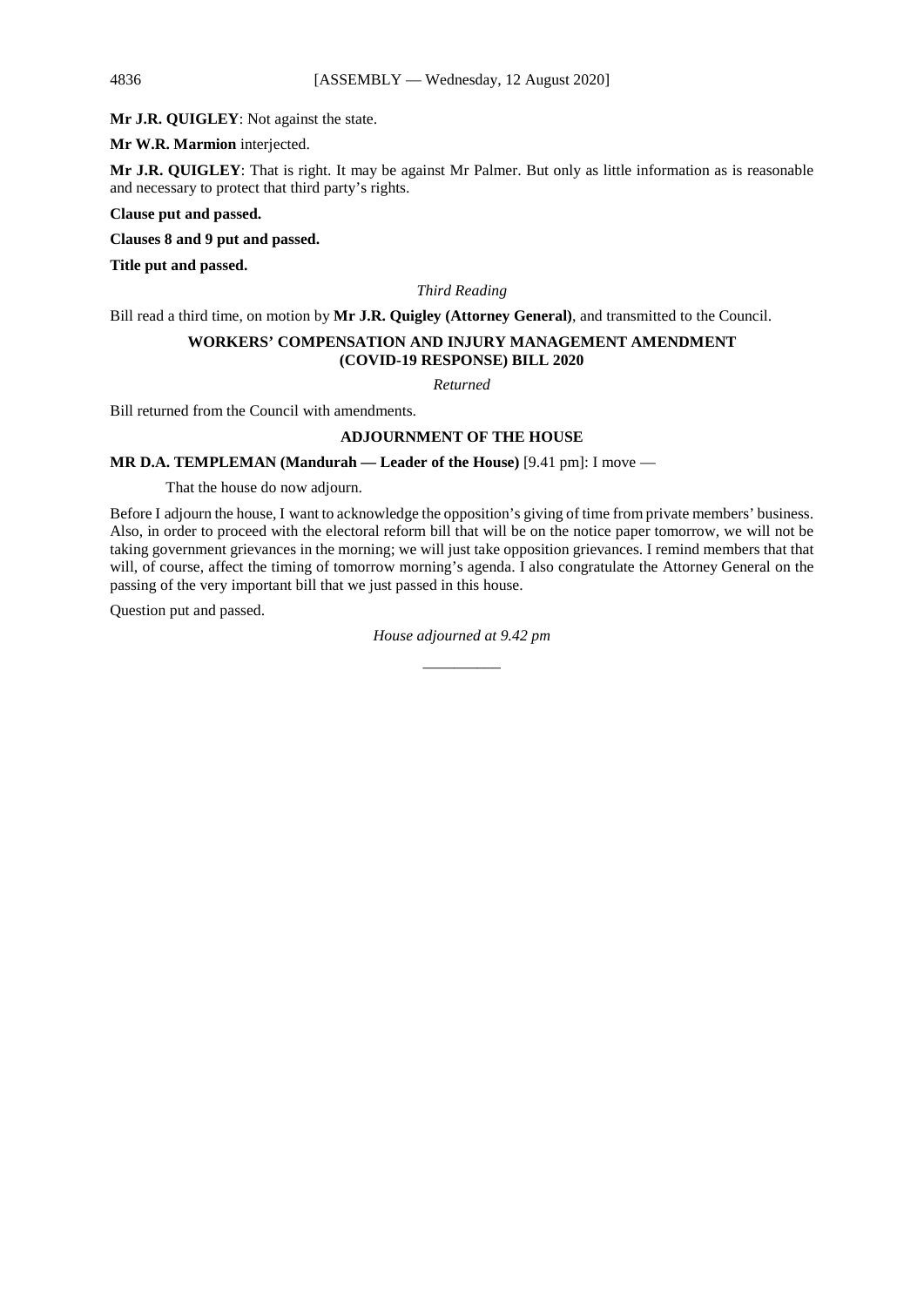**Mr J.R. QUIGLEY**: Not against the state.

**Mr W.R. Marmion** interjected.

**Mr J.R. QUIGLEY**: That is right. It may be against Mr Palmer. But only as little information as is reasonable and necessary to protect that third party's rights.

**Clause put and passed.**

**Clauses 8 and 9 put and passed.**

**Title put and passed.**

*Third Reading*

Bill read a third time, on motion by **Mr J.R. Quigley (Attorney General)**, and transmitted to the Council.

## WORKERS' COMPENSATION AND INJURY MANAGEMENT AMENDMENT (COVID-19 RESPONSE) BILL 2020

*Returned*

Bill returned from the Council with amendments.

## ADJOURNMENT OF THE HOUSE

**MR D.A. TEMPLEMAN (Mandurah — Leader of the House)** [9.41 pm]: I move —

> That the house do now adjourn.

Before I adjourn the house, I want to acknowledge the opposition's giving of time from private members' business. Also, in order to proceed with the electoral reform bill that will be on the notice paper tomorrow, we will not be taking government grievances in the morning; we will just take opposition grievances. I remind members that that will, of course, affect the timing of tomorrow morning's agenda. I also congratulate the Attorney General on the passing of the very important bill that we just passed in this house.

Question put and passed.

*House adjourned at 9.42 pm*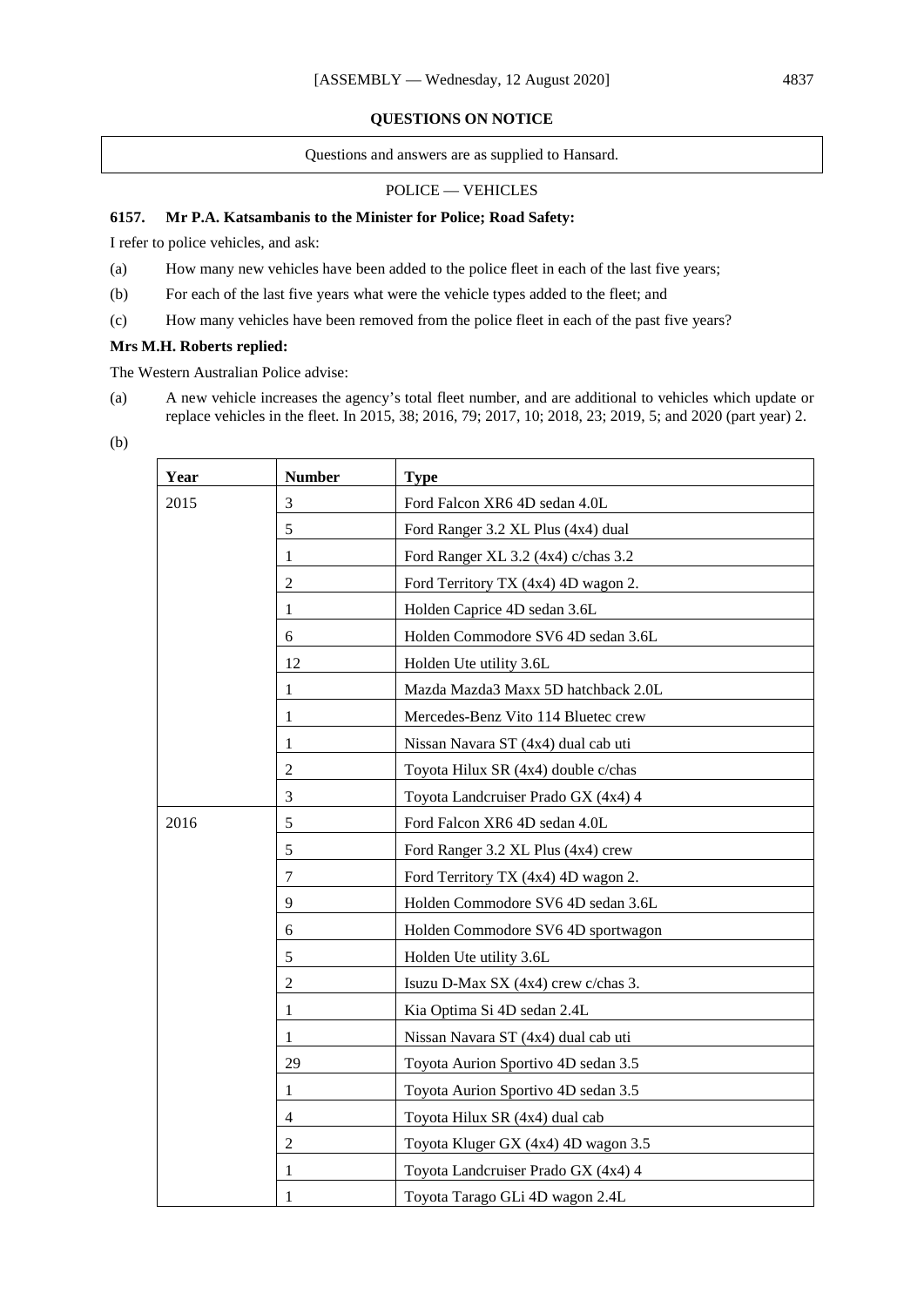## QUESTIONS ON NOTICE

Questions and answers are as supplied to Hansard.

### POLICE — VEHICLES

**6157. Mr P.A. Katsambanis to the Minister for Police; Road Safety:**

I refer to police vehicles, and ask:

(a) How many new vehicles have been added to the police fleet in each of the last five years;

(b) For each of the last five years what were the vehicle types added to the fleet; and

(c) How many vehicles have been removed from the police fleet in each of the past five years?

**Mrs M.H. Roberts replied:**

The Western Australian Police advise:

(a) A new vehicle increases the agency's total fleet number, and are additional to vehicles which update or replace vehicles in the fleet. In 2015, 38; 2016, 79; 2017, 10; 2018, 23; 2019, 5; and 2020 (part year) 2.

(b)

| Year | Number | Type |
|---|---|---|
| 2015 | 3 | Ford Falcon XR6 4D sedan 4.0L |
| | 5 | Ford Ranger 3.2 XL Plus (4x4) dual |
| | 1 | Ford Ranger XL 3.2 (4x4) c/chas 3.2 |
| | 2 | Ford Territory TX (4x4) 4D wagon 2. |
| | 1 | Holden Caprice 4D sedan 3.6L |
| | 6 | Holden Commodore SV6 4D sedan 3.6L |
| | 12 | Holden Ute utility 3.6L |
| | 1 | Mazda Mazda3 Maxx 5D hatchback 2.0L |
| | 1 | Mercedes-Benz Vito 114 Bluetec crew |
| | 1 | Nissan Navara ST (4x4) dual cab uti |
| | 2 | Toyota Hilux SR (4x4) double c/chas |
| | 3 | Toyota Landcruiser Prado GX (4x4) 4 |
| 2016 | 5 | Ford Falcon XR6 4D sedan 4.0L |
| | 5 | Ford Ranger 3.2 XL Plus (4x4) crew |
| | 7 | Ford Territory TX (4x4) 4D wagon 2. |
| | 9 | Holden Commodore SV6 4D sedan 3.6L |
| | 6 | Holden Commodore SV6 4D sportwagon |
| | 5 | Holden Ute utility 3.6L |
| | 2 | Isuzu D-Max SX (4x4) crew c/chas 3. |
| | 1 | Kia Optima Si 4D sedan 2.4L |
| | 1 | Nissan Navara ST (4x4) dual cab uti |
| | 29 | Toyota Aurion Sportivo 4D sedan 3.5 |
| | 1 | Toyota Aurion Sportivo 4D sedan 3.5 |
| | 4 | Toyota Hilux SR (4x4) dual cab |
| | 2 | Toyota Kluger GX (4x4) 4D wagon 3.5 |
| | 1 | Toyota Landcruiser Prado GX (4x4) 4 |
| | 1 | Toyota Tarago GLi 4D wagon 2.4L |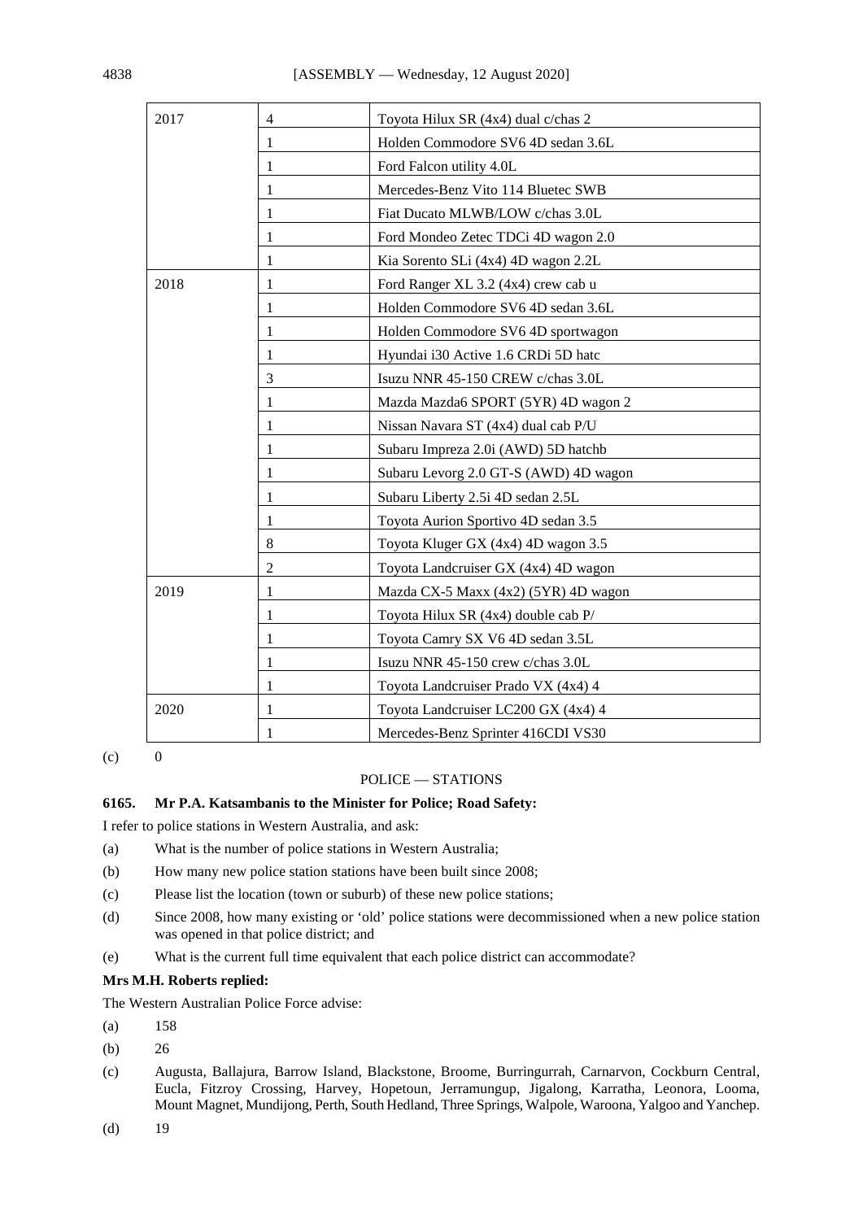| | | |
|---|---|---|
| 2017 | 4 | Toyota Hilux SR (4x4) dual c/chas 2 |
| | 1 | Holden Commodore SV6 4D sedan 3.6L |
| | 1 | Ford Falcon utility 4.0L |
| | 1 | Mercedes-Benz Vito 114 Bluetec SWB |
| | 1 | Fiat Ducato MLWB/LOW c/chas 3.0L |
| | 1 | Ford Mondeo Zetec TDCi 4D wagon 2.0 |
| | 1 | Kia Sorento SLi (4x4) 4D wagon 2.2L |
| 2018 | 1 | Ford Ranger XL 3.2 (4x4) crew cab u |
| | 1 | Holden Commodore SV6 4D sedan 3.6L |
| | 1 | Holden Commodore SV6 4D sportwagon |
| | 1 | Hyundai i30 Active 1.6 CRDi 5D hatc |
| | 3 | Isuzu NNR 45-150 CREW c/chas 3.0L |
| | 1 | Mazda Mazda6 SPORT (5YR) 4D wagon 2 |
| | 1 | Nissan Navara ST (4x4) dual cab P/U |
| | 1 | Subaru Impreza 2.0i (AWD) 5D hatchb |
| | 1 | Subaru Levorg 2.0 GT-S (AWD) 4D wagon |
| | 1 | Subaru Liberty 2.5i 4D sedan 2.5L |
| | 1 | Toyota Aurion Sportivo 4D sedan 3.5 |
| | 8 | Toyota Kluger GX (4x4) 4D wagon 3.5 |
| | 2 | Toyota Landcruiser GX (4x4) 4D wagon |
| 2019 | 1 | Mazda CX-5 Maxx (4x2) (5YR) 4D wagon |
| | 1 | Toyota Hilux SR (4x4) double cab P/ |
| | 1 | Toyota Camry SX V6 4D sedan 3.5L |
| | 1 | Isuzu NNR 45-150 crew c/chas 3.0L |
| | 1 | Toyota Landcruiser Prado VX (4x4) 4 |
| 2020 | 1 | Toyota Landcruiser LC200 GX (4x4) 4 |
| | 1 | Mercedes-Benz Sprinter 416CDI VS30 |

(c) 0

POLICE — STATIONS

**6165. Mr P.A. Katsambanis to the Minister for Police; Road Safety:**

I refer to police stations in Western Australia, and ask:

(a) What is the number of police stations in Western Australia;

(b) How many new police station stations have been built since 2008;

(c) Please list the location (town or suburb) of these new police stations;

(d) Since 2008, how many existing or 'old' police stations were decommissioned when a new police station was opened in that police district; and

(e) What is the current full time equivalent that each police district can accommodate?

**Mrs M.H. Roberts replied:**

The Western Australian Police Force advise:

(a) 158

(b) 26

(c) Augusta, Ballajura, Barrow Island, Blackstone, Broome, Burringurrah, Carnarvon, Cockburn Central, Eucla, Fitzroy Crossing, Harvey, Hopetoun, Jerramungup, Jigalong, Karratha, Leonora, Looma, Mount Magnet, Mundijong, Perth, South Hedland, Three Springs, Walpole, Waroona, Yalgoo and Yanchep.

(d) 19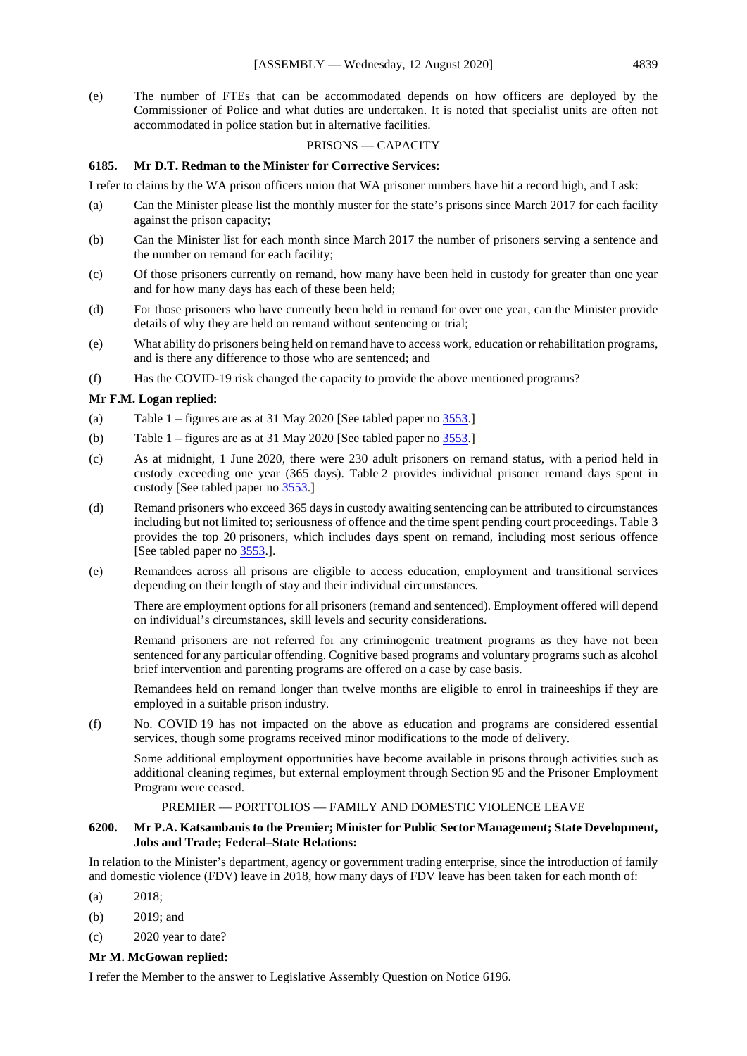(e) The number of FTEs that can be accommodated depends on how officers are deployed by the Commissioner of Police and what duties are undertaken. It is noted that specialist units are often not accommodated in police station but in alternative facilities.

PRISONS — CAPACITY

**6185. Mr D.T. Redman to the Minister for Corrective Services:**

I refer to claims by the WA prison officers union that WA prisoner numbers have hit a record high, and I ask:

(a) Can the Minister please list the monthly muster for the state's prisons since March 2017 for each facility against the prison capacity;

(b) Can the Minister list for each month since March 2017 the number of prisoners serving a sentence and the number on remand for each facility;

(c) Of those prisoners currently on remand, how many have been held in custody for greater than one year and for how many days has each of these been held;

(d) For those prisoners who have currently been held in remand for over one year, can the Minister provide details of why they are held on remand without sentencing or trial;

(e) What ability do prisoners being held on remand have to access work, education or rehabilitation programs, and is there any difference to those who are sentenced; and

(f) Has the COVID-19 risk changed the capacity to provide the above mentioned programs?

**Mr F.M. Logan replied:**

(a) Table 1 – figures are as at 31 May 2020 [See tabled paper no 3553.]

(b) Table 1 – figures are as at 31 May 2020 [See tabled paper no 3553.]

(c) As at midnight, 1 June 2020, there were 230 adult prisoners on remand status, with a period held in custody exceeding one year (365 days). Table 2 provides individual prisoner remand days spent in custody [See tabled paper no 3553.]

(d) Remand prisoners who exceed 365 days in custody awaiting sentencing can be attributed to circumstances including but not limited to; seriousness of offence and the time spent pending court proceedings. Table 3 provides the top 20 prisoners, which includes days spent on remand, including most serious offence [See tabled paper no 3553.].

(e) Remandees across all prisons are eligible to access education, employment and transitional services depending on their length of stay and their individual circumstances.

There are employment options for all prisoners (remand and sentenced). Employment offered will depend on individual's circumstances, skill levels and security considerations.

Remand prisoners are not referred for any criminogenic treatment programs as they have not been sentenced for any particular offending. Cognitive based programs and voluntary programs such as alcohol brief intervention and parenting programs are offered on a case by case basis.

Remandees held on remand longer than twelve months are eligible to enrol in traineeships if they are employed in a suitable prison industry.

(f) No. COVID 19 has not impacted on the above as education and programs are considered essential services, though some programs received minor modifications to the mode of delivery.

Some additional employment opportunities have become available in prisons through activities such as additional cleaning regimes, but external employment through Section 95 and the Prisoner Employment Program were ceased.

PREMIER — PORTFOLIOS — FAMILY AND DOMESTIC VIOLENCE LEAVE

**6200. Mr P.A. Katsambanis to the Premier; Minister for Public Sector Management; State Development, Jobs and Trade; Federal–State Relations:**

In relation to the Minister's department, agency or government trading enterprise, since the introduction of family and domestic violence (FDV) leave in 2018, how many days of FDV leave has been taken for each month of:

(a) 2018;

(b) 2019; and

(c) 2020 year to date?

**Mr M. McGowan replied:**

I refer the Member to the answer to Legislative Assembly Question on Notice 6196.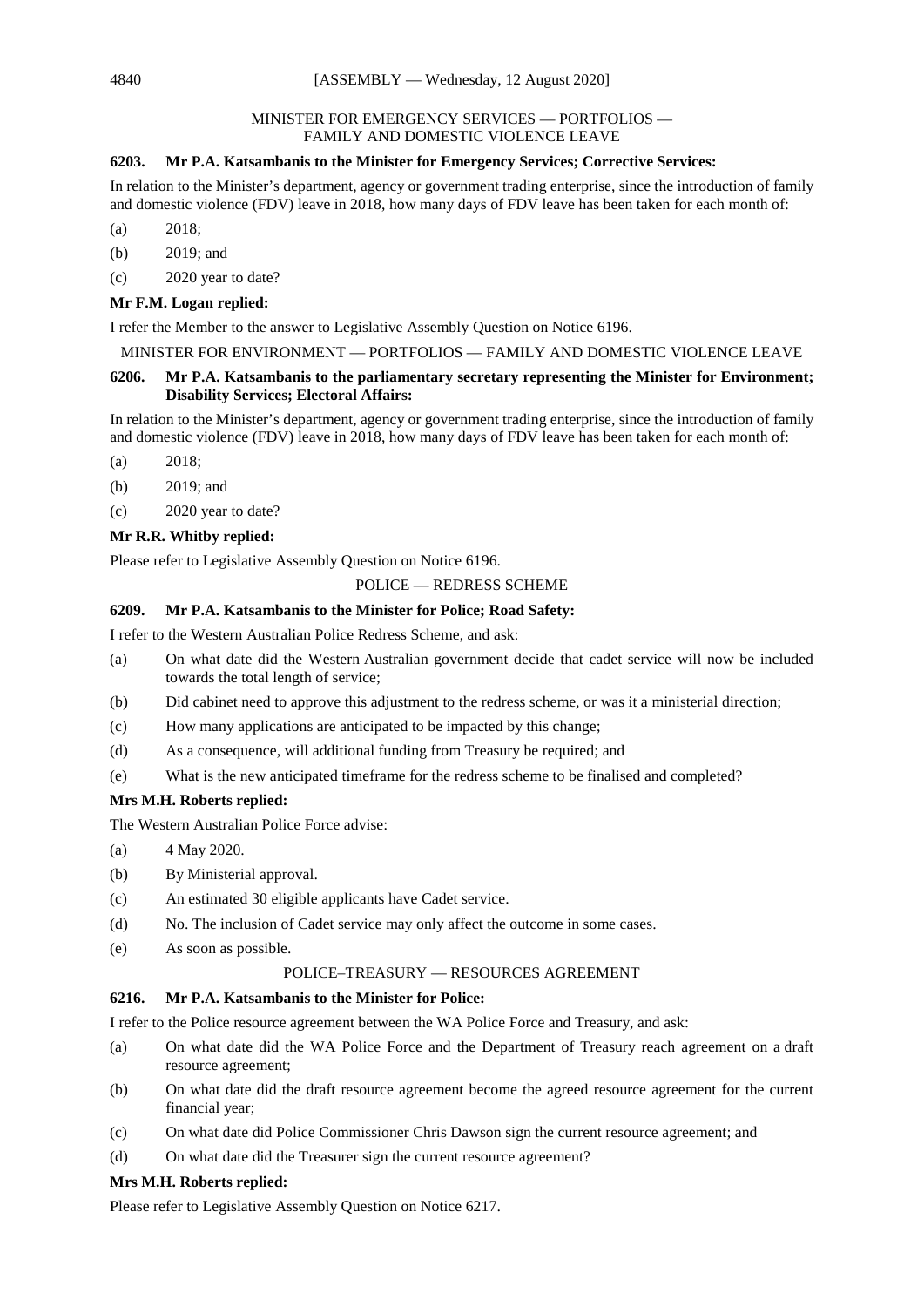### MINISTER FOR EMERGENCY SERVICES — PORTFOLIOS — FAMILY AND DOMESTIC VIOLENCE LEAVE

**6203. Mr P.A. Katsambanis to the Minister for Emergency Services; Corrective Services:**

In relation to the Minister's department, agency or government trading enterprise, since the introduction of family and domestic violence (FDV) leave in 2018, how many days of FDV leave has been taken for each month of:

(a) 2018;

(b) 2019; and

(c) 2020 year to date?

**Mr F.M. Logan replied:**

I refer the Member to the answer to Legislative Assembly Question on Notice 6196.

### MINISTER FOR ENVIRONMENT — PORTFOLIOS — FAMILY AND DOMESTIC VIOLENCE LEAVE

**6206. Mr P.A. Katsambanis to the parliamentary secretary representing the Minister for Environment; Disability Services; Electoral Affairs:**

In relation to the Minister's department, agency or government trading enterprise, since the introduction of family and domestic violence (FDV) leave in 2018, how many days of FDV leave has been taken for each month of:

(a) 2018;

(b) 2019; and

(c) 2020 year to date?

**Mr R.R. Whitby replied:**

Please refer to Legislative Assembly Question on Notice 6196.

### POLICE — REDRESS SCHEME

**6209. Mr P.A. Katsambanis to the Minister for Police; Road Safety:**

I refer to the Western Australian Police Redress Scheme, and ask:

(a) On what date did the Western Australian government decide that cadet service will now be included towards the total length of service;

(b) Did cabinet need to approve this adjustment to the redress scheme, or was it a ministerial direction;

(c) How many applications are anticipated to be impacted by this change;

(d) As a consequence, will additional funding from Treasury be required; and

(e) What is the new anticipated timeframe for the redress scheme to be finalised and completed?

**Mrs M.H. Roberts replied:**

The Western Australian Police Force advise:

(a) 4 May 2020.

(b) By Ministerial approval.

(c) An estimated 30 eligible applicants have Cadet service.

(d) No. The inclusion of Cadet service may only affect the outcome in some cases.

(e) As soon as possible.

### POLICE–TREASURY — RESOURCES AGREEMENT

**6216. Mr P.A. Katsambanis to the Minister for Police:**

I refer to the Police resource agreement between the WA Police Force and Treasury, and ask:

(a) On what date did the WA Police Force and the Department of Treasury reach agreement on a draft resource agreement;

(b) On what date did the draft resource agreement become the agreed resource agreement for the current financial year;

(c) On what date did Police Commissioner Chris Dawson sign the current resource agreement; and

(d) On what date did the Treasurer sign the current resource agreement?

**Mrs M.H. Roberts replied:**

Please refer to Legislative Assembly Question on Notice 6217.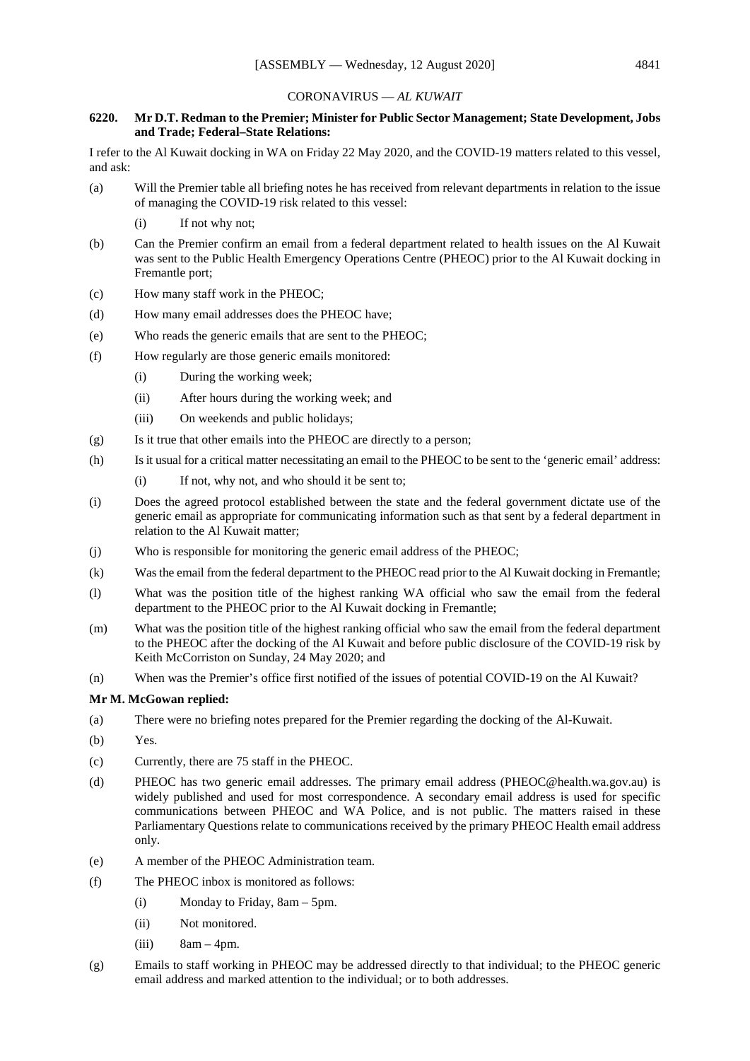## CORONAVIRUS — *AL KUWAIT*

**6220. Mr D.T. Redman to the Premier; Minister for Public Sector Management; State Development, Jobs and Trade; Federal–State Relations:**

I refer to the Al Kuwait docking in WA on Friday 22 May 2020, and the COVID-19 matters related to this vessel, and ask:

(a) Will the Premier table all briefing notes he has received from relevant departments in relation to the issue of managing the COVID-19 risk related to this vessel:

  (i) If not why not;

(b) Can the Premier confirm an email from a federal department related to health issues on the Al Kuwait was sent to the Public Health Emergency Operations Centre (PHEOC) prior to the Al Kuwait docking in Fremantle port;

(c) How many staff work in the PHEOC;

(d) How many email addresses does the PHEOC have;

(e) Who reads the generic emails that are sent to the PHEOC;

(f) How regularly are those generic emails monitored:

  (i) During the working week;

  (ii) After hours during the working week; and

  (iii) On weekends and public holidays;

(g) Is it true that other emails into the PHEOC are directly to a person;

(h) Is it usual for a critical matter necessitating an email to the PHEOC to be sent to the 'generic email' address:

  (i) If not, why not, and who should it be sent to;

(i) Does the agreed protocol established between the state and the federal government dictate use of the generic email as appropriate for communicating information such as that sent by a federal department in relation to the Al Kuwait matter;

(j) Who is responsible for monitoring the generic email address of the PHEOC;

(k) Was the email from the federal department to the PHEOC read prior to the Al Kuwait docking in Fremantle;

(l) What was the position title of the highest ranking WA official who saw the email from the federal department to the PHEOC prior to the Al Kuwait docking in Fremantle;

(m) What was the position title of the highest ranking official who saw the email from the federal department to the PHEOC after the docking of the Al Kuwait and before public disclosure of the COVID-19 risk by Keith McCorriston on Sunday, 24 May 2020; and

(n) When was the Premier's office first notified of the issues of potential COVID-19 on the Al Kuwait?

**Mr M. McGowan replied:**

(a) There were no briefing notes prepared for the Premier regarding the docking of the Al-Kuwait.

(b) Yes.

(c) Currently, there are 75 staff in the PHEOC.

(d) PHEOC has two generic email addresses. The primary email address (PHEOC@health.wa.gov.au) is widely published and used for most correspondence. A secondary email address is used for specific communications between PHEOC and WA Police, and is not public. The matters raised in these Parliamentary Questions relate to communications received by the primary PHEOC Health email address only.

(e) A member of the PHEOC Administration team.

(f) The PHEOC inbox is monitored as follows:

  (i) Monday to Friday, 8am – 5pm.

  (ii) Not monitored.

  (iii) 8am – 4pm.

(g) Emails to staff working in PHEOC may be addressed directly to that individual; to the PHEOC generic email address and marked attention to the individual; or to both addresses.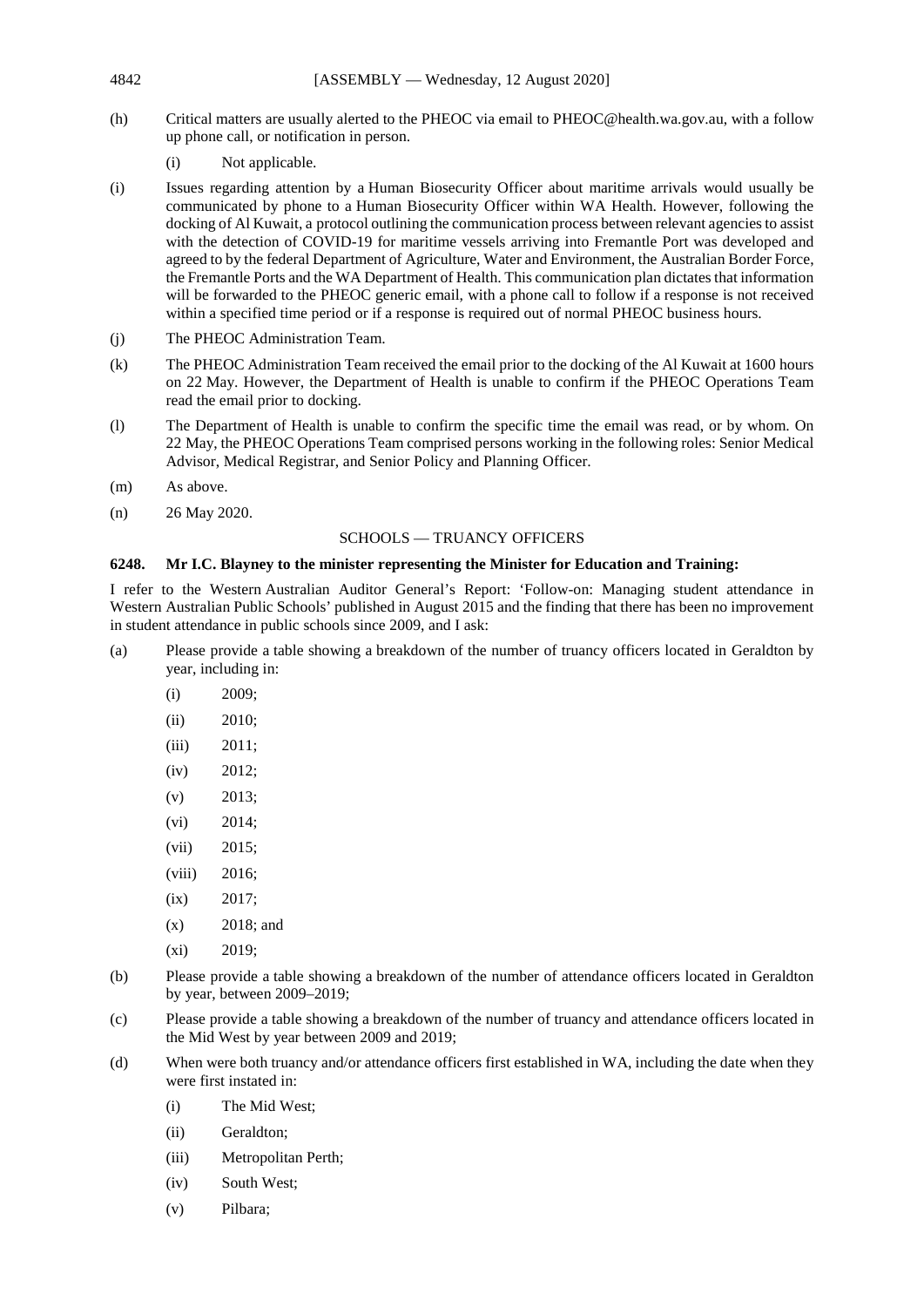(h) Critical matters are usually alerted to the PHEOC via email to PHEOC@health.wa.gov.au, with a follow up phone call, or notification in person.

  (i) Not applicable.

(i) Issues regarding attention by a Human Biosecurity Officer about maritime arrivals would usually be communicated by phone to a Human Biosecurity Officer within WA Health. However, following the docking of Al Kuwait, a protocol outlining the communication process between relevant agencies to assist with the detection of COVID-19 for maritime vessels arriving into Fremantle Port was developed and agreed to by the federal Department of Agriculture, Water and Environment, the Australian Border Force, the Fremantle Ports and the WA Department of Health. This communication plan dictates that information will be forwarded to the PHEOC generic email, with a phone call to follow if a response is not received within a specified time period or if a response is required out of normal PHEOC business hours.

(j) The PHEOC Administration Team.

(k) The PHEOC Administration Team received the email prior to the docking of the Al Kuwait at 1600 hours on 22 May. However, the Department of Health is unable to confirm if the PHEOC Operations Team read the email prior to docking.

(l) The Department of Health is unable to confirm the specific time the email was read, or by whom. On 22 May, the PHEOC Operations Team comprised persons working in the following roles: Senior Medical Advisor, Medical Registrar, and Senior Policy and Planning Officer.

(m) As above.

(n) 26 May 2020.

SCHOOLS — TRUANCY OFFICERS

**6248. Mr I.C. Blayney to the minister representing the Minister for Education and Training:**

I refer to the Western Australian Auditor General's Report: 'Follow-on: Managing student attendance in Western Australian Public Schools' published in August 2015 and the finding that there has been no improvement in student attendance in public schools since 2009, and I ask:

(a) Please provide a table showing a breakdown of the number of truancy officers located in Geraldton by year, including in:

  (i) 2009;

  (ii) 2010;

  (iii) 2011;

  (iv) 2012;

  (v) 2013;

  (vi) 2014;

  (vii) 2015;

  (viii) 2016;

  (ix) 2017;

  (x) 2018; and

  (xi) 2019;

(b) Please provide a table showing a breakdown of the number of attendance officers located in Geraldton by year, between 2009–2019;

(c) Please provide a table showing a breakdown of the number of truancy and attendance officers located in the Mid West by year between 2009 and 2019;

(d) When were both truancy and/or attendance officers first established in WA, including the date when they were first instated in:

  (i) The Mid West;

  (ii) Geraldton;

  (iii) Metropolitan Perth;

  (iv) South West;

  (v) Pilbara;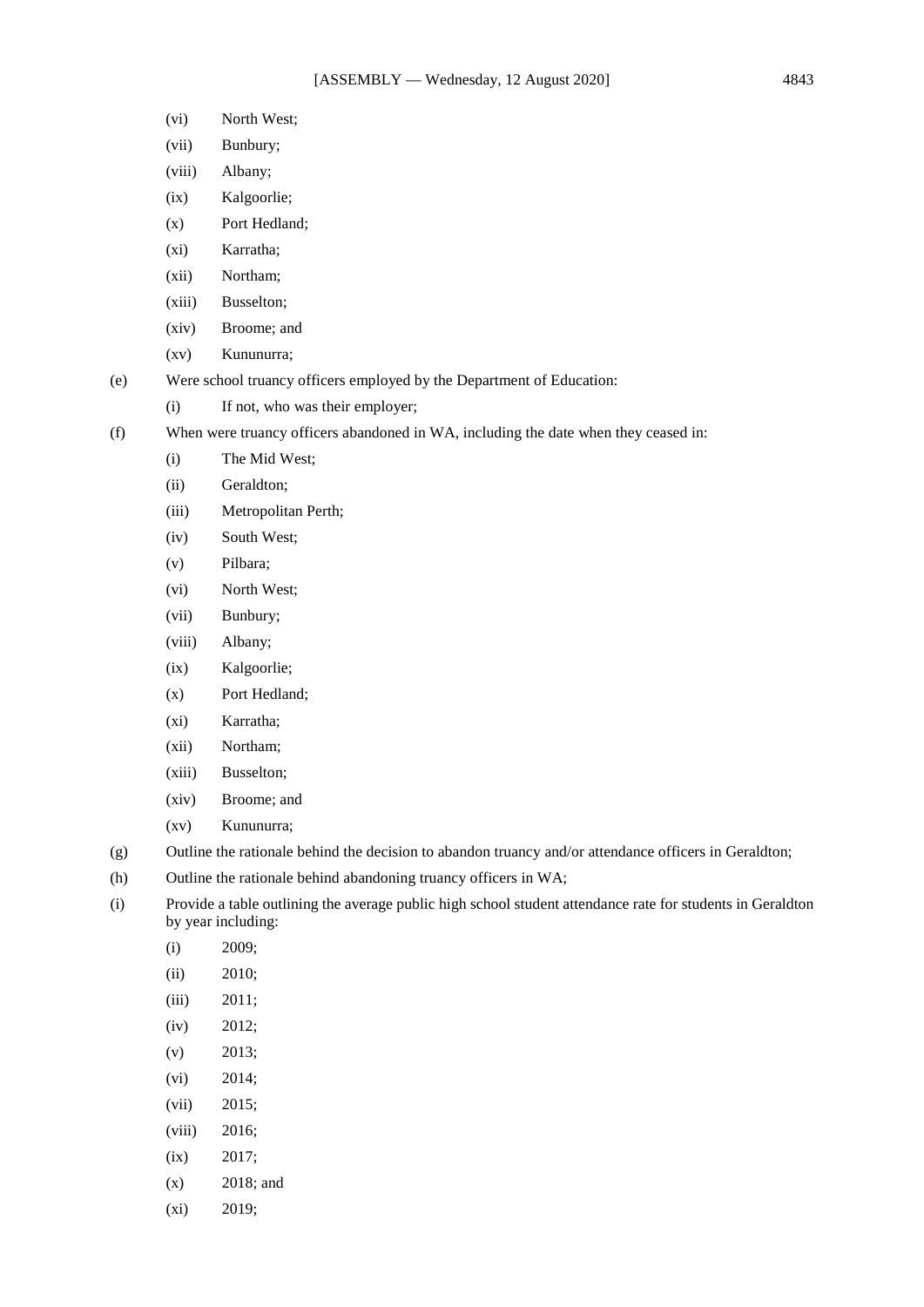- (vi) North West;
- (vii) Bunbury;
- (viii) Albany;
- (ix) Kalgoorlie;
- (x) Port Hedland;
- (xi) Karratha;
- (xii) Northam;
- (xiii) Busselton;
- (xiv) Broome; and
- (xv) Kununurra;

(e) Were school truancy officers employed by the Department of Education:

- (i) If not, who was their employer;

(f) When were truancy officers abandoned in WA, including the date when they ceased in:

- (i) The Mid West;
- (ii) Geraldton;
- (iii) Metropolitan Perth;
- (iv) South West;
- (v) Pilbara;
- (vi) North West;
- (vii) Bunbury;
- (viii) Albany;
- (ix) Kalgoorlie;
- (x) Port Hedland;
- (xi) Karratha;
- (xii) Northam;
- (xiii) Busselton;
- (xiv) Broome; and
- (xv) Kununurra;

(g) Outline the rationale behind the decision to abandon truancy and/or attendance officers in Geraldton;

(h) Outline the rationale behind abandoning truancy officers in WA;

(i) Provide a table outlining the average public high school student attendance rate for students in Geraldton by year including:

- (i) 2009;
- (ii) 2010;
- (iii) 2011;
- (iv) 2012;
- (v) 2013;
- (vi) 2014;
- (vii) 2015;
- (viii) 2016;
- (ix) 2017;
- (x) 2018; and
- (xi) 2019;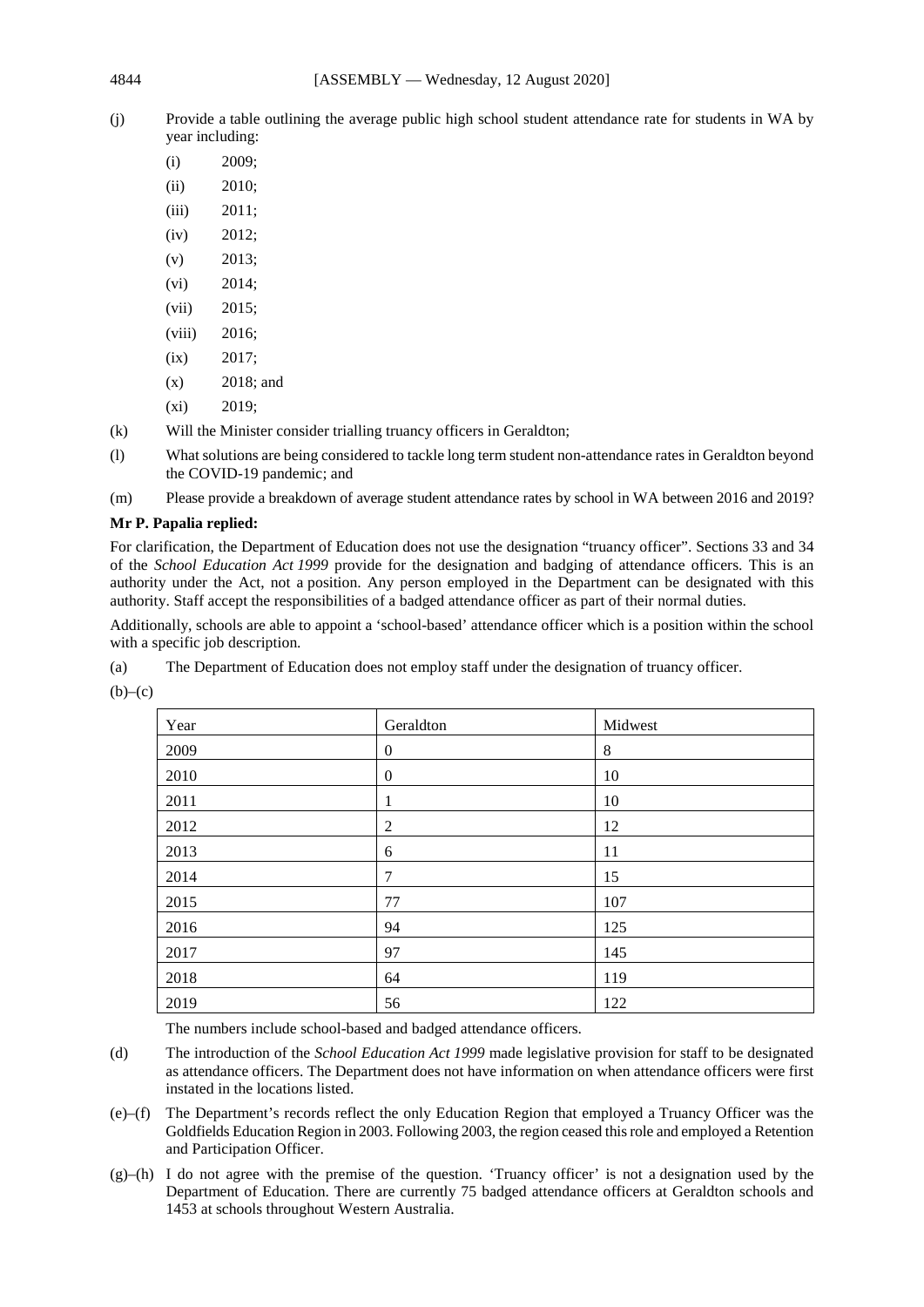(j) Provide a table outlining the average public high school student attendance rate for students in WA by year including:

   (i) 2009;

   (ii) 2010;

   (iii) 2011;

   (iv) 2012;

   (v) 2013;

   (vi) 2014;

   (vii) 2015;

   (viii) 2016;

   (ix) 2017;

   (x) 2018; and

   (xi) 2019;

(k) Will the Minister consider trialling truancy officers in Geraldton;

(l) What solutions are being considered to tackle long term student non-attendance rates in Geraldton beyond the COVID-19 pandemic; and

(m) Please provide a breakdown of average student attendance rates by school in WA between 2016 and 2019?

**Mr P. Papalia replied:**

For clarification, the Department of Education does not use the designation "truancy officer". Sections 33 and 34 of the *School Education Act 1999* provide for the designation and badging of attendance officers. This is an authority under the Act, not a position. Any person employed in the Department can be designated with this authority. Staff accept the responsibilities of a badged attendance officer as part of their normal duties.

Additionally, schools are able to appoint a 'school-based' attendance officer which is a position within the school with a specific job description.

(a) The Department of Education does not employ staff under the designation of truancy officer.

(b)–(c)

| Year | Geraldton | Midwest |
|---|---|---|
| 2009 | 0 | 8 |
| 2010 | 0 | 10 |
| 2011 | 1 | 10 |
| 2012 | 2 | 12 |
| 2013 | 6 | 11 |
| 2014 | 7 | 15 |
| 2015 | 77 | 107 |
| 2016 | 94 | 125 |
| 2017 | 97 | 145 |
| 2018 | 64 | 119 |
| 2019 | 56 | 122 |

The numbers include school-based and badged attendance officers.

(d) The introduction of the *School Education Act 1999* made legislative provision for staff to be designated as attendance officers. The Department does not have information on when attendance officers were first instated in the locations listed.

(e)–(f) The Department's records reflect the only Education Region that employed a Truancy Officer was the Goldfields Education Region in 2003. Following 2003, the region ceased this role and employed a Retention and Participation Officer.

(g)–(h) I do not agree with the premise of the question. 'Truancy officer' is not a designation used by the Department of Education. There are currently 75 badged attendance officers at Geraldton schools and 1453 at schools throughout Western Australia.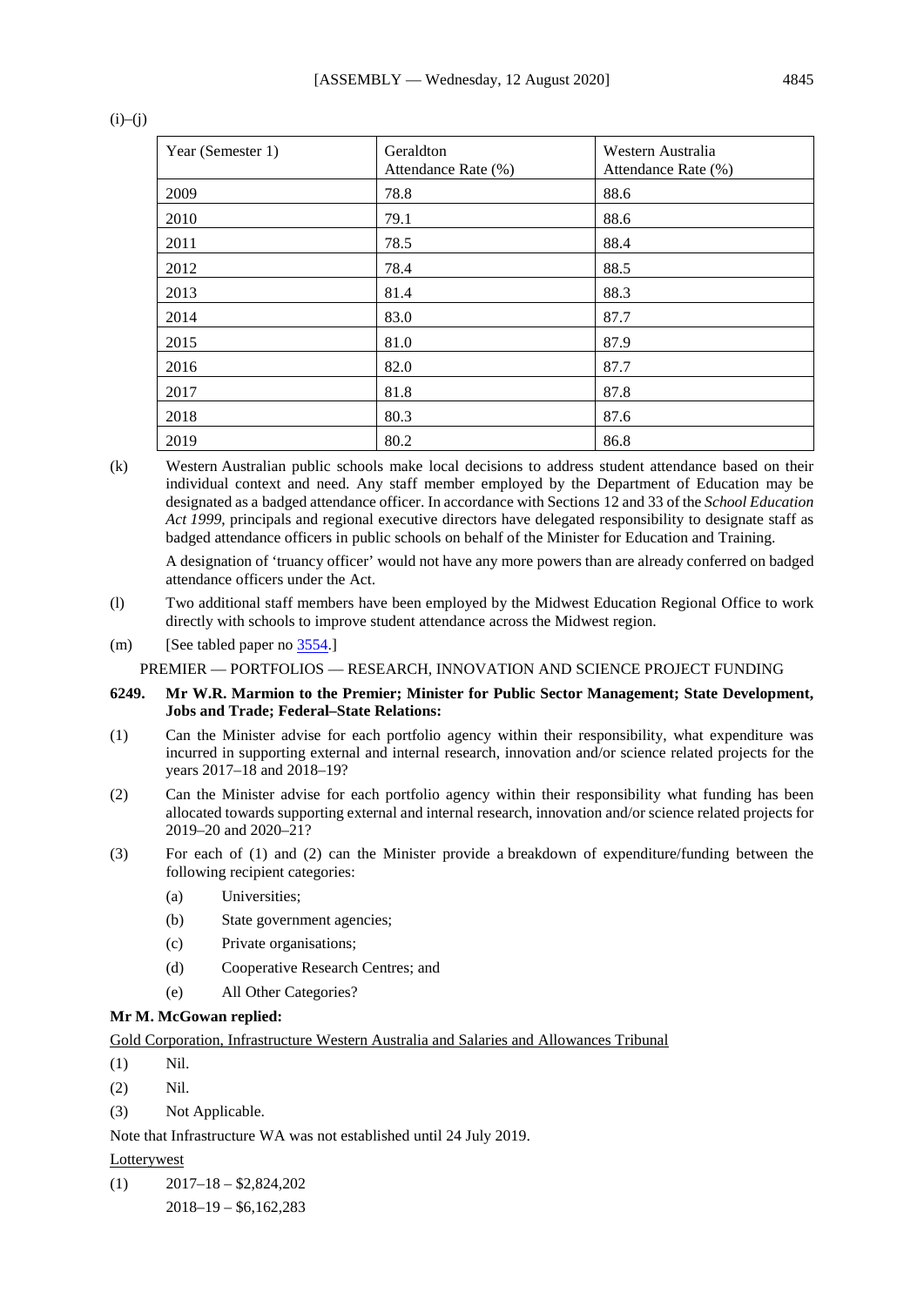(i)–(j)

| Year (Semester 1) | Geraldton Attendance Rate (%) | Western Australia Attendance Rate (%) |
|---|---|---|
| 2009 | 78.8 | 88.6 |
| 2010 | 79.1 | 88.6 |
| 2011 | 78.5 | 88.4 |
| 2012 | 78.4 | 88.5 |
| 2013 | 81.4 | 88.3 |
| 2014 | 83.0 | 87.7 |
| 2015 | 81.0 | 87.9 |
| 2016 | 82.0 | 87.7 |
| 2017 | 81.8 | 87.8 |
| 2018 | 80.3 | 87.6 |
| 2019 | 80.2 | 86.8 |

(k) Western Australian public schools make local decisions to address student attendance based on their individual context and need. Any staff member employed by the Department of Education may be designated as a badged attendance officer. In accordance with Sections 12 and 33 of the *School Education Act 1999*, principals and regional executive directors have delegated responsibility to designate staff as badged attendance officers in public schools on behalf of the Minister for Education and Training.

A designation of 'truancy officer' would not have any more powers than are already conferred on badged attendance officers under the Act.

(l) Two additional staff members have been employed by the Midwest Education Regional Office to work directly with schools to improve student attendance across the Midwest region.

(m) [See tabled paper no 3554.]

PREMIER — PORTFOLIOS — RESEARCH, INNOVATION AND SCIENCE PROJECT FUNDING

**6249. Mr W.R. Marmion to the Premier; Minister for Public Sector Management; State Development, Jobs and Trade; Federal–State Relations:**

(1) Can the Minister advise for each portfolio agency within their responsibility, what expenditure was incurred in supporting external and internal research, innovation and/or science related projects for the years 2017–18 and 2018–19?

(2) Can the Minister advise for each portfolio agency within their responsibility what funding has been allocated towards supporting external and internal research, innovation and/or science related projects for 2019–20 and 2020–21?

(3) For each of (1) and (2) can the Minister provide a breakdown of expenditure/funding between the following recipient categories:

  (a) Universities;

  (b) State government agencies;

  (c) Private organisations;

  (d) Cooperative Research Centres; and

  (e) All Other Categories?

**Mr M. McGowan replied:**

Gold Corporation, Infrastructure Western Australia and Salaries and Allowances Tribunal

(1) Nil.

(2) Nil.

(3) Not Applicable.

Note that Infrastructure WA was not established until 24 July 2019.

Lotterywest

(1) 2017–18 – $2,824,202
  2018–19 – $6,162,283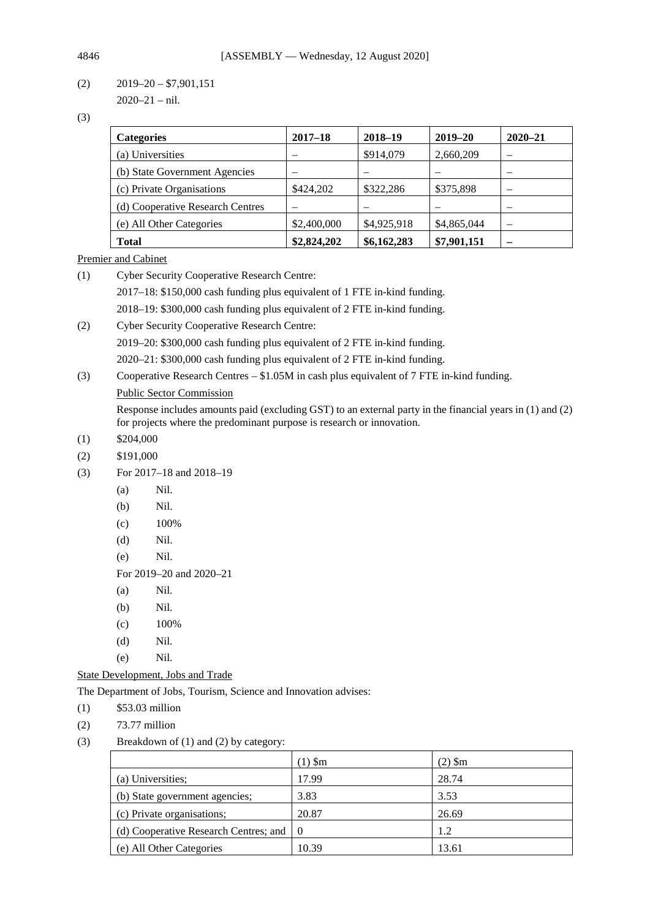(2) 2019–20 – $7,901,151

2020–21 – nil.

(3)

| Categories | 2017–18 | 2018–19 | 2019–20 | 2020–21 |
|---|---|---|---|---|
| (a) Universities | – | $914,079 | 2,660,209 | – |
| (b) State Government Agencies | – | – | – | – |
| (c) Private Organisations | $424,202 | $322,286 | $375,898 | – |
| (d) Cooperative Research Centres | – | – | – | – |
| (e) All Other Categories | $2,400,000 | $4,925,918 | $4,865,044 | – |
| **Total** | **$2,824,202** | **$6,162,283** | **$7,901,151** | **–** |

Premier and Cabinet

(1) Cyber Security Cooperative Research Centre:

2017–18: $150,000 cash funding plus equivalent of 1 FTE in-kind funding.

2018–19: $300,000 cash funding plus equivalent of 2 FTE in-kind funding.

(2) Cyber Security Cooperative Research Centre:

2019–20: $300,000 cash funding plus equivalent of 2 FTE in-kind funding.

2020–21: $300,000 cash funding plus equivalent of 2 FTE in-kind funding.

(3) Cooperative Research Centres – $1.05M in cash plus equivalent of 7 FTE in-kind funding.

Public Sector Commission

Response includes amounts paid (excluding GST) to an external party in the financial years in (1) and (2) for projects where the predominant purpose is research or innovation.

(1) $204,000

(2) $191,000

(3) For 2017–18 and 2018–19

- (a) Nil.
- (b) Nil.
- (c) 100%
- (d) Nil.
- (e) Nil.

For 2019–20 and 2020–21

- (a) Nil.
- (b) Nil.
- (c) 100%
- (d) Nil.
- (e) Nil.

State Development, Jobs and Trade

The Department of Jobs, Tourism, Science and Innovation advises:

(1) $53.03 million

(2) 73.77 million

(3) Breakdown of (1) and (2) by category:

| | (1) $m | (2) $m |
|---|---|---|
| (a) Universities; | 17.99 | 28.74 |
| (b) State government agencies; | 3.83 | 3.53 |
| (c) Private organisations; | 20.87 | 26.69 |
| (d) Cooperative Research Centres; and | 0 | 1.2 |
| (e) All Other Categories | 10.39 | 13.61 |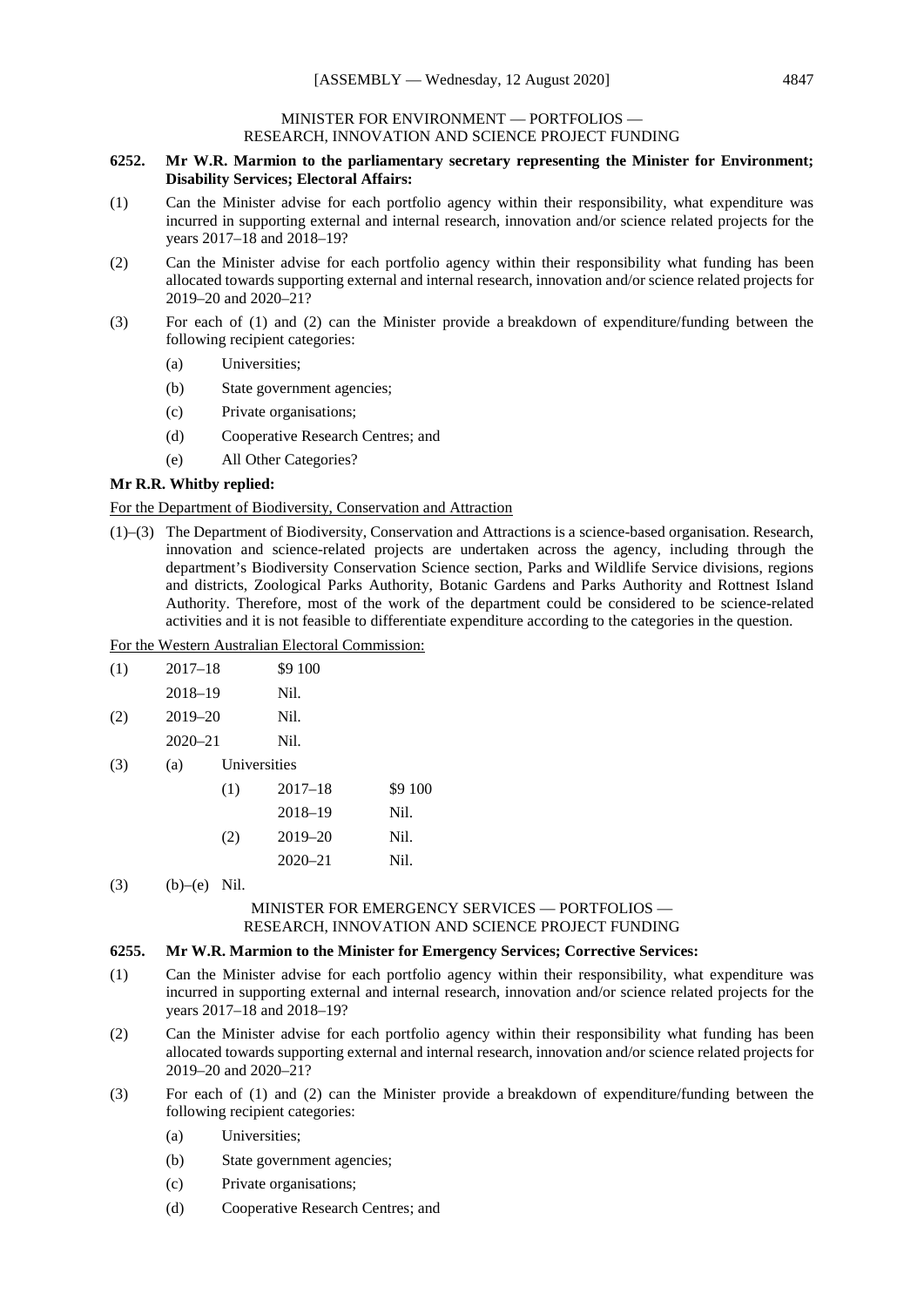MINISTER FOR ENVIRONMENT — PORTFOLIOS — RESEARCH, INNOVATION AND SCIENCE PROJECT FUNDING

**6252. Mr W.R. Marmion to the parliamentary secretary representing the Minister for Environment; Disability Services; Electoral Affairs:**

(1) Can the Minister advise for each portfolio agency within their responsibility, what expenditure was incurred in supporting external and internal research, innovation and/or science related projects for the years 2017–18 and 2018–19?

(2) Can the Minister advise for each portfolio agency within their responsibility what funding has been allocated towards supporting external and internal research, innovation and/or science related projects for 2019–20 and 2020–21?

(3) For each of (1) and (2) can the Minister provide a breakdown of expenditure/funding between the following recipient categories:

- (a) Universities;
- (b) State government agencies;
- (c) Private organisations;
- (d) Cooperative Research Centres; and
- (e) All Other Categories?

**Mr R.R. Whitby replied:**

For the Department of Biodiversity, Conservation and Attraction

(1)–(3) The Department of Biodiversity, Conservation and Attractions is a science-based organisation. Research, innovation and science-related projects are undertaken across the agency, including through the department's Biodiversity Conservation Science section, Parks and Wildlife Service divisions, regions and districts, Zoological Parks Authority, Botanic Gardens and Parks Authority and Rottnest Island Authority. Therefore, most of the work of the department could be considered to be science-related activities and it is not feasible to differentiate expenditure according to the categories in the question.

For the Western Australian Electoral Commission:

(1) 2017–18 $9 100

2018–19 Nil.

(2) 2019–20 Nil.

2020–21 Nil.

(3) (a) Universities

(1) 2017–18 $9 100

2018–19 Nil.

(2) 2019–20 Nil.

2020–21 Nil.

(3) (b)–(e) Nil.

MINISTER FOR EMERGENCY SERVICES — PORTFOLIOS — RESEARCH, INNOVATION AND SCIENCE PROJECT FUNDING

**6255. Mr W.R. Marmion to the Minister for Emergency Services; Corrective Services:**

(1) Can the Minister advise for each portfolio agency within their responsibility, what expenditure was incurred in supporting external and internal research, innovation and/or science related projects for the years 2017–18 and 2018–19?

(2) Can the Minister advise for each portfolio agency within their responsibility what funding has been allocated towards supporting external and internal research, innovation and/or science related projects for 2019–20 and 2020–21?

(3) For each of (1) and (2) can the Minister provide a breakdown of expenditure/funding between the following recipient categories:

- (a) Universities;
- (b) State government agencies;
- (c) Private organisations;
- (d) Cooperative Research Centres; and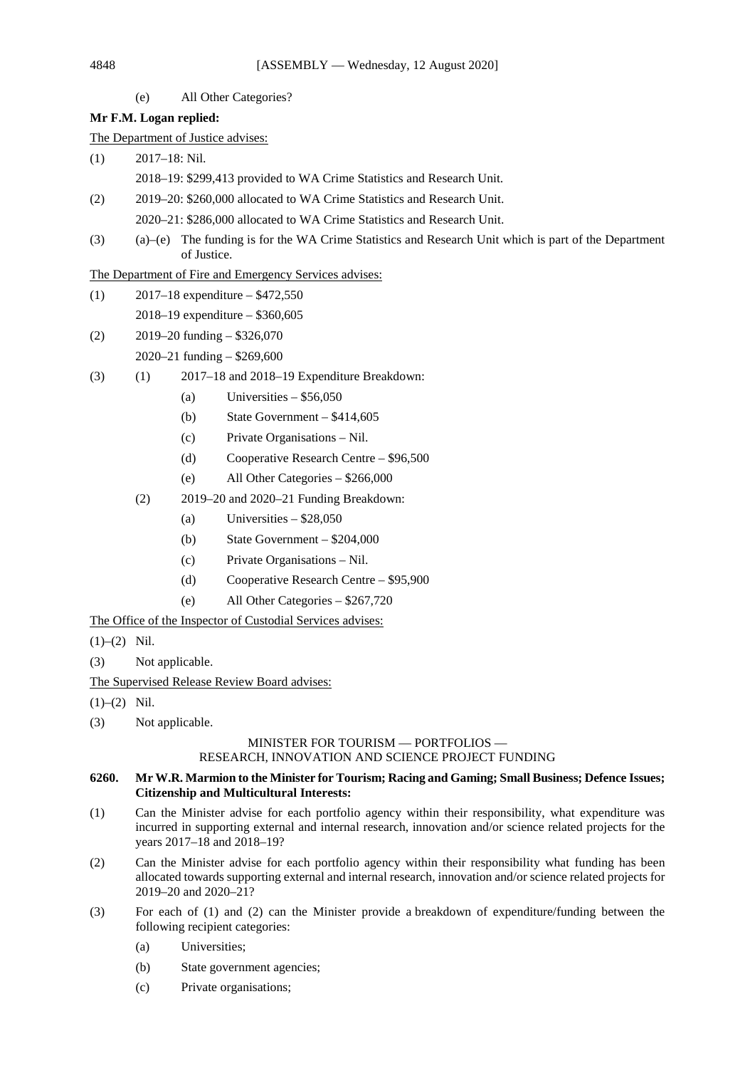(e) All Other Categories?

**Mr F.M. Logan replied:**

The Department of Justice advises:

(1) 2017–18: Nil.

2018–19: $299,413 provided to WA Crime Statistics and Research Unit.

(2) 2019–20: $260,000 allocated to WA Crime Statistics and Research Unit.

2020–21: $286,000 allocated to WA Crime Statistics and Research Unit.

(3) (a)–(e) The funding is for the WA Crime Statistics and Research Unit which is part of the Department of Justice.

The Department of Fire and Emergency Services advises:

(1) 2017–18 expenditure – $472,550

2018–19 expenditure – $360,605

(2) 2019–20 funding – $326,070

2020–21 funding – $269,600

(3) (1) 2017–18 and 2018–19 Expenditure Breakdown:

- (a) Universities – $56,050
- (b) State Government – $414,605
- (c) Private Organisations – Nil.
- (d) Cooperative Research Centre – $96,500
- (e) All Other Categories – $266,000

(2) 2019–20 and 2020–21 Funding Breakdown:

- (a) Universities – $28,050
- (b) State Government – $204,000
- (c) Private Organisations – Nil.
- (d) Cooperative Research Centre – $95,900
- (e) All Other Categories – $267,720

The Office of the Inspector of Custodial Services advises:

(1)–(2) Nil.

(3) Not applicable.

The Supervised Release Review Board advises:

(1)–(2) Nil.

(3) Not applicable.

## MINISTER FOR TOURISM — PORTFOLIOS — RESEARCH, INNOVATION AND SCIENCE PROJECT FUNDING

**6260. Mr W.R. Marmion to the Minister for Tourism; Racing and Gaming; Small Business; Defence Issues; Citizenship and Multicultural Interests:**

(1) Can the Minister advise for each portfolio agency within their responsibility, what expenditure was incurred in supporting external and internal research, innovation and/or science related projects for the years 2017–18 and 2018–19?

(2) Can the Minister advise for each portfolio agency within their responsibility what funding has been allocated towards supporting external and internal research, innovation and/or science related projects for 2019–20 and 2020–21?

(3) For each of (1) and (2) can the Minister provide a breakdown of expenditure/funding between the following recipient categories:

- (a) Universities;
- (b) State government agencies;
- (c) Private organisations;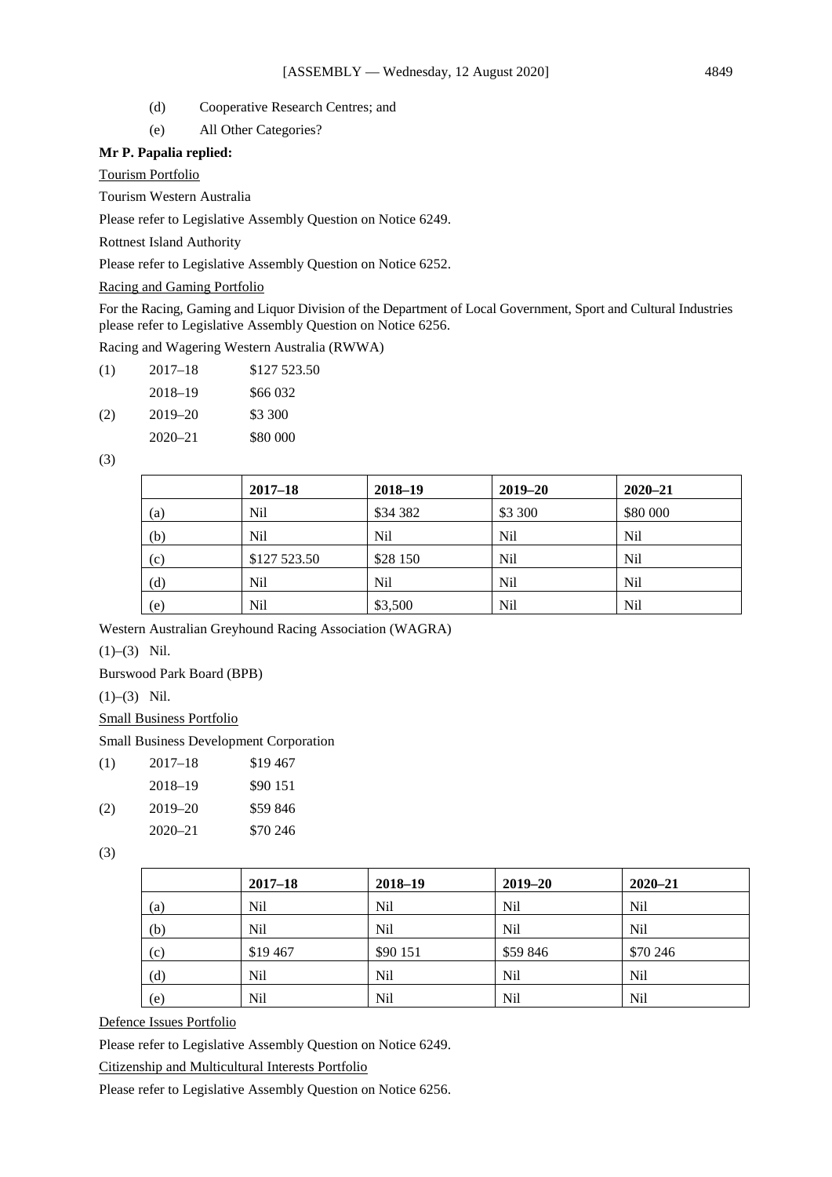(d) Cooperative Research Centres; and

(e) All Other Categories?

**Mr P. Papalia replied:**

Tourism Portfolio

Tourism Western Australia

Please refer to Legislative Assembly Question on Notice 6249.

Rottnest Island Authority

Please refer to Legislative Assembly Question on Notice 6252.

Racing and Gaming Portfolio

For the Racing, Gaming and Liquor Division of the Department of Local Government, Sport and Cultural Industries please refer to Legislative Assembly Question on Notice 6256.

Racing and Wagering Western Australia (RWWA)

(1) 2017–18 $127 523.50

2018–19 $66 032

(2) 2019–20 $3 300

2020–21 $80 000

(3)

| | 2017–18 | 2018–19 | 2019–20 | 2020–21 |
|---|---|---|---|---|
| (a) | Nil | $34 382 | $3 300 | $80 000 |
| (b) | Nil | Nil | Nil | Nil |
| (c) | $127 523.50 | $28 150 | Nil | Nil |
| (d) | Nil | Nil | Nil | Nil |
| (e) | Nil | $3,500 | Nil | Nil |

Western Australian Greyhound Racing Association (WAGRA)

(1)–(3) Nil.

Burswood Park Board (BPB)

(1)–(3) Nil.

Small Business Portfolio

Small Business Development Corporation

(1) 2017–18 $19 467

2018–19 $90 151

(2) 2019–20 $59 846

2020–21 $70 246

(3)

| | 2017–18 | 2018–19 | 2019–20 | 2020–21 |
|---|---|---|---|---|
| (a) | Nil | Nil | Nil | Nil |
| (b) | Nil | Nil | Nil | Nil |
| (c) | $19 467 | $90 151 | $59 846 | $70 246 |
| (d) | Nil | Nil | Nil | Nil |
| (e) | Nil | Nil | Nil | Nil |

Defence Issues Portfolio

Please refer to Legislative Assembly Question on Notice 6249.

Citizenship and Multicultural Interests Portfolio

Please refer to Legislative Assembly Question on Notice 6256.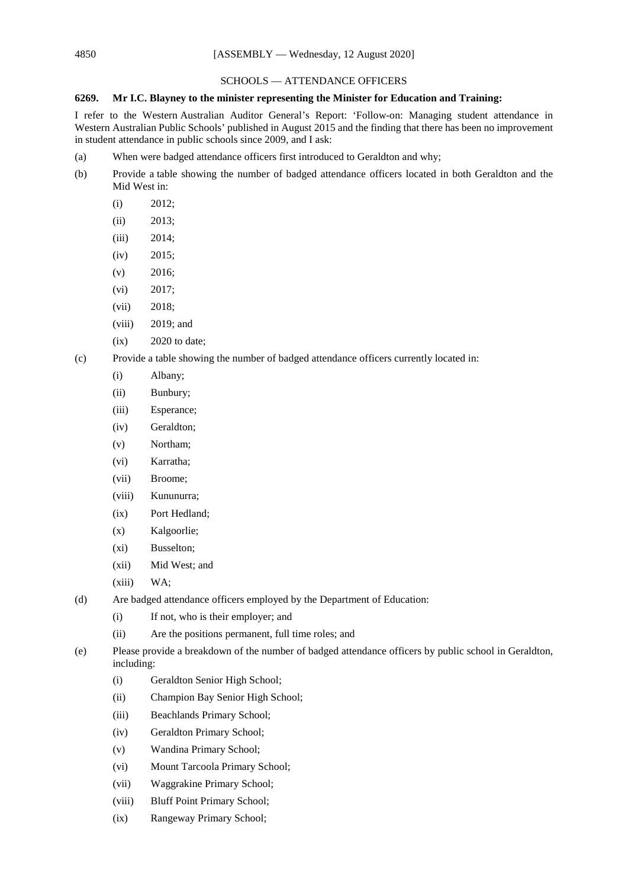## SCHOOLS — ATTENDANCE OFFICERS

**6269. Mr I.C. Blayney to the minister representing the Minister for Education and Training:**

I refer to the Western Australian Auditor General's Report: 'Follow-on: Managing student attendance in Western Australian Public Schools' published in August 2015 and the finding that there has been no improvement in student attendance in public schools since 2009, and I ask:

(a) When were badged attendance officers first introduced to Geraldton and why;

(b) Provide a table showing the number of badged attendance officers located in both Geraldton and the Mid West in:

- (i) 2012;
- (ii) 2013;
- (iii) 2014;
- (iv) 2015;
- (v) 2016;
- (vi) 2017;
- (vii) 2018;
- (viii) 2019; and
- (ix) 2020 to date;

(c) Provide a table showing the number of badged attendance officers currently located in:

- (i) Albany;
- (ii) Bunbury;
- (iii) Esperance;
- (iv) Geraldton;
- (v) Northam;
- (vi) Karratha;
- (vii) Broome;
- (viii) Kununurra;
- (ix) Port Hedland;
- (x) Kalgoorlie;
- (xi) Busselton;
- (xii) Mid West; and
- (xiii) WA;

(d) Are badged attendance officers employed by the Department of Education:

- (i) If not, who is their employer; and
- (ii) Are the positions permanent, full time roles; and

(e) Please provide a breakdown of the number of badged attendance officers by public school in Geraldton, including:

- (i) Geraldton Senior High School;
- (ii) Champion Bay Senior High School;
- (iii) Beachlands Primary School;
- (iv) Geraldton Primary School;
- (v) Wandina Primary School;
- (vi) Mount Tarcoola Primary School;
- (vii) Waggrakine Primary School;
- (viii) Bluff Point Primary School;
- (ix) Rangeway Primary School;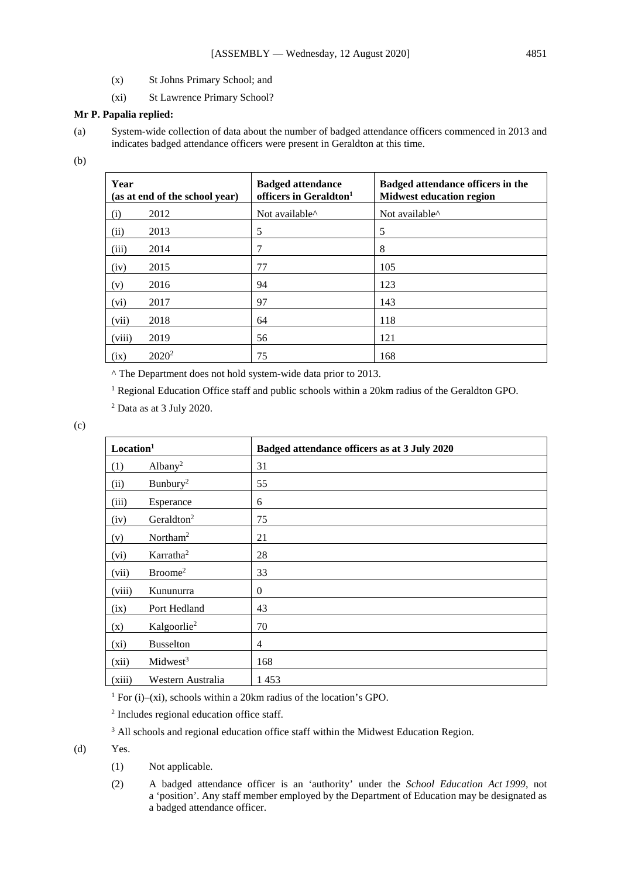(x) St Johns Primary School; and

(xi) St Lawrence Primary School?

**Mr P. Papalia replied:**

(a) System-wide collection of data about the number of badged attendance officers commenced in 2013 and indicates badged attendance officers were present in Geraldton at this time.

(b)

| Year (as at end of the school year) | | Badged attendance officers in Geraldton[1] | Badged attendance officers in the Midwest education region |
|---|---|---|---|
| (i) | 2012 | Not available^ | Not available^ |
| (ii) | 2013 | 5 | 5 |
| (iii) | 2014 | 7 | 8 |
| (iv) | 2015 | 77 | 105 |
| (v) | 2016 | 94 | 123 |
| (vi) | 2017 | 97 | 143 |
| (vii) | 2018 | 64 | 118 |
| (viii) | 2019 | 56 | 121 |
| (ix) | 2020[2] | 75 | 168 |

^ The Department does not hold system-wide data prior to 2013.

[1] Regional Education Office staff and public schools within a 20km radius of the Geraldton GPO.

[2] Data as at 3 July 2020.

(c)

| Location[1] | | Badged attendance officers as at 3 July 2020 |
|---|---|---|
| (1) | Albany[2] | 31 |
| (ii) | Bunbury[2] | 55 |
| (iii) | Esperance | 6 |
| (iv) | Geraldton[2] | 75 |
| (v) | Northam[2] | 21 |
| (vi) | Karratha[2] | 28 |
| (vii) | Broome[2] | 33 |
| (viii) | Kununurra | 0 |
| (ix) | Port Hedland | 43 |
| (x) | Kalgoorlie[2] | 70 |
| (xi) | Busselton | 4 |
| (xii) | Midwest[3] | 168 |
| (xiii) | Western Australia | 1 453 |

[1] For (i)–(xi), schools within a 20km radius of the location's GPO.

[2] Includes regional education office staff.

[3] All schools and regional education office staff within the Midwest Education Region.

(d) Yes.

(1) Not applicable.

(2) A badged attendance officer is an 'authority' under the *School Education Act 1999*, not a 'position'. Any staff member employed by the Department of Education may be designated as a badged attendance officer.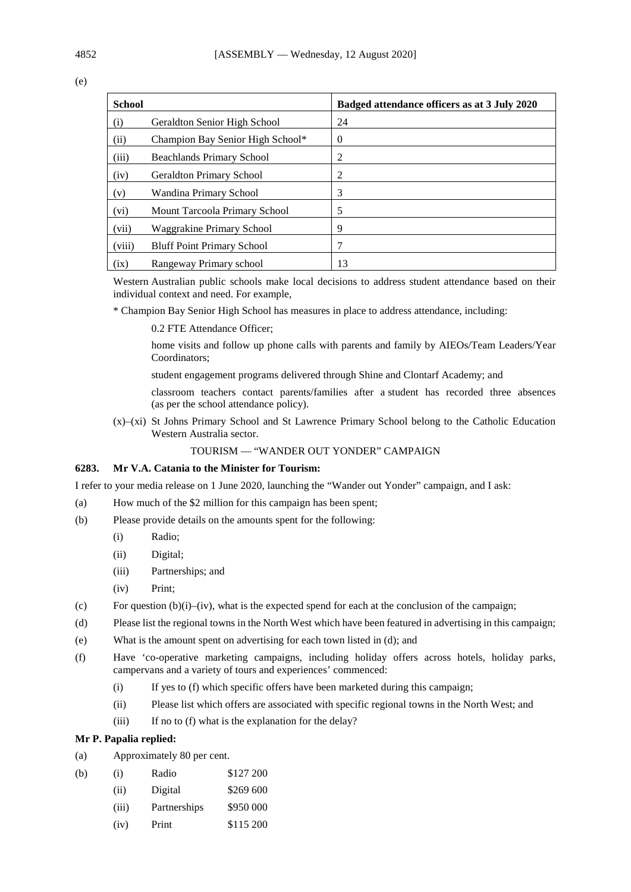(e)

| School | | Badged attendance officers as at 3 July 2020 |
|---|---|---|
| (i) | Geraldton Senior High School | 24 |
| (ii) | Champion Bay Senior High School* | 0 |
| (iii) | Beachlands Primary School | 2 |
| (iv) | Geraldton Primary School | 2 |
| (v) | Wandina Primary School | 3 |
| (vi) | Mount Tarcoola Primary School | 5 |
| (vii) | Waggrakine Primary School | 9 |
| (viii) | Bluff Point Primary School | 7 |
| (ix) | Rangeway Primary school | 13 |

Western Australian public schools make local decisions to address student attendance based on their individual context and need. For example,

* Champion Bay Senior High School has measures in place to address attendance, including:

0.2 FTE Attendance Officer;

home visits and follow up phone calls with parents and family by AIEOs/Team Leaders/Year Coordinators;

student engagement programs delivered through Shine and Clontarf Academy; and

classroom teachers contact parents/families after a student has recorded three absences (as per the school attendance policy).

(x)–(xi) St Johns Primary School and St Lawrence Primary School belong to the Catholic Education Western Australia sector.

TOURISM — "WANDER OUT YONDER" CAMPAIGN

**6283. Mr V.A. Catania to the Minister for Tourism:**

I refer to your media release on 1 June 2020, launching the "Wander out Yonder" campaign, and I ask:

(a) How much of the $2 million for this campaign has been spent;

(b) Please provide details on the amounts spent for the following:

- (i) Radio;
- (ii) Digital;
- (iii) Partnerships; and
- (iv) Print;

(c) For question (b)(i)–(iv), what is the expected spend for each at the conclusion of the campaign;

(d) Please list the regional towns in the North West which have been featured in advertising in this campaign;

(e) What is the amount spent on advertising for each town listed in (d); and

(f) Have 'co-operative marketing campaigns, including holiday offers across hotels, holiday parks, campervans and a variety of tours and experiences' commenced:

- (i) If yes to (f) which specific offers have been marketed during this campaign;
- (ii) Please list which offers are associated with specific regional towns in the North West; and
- (iii) If no to (f) what is the explanation for the delay?

**Mr P. Papalia replied:**

(a) Approximately 80 per cent.

(b)
- (i) Radio $127 200
- (ii) Digital $269 600
- (iii) Partnerships $950 000
- (iv) Print $115 200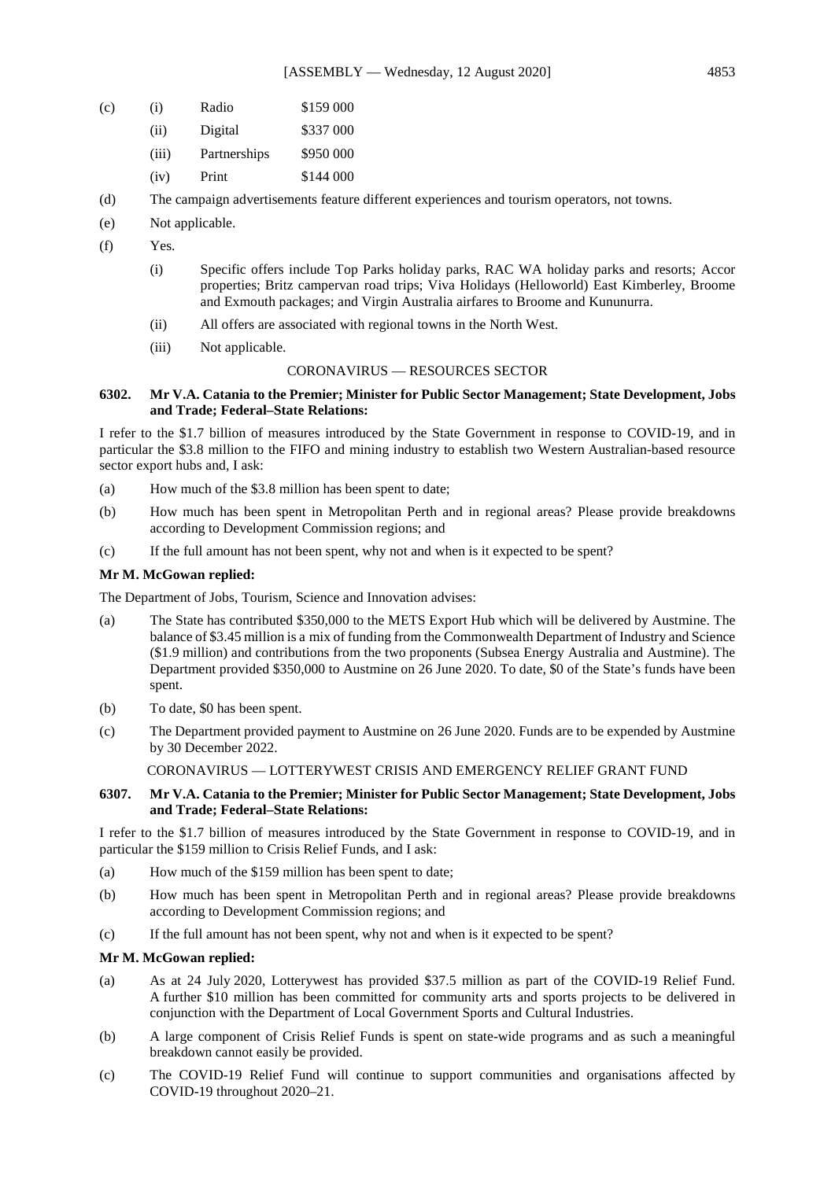(c) (i) Radio $159 000

(ii) Digital $337 000

(iii) Partnerships $950 000

(iv) Print $144 000

(d) The campaign advertisements feature different experiences and tourism operators, not towns.

(e) Not applicable.

(f) Yes.

(i) Specific offers include Top Parks holiday parks, RAC WA holiday parks and resorts; Accor properties; Britz campervan road trips; Viva Holidays (Helloworld) East Kimberley, Broome and Exmouth packages; and Virgin Australia airfares to Broome and Kununurra.

(ii) All offers are associated with regional towns in the North West.

(iii) Not applicable.

CORONAVIRUS — RESOURCES SECTOR

**6302. Mr V.A. Catania to the Premier; Minister for Public Sector Management; State Development, Jobs and Trade; Federal–State Relations:**

I refer to the $1.7 billion of measures introduced by the State Government in response to COVID-19, and in particular the $3.8 million to the FIFO and mining industry to establish two Western Australian-based resource sector export hubs and, I ask:

(a) How much of the $3.8 million has been spent to date;

(b) How much has been spent in Metropolitan Perth and in regional areas? Please provide breakdowns according to Development Commission regions; and

(c) If the full amount has not been spent, why not and when is it expected to be spent?

**Mr M. McGowan replied:**

The Department of Jobs, Tourism, Science and Innovation advises:

(a) The State has contributed $350,000 to the METS Export Hub which will be delivered by Austmine. The balance of $3.45 million is a mix of funding from the Commonwealth Department of Industry and Science ($1.9 million) and contributions from the two proponents (Subsea Energy Australia and Austmine). The Department provided $350,000 to Austmine on 26 June 2020. To date, $0 of the State's funds have been spent.

(b) To date, $0 has been spent.

(c) The Department provided payment to Austmine on 26 June 2020. Funds are to be expended by Austmine by 30 December 2022.

CORONAVIRUS — LOTTERYWEST CRISIS AND EMERGENCY RELIEF GRANT FUND

**6307. Mr V.A. Catania to the Premier; Minister for Public Sector Management; State Development, Jobs and Trade; Federal–State Relations:**

I refer to the $1.7 billion of measures introduced by the State Government in response to COVID-19, and in particular the $159 million to Crisis Relief Funds, and I ask:

(a) How much of the $159 million has been spent to date;

(b) How much has been spent in Metropolitan Perth and in regional areas? Please provide breakdowns according to Development Commission regions; and

(c) If the full amount has not been spent, why not and when is it expected to be spent?

**Mr M. McGowan replied:**

(a) As at 24 July 2020, Lotterywest has provided $37.5 million as part of the COVID-19 Relief Fund. A further $10 million has been committed for community arts and sports projects to be delivered in conjunction with the Department of Local Government Sports and Cultural Industries.

(b) A large component of Crisis Relief Funds is spent on state-wide programs and as such a meaningful breakdown cannot easily be provided.

(c) The COVID-19 Relief Fund will continue to support communities and organisations affected by COVID-19 throughout 2020–21.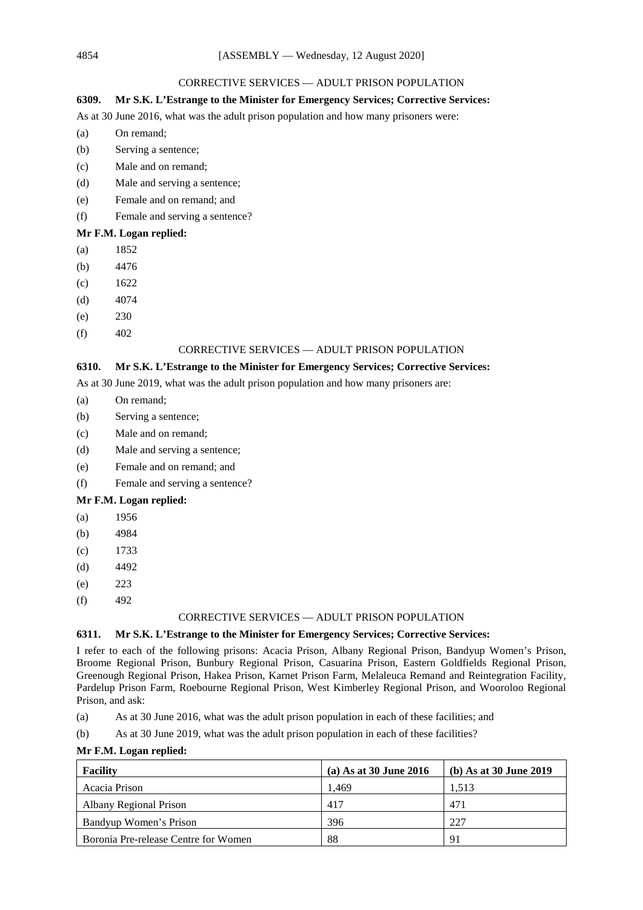CORRECTIVE SERVICES — ADULT PRISON POPULATION

**6309. Mr S.K. L'Estrange to the Minister for Emergency Services; Corrective Services:**

As at 30 June 2016, what was the adult prison population and how many prisoners were:

(a) On remand;

(b) Serving a sentence;

(c) Male and on remand;

(d) Male and serving a sentence;

(e) Female and on remand; and

(f) Female and serving a sentence?

**Mr F.M. Logan replied:**

(a) 1852

(b) 4476

(c) 1622

(d) 4074

(e) 230

(f) 402

CORRECTIVE SERVICES — ADULT PRISON POPULATION

**6310. Mr S.K. L'Estrange to the Minister for Emergency Services; Corrective Services:**

As at 30 June 2019, what was the adult prison population and how many prisoners are:

(a) On remand;

(b) Serving a sentence;

(c) Male and on remand;

(d) Male and serving a sentence;

(e) Female and on remand; and

(f) Female and serving a sentence?

**Mr F.M. Logan replied:**

(a) 1956

(b) 4984

(c) 1733

(d) 4492

(e) 223

(f) 492

CORRECTIVE SERVICES — ADULT PRISON POPULATION

**6311. Mr S.K. L'Estrange to the Minister for Emergency Services; Corrective Services:**

I refer to each of the following prisons: Acacia Prison, Albany Regional Prison, Bandyup Women's Prison, Broome Regional Prison, Bunbury Regional Prison, Casuarina Prison, Eastern Goldfields Regional Prison, Greenough Regional Prison, Hakea Prison, Karnet Prison Farm, Melaleuca Remand and Reintegration Facility, Pardelup Prison Farm, Roebourne Regional Prison, West Kimberley Regional Prison, and Wooroloo Regional Prison, and ask:

(a) As at 30 June 2016, what was the adult prison population in each of these facilities; and

(b) As at 30 June 2019, what was the adult prison population in each of these facilities?

**Mr F.M. Logan replied:**

| Facility | (a) As at 30 June 2016 | (b) As at 30 June 2019 |
|---|---|---|
| Acacia Prison | 1,469 | 1,513 |
| Albany Regional Prison | 417 | 471 |
| Bandyup Women's Prison | 396 | 227 |
| Boronia Pre-release Centre for Women | 88 | 91 |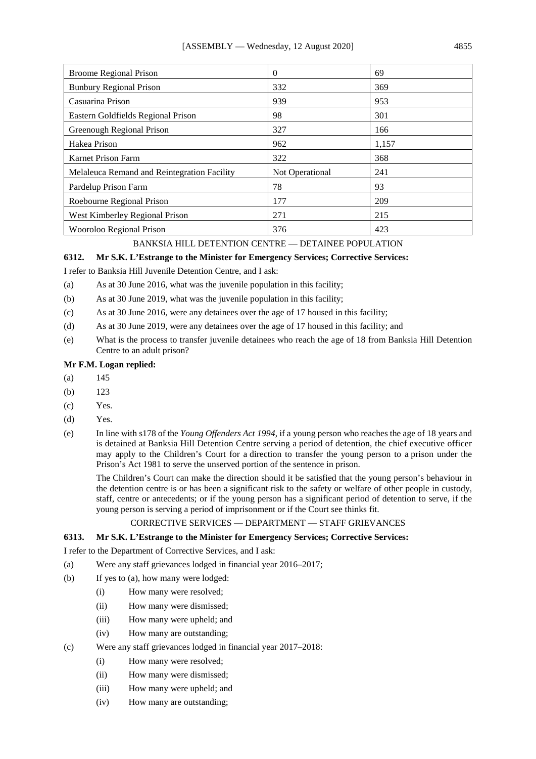| Broome Regional Prison | 0 | 69 |
|---|---|---|
| Bunbury Regional Prison | 332 | 369 |
| Casuarina Prison | 939 | 953 |
| Eastern Goldfields Regional Prison | 98 | 301 |
| Greenough Regional Prison | 327 | 166 |
| Hakea Prison | 962 | 1,157 |
| Karnet Prison Farm | 322 | 368 |
| Melaleuca Remand and Reintegration Facility | Not Operational | 241 |
| Pardelup Prison Farm | 78 | 93 |
| Roebourne Regional Prison | 177 | 209 |
| West Kimberley Regional Prison | 271 | 215 |
| Wooroloo Regional Prison | 376 | 423 |

BANKSIA HILL DETENTION CENTRE — DETAINEE POPULATION

**6312. Mr S.K. L'Estrange to the Minister for Emergency Services; Corrective Services:**

I refer to Banksia Hill Juvenile Detention Centre, and I ask:

(a) As at 30 June 2016, what was the juvenile population in this facility;

(b) As at 30 June 2019, what was the juvenile population in this facility;

(c) As at 30 June 2016, were any detainees over the age of 17 housed in this facility;

(d) As at 30 June 2019, were any detainees over the age of 17 housed in this facility; and

(e) What is the process to transfer juvenile detainees who reach the age of 18 from Banksia Hill Detention Centre to an adult prison?

**Mr F.M. Logan replied:**

(a) 145

(b) 123

(c) Yes.

(d) Yes.

(e) In line with s178 of the *Young Offenders Act 1994*, if a young person who reaches the age of 18 years and is detained at Banksia Hill Detention Centre serving a period of detention, the chief executive officer may apply to the Children's Court for a direction to transfer the young person to a prison under the Prison's Act 1981 to serve the unserved portion of the sentence in prison.

The Children's Court can make the direction should it be satisfied that the young person's behaviour in the detention centre is or has been a significant risk to the safety or welfare of other people in custody, staff, centre or antecedents; or if the young person has a significant period of detention to serve, if the young person is serving a period of imprisonment or if the Court see thinks fit.

CORRECTIVE SERVICES — DEPARTMENT — STAFF GRIEVANCES

**6313. Mr S.K. L'Estrange to the Minister for Emergency Services; Corrective Services:**

I refer to the Department of Corrective Services, and I ask:

(a) Were any staff grievances lodged in financial year 2016–2017;

(b) If yes to (a), how many were lodged:

  (i) How many were resolved;

  (ii) How many were dismissed;

  (iii) How many were upheld; and

  (iv) How many are outstanding;

(c) Were any staff grievances lodged in financial year 2017–2018:

  (i) How many were resolved;

  (ii) How many were dismissed;

  (iii) How many were upheld; and

  (iv) How many are outstanding;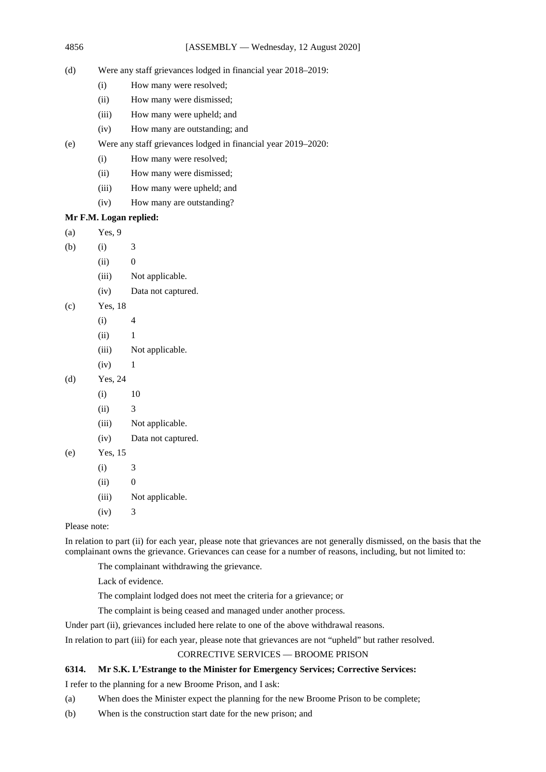(d) Were any staff grievances lodged in financial year 2018–2019:

 (i) How many were resolved;

 (ii) How many were dismissed;

 (iii) How many were upheld; and

 (iv) How many are outstanding; and

(e) Were any staff grievances lodged in financial year 2019–2020:

 (i) How many were resolved;

 (ii) How many were dismissed;

 (iii) How many were upheld; and

 (iv) How many are outstanding?

**Mr F.M. Logan replied:**

(a) Yes, 9

(b) (i) 3

 (ii) 0

 (iii) Not applicable.

 (iv) Data not captured.

(c) Yes, 18

 (i) 4

 (ii) 1

 (iii) Not applicable.

 (iv) 1

(d) Yes, 24

 (i) 10

 (ii) 3

 (iii) Not applicable.

 (iv) Data not captured.

(e) Yes, 15

 (i) 3

 (ii) 0

 (iii) Not applicable.

 (iv) 3

Please note:

In relation to part (ii) for each year, please note that grievances are not generally dismissed, on the basis that the complainant owns the grievance. Grievances can cease for a number of reasons, including, but not limited to:

The complainant withdrawing the grievance.

Lack of evidence.

The complaint lodged does not meet the criteria for a grievance; or

The complaint is being ceased and managed under another process.

Under part (ii), grievances included here relate to one of the above withdrawal reasons.

In relation to part (iii) for each year, please note that grievances are not "upheld" but rather resolved.

CORRECTIVE SERVICES — BROOME PRISON

**6314. Mr S.K. L'Estrange to the Minister for Emergency Services; Corrective Services:**

I refer to the planning for a new Broome Prison, and I ask:

(a) When does the Minister expect the planning for the new Broome Prison to be complete;

(b) When is the construction start date for the new prison; and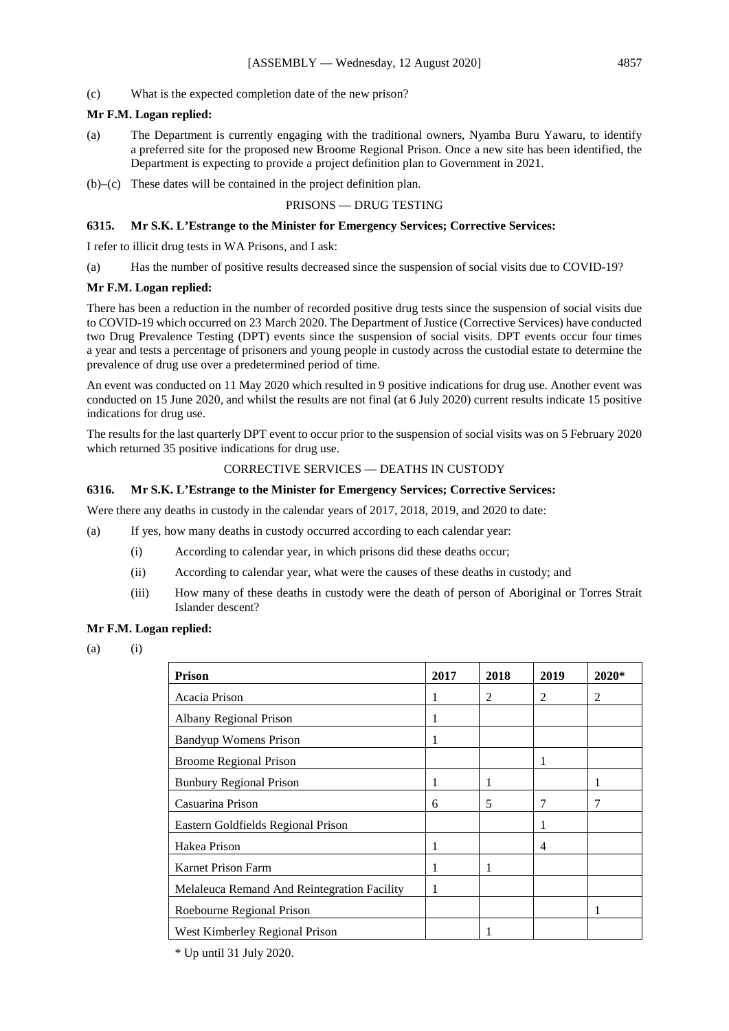(c) What is the expected completion date of the new prison?

**Mr F.M. Logan replied:**

(a) The Department is currently engaging with the traditional owners, Nyamba Buru Yawaru, to identify a preferred site for the proposed new Broome Regional Prison. Once a new site has been identified, the Department is expecting to provide a project definition plan to Government in 2021.

(b)–(c) These dates will be contained in the project definition plan.

PRISONS — DRUG TESTING

**6315. Mr S.K. L'Estrange to the Minister for Emergency Services; Corrective Services:**

I refer to illicit drug tests in WA Prisons, and I ask:

(a) Has the number of positive results decreased since the suspension of social visits due to COVID-19?

**Mr F.M. Logan replied:**

There has been a reduction in the number of recorded positive drug tests since the suspension of social visits due to COVID-19 which occurred on 23 March 2020. The Department of Justice (Corrective Services) have conducted two Drug Prevalence Testing (DPT) events since the suspension of social visits. DPT events occur four times a year and tests a percentage of prisoners and young people in custody across the custodial estate to determine the prevalence of drug use over a predetermined period of time.

An event was conducted on 11 May 2020 which resulted in 9 positive indications for drug use. Another event was conducted on 15 June 2020, and whilst the results are not final (at 6 July 2020) current results indicate 15 positive indications for drug use.

The results for the last quarterly DPT event to occur prior to the suspension of social visits was on 5 February 2020 which returned 35 positive indications for drug use.

CORRECTIVE SERVICES — DEATHS IN CUSTODY

**6316. Mr S.K. L'Estrange to the Minister for Emergency Services; Corrective Services:**

Were there any deaths in custody in the calendar years of 2017, 2018, 2019, and 2020 to date:

(a) If yes, how many deaths in custody occurred according to each calendar year:

(i) According to calendar year, in which prisons did these deaths occur;

(ii) According to calendar year, what were the causes of these deaths in custody; and

(iii) How many of these deaths in custody were the death of person of Aboriginal or Torres Strait Islander descent?

**Mr F.M. Logan replied:**

(a) (i)

| Prison | 2017 | 2018 | 2019 | 2020* |
|---|---|---|---|---|
| Acacia Prison | 1 | 2 | 2 | 2 |
| Albany Regional Prison | 1 | | | |
| Bandyup Womens Prison | 1 | | | |
| Broome Regional Prison | | | 1 | |
| Bunbury Regional Prison | 1 | 1 | | 1 |
| Casuarina Prison | 6 | 5 | 7 | 7 |
| Eastern Goldfields Regional Prison | | | 1 | |
| Hakea Prison | 1 | | 4 | |
| Karnet Prison Farm | 1 | 1 | | |
| Melaleuca Remand And Reintegration Facility | 1 | | | |
| Roebourne Regional Prison | | | | 1 |
| West Kimberley Regional Prison | | 1 | | |

* Up until 31 July 2020.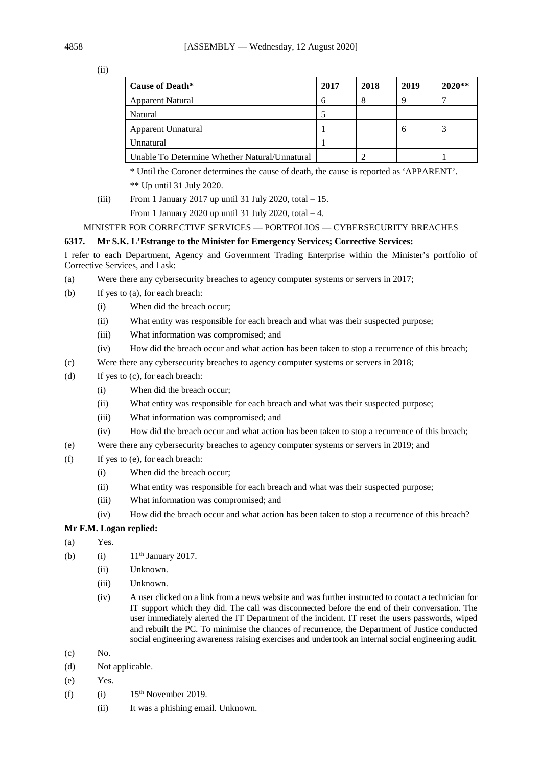(ii)

| Cause of Death* | 2017 | 2018 | 2019 | 2020** |
| --- | --- | --- | --- | --- |
| Apparent Natural | 6 | 8 | 9 | 7 |
| Natural | 5 | | | |
| Apparent Unnatural | 1 | | 6 | 3 |
| Unnatural | 1 | | | |
| Unable To Determine Whether Natural/Unnatural | | 2 | | 1 |

\* Until the Coroner determines the cause of death, the cause is reported as 'APPARENT'.

\** Up until 31 July 2020.

(iii) From 1 January 2017 up until 31 July 2020, total – 15.

From 1 January 2020 up until 31 July 2020, total – 4.

MINISTER FOR CORRECTIVE SERVICES — PORTFOLIOS — CYBERSECURITY BREACHES

**6317. Mr S.K. L'Estrange to the Minister for Emergency Services; Corrective Services:**

I refer to each Department, Agency and Government Trading Enterprise within the Minister's portfolio of Corrective Services, and I ask:

(a) Were there any cybersecurity breaches to agency computer systems or servers in 2017;

(b) If yes to (a), for each breach:

- (i) When did the breach occur;
- (ii) What entity was responsible for each breach and what was their suspected purpose;
- (iii) What information was compromised; and
- (iv) How did the breach occur and what action has been taken to stop a recurrence of this breach;

(c) Were there any cybersecurity breaches to agency computer systems or servers in 2018;

(d) If yes to (c), for each breach:

- (i) When did the breach occur;
- (ii) What entity was responsible for each breach and what was their suspected purpose;
- (iii) What information was compromised; and
- (iv) How did the breach occur and what action has been taken to stop a recurrence of this breach;

(e) Were there any cybersecurity breaches to agency computer systems or servers in 2019; and

(f) If yes to (e), for each breach:

- (i) When did the breach occur;
- (ii) What entity was responsible for each breach and what was their suspected purpose;
- (iii) What information was compromised; and
- (iv) How did the breach occur and what action has been taken to stop a recurrence of this breach?

**Mr F.M. Logan replied:**

(a) Yes.

(b)
- (i) 11th January 2017.
- (ii) Unknown.
- (iii) Unknown.
- (iv) A user clicked on a link from a news website and was further instructed to contact a technician for IT support which they did. The call was disconnected before the end of their conversation. The user immediately alerted the IT Department of the incident. IT reset the users passwords, wiped and rebuilt the PC. To minimise the chances of recurrence, the Department of Justice conducted social engineering awareness raising exercises and undertook an internal social engineering audit.

(c) No.

(d) Not applicable.

(e) Yes.

(f)
- (i) 15th November 2019.
- (ii) It was a phishing email. Unknown.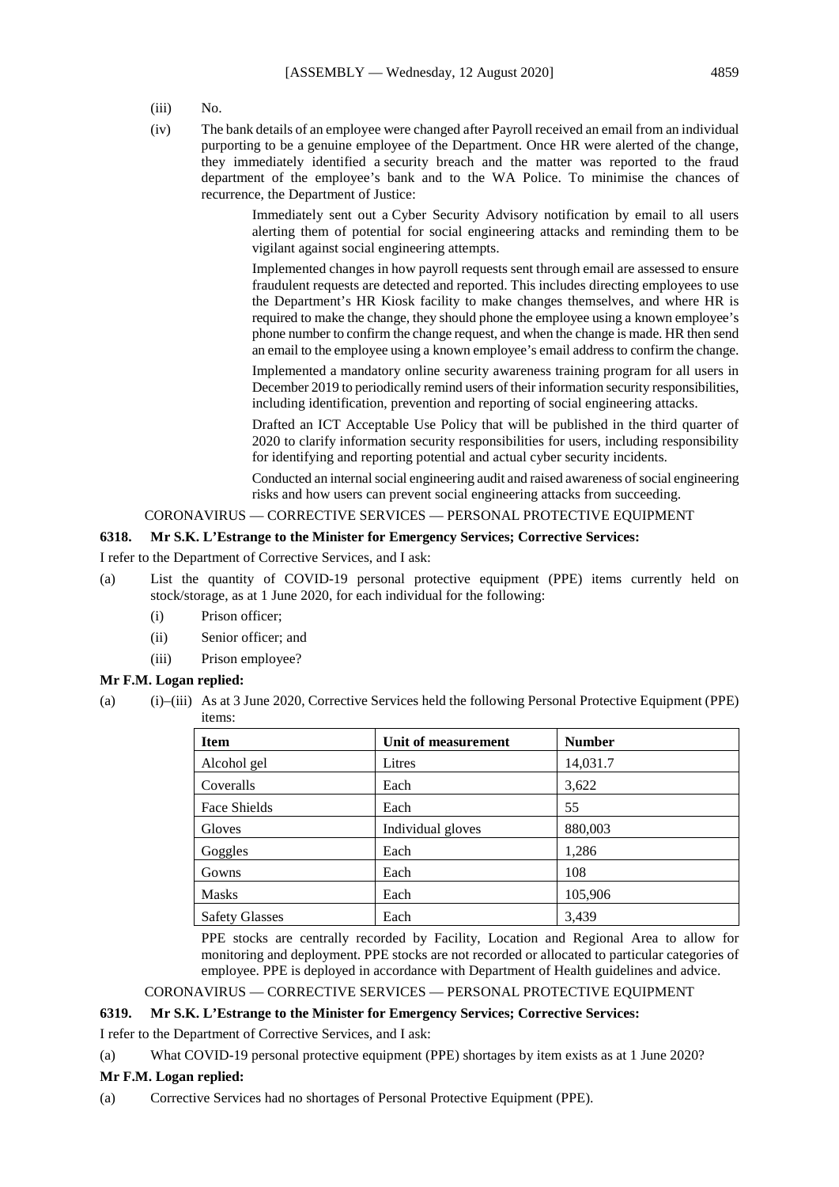(iii) No.

(iv) The bank details of an employee were changed after Payroll received an email from an individual purporting to be a genuine employee of the Department. Once HR were alerted of the change, they immediately identified a security breach and the matter was reported to the fraud department of the employee's bank and to the WA Police. To minimise the chances of recurrence, the Department of Justice:

> Immediately sent out a Cyber Security Advisory notification by email to all users alerting them of potential for social engineering attacks and reminding them to be vigilant against social engineering attempts.
>
> Implemented changes in how payroll requests sent through email are assessed to ensure fraudulent requests are detected and reported. This includes directing employees to use the Department's HR Kiosk facility to make changes themselves, and where HR is required to make the change, they should phone the employee using a known employee's phone number to confirm the change request, and when the change is made. HR then send an email to the employee using a known employee's email address to confirm the change.
>
> Implemented a mandatory online security awareness training program for all users in December 2019 to periodically remind users of their information security responsibilities, including identification, prevention and reporting of social engineering attacks.
>
> Drafted an ICT Acceptable Use Policy that will be published in the third quarter of 2020 to clarify information security responsibilities for users, including responsibility for identifying and reporting potential and actual cyber security incidents.
>
> Conducted an internal social engineering audit and raised awareness of social engineering risks and how users can prevent social engineering attacks from succeeding.

CORONAVIRUS — CORRECTIVE SERVICES — PERSONAL PROTECTIVE EQUIPMENT

**6318. Mr S.K. L'Estrange to the Minister for Emergency Services; Corrective Services:**

I refer to the Department of Corrective Services, and I ask:

(a) List the quantity of COVID-19 personal protective equipment (PPE) items currently held on stock/storage, as at 1 June 2020, for each individual for the following:
   (i) Prison officer;
   (ii) Senior officer; and
   (iii) Prison employee?

**Mr F.M. Logan replied:**

(a) (i)–(iii) As at 3 June 2020, Corrective Services held the following Personal Protective Equipment (PPE) items:

| Item | Unit of measurement | Number |
|---|---|---|
| Alcohol gel | Litres | 14,031.7 |
| Coveralls | Each | 3,622 |
| Face Shields | Each | 55 |
| Gloves | Individual gloves | 880,003 |
| Goggles | Each | 1,286 |
| Gowns | Each | 108 |
| Masks | Each | 105,906 |
| Safety Glasses | Each | 3,439 |

PPE stocks are centrally recorded by Facility, Location and Regional Area to allow for monitoring and deployment. PPE stocks are not recorded or allocated to particular categories of employee. PPE is deployed in accordance with Department of Health guidelines and advice.

CORONAVIRUS — CORRECTIVE SERVICES — PERSONAL PROTECTIVE EQUIPMENT

**6319. Mr S.K. L'Estrange to the Minister for Emergency Services; Corrective Services:**

I refer to the Department of Corrective Services, and I ask:

(a) What COVID-19 personal protective equipment (PPE) shortages by item exists as at 1 June 2020?

**Mr F.M. Logan replied:**

(a) Corrective Services had no shortages of Personal Protective Equipment (PPE).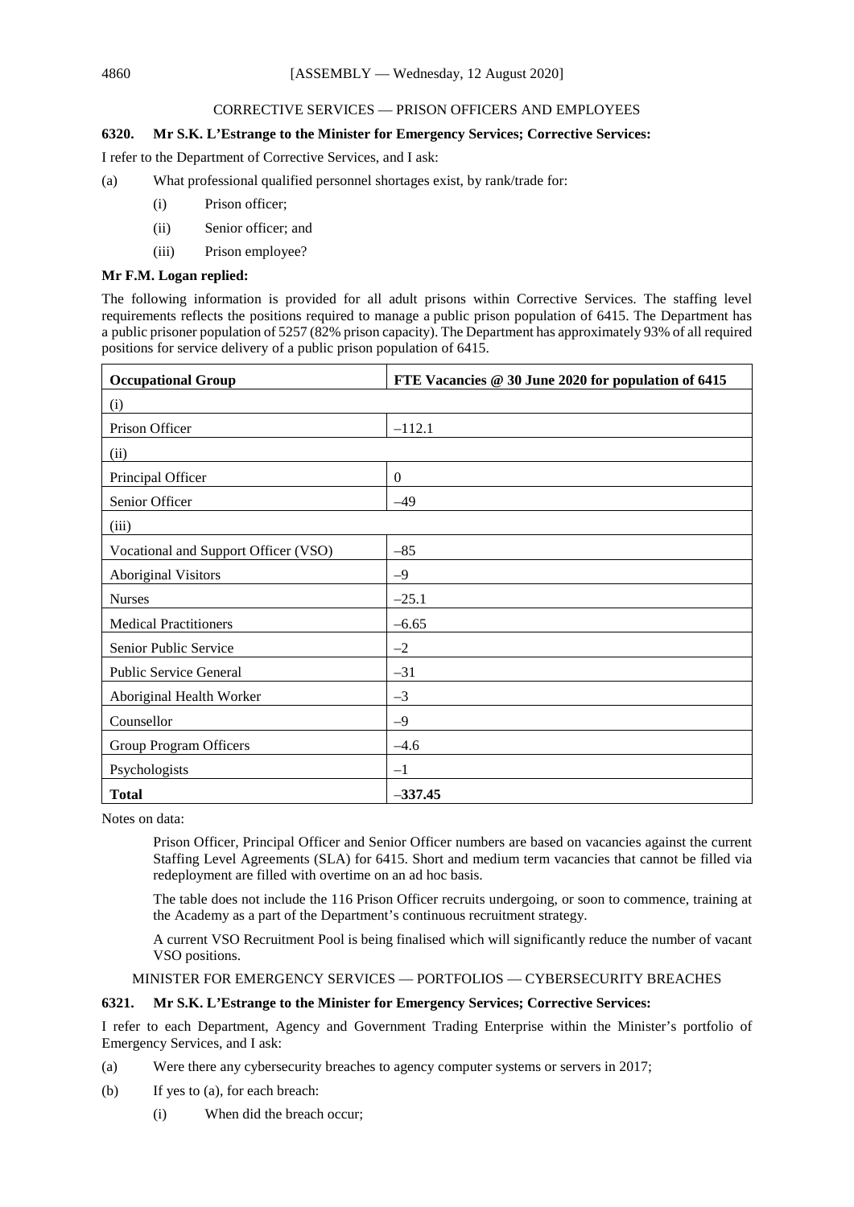CORRECTIVE SERVICES — PRISON OFFICERS AND EMPLOYEES

**6320. Mr S.K. L'Estrange to the Minister for Emergency Services; Corrective Services:**

I refer to the Department of Corrective Services, and I ask:

(a) What professional qualified personnel shortages exist, by rank/trade for:

 (i) Prison officer;

 (ii) Senior officer; and

 (iii) Prison employee?

**Mr F.M. Logan replied:**

The following information is provided for all adult prisons within Corrective Services. The staffing level requirements reflects the positions required to manage a public prison population of 6415. The Department has a public prisoner population of 5257 (82% prison capacity). The Department has approximately 93% of all required positions for service delivery of a public prison population of 6415.

| **Occupational Group** | **FTE Vacancies @ 30 June 2020 for population of 6415** |
|---|---|
| (i) | |
| Prison Officer | –112.1 |
| (ii) | |
| Principal Officer | 0 |
| Senior Officer | –49 |
| (iii) | |
| Vocational and Support Officer (VSO) | –85 |
| Aboriginal Visitors | –9 |
| Nurses | –25.1 |
| Medical Practitioners | –6.65 |
| Senior Public Service | –2 |
| Public Service General | –31 |
| Aboriginal Health Worker | –3 |
| Counsellor | –9 |
| Group Program Officers | –4.6 |
| Psychologists | –1 |
| **Total** | **–337.45** |

Notes on data:

Prison Officer, Principal Officer and Senior Officer numbers are based on vacancies against the current Staffing Level Agreements (SLA) for 6415. Short and medium term vacancies that cannot be filled via redeployment are filled with overtime on an ad hoc basis.

The table does not include the 116 Prison Officer recruits undergoing, or soon to commence, training at the Academy as a part of the Department's continuous recruitment strategy.

A current VSO Recruitment Pool is being finalised which will significantly reduce the number of vacant VSO positions.

MINISTER FOR EMERGENCY SERVICES — PORTFOLIOS — CYBERSECURITY BREACHES

**6321. Mr S.K. L'Estrange to the Minister for Emergency Services; Corrective Services:**

I refer to each Department, Agency and Government Trading Enterprise within the Minister's portfolio of Emergency Services, and I ask:

(a) Were there any cybersecurity breaches to agency computer systems or servers in 2017;

(b) If yes to (a), for each breach:

 (i) When did the breach occur;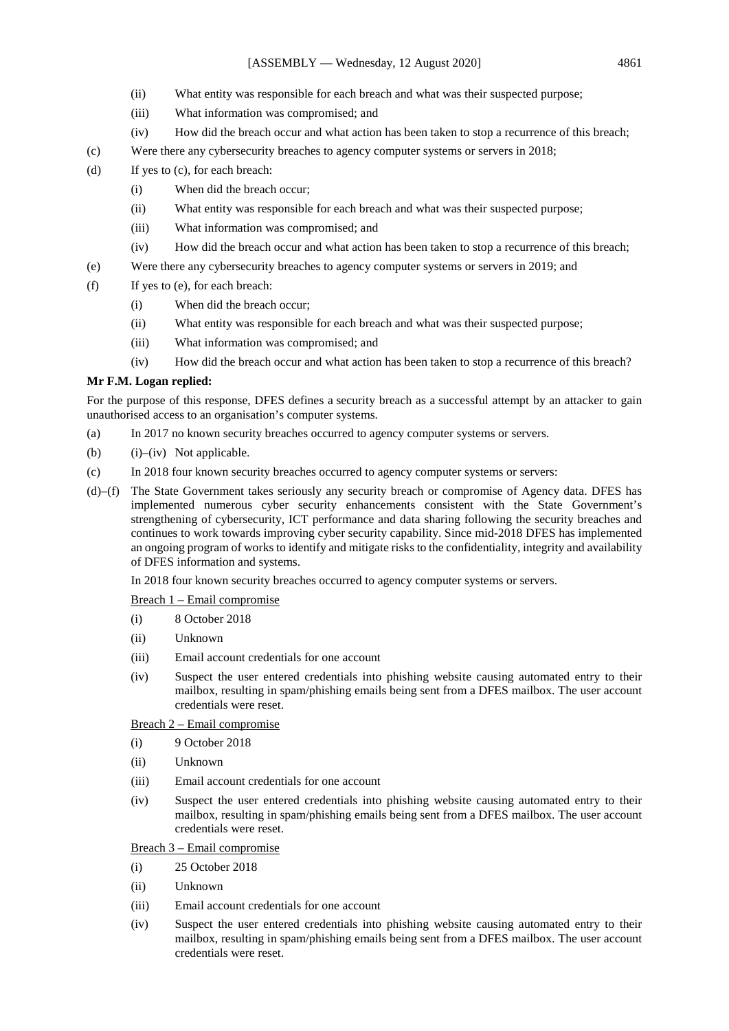(ii) What entity was responsible for each breach and what was their suspected purpose;

(iii) What information was compromised; and

(iv) How did the breach occur and what action has been taken to stop a recurrence of this breach;

(c) Were there any cybersecurity breaches to agency computer systems or servers in 2018;

(d) If yes to (c), for each breach:

(i) When did the breach occur;

(ii) What entity was responsible for each breach and what was their suspected purpose;

(iii) What information was compromised; and

(iv) How did the breach occur and what action has been taken to stop a recurrence of this breach;

(e) Were there any cybersecurity breaches to agency computer systems or servers in 2019; and

(f) If yes to (e), for each breach:

(i) When did the breach occur;

(ii) What entity was responsible for each breach and what was their suspected purpose;

(iii) What information was compromised; and

(iv) How did the breach occur and what action has been taken to stop a recurrence of this breach?

**Mr F.M. Logan replied:**

For the purpose of this response, DFES defines a security breach as a successful attempt by an attacker to gain unauthorised access to an organisation's computer systems.

(a) In 2017 no known security breaches occurred to agency computer systems or servers.

(b) (i)–(iv) Not applicable.

(c) In 2018 four known security breaches occurred to agency computer systems or servers:

(d)–(f) The State Government takes seriously any security breach or compromise of Agency data. DFES has implemented numerous cyber security enhancements consistent with the State Government's strengthening of cybersecurity, ICT performance and data sharing following the security breaches and continues to work towards improving cyber security capability. Since mid-2018 DFES has implemented an ongoing program of works to identify and mitigate risks to the confidentiality, integrity and availability of DFES information and systems.

In 2018 four known security breaches occurred to agency computer systems or servers.

<u>Breach 1 – Email compromise</u>

(i) 8 October 2018

(ii) Unknown

(iii) Email account credentials for one account

(iv) Suspect the user entered credentials into phishing website causing automated entry to their mailbox, resulting in spam/phishing emails being sent from a DFES mailbox. The user account credentials were reset.

<u>Breach 2 – Email compromise</u>

(i) 9 October 2018

(ii) Unknown

(iii) Email account credentials for one account

(iv) Suspect the user entered credentials into phishing website causing automated entry to their mailbox, resulting in spam/phishing emails being sent from a DFES mailbox. The user account credentials were reset.

<u>Breach 3 – Email compromise</u>

(i) 25 October 2018

(ii) Unknown

(iii) Email account credentials for one account

(iv) Suspect the user entered credentials into phishing website causing automated entry to their mailbox, resulting in spam/phishing emails being sent from a DFES mailbox. The user account credentials were reset.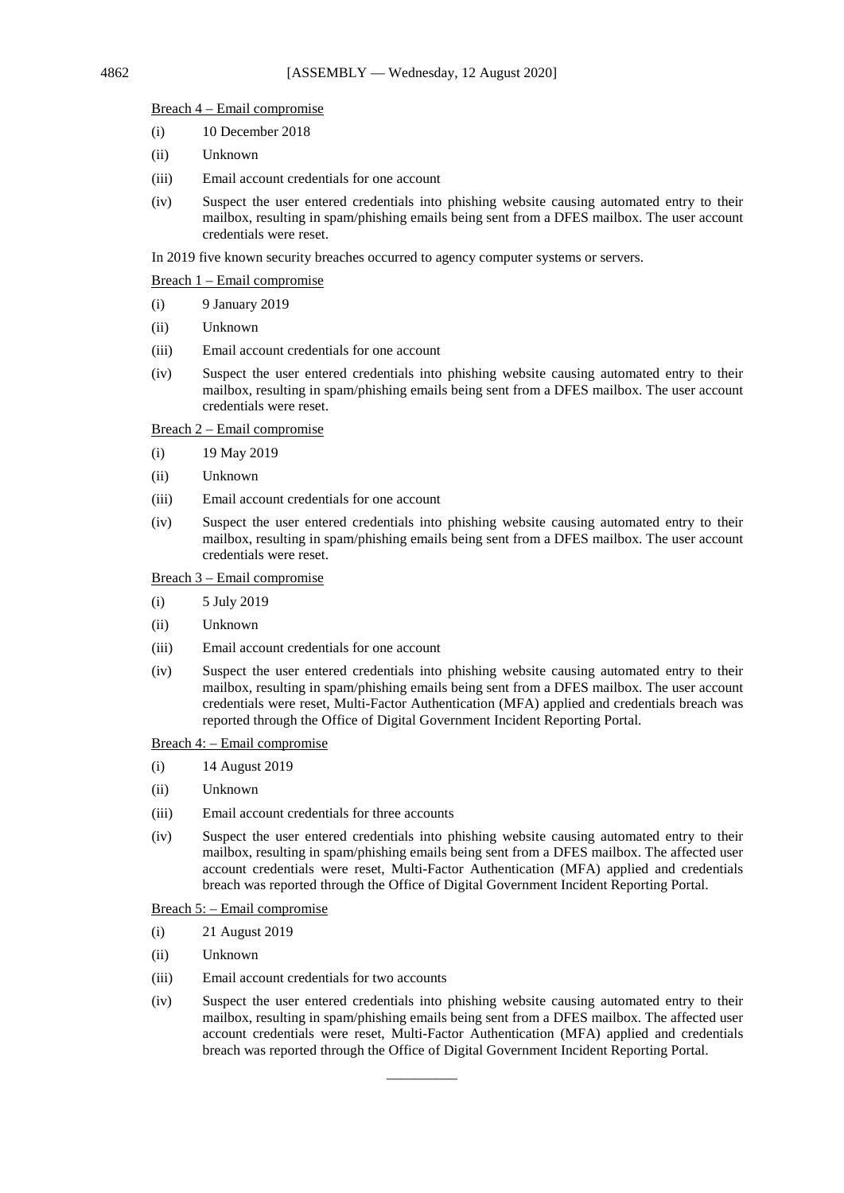Breach 4 – Email compromise

(i) 10 December 2018

(ii) Unknown

(iii) Email account credentials for one account

(iv) Suspect the user entered credentials into phishing website causing automated entry to their mailbox, resulting in spam/phishing emails being sent from a DFES mailbox. The user account credentials were reset.

In 2019 five known security breaches occurred to agency computer systems or servers.

Breach 1 – Email compromise

(i) 9 January 2019

(ii) Unknown

(iii) Email account credentials for one account

(iv) Suspect the user entered credentials into phishing website causing automated entry to their mailbox, resulting in spam/phishing emails being sent from a DFES mailbox. The user account credentials were reset.

Breach 2 – Email compromise

(i) 19 May 2019

(ii) Unknown

(iii) Email account credentials for one account

(iv) Suspect the user entered credentials into phishing website causing automated entry to their mailbox, resulting in spam/phishing emails being sent from a DFES mailbox. The user account credentials were reset.

Breach 3 – Email compromise

(i) 5 July 2019

(ii) Unknown

(iii) Email account credentials for one account

(iv) Suspect the user entered credentials into phishing website causing automated entry to their mailbox, resulting in spam/phishing emails being sent from a DFES mailbox. The user account credentials were reset, Multi-Factor Authentication (MFA) applied and credentials breach was reported through the Office of Digital Government Incident Reporting Portal.

Breach 4: – Email compromise

(i) 14 August 2019

(ii) Unknown

(iii) Email account credentials for three accounts

(iv) Suspect the user entered credentials into phishing website causing automated entry to their mailbox, resulting in spam/phishing emails being sent from a DFES mailbox. The affected user account credentials were reset, Multi-Factor Authentication (MFA) applied and credentials breach was reported through the Office of Digital Government Incident Reporting Portal.

Breach 5: – Email compromise

(i) 21 August 2019

(ii) Unknown

(iii) Email account credentials for two accounts

(iv) Suspect the user entered credentials into phishing website causing automated entry to their mailbox, resulting in spam/phishing emails being sent from a DFES mailbox. The affected user account credentials were reset, Multi-Factor Authentication (MFA) applied and credentials breach was reported through the Office of Digital Government Incident Reporting Portal.

---